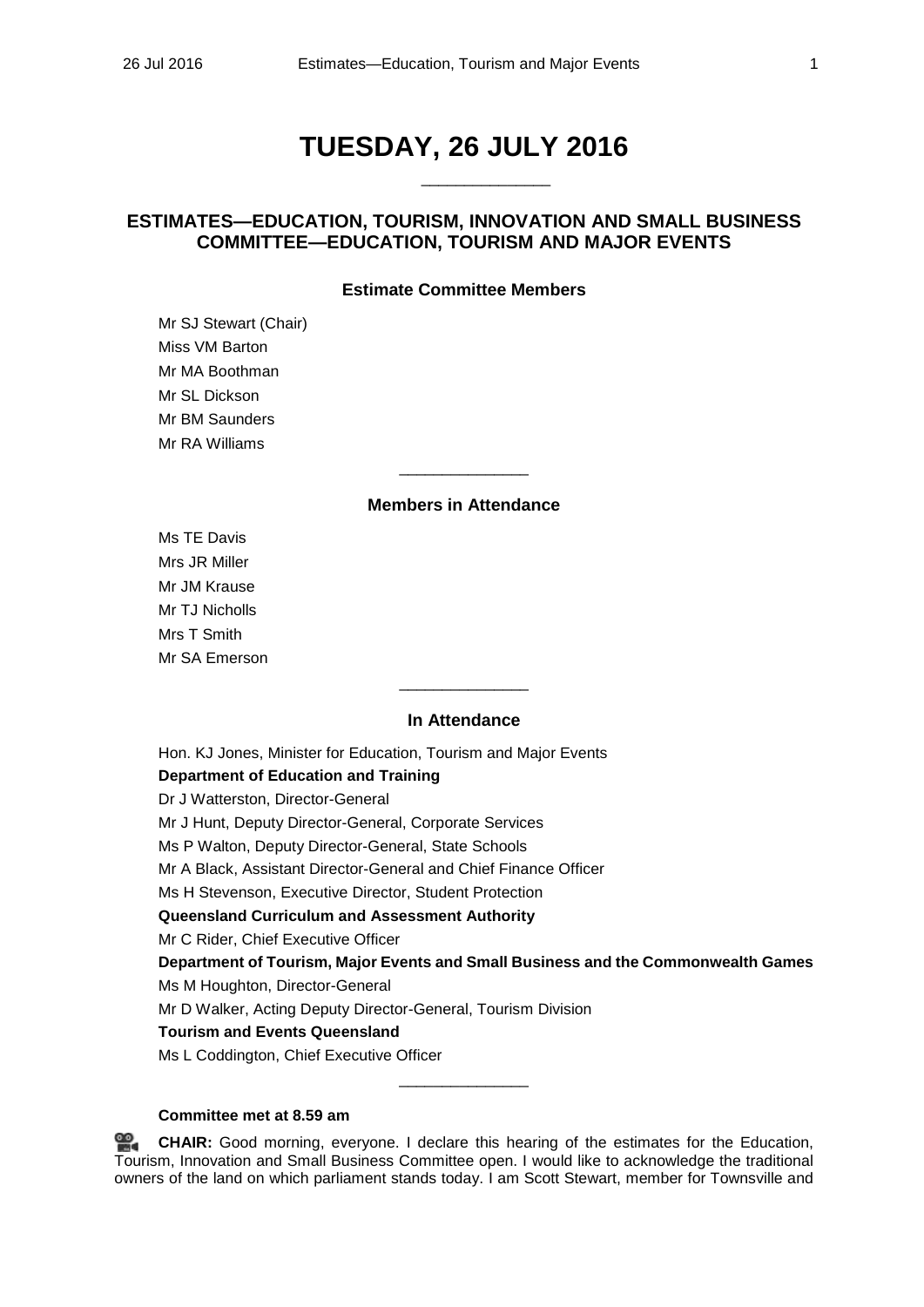# TUESDAY, 26 JULY 2016

## ESTIMATES—EDUCATION, TOURISM, INNOVATION AND SMALL BUSINESS COMMITTEE—EDUCATION, TOURISM AND MAJOR EVENTS

### Estimate Committee Members

Mr SJ Stewart (Chair)
Miss VM Barton
Mr MA Boothman
Mr SL Dickson
Mr BM Saunders
Mr RA Williams

### Members in Attendance

Ms TE Davis
Mrs JR Miller
Mr JM Krause
Mr TJ Nicholls
Mrs T Smith
Mr SA Emerson

### In Attendance

Hon. KJ Jones, Minister for Education, Tourism and Major Events

**Department of Education and Training**

Dr J Watterston, Director-General
Mr J Hunt, Deputy Director-General, Corporate Services
Ms P Walton, Deputy Director-General, State Schools
Mr A Black, Assistant Director-General and Chief Finance Officer
Ms H Stevenson, Executive Director, Student Protection

**Queensland Curriculum and Assessment Authority**

Mr C Rider, Chief Executive Officer

**Department of Tourism, Major Events and Small Business and the Commonwealth Games**

Ms M Houghton, Director-General
Mr D Walker, Acting Deputy Director-General, Tourism Division

**Tourism and Events Queensland**

Ms L Coddington, Chief Executive Officer

**Committee met at 8.59 am**

**CHAIR:** Good morning, everyone. I declare this hearing of the estimates for the Education, Tourism, Innovation and Small Business Committee open. I would like to acknowledge the traditional owners of the land on which parliament stands today. I am Scott Stewart, member for Townsville and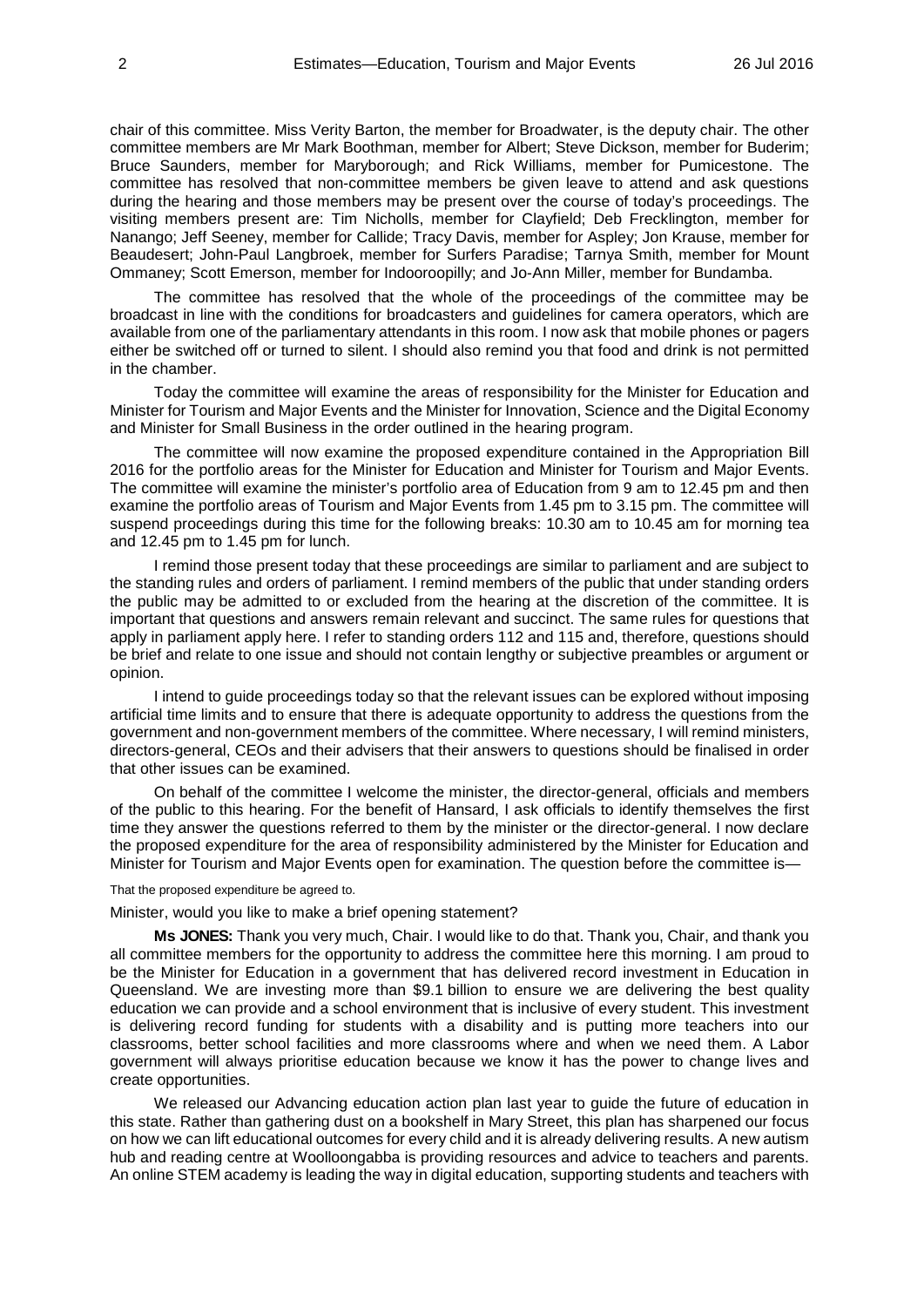chair of this committee. Miss Verity Barton, the member for Broadwater, is the deputy chair. The other committee members are Mr Mark Boothman, member for Albert; Steve Dickson, member for Buderim; Bruce Saunders, member for Maryborough; and Rick Williams, member for Pumicestone. The committee has resolved that non-committee members be given leave to attend and ask questions during the hearing and those members may be present over the course of today's proceedings. The visiting members present are: Tim Nicholls, member for Clayfield; Deb Frecklington, member for Nanango; Jeff Seeney, member for Callide; Tracy Davis, member for Aspley; Jon Krause, member for Beaudesert; John-Paul Langbroek, member for Surfers Paradise; Tarnya Smith, member for Mount Ommaney; Scott Emerson, member for Indooroopilly; and Jo-Ann Miller, member for Bundamba.

The committee has resolved that the whole of the proceedings of the committee may be broadcast in line with the conditions for broadcasters and guidelines for camera operators, which are available from one of the parliamentary attendants in this room. I now ask that mobile phones or pagers either be switched off or turned to silent. I should also remind you that food and drink is not permitted in the chamber.

Today the committee will examine the areas of responsibility for the Minister for Education and Minister for Tourism and Major Events and the Minister for Innovation, Science and the Digital Economy and Minister for Small Business in the order outlined in the hearing program.

The committee will now examine the proposed expenditure contained in the Appropriation Bill 2016 for the portfolio areas for the Minister for Education and Minister for Tourism and Major Events. The committee will examine the minister's portfolio area of Education from 9 am to 12.45 pm and then examine the portfolio areas of Tourism and Major Events from 1.45 pm to 3.15 pm. The committee will suspend proceedings during this time for the following breaks: 10.30 am to 10.45 am for morning tea and 12.45 pm to 1.45 pm for lunch.

I remind those present today that these proceedings are similar to parliament and are subject to the standing rules and orders of parliament. I remind members of the public that under standing orders the public may be admitted to or excluded from the hearing at the discretion of the committee. It is important that questions and answers remain relevant and succinct. The same rules for questions that apply in parliament apply here. I refer to standing orders 112 and 115 and, therefore, questions should be brief and relate to one issue and should not contain lengthy or subjective preambles or argument or opinion.

I intend to guide proceedings today so that the relevant issues can be explored without imposing artificial time limits and to ensure that there is adequate opportunity to address the questions from the government and non-government members of the committee. Where necessary, I will remind ministers, directors-general, CEOs and their advisers that their answers to questions should be finalised in order that other issues can be examined.

On behalf of the committee I welcome the minister, the director-general, officials and members of the public to this hearing. For the benefit of Hansard, I ask officials to identify themselves the first time they answer the questions referred to them by the minister or the director-general. I now declare the proposed expenditure for the area of responsibility administered by the Minister for Education and Minister for Tourism and Major Events open for examination. The question before the committee is—

That the proposed expenditure be agreed to.

Minister, would you like to make a brief opening statement?

**Ms JONES:** Thank you very much, Chair. I would like to do that. Thank you, Chair, and thank you all committee members for the opportunity to address the committee here this morning. I am proud to be the Minister for Education in a government that has delivered record investment in Education in Queensland. We are investing more than $9.1 billion to ensure we are delivering the best quality education we can provide and a school environment that is inclusive of every student. This investment is delivering record funding for students with a disability and is putting more teachers into our classrooms, better school facilities and more classrooms where and when we need them. A Labor government will always prioritise education because we know it has the power to change lives and create opportunities.

We released our Advancing education action plan last year to guide the future of education in this state. Rather than gathering dust on a bookshelf in Mary Street, this plan has sharpened our focus on how we can lift educational outcomes for every child and it is already delivering results. A new autism hub and reading centre at Woolloongabba is providing resources and advice to teachers and parents. An online STEM academy is leading the way in digital education, supporting students and teachers with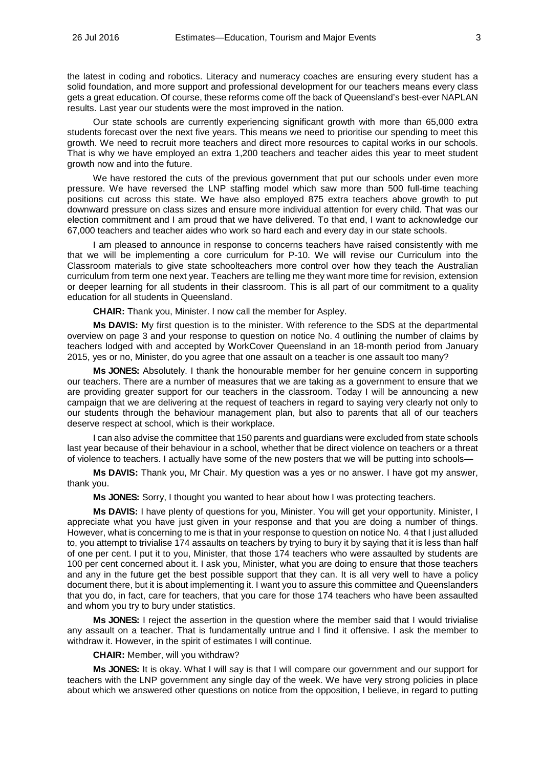the latest in coding and robotics. Literacy and numeracy coaches are ensuring every student has a solid foundation, and more support and professional development for our teachers means every class gets a great education. Of course, these reforms come off the back of Queensland's best-ever NAPLAN results. Last year our students were the most improved in the nation.

Our state schools are currently experiencing significant growth with more than 65,000 extra students forecast over the next five years. This means we need to prioritise our spending to meet this growth. We need to recruit more teachers and direct more resources to capital works in our schools. That is why we have employed an extra 1,200 teachers and teacher aides this year to meet student growth now and into the future.

We have restored the cuts of the previous government that put our schools under even more pressure. We have reversed the LNP staffing model which saw more than 500 full-time teaching positions cut across this state. We have also employed 875 extra teachers above growth to put downward pressure on class sizes and ensure more individual attention for every child. That was our election commitment and I am proud that we have delivered. To that end, I want to acknowledge our 67,000 teachers and teacher aides who work so hard each and every day in our state schools.

I am pleased to announce in response to concerns teachers have raised consistently with me that we will be implementing a core curriculum for P-10. We will revise our Curriculum into the Classroom materials to give state schoolteachers more control over how they teach the Australian curriculum from term one next year. Teachers are telling me they want more time for revision, extension or deeper learning for all students in their classroom. This is all part of our commitment to a quality education for all students in Queensland.

**CHAIR:** Thank you, Minister. I now call the member for Aspley.

**Ms DAVIS:** My first question is to the minister. With reference to the SDS at the departmental overview on page 3 and your response to question on notice No. 4 outlining the number of claims by teachers lodged with and accepted by WorkCover Queensland in an 18-month period from January 2015, yes or no, Minister, do you agree that one assault on a teacher is one assault too many?

**Ms JONES:** Absolutely. I thank the honourable member for her genuine concern in supporting our teachers. There are a number of measures that we are taking as a government to ensure that we are providing greater support for our teachers in the classroom. Today I will be announcing a new campaign that we are delivering at the request of teachers in regard to saying very clearly not only to our students through the behaviour management plan, but also to parents that all of our teachers deserve respect at school, which is their workplace.

I can also advise the committee that 150 parents and guardians were excluded from state schools last year because of their behaviour in a school, whether that be direct violence on teachers or a threat of violence to teachers. I actually have some of the new posters that we will be putting into schools—

**Ms DAVIS:** Thank you, Mr Chair. My question was a yes or no answer. I have got my answer, thank you.

**Ms JONES:** Sorry, I thought you wanted to hear about how I was protecting teachers.

**Ms DAVIS:** I have plenty of questions for you, Minister. You will get your opportunity. Minister, I appreciate what you have just given in your response and that you are doing a number of things. However, what is concerning to me is that in your response to question on notice No. 4 that I just alluded to, you attempt to trivialise 174 assaults on teachers by trying to bury it by saying that it is less than half of one per cent. I put it to you, Minister, that those 174 teachers who were assaulted by students are 100 per cent concerned about it. I ask you, Minister, what you are doing to ensure that those teachers and any in the future get the best possible support that they can. It is all very well to have a policy document there, but it is about implementing it. I want you to assure this committee and Queenslanders that you do, in fact, care for teachers, that you care for those 174 teachers who have been assaulted and whom you try to bury under statistics.

**Ms JONES:** I reject the assertion in the question where the member said that I would trivialise any assault on a teacher. That is fundamentally untrue and I find it offensive. I ask the member to withdraw it. However, in the spirit of estimates I will continue.

**CHAIR:** Member, will you withdraw?

**Ms JONES:** It is okay. What I will say is that I will compare our government and our support for teachers with the LNP government any single day of the week. We have very strong policies in place about which we answered other questions on notice from the opposition, I believe, in regard to putting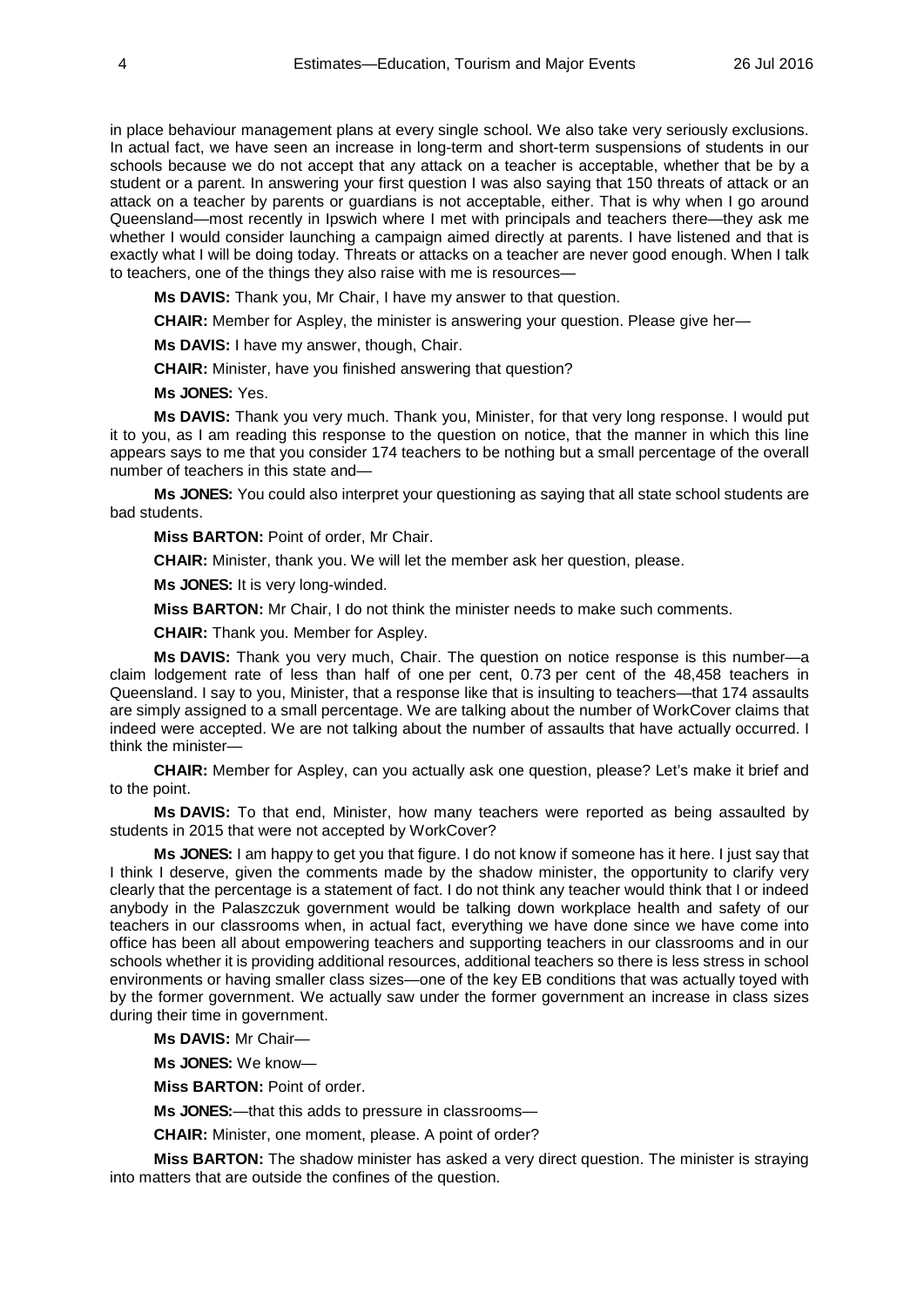in place behaviour management plans at every single school. We also take very seriously exclusions. In actual fact, we have seen an increase in long-term and short-term suspensions of students in our schools because we do not accept that any attack on a teacher is acceptable, whether that be by a student or a parent. In answering your first question I was also saying that 150 threats of attack or an attack on a teacher by parents or guardians is not acceptable, either. That is why when I go around Queensland—most recently in Ipswich where I met with principals and teachers there—they ask me whether I would consider launching a campaign aimed directly at parents. I have listened and that is exactly what I will be doing today. Threats or attacks on a teacher are never good enough. When I talk to teachers, one of the things they also raise with me is resources—

**Ms DAVIS:** Thank you, Mr Chair, I have my answer to that question.

**CHAIR:** Member for Aspley, the minister is answering your question. Please give her—

**Ms DAVIS:** I have my answer, though, Chair.

**CHAIR:** Minister, have you finished answering that question?

**Ms JONES:** Yes.

**Ms DAVIS:** Thank you very much. Thank you, Minister, for that very long response. I would put it to you, as I am reading this response to the question on notice, that the manner in which this line appears says to me that you consider 174 teachers to be nothing but a small percentage of the overall number of teachers in this state and—

**Ms JONES:** You could also interpret your questioning as saying that all state school students are bad students.

**Miss BARTON:** Point of order, Mr Chair.

**CHAIR:** Minister, thank you. We will let the member ask her question, please.

**Ms JONES:** It is very long-winded.

**Miss BARTON:** Mr Chair, I do not think the minister needs to make such comments.

**CHAIR:** Thank you. Member for Aspley.

**Ms DAVIS:** Thank you very much, Chair. The question on notice response is this number—a claim lodgement rate of less than half of one per cent, 0.73 per cent of the 48,458 teachers in Queensland. I say to you, Minister, that a response like that is insulting to teachers—that 174 assaults are simply assigned to a small percentage. We are talking about the number of WorkCover claims that indeed were accepted. We are not talking about the number of assaults that have actually occurred. I think the minister—

**CHAIR:** Member for Aspley, can you actually ask one question, please? Let's make it brief and to the point.

**Ms DAVIS:** To that end, Minister, how many teachers were reported as being assaulted by students in 2015 that were not accepted by WorkCover?

**Ms JONES:** I am happy to get you that figure. I do not know if someone has it here. I just say that I think I deserve, given the comments made by the shadow minister, the opportunity to clarify very clearly that the percentage is a statement of fact. I do not think any teacher would think that I or indeed anybody in the Palaszczuk government would be talking down workplace health and safety of our teachers in our classrooms when, in actual fact, everything we have done since we have come into office has been all about empowering teachers and supporting teachers in our classrooms and in our schools whether it is providing additional resources, additional teachers so there is less stress in school environments or having smaller class sizes—one of the key EB conditions that was actually toyed with by the former government. We actually saw under the former government an increase in class sizes during their time in government.

**Ms DAVIS:** Mr Chair—

**Ms JONES:** We know—

**Miss BARTON:** Point of order.

**Ms JONES:**—that this adds to pressure in classrooms—

**CHAIR:** Minister, one moment, please. A point of order?

**Miss BARTON:** The shadow minister has asked a very direct question. The minister is straying into matters that are outside the confines of the question.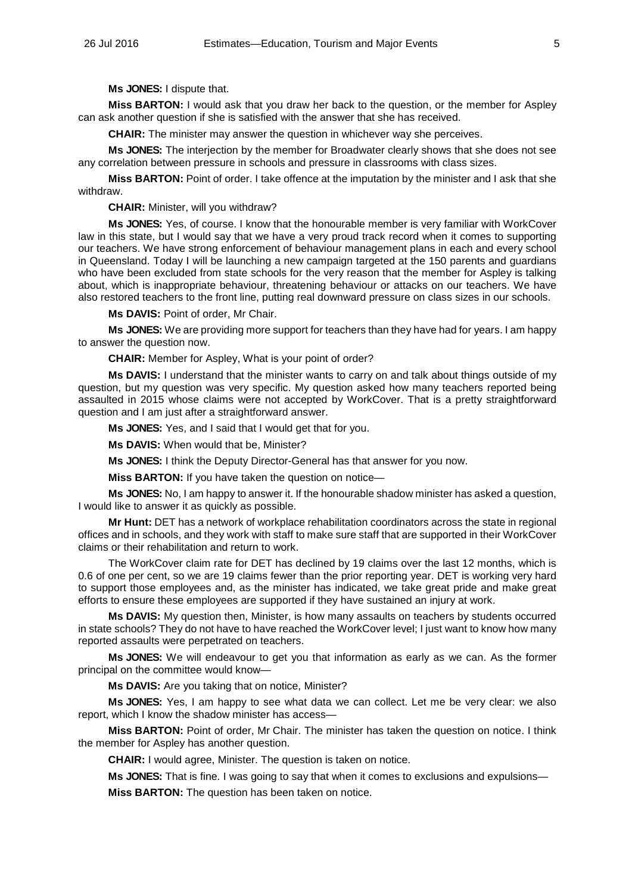**Ms JONES:** I dispute that.

**Miss BARTON:** I would ask that you draw her back to the question, or the member for Aspley can ask another question if she is satisfied with the answer that she has received.

**CHAIR:** The minister may answer the question in whichever way she perceives.

**Ms JONES:** The interjection by the member for Broadwater clearly shows that she does not see any correlation between pressure in schools and pressure in classrooms with class sizes.

**Miss BARTON:** Point of order. I take offence at the imputation by the minister and I ask that she withdraw.

**CHAIR:** Minister, will you withdraw?

**Ms JONES:** Yes, of course. I know that the honourable member is very familiar with WorkCover law in this state, but I would say that we have a very proud track record when it comes to supporting our teachers. We have strong enforcement of behaviour management plans in each and every school in Queensland. Today I will be launching a new campaign targeted at the 150 parents and guardians who have been excluded from state schools for the very reason that the member for Aspley is talking about, which is inappropriate behaviour, threatening behaviour or attacks on our teachers. We have also restored teachers to the front line, putting real downward pressure on class sizes in our schools.

**Ms DAVIS:** Point of order, Mr Chair.

**Ms JONES:** We are providing more support for teachers than they have had for years. I am happy to answer the question now.

**CHAIR:** Member for Aspley, What is your point of order?

**Ms DAVIS:** I understand that the minister wants to carry on and talk about things outside of my question, but my question was very specific. My question asked how many teachers reported being assaulted in 2015 whose claims were not accepted by WorkCover. That is a pretty straightforward question and I am just after a straightforward answer.

**Ms JONES:** Yes, and I said that I would get that for you.

**Ms DAVIS:** When would that be, Minister?

**Ms JONES:** I think the Deputy Director-General has that answer for you now.

**Miss BARTON:** If you have taken the question on notice—

**Ms JONES:** No, I am happy to answer it. If the honourable shadow minister has asked a question, I would like to answer it as quickly as possible.

**Mr Hunt:** DET has a network of workplace rehabilitation coordinators across the state in regional offices and in schools, and they work with staff to make sure staff that are supported in their WorkCover claims or their rehabilitation and return to work.

The WorkCover claim rate for DET has declined by 19 claims over the last 12 months, which is 0.6 of one per cent, so we are 19 claims fewer than the prior reporting year. DET is working very hard to support those employees and, as the minister has indicated, we take great pride and make great efforts to ensure these employees are supported if they have sustained an injury at work.

**Ms DAVIS:** My question then, Minister, is how many assaults on teachers by students occurred in state schools? They do not have to have reached the WorkCover level; I just want to know how many reported assaults were perpetrated on teachers.

**Ms JONES:** We will endeavour to get you that information as early as we can. As the former principal on the committee would know—

**Ms DAVIS:** Are you taking that on notice, Minister?

**Ms JONES:** Yes, I am happy to see what data we can collect. Let me be very clear: we also report, which I know the shadow minister has access—

**Miss BARTON:** Point of order, Mr Chair. The minister has taken the question on notice. I think the member for Aspley has another question.

**CHAIR:** I would agree, Minister. The question is taken on notice.

**Ms JONES:** That is fine. I was going to say that when it comes to exclusions and expulsions—

**Miss BARTON:** The question has been taken on notice.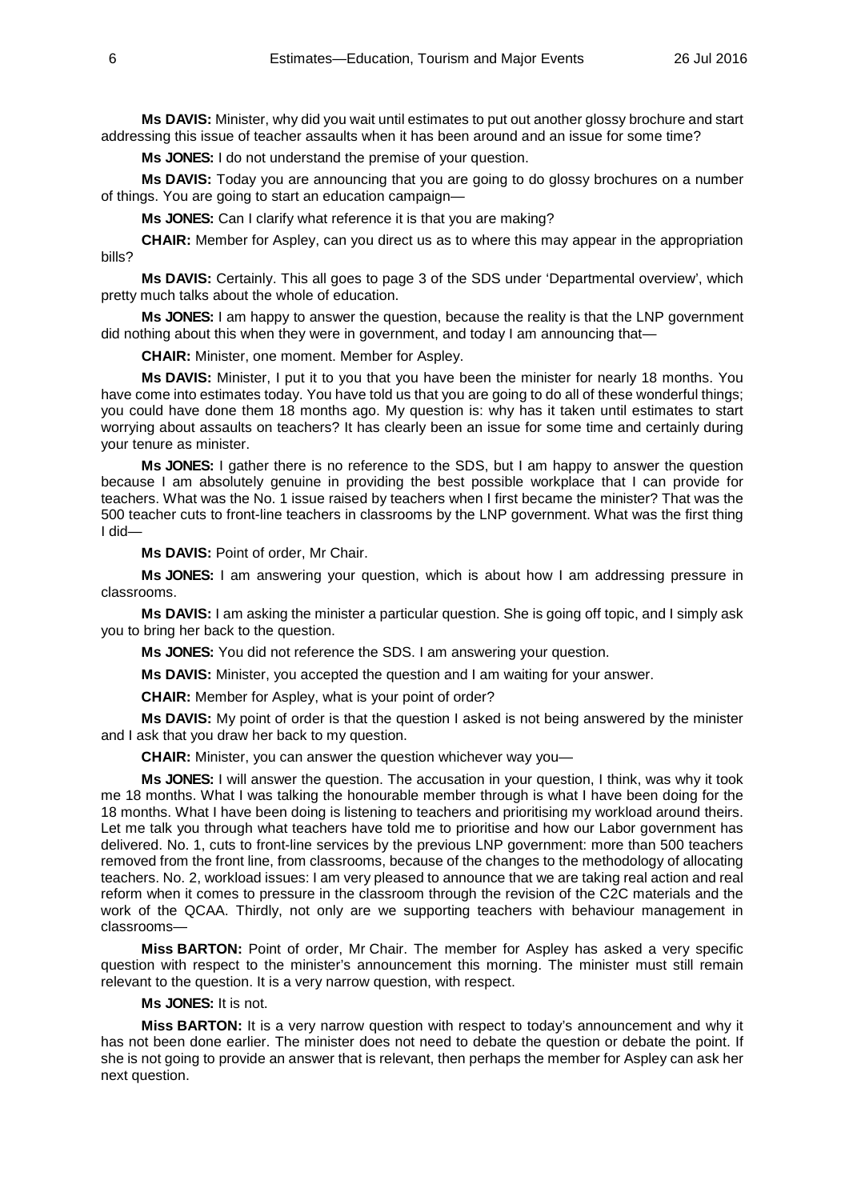**Ms DAVIS:** Minister, why did you wait until estimates to put out another glossy brochure and start addressing this issue of teacher assaults when it has been around and an issue for some time?

**Ms JONES:** I do not understand the premise of your question.

**Ms DAVIS:** Today you are announcing that you are going to do glossy brochures on a number of things. You are going to start an education campaign—

**Ms JONES:** Can I clarify what reference it is that you are making?

**CHAIR:** Member for Aspley, can you direct us as to where this may appear in the appropriation bills?

**Ms DAVIS:** Certainly. This all goes to page 3 of the SDS under 'Departmental overview', which pretty much talks about the whole of education.

**Ms JONES:** I am happy to answer the question, because the reality is that the LNP government did nothing about this when they were in government, and today I am announcing that—

**CHAIR:** Minister, one moment. Member for Aspley.

**Ms DAVIS:** Minister, I put it to you that you have been the minister for nearly 18 months. You have come into estimates today. You have told us that you are going to do all of these wonderful things; you could have done them 18 months ago. My question is: why has it taken until estimates to start worrying about assaults on teachers? It has clearly been an issue for some time and certainly during your tenure as minister.

**Ms JONES:** I gather there is no reference to the SDS, but I am happy to answer the question because I am absolutely genuine in providing the best possible workplace that I can provide for teachers. What was the No. 1 issue raised by teachers when I first became the minister? That was the 500 teacher cuts to front-line teachers in classrooms by the LNP government. What was the first thing I did—

**Ms DAVIS:** Point of order, Mr Chair.

**Ms JONES:** I am answering your question, which is about how I am addressing pressure in classrooms.

**Ms DAVIS:** I am asking the minister a particular question. She is going off topic, and I simply ask you to bring her back to the question.

**Ms JONES:** You did not reference the SDS. I am answering your question.

**Ms DAVIS:** Minister, you accepted the question and I am waiting for your answer.

**CHAIR:** Member for Aspley, what is your point of order?

**Ms DAVIS:** My point of order is that the question I asked is not being answered by the minister and I ask that you draw her back to my question.

**CHAIR:** Minister, you can answer the question whichever way you—

**Ms JONES:** I will answer the question. The accusation in your question, I think, was why it took me 18 months. What I was talking the honourable member through is what I have been doing for the 18 months. What I have been doing is listening to teachers and prioritising my workload around theirs. Let me talk you through what teachers have told me to prioritise and how our Labor government has delivered. No. 1, cuts to front-line services by the previous LNP government: more than 500 teachers removed from the front line, from classrooms, because of the changes to the methodology of allocating teachers. No. 2, workload issues: I am very pleased to announce that we are taking real action and real reform when it comes to pressure in the classroom through the revision of the C2C materials and the work of the QCAA. Thirdly, not only are we supporting teachers with behaviour management in classrooms—

**Miss BARTON:** Point of order, Mr Chair. The member for Aspley has asked a very specific question with respect to the minister's announcement this morning. The minister must still remain relevant to the question. It is a very narrow question, with respect.

**Ms JONES:** It is not.

**Miss BARTON:** It is a very narrow question with respect to today's announcement and why it has not been done earlier. The minister does not need to debate the question or debate the point. If she is not going to provide an answer that is relevant, then perhaps the member for Aspley can ask her next question.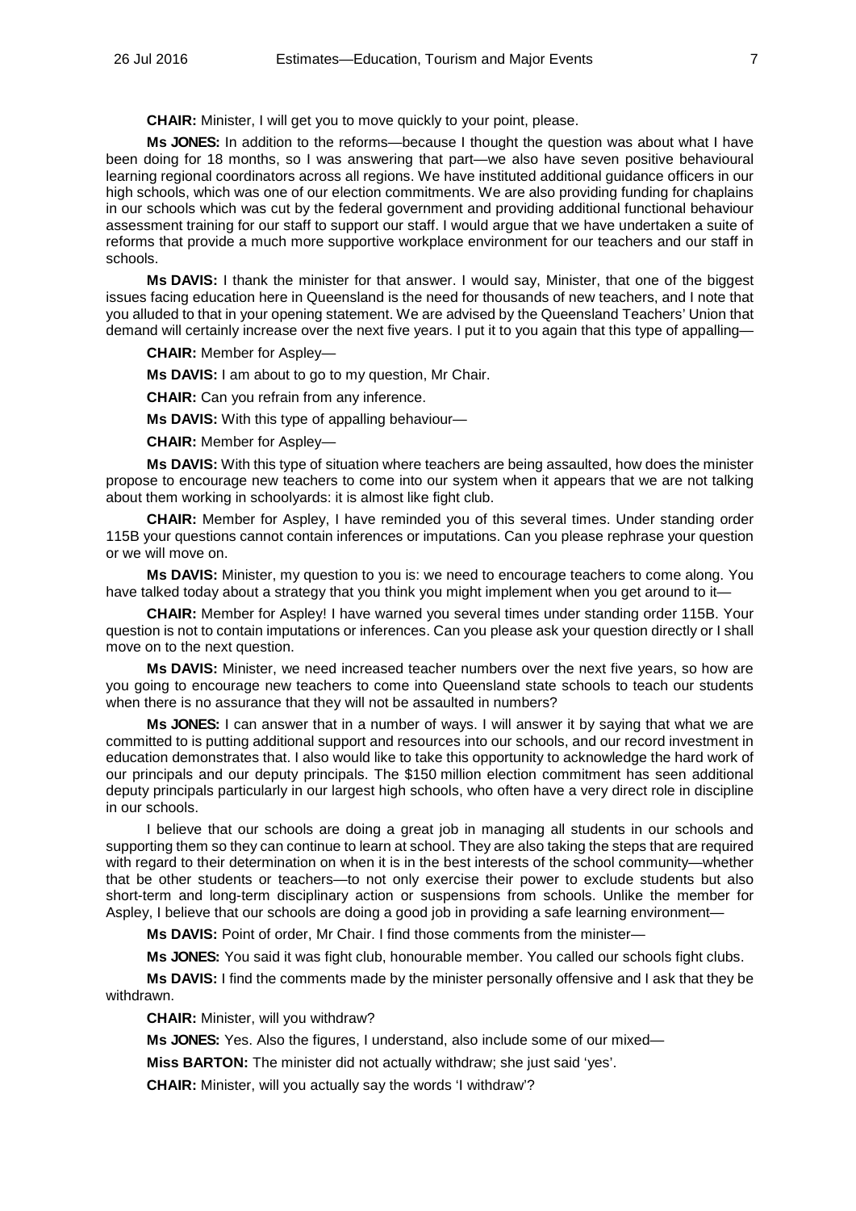**CHAIR:** Minister, I will get you to move quickly to your point, please.

**Ms JONES:** In addition to the reforms—because I thought the question was about what I have been doing for 18 months, so I was answering that part—we also have seven positive behavioural learning regional coordinators across all regions. We have instituted additional guidance officers in our high schools, which was one of our election commitments. We are also providing funding for chaplains in our schools which was cut by the federal government and providing additional functional behaviour assessment training for our staff to support our staff. I would argue that we have undertaken a suite of reforms that provide a much more supportive workplace environment for our teachers and our staff in schools.

**Ms DAVIS:** I thank the minister for that answer. I would say, Minister, that one of the biggest issues facing education here in Queensland is the need for thousands of new teachers, and I note that you alluded to that in your opening statement. We are advised by the Queensland Teachers' Union that demand will certainly increase over the next five years. I put it to you again that this type of appalling—

**CHAIR:** Member for Aspley—

**Ms DAVIS:** I am about to go to my question, Mr Chair.

**CHAIR:** Can you refrain from any inference.

**Ms DAVIS:** With this type of appalling behaviour—

**CHAIR:** Member for Aspley—

**Ms DAVIS:** With this type of situation where teachers are being assaulted, how does the minister propose to encourage new teachers to come into our system when it appears that we are not talking about them working in schoolyards: it is almost like fight club.

**CHAIR:** Member for Aspley, I have reminded you of this several times. Under standing order 115B your questions cannot contain inferences or imputations. Can you please rephrase your question or we will move on.

**Ms DAVIS:** Minister, my question to you is: we need to encourage teachers to come along. You have talked today about a strategy that you think you might implement when you get around to it—

**CHAIR:** Member for Aspley! I have warned you several times under standing order 115B. Your question is not to contain imputations or inferences. Can you please ask your question directly or I shall move on to the next question.

**Ms DAVIS:** Minister, we need increased teacher numbers over the next five years, so how are you going to encourage new teachers to come into Queensland state schools to teach our students when there is no assurance that they will not be assaulted in numbers?

**Ms JONES:** I can answer that in a number of ways. I will answer it by saying that what we are committed to is putting additional support and resources into our schools, and our record investment in education demonstrates that. I also would like to take this opportunity to acknowledge the hard work of our principals and our deputy principals. The $150 million election commitment has seen additional deputy principals particularly in our largest high schools, who often have a very direct role in discipline in our schools.

I believe that our schools are doing a great job in managing all students in our schools and supporting them so they can continue to learn at school. They are also taking the steps that are required with regard to their determination on when it is in the best interests of the school community—whether that be other students or teachers—to not only exercise their power to exclude students but also short-term and long-term disciplinary action or suspensions from schools. Unlike the member for Aspley, I believe that our schools are doing a good job in providing a safe learning environment—

**Ms DAVIS:** Point of order, Mr Chair. I find those comments from the minister—

**Ms JONES:** You said it was fight club, honourable member. You called our schools fight clubs.

**Ms DAVIS:** I find the comments made by the minister personally offensive and I ask that they be withdrawn.

**CHAIR:** Minister, will you withdraw?

**Ms JONES:** Yes. Also the figures, I understand, also include some of our mixed—

**Miss BARTON:** The minister did not actually withdraw; she just said 'yes'.

**CHAIR:** Minister, will you actually say the words 'I withdraw'?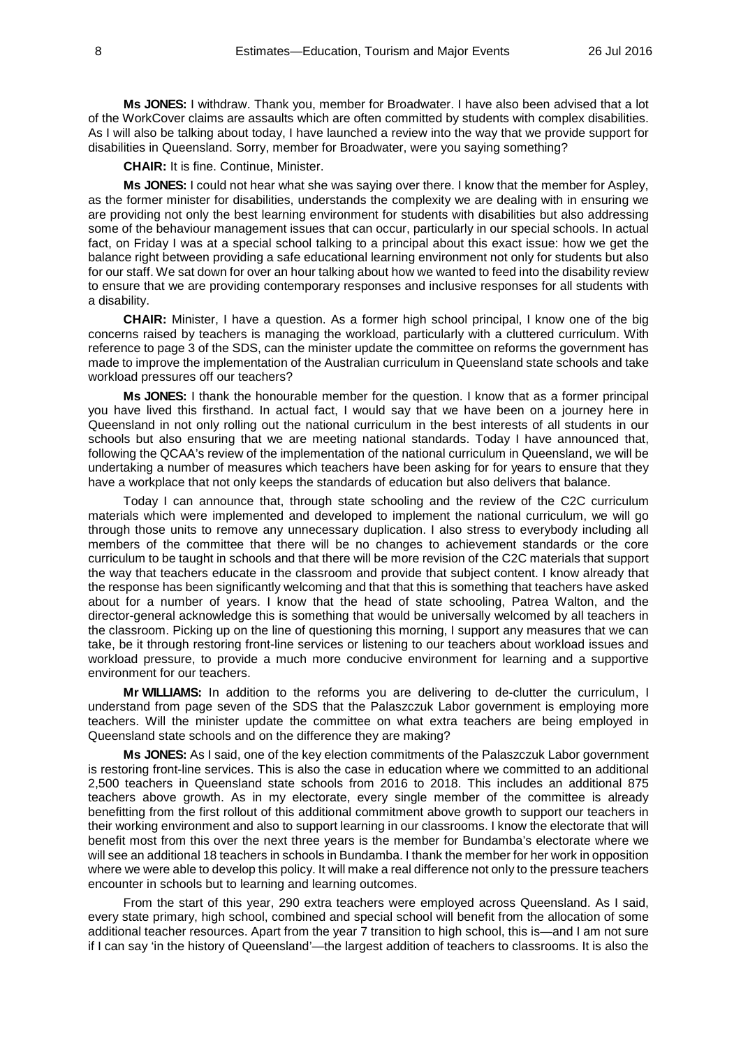**Ms JONES:** I withdraw. Thank you, member for Broadwater. I have also been advised that a lot of the WorkCover claims are assaults which are often committed by students with complex disabilities. As I will also be talking about today, I have launched a review into the way that we provide support for disabilities in Queensland. Sorry, member for Broadwater, were you saying something?

**CHAIR:** It is fine. Continue, Minister.

**Ms JONES:** I could not hear what she was saying over there. I know that the member for Aspley, as the former minister for disabilities, understands the complexity we are dealing with in ensuring we are providing not only the best learning environment for students with disabilities but also addressing some of the behaviour management issues that can occur, particularly in our special schools. In actual fact, on Friday I was at a special school talking to a principal about this exact issue: how we get the balance right between providing a safe educational learning environment not only for students but also for our staff. We sat down for over an hour talking about how we wanted to feed into the disability review to ensure that we are providing contemporary responses and inclusive responses for all students with a disability.

**CHAIR:** Minister, I have a question. As a former high school principal, I know one of the big concerns raised by teachers is managing the workload, particularly with a cluttered curriculum. With reference to page 3 of the SDS, can the minister update the committee on reforms the government has made to improve the implementation of the Australian curriculum in Queensland state schools and take workload pressures off our teachers?

**Ms JONES:** I thank the honourable member for the question. I know that as a former principal you have lived this firsthand. In actual fact, I would say that we have been on a journey here in Queensland in not only rolling out the national curriculum in the best interests of all students in our schools but also ensuring that we are meeting national standards. Today I have announced that, following the QCAA's review of the implementation of the national curriculum in Queensland, we will be undertaking a number of measures which teachers have been asking for for years to ensure that they have a workplace that not only keeps the standards of education but also delivers that balance.

Today I can announce that, through state schooling and the review of the C2C curriculum materials which were implemented and developed to implement the national curriculum, we will go through those units to remove any unnecessary duplication. I also stress to everybody including all members of the committee that there will be no changes to achievement standards or the core curriculum to be taught in schools and that there will be more revision of the C2C materials that support the way that teachers educate in the classroom and provide that subject content. I know already that the response has been significantly welcoming and that that this is something that teachers have asked about for a number of years. I know that the head of state schooling, Patrea Walton, and the director-general acknowledge this is something that would be universally welcomed by all teachers in the classroom. Picking up on the line of questioning this morning, I support any measures that we can take, be it through restoring front-line services or listening to our teachers about workload issues and workload pressure, to provide a much more conducive environment for learning and a supportive environment for our teachers.

**Mr WILLIAMS:** In addition to the reforms you are delivering to de-clutter the curriculum, I understand from page seven of the SDS that the Palaszczuk Labor government is employing more teachers. Will the minister update the committee on what extra teachers are being employed in Queensland state schools and on the difference they are making?

**Ms JONES:** As I said, one of the key election commitments of the Palaszczuk Labor government is restoring front-line services. This is also the case in education where we committed to an additional 2,500 teachers in Queensland state schools from 2016 to 2018. This includes an additional 875 teachers above growth. As in my electorate, every single member of the committee is already benefitting from the first rollout of this additional commitment above growth to support our teachers in their working environment and also to support learning in our classrooms. I know the electorate that will benefit most from this over the next three years is the member for Bundamba's electorate where we will see an additional 18 teachers in schools in Bundamba. I thank the member for her work in opposition where we were able to develop this policy. It will make a real difference not only to the pressure teachers encounter in schools but to learning and learning outcomes.

From the start of this year, 290 extra teachers were employed across Queensland. As I said, every state primary, high school, combined and special school will benefit from the allocation of some additional teacher resources. Apart from the year 7 transition to high school, this is—and I am not sure if I can say 'in the history of Queensland'—the largest addition of teachers to classrooms. It is also the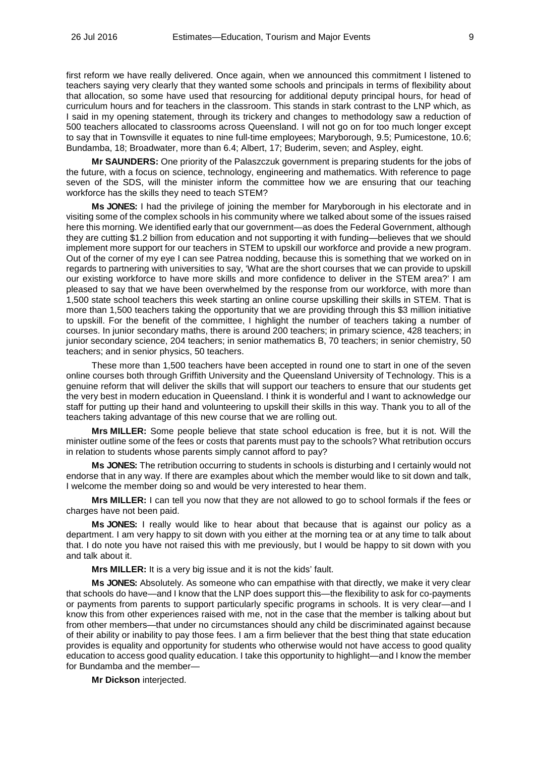first reform we have really delivered. Once again, when we announced this commitment I listened to teachers saying very clearly that they wanted some schools and principals in terms of flexibility about that allocation, so some have used that resourcing for additional deputy principal hours, for head of curriculum hours and for teachers in the classroom. This stands in stark contrast to the LNP which, as I said in my opening statement, through its trickery and changes to methodology saw a reduction of 500 teachers allocated to classrooms across Queensland. I will not go on for too much longer except to say that in Townsville it equates to nine full-time employees; Maryborough, 9.5; Pumicestone, 10.6; Bundamba, 18; Broadwater, more than 6.4; Albert, 17; Buderim, seven; and Aspley, eight.

**Mr SAUNDERS:** One priority of the Palaszczuk government is preparing students for the jobs of the future, with a focus on science, technology, engineering and mathematics. With reference to page seven of the SDS, will the minister inform the committee how we are ensuring that our teaching workforce has the skills they need to teach STEM?

**Ms JONES:** I had the privilege of joining the member for Maryborough in his electorate and in visiting some of the complex schools in his community where we talked about some of the issues raised here this morning. We identified early that our government—as does the Federal Government, although they are cutting $1.2 billion from education and not supporting it with funding—believes that we should implement more support for our teachers in STEM to upskill our workforce and provide a new program. Out of the corner of my eye I can see Patrea nodding, because this is something that we worked on in regards to partnering with universities to say, 'What are the short courses that we can provide to upskill our existing workforce to have more skills and more confidence to deliver in the STEM area?' I am pleased to say that we have been overwhelmed by the response from our workforce, with more than 1,500 state school teachers this week starting an online course upskilling their skills in STEM. That is more than 1,500 teachers taking the opportunity that we are providing through this $3 million initiative to upskill. For the benefit of the committee, I highlight the number of teachers taking a number of courses. In junior secondary maths, there is around 200 teachers; in primary science, 428 teachers; in junior secondary science, 204 teachers; in senior mathematics B, 70 teachers; in senior chemistry, 50 teachers; and in senior physics, 50 teachers.

These more than 1,500 teachers have been accepted in round one to start in one of the seven online courses both through Griffith University and the Queensland University of Technology. This is a genuine reform that will deliver the skills that will support our teachers to ensure that our students get the very best in modern education in Queensland. I think it is wonderful and I want to acknowledge our staff for putting up their hand and volunteering to upskill their skills in this way. Thank you to all of the teachers taking advantage of this new course that we are rolling out.

**Mrs MILLER:** Some people believe that state school education is free, but it is not. Will the minister outline some of the fees or costs that parents must pay to the schools? What retribution occurs in relation to students whose parents simply cannot afford to pay?

**Ms JONES:** The retribution occurring to students in schools is disturbing and I certainly would not endorse that in any way. If there are examples about which the member would like to sit down and talk, I welcome the member doing so and would be very interested to hear them.

**Mrs MILLER:** I can tell you now that they are not allowed to go to school formals if the fees or charges have not been paid.

**Ms JONES:** I really would like to hear about that because that is against our policy as a department. I am very happy to sit down with you either at the morning tea or at any time to talk about that. I do note you have not raised this with me previously, but I would be happy to sit down with you and talk about it.

**Mrs MILLER:** It is a very big issue and it is not the kids' fault.

**Ms JONES:** Absolutely. As someone who can empathise with that directly, we make it very clear that schools do have—and I know that the LNP does support this—the flexibility to ask for co-payments or payments from parents to support particularly specific programs in schools. It is very clear—and I know this from other experiences raised with me, not in the case that the member is talking about but from other members—that under no circumstances should any child be discriminated against because of their ability or inability to pay those fees. I am a firm believer that the best thing that state education provides is equality and opportunity for students who otherwise would not have access to good quality education to access good quality education. I take this opportunity to highlight—and I know the member for Bundamba and the member—

**Mr Dickson** interjected.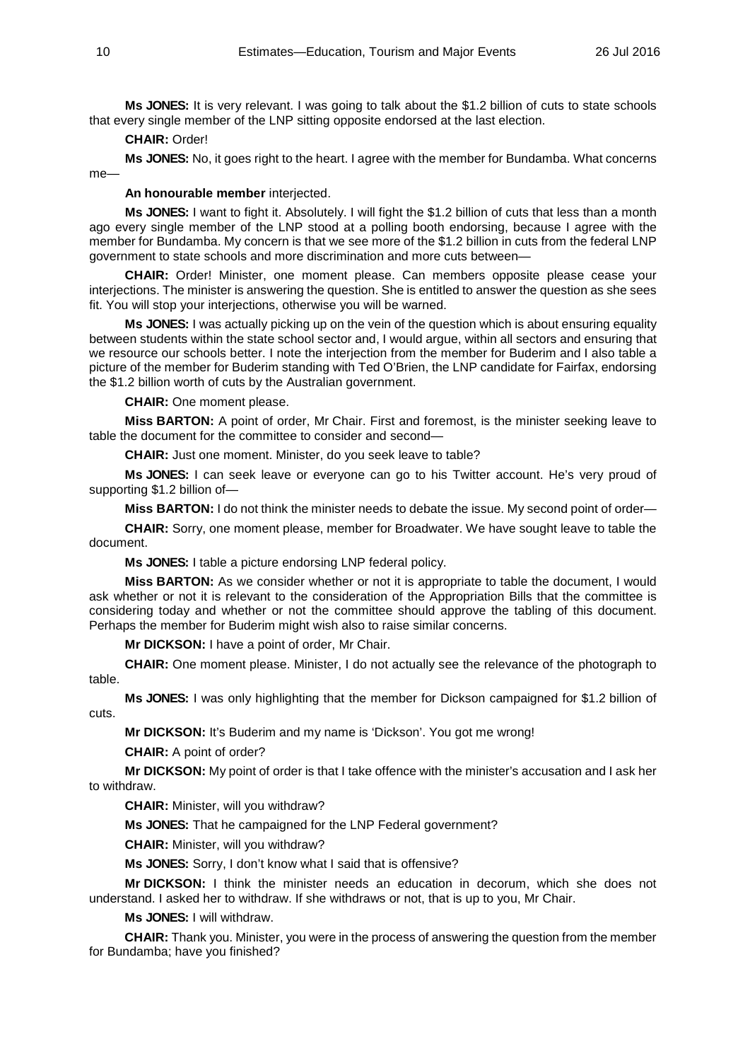**Ms JONES:** It is very relevant. I was going to talk about the $1.2 billion of cuts to state schools that every single member of the LNP sitting opposite endorsed at the last election.

**CHAIR:** Order!

**Ms JONES:** No, it goes right to the heart. I agree with the member for Bundamba. What concerns me—

**An honourable member** interjected.

**Ms JONES:** I want to fight it. Absolutely. I will fight the $1.2 billion of cuts that less than a month ago every single member of the LNP stood at a polling booth endorsing, because I agree with the member for Bundamba. My concern is that we see more of the $1.2 billion in cuts from the federal LNP government to state schools and more discrimination and more cuts between—

**CHAIR:** Order! Minister, one moment please. Can members opposite please cease your interjections. The minister is answering the question. She is entitled to answer the question as she sees fit. You will stop your interjections, otherwise you will be warned.

**Ms JONES:** I was actually picking up on the vein of the question which is about ensuring equality between students within the state school sector and, I would argue, within all sectors and ensuring that we resource our schools better. I note the interjection from the member for Buderim and I also table a picture of the member for Buderim standing with Ted O'Brien, the LNP candidate for Fairfax, endorsing the $1.2 billion worth of cuts by the Australian government.

**CHAIR:** One moment please.

**Miss BARTON:** A point of order, Mr Chair. First and foremost, is the minister seeking leave to table the document for the committee to consider and second—

**CHAIR:** Just one moment. Minister, do you seek leave to table?

**Ms JONES:** I can seek leave or everyone can go to his Twitter account. He's very proud of supporting $1.2 billion of—

**Miss BARTON:** I do not think the minister needs to debate the issue. My second point of order—

**CHAIR:** Sorry, one moment please, member for Broadwater. We have sought leave to table the document.

**Ms JONES:** I table a picture endorsing LNP federal policy.

**Miss BARTON:** As we consider whether or not it is appropriate to table the document, I would ask whether or not it is relevant to the consideration of the Appropriation Bills that the committee is considering today and whether or not the committee should approve the tabling of this document. Perhaps the member for Buderim might wish also to raise similar concerns.

**Mr DICKSON:** I have a point of order, Mr Chair.

**CHAIR:** One moment please. Minister, I do not actually see the relevance of the photograph to table.

**Ms JONES:** I was only highlighting that the member for Dickson campaigned for $1.2 billion of cuts.

**Mr DICKSON:** It's Buderim and my name is 'Dickson'. You got me wrong!

**CHAIR:** A point of order?

**Mr DICKSON:** My point of order is that I take offence with the minister's accusation and I ask her to withdraw.

**CHAIR:** Minister, will you withdraw?

**Ms JONES:** That he campaigned for the LNP Federal government?

**CHAIR:** Minister, will you withdraw?

**Ms JONES:** Sorry, I don't know what I said that is offensive?

**Mr DICKSON:** I think the minister needs an education in decorum, which she does not understand. I asked her to withdraw. If she withdraws or not, that is up to you, Mr Chair.

**Ms JONES:** I will withdraw.

**CHAIR:** Thank you. Minister, you were in the process of answering the question from the member for Bundamba; have you finished?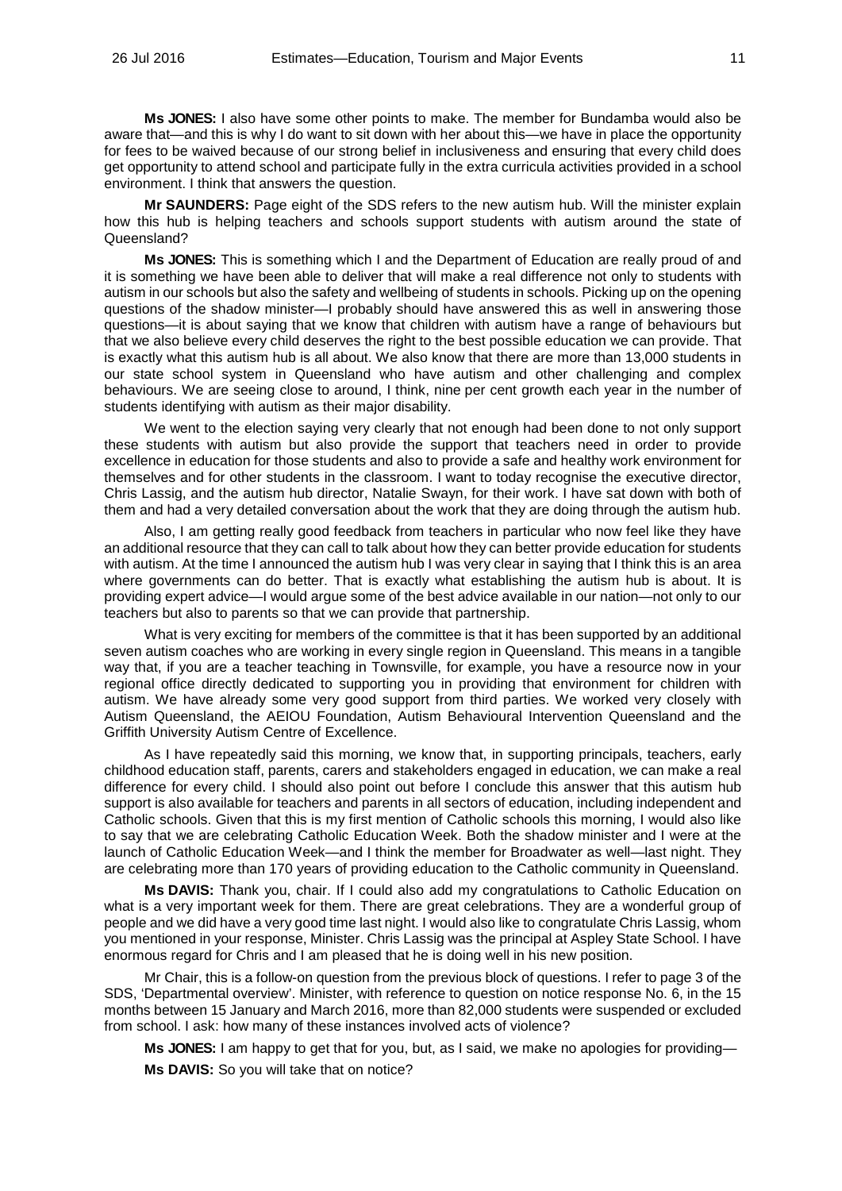**Ms JONES:** I also have some other points to make. The member for Bundamba would also be aware that—and this is why I do want to sit down with her about this—we have in place the opportunity for fees to be waived because of our strong belief in inclusiveness and ensuring that every child does get opportunity to attend school and participate fully in the extra curricula activities provided in a school environment. I think that answers the question.

**Mr SAUNDERS:** Page eight of the SDS refers to the new autism hub. Will the minister explain how this hub is helping teachers and schools support students with autism around the state of Queensland?

**Ms JONES:** This is something which I and the Department of Education are really proud of and it is something we have been able to deliver that will make a real difference not only to students with autism in our schools but also the safety and wellbeing of students in schools. Picking up on the opening questions of the shadow minister—I probably should have answered this as well in answering those questions—it is about saying that we know that children with autism have a range of behaviours but that we also believe every child deserves the right to the best possible education we can provide. That is exactly what this autism hub is all about. We also know that there are more than 13,000 students in our state school system in Queensland who have autism and other challenging and complex behaviours. We are seeing close to around, I think, nine per cent growth each year in the number of students identifying with autism as their major disability.

We went to the election saying very clearly that not enough had been done to not only support these students with autism but also provide the support that teachers need in order to provide excellence in education for those students and also to provide a safe and healthy work environment for themselves and for other students in the classroom. I want to today recognise the executive director, Chris Lassig, and the autism hub director, Natalie Swayn, for their work. I have sat down with both of them and had a very detailed conversation about the work that they are doing through the autism hub.

Also, I am getting really good feedback from teachers in particular who now feel like they have an additional resource that they can call to talk about how they can better provide education for students with autism. At the time I announced the autism hub I was very clear in saying that I think this is an area where governments can do better. That is exactly what establishing the autism hub is about. It is providing expert advice—I would argue some of the best advice available in our nation—not only to our teachers but also to parents so that we can provide that partnership.

What is very exciting for members of the committee is that it has been supported by an additional seven autism coaches who are working in every single region in Queensland. This means in a tangible way that, if you are a teacher teaching in Townsville, for example, you have a resource now in your regional office directly dedicated to supporting you in providing that environment for children with autism. We have already some very good support from third parties. We worked very closely with Autism Queensland, the AEIOU Foundation, Autism Behavioural Intervention Queensland and the Griffith University Autism Centre of Excellence.

As I have repeatedly said this morning, we know that, in supporting principals, teachers, early childhood education staff, parents, carers and stakeholders engaged in education, we can make a real difference for every child. I should also point out before I conclude this answer that this autism hub support is also available for teachers and parents in all sectors of education, including independent and Catholic schools. Given that this is my first mention of Catholic schools this morning, I would also like to say that we are celebrating Catholic Education Week. Both the shadow minister and I were at the launch of Catholic Education Week—and I think the member for Broadwater as well—last night. They are celebrating more than 170 years of providing education to the Catholic community in Queensland.

**Ms DAVIS:** Thank you, chair. If I could also add my congratulations to Catholic Education on what is a very important week for them. There are great celebrations. They are a wonderful group of people and we did have a very good time last night. I would also like to congratulate Chris Lassig, whom you mentioned in your response, Minister. Chris Lassig was the principal at Aspley State School. I have enormous regard for Chris and I am pleased that he is doing well in his new position.

Mr Chair, this is a follow-on question from the previous block of questions. I refer to page 3 of the SDS, 'Departmental overview'. Minister, with reference to question on notice response No. 6, in the 15 months between 15 January and March 2016, more than 82,000 students were suspended or excluded from school. I ask: how many of these instances involved acts of violence?

**Ms JONES:** I am happy to get that for you, but, as I said, we make no apologies for providing—

**Ms DAVIS:** So you will take that on notice?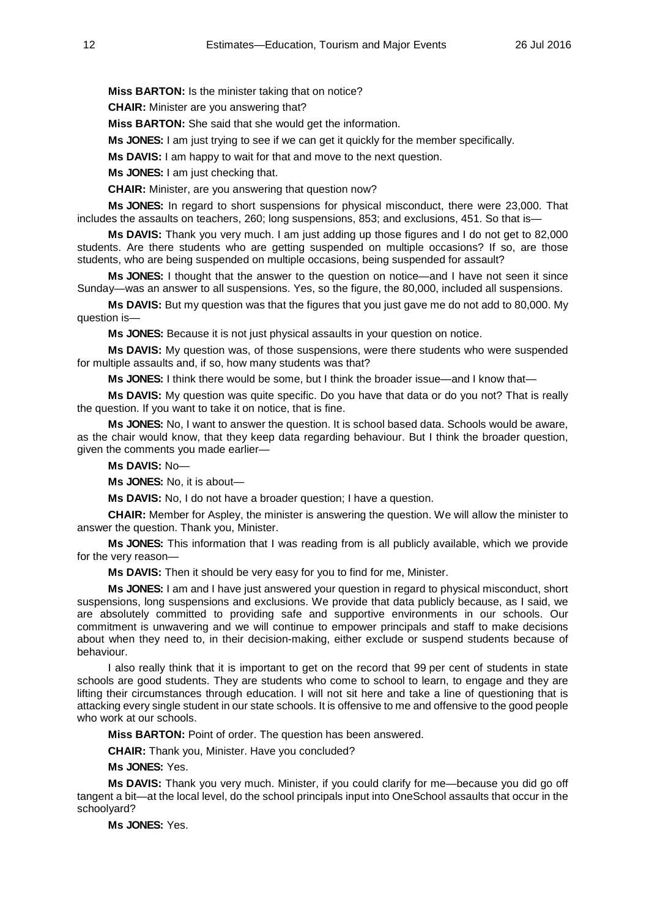**Miss BARTON:** Is the minister taking that on notice?

**CHAIR:** Minister are you answering that?

**Miss BARTON:** She said that she would get the information.

**Ms JONES:** I am just trying to see if we can get it quickly for the member specifically.

**Ms DAVIS:** I am happy to wait for that and move to the next question.

**Ms JONES:** I am just checking that.

**CHAIR:** Minister, are you answering that question now?

**Ms JONES:** In regard to short suspensions for physical misconduct, there were 23,000. That includes the assaults on teachers, 260; long suspensions, 853; and exclusions, 451. So that is—

**Ms DAVIS:** Thank you very much. I am just adding up those figures and I do not get to 82,000 students. Are there students who are getting suspended on multiple occasions? If so, are those students, who are being suspended on multiple occasions, being suspended for assault?

**Ms JONES:** I thought that the answer to the question on notice—and I have not seen it since Sunday—was an answer to all suspensions. Yes, so the figure, the 80,000, included all suspensions.

**Ms DAVIS:** But my question was that the figures that you just gave me do not add to 80,000. My question is—

**Ms JONES:** Because it is not just physical assaults in your question on notice.

**Ms DAVIS:** My question was, of those suspensions, were there students who were suspended for multiple assaults and, if so, how many students was that?

**Ms JONES:** I think there would be some, but I think the broader issue—and I know that—

**Ms DAVIS:** My question was quite specific. Do you have that data or do you not? That is really the question. If you want to take it on notice, that is fine.

**Ms JONES:** No, I want to answer the question. It is school based data. Schools would be aware, as the chair would know, that they keep data regarding behaviour. But I think the broader question, given the comments you made earlier—

**Ms DAVIS:** No—

**Ms JONES:** No, it is about—

**Ms DAVIS:** No, I do not have a broader question; I have a question.

**CHAIR:** Member for Aspley, the minister is answering the question. We will allow the minister to answer the question. Thank you, Minister.

**Ms JONES:** This information that I was reading from is all publicly available, which we provide for the very reason—

**Ms DAVIS:** Then it should be very easy for you to find for me, Minister.

**Ms JONES:** I am and I have just answered your question in regard to physical misconduct, short suspensions, long suspensions and exclusions. We provide that data publicly because, as I said, we are absolutely committed to providing safe and supportive environments in our schools. Our commitment is unwavering and we will continue to empower principals and staff to make decisions about when they need to, in their decision-making, either exclude or suspend students because of behaviour.

I also really think that it is important to get on the record that 99 per cent of students in state schools are good students. They are students who come to school to learn, to engage and they are lifting their circumstances through education. I will not sit here and take a line of questioning that is attacking every single student in our state schools. It is offensive to me and offensive to the good people who work at our schools.

**Miss BARTON:** Point of order. The question has been answered.

**CHAIR:** Thank you, Minister. Have you concluded?

**Ms JONES:** Yes.

**Ms DAVIS:** Thank you very much. Minister, if you could clarify for me—because you did go off tangent a bit—at the local level, do the school principals input into OneSchool assaults that occur in the schoolyard?

**Ms JONES:** Yes.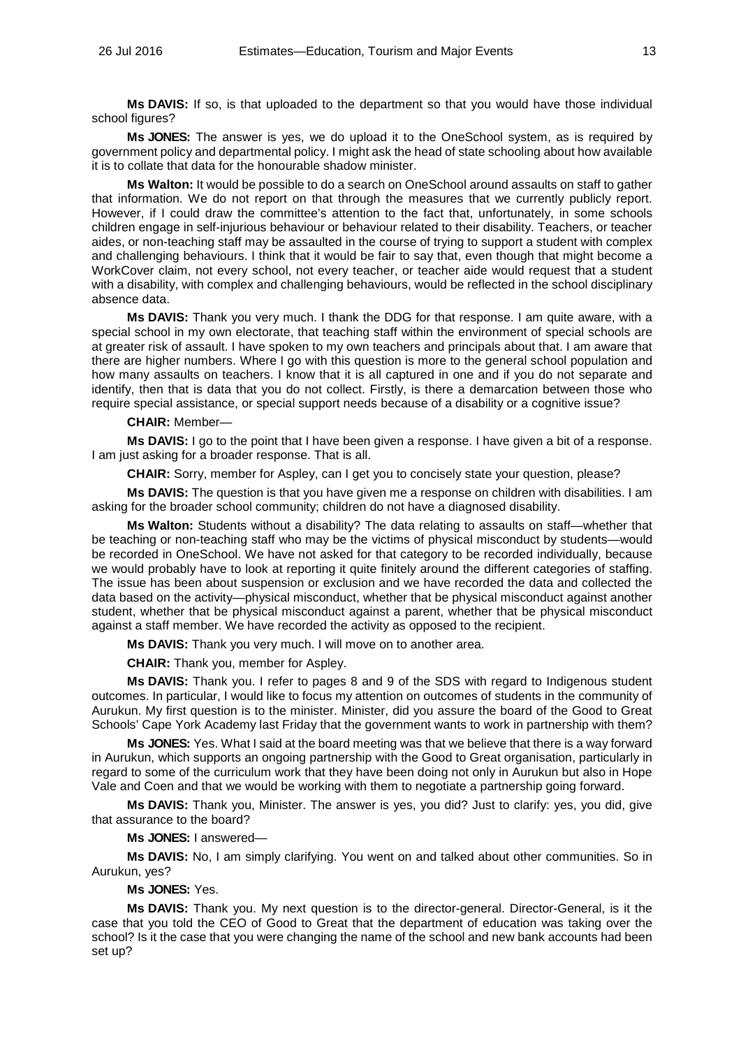**Ms DAVIS:** If so, is that uploaded to the department so that you would have those individual school figures?

**Ms JONES:** The answer is yes, we do upload it to the OneSchool system, as is required by government policy and departmental policy. I might ask the head of state schooling about how available it is to collate that data for the honourable shadow minister.

**Ms Walton:** It would be possible to do a search on OneSchool around assaults on staff to gather that information. We do not report on that through the measures that we currently publicly report. However, if I could draw the committee's attention to the fact that, unfortunately, in some schools children engage in self-injurious behaviour or behaviour related to their disability. Teachers, or teacher aides, or non-teaching staff may be assaulted in the course of trying to support a student with complex and challenging behaviours. I think that it would be fair to say that, even though that might become a WorkCover claim, not every school, not every teacher, or teacher aide would request that a student with a disability, with complex and challenging behaviours, would be reflected in the school disciplinary absence data.

**Ms DAVIS:** Thank you very much. I thank the DDG for that response. I am quite aware, with a special school in my own electorate, that teaching staff within the environment of special schools are at greater risk of assault. I have spoken to my own teachers and principals about that. I am aware that there are higher numbers. Where I go with this question is more to the general school population and how many assaults on teachers. I know that it is all captured in one and if you do not separate and identify, then that is data that you do not collect. Firstly, is there a demarcation between those who require special assistance, or special support needs because of a disability or a cognitive issue?

**CHAIR:** Member—

**Ms DAVIS:** I go to the point that I have been given a response. I have given a bit of a response. I am just asking for a broader response. That is all.

**CHAIR:** Sorry, member for Aspley, can I get you to concisely state your question, please?

**Ms DAVIS:** The question is that you have given me a response on children with disabilities. I am asking for the broader school community; children do not have a diagnosed disability.

**Ms Walton:** Students without a disability? The data relating to assaults on staff—whether that be teaching or non-teaching staff who may be the victims of physical misconduct by students—would be recorded in OneSchool. We have not asked for that category to be recorded individually, because we would probably have to look at reporting it quite finitely around the different categories of staffing. The issue has been about suspension or exclusion and we have recorded the data and collected the data based on the activity—physical misconduct, whether that be physical misconduct against another student, whether that be physical misconduct against a parent, whether that be physical misconduct against a staff member. We have recorded the activity as opposed to the recipient.

**Ms DAVIS:** Thank you very much. I will move on to another area.

**CHAIR:** Thank you, member for Aspley.

**Ms DAVIS:** Thank you. I refer to pages 8 and 9 of the SDS with regard to Indigenous student outcomes. In particular, I would like to focus my attention on outcomes of students in the community of Aurukun. My first question is to the minister. Minister, did you assure the board of the Good to Great Schools' Cape York Academy last Friday that the government wants to work in partnership with them?

**Ms JONES:** Yes. What I said at the board meeting was that we believe that there is a way forward in Aurukun, which supports an ongoing partnership with the Good to Great organisation, particularly in regard to some of the curriculum work that they have been doing not only in Aurukun but also in Hope Vale and Coen and that we would be working with them to negotiate a partnership going forward.

**Ms DAVIS:** Thank you, Minister. The answer is yes, you did? Just to clarify: yes, you did, give that assurance to the board?

**Ms JONES:** I answered—

**Ms DAVIS:** No, I am simply clarifying. You went on and talked about other communities. So in Aurukun, yes?

**Ms JONES:** Yes.

**Ms DAVIS:** Thank you. My next question is to the director-general. Director-General, is it the case that you told the CEO of Good to Great that the department of education was taking over the school? Is it the case that you were changing the name of the school and new bank accounts had been set up?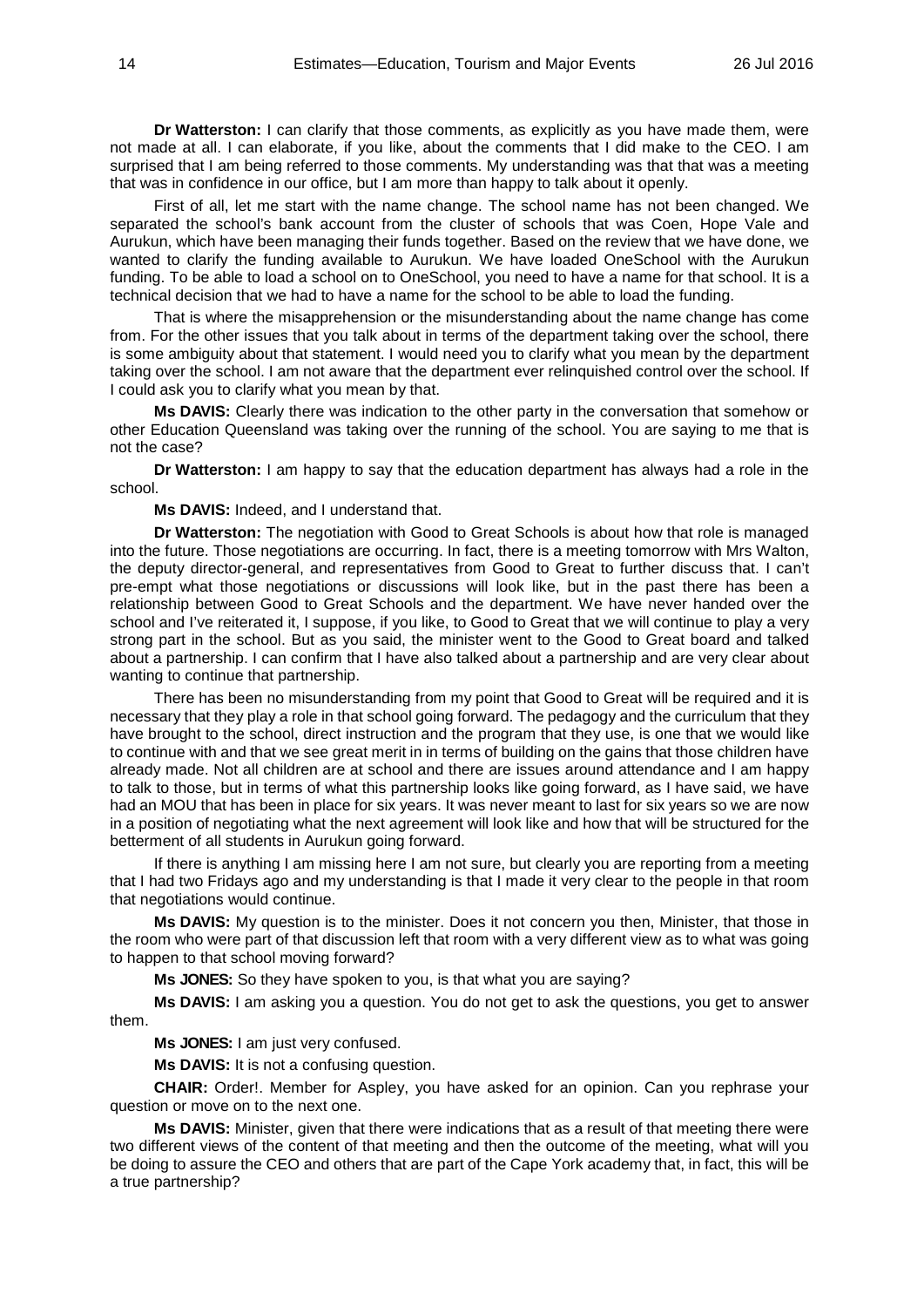**Dr Watterston:** I can clarify that those comments, as explicitly as you have made them, were not made at all. I can elaborate, if you like, about the comments that I did make to the CEO. I am surprised that I am being referred to those comments. My understanding was that that was a meeting that was in confidence in our office, but I am more than happy to talk about it openly.

First of all, let me start with the name change. The school name has not been changed. We separated the school's bank account from the cluster of schools that was Coen, Hope Vale and Aurukun, which have been managing their funds together. Based on the review that we have done, we wanted to clarify the funding available to Aurukun. We have loaded OneSchool with the Aurukun funding. To be able to load a school on to OneSchool, you need to have a name for that school. It is a technical decision that we had to have a name for the school to be able to load the funding.

That is where the misapprehension or the misunderstanding about the name change has come from. For the other issues that you talk about in terms of the department taking over the school, there is some ambiguity about that statement. I would need you to clarify what you mean by the department taking over the school. I am not aware that the department ever relinquished control over the school. If I could ask you to clarify what you mean by that.

**Ms DAVIS:** Clearly there was indication to the other party in the conversation that somehow or other Education Queensland was taking over the running of the school. You are saying to me that is not the case?

**Dr Watterston:** I am happy to say that the education department has always had a role in the school.

**Ms DAVIS:** Indeed, and I understand that.

**Dr Watterston:** The negotiation with Good to Great Schools is about how that role is managed into the future. Those negotiations are occurring. In fact, there is a meeting tomorrow with Mrs Walton, the deputy director-general, and representatives from Good to Great to further discuss that. I can't pre-empt what those negotiations or discussions will look like, but in the past there has been a relationship between Good to Great Schools and the department. We have never handed over the school and I've reiterated it, I suppose, if you like, to Good to Great that we will continue to play a very strong part in the school. But as you said, the minister went to the Good to Great board and talked about a partnership. I can confirm that I have also talked about a partnership and are very clear about wanting to continue that partnership.

There has been no misunderstanding from my point that Good to Great will be required and it is necessary that they play a role in that school going forward. The pedagogy and the curriculum that they have brought to the school, direct instruction and the program that they use, is one that we would like to continue with and that we see great merit in in terms of building on the gains that those children have already made. Not all children are at school and there are issues around attendance and I am happy to talk to those, but in terms of what this partnership looks like going forward, as I have said, we have had an MOU that has been in place for six years. It was never meant to last for six years so we are now in a position of negotiating what the next agreement will look like and how that will be structured for the betterment of all students in Aurukun going forward.

If there is anything I am missing here I am not sure, but clearly you are reporting from a meeting that I had two Fridays ago and my understanding is that I made it very clear to the people in that room that negotiations would continue.

**Ms DAVIS:** My question is to the minister. Does it not concern you then, Minister, that those in the room who were part of that discussion left that room with a very different view as to what was going to happen to that school moving forward?

**Ms JONES:** So they have spoken to you, is that what you are saying?

**Ms DAVIS:** I am asking you a question. You do not get to ask the questions, you get to answer them.

**Ms JONES:** I am just very confused.

**Ms DAVIS:** It is not a confusing question.

**CHAIR:** Order!. Member for Aspley, you have asked for an opinion. Can you rephrase your question or move on to the next one.

**Ms DAVIS:** Minister, given that there were indications that as a result of that meeting there were two different views of the content of that meeting and then the outcome of the meeting, what will you be doing to assure the CEO and others that are part of the Cape York academy that, in fact, this will be a true partnership?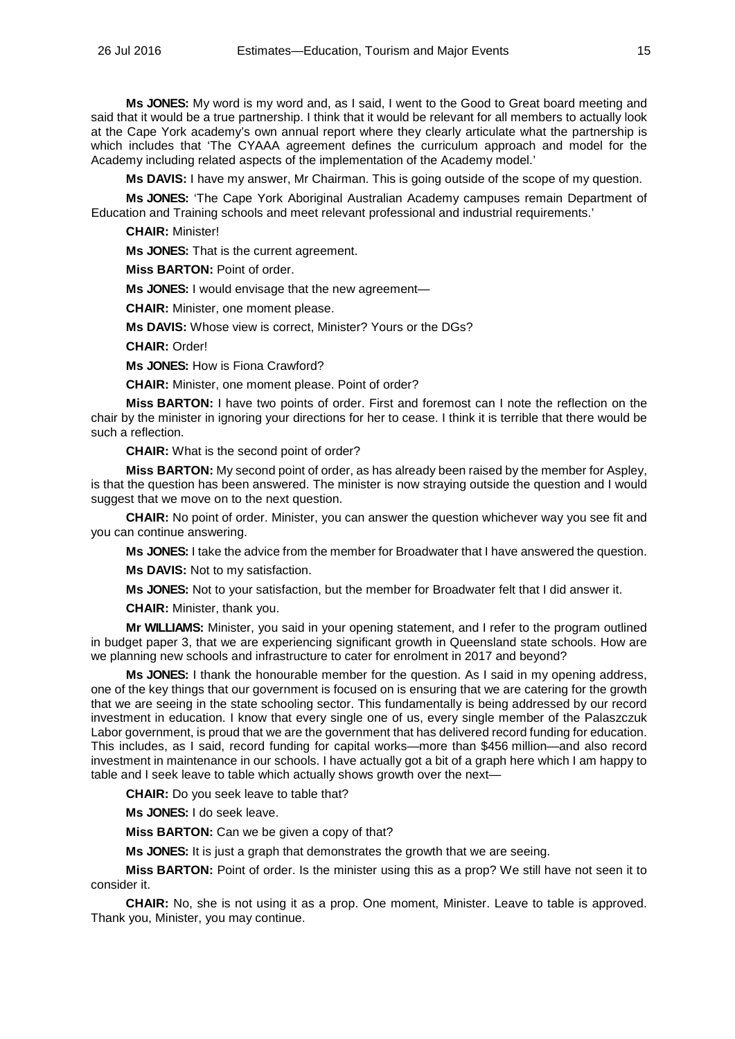**Ms JONES:** My word is my word and, as I said, I went to the Good to Great board meeting and said that it would be a true partnership. I think that it would be relevant for all members to actually look at the Cape York academy's own annual report where they clearly articulate what the partnership is which includes that 'The CYAAA agreement defines the curriculum approach and model for the Academy including related aspects of the implementation of the Academy model.'

**Ms DAVIS:** I have my answer, Mr Chairman. This is going outside of the scope of my question.

**Ms JONES:** 'The Cape York Aboriginal Australian Academy campuses remain Department of Education and Training schools and meet relevant professional and industrial requirements.'

**CHAIR:** Minister!

**Ms JONES:** That is the current agreement.

**Miss BARTON:** Point of order.

**Ms JONES:** I would envisage that the new agreement—

**CHAIR:** Minister, one moment please.

**Ms DAVIS:** Whose view is correct, Minister? Yours or the DGs?

**CHAIR:** Order!

**Ms JONES:** How is Fiona Crawford?

**CHAIR:** Minister, one moment please. Point of order?

**Miss BARTON:** I have two points of order. First and foremost can I note the reflection on the chair by the minister in ignoring your directions for her to cease. I think it is terrible that there would be such a reflection.

**CHAIR:** What is the second point of order?

**Miss BARTON:** My second point of order, as has already been raised by the member for Aspley, is that the question has been answered. The minister is now straying outside the question and I would suggest that we move on to the next question.

**CHAIR:** No point of order. Minister, you can answer the question whichever way you see fit and you can continue answering.

**Ms JONES:** I take the advice from the member for Broadwater that I have answered the question.

**Ms DAVIS:** Not to my satisfaction.

**Ms JONES:** Not to your satisfaction, but the member for Broadwater felt that I did answer it.

**CHAIR:** Minister, thank you.

**Mr WILLIAMS:** Minister, you said in your opening statement, and I refer to the program outlined in budget paper 3, that we are experiencing significant growth in Queensland state schools. How are we planning new schools and infrastructure to cater for enrolment in 2017 and beyond?

**Ms JONES:** I thank the honourable member for the question. As I said in my opening address, one of the key things that our government is focused on is ensuring that we are catering for the growth that we are seeing in the state schooling sector. This fundamentally is being addressed by our record investment in education. I know that every single one of us, every single member of the Palaszczuk Labor government, is proud that we are the government that has delivered record funding for education. This includes, as I said, record funding for capital works—more than $456 million—and also record investment in maintenance in our schools. I have actually got a bit of a graph here which I am happy to table and I seek leave to table which actually shows growth over the next—

**CHAIR:** Do you seek leave to table that?

**Ms JONES:** I do seek leave.

**Miss BARTON:** Can we be given a copy of that?

**Ms JONES:** It is just a graph that demonstrates the growth that we are seeing.

**Miss BARTON:** Point of order. Is the minister using this as a prop? We still have not seen it to consider it.

**CHAIR:** No, she is not using it as a prop. One moment, Minister. Leave to table is approved. Thank you, Minister, you may continue.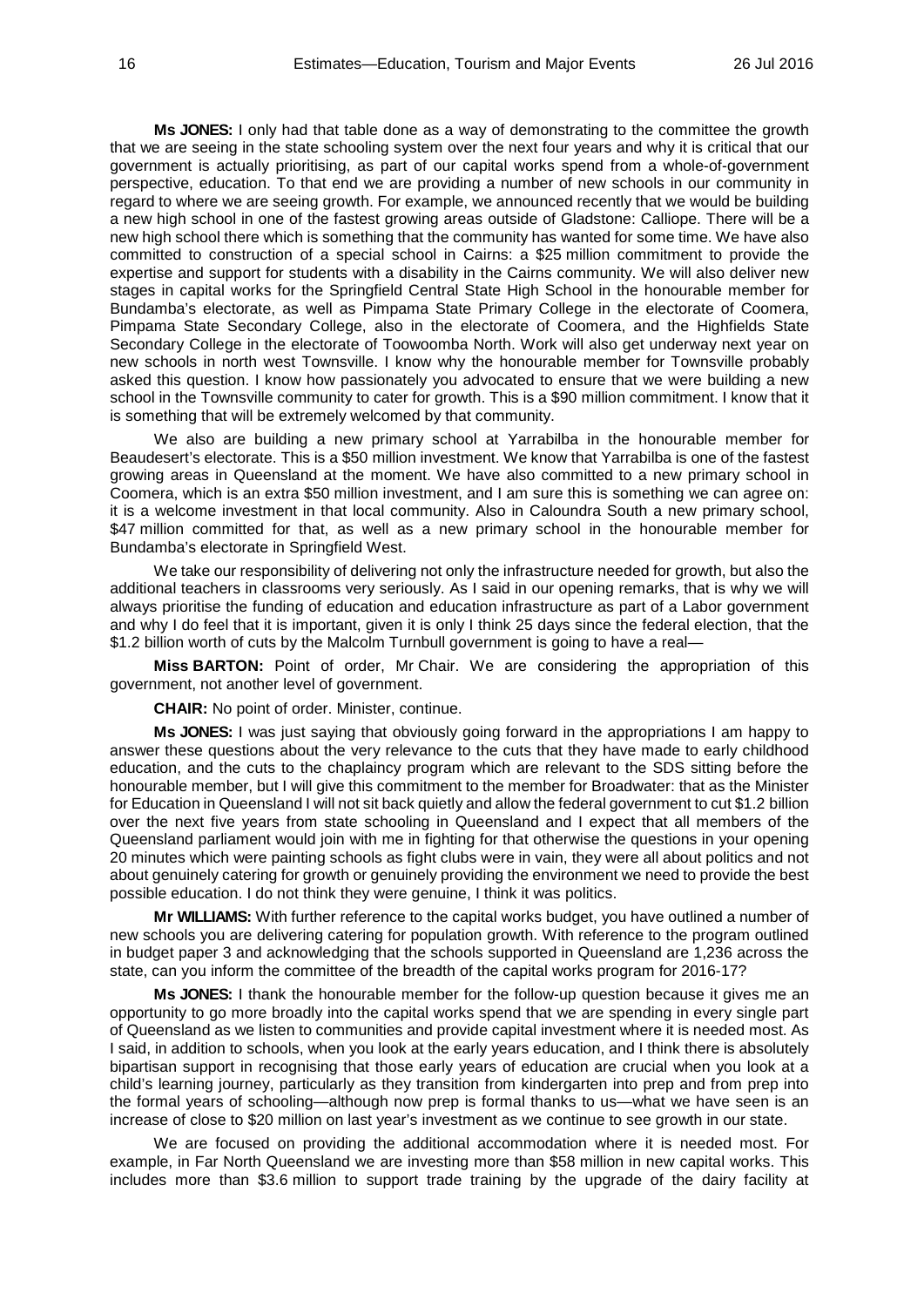**Ms JONES:** I only had that table done as a way of demonstrating to the committee the growth that we are seeing in the state schooling system over the next four years and why it is critical that our government is actually prioritising, as part of our capital works spend from a whole-of-government perspective, education. To that end we are providing a number of new schools in our community in regard to where we are seeing growth. For example, we announced recently that we would be building a new high school in one of the fastest growing areas outside of Gladstone: Calliope. There will be a new high school there which is something that the community has wanted for some time. We have also committed to construction of a special school in Cairns: a $25 million commitment to provide the expertise and support for students with a disability in the Cairns community. We will also deliver new stages in capital works for the Springfield Central State High School in the honourable member for Bundamba's electorate, as well as Pimpama State Primary College in the electorate of Coomera, Pimpama State Secondary College, also in the electorate of Coomera, and the Highfields State Secondary College in the electorate of Toowoomba North. Work will also get underway next year on new schools in north west Townsville. I know why the honourable member for Townsville probably asked this question. I know how passionately you advocated to ensure that we were building a new school in the Townsville community to cater for growth. This is a $90 million commitment. I know that it is something that will be extremely welcomed by that community.

We also are building a new primary school at Yarrabilba in the honourable member for Beaudesert's electorate. This is a $50 million investment. We know that Yarrabilba is one of the fastest growing areas in Queensland at the moment. We have also committed to a new primary school in Coomera, which is an extra $50 million investment, and I am sure this is something we can agree on: it is a welcome investment in that local community. Also in Caloundra South a new primary school, $47 million committed for that, as well as a new primary school in the honourable member for Bundamba's electorate in Springfield West.

We take our responsibility of delivering not only the infrastructure needed for growth, but also the additional teachers in classrooms very seriously. As I said in our opening remarks, that is why we will always prioritise the funding of education and education infrastructure as part of a Labor government and why I do feel that it is important, given it is only I think 25 days since the federal election, that the $1.2 billion worth of cuts by the Malcolm Turnbull government is going to have a real—

**Miss BARTON:** Point of order, Mr Chair. We are considering the appropriation of this government, not another level of government.

**CHAIR:** No point of order. Minister, continue.

**Ms JONES:** I was just saying that obviously going forward in the appropriations I am happy to answer these questions about the very relevance to the cuts that they have made to early childhood education, and the cuts to the chaplaincy program which are relevant to the SDS sitting before the honourable member, but I will give this commitment to the member for Broadwater: that as the Minister for Education in Queensland I will not sit back quietly and allow the federal government to cut $1.2 billion over the next five years from state schooling in Queensland and I expect that all members of the Queensland parliament would join with me in fighting for that otherwise the questions in your opening 20 minutes which were painting schools as fight clubs were in vain, they were all about politics and not about genuinely catering for growth or genuinely providing the environment we need to provide the best possible education. I do not think they were genuine, I think it was politics.

**Mr WILLIAMS:** With further reference to the capital works budget, you have outlined a number of new schools you are delivering catering for population growth. With reference to the program outlined in budget paper 3 and acknowledging that the schools supported in Queensland are 1,236 across the state, can you inform the committee of the breadth of the capital works program for 2016-17?

**Ms JONES:** I thank the honourable member for the follow-up question because it gives me an opportunity to go more broadly into the capital works spend that we are spending in every single part of Queensland as we listen to communities and provide capital investment where it is needed most. As I said, in addition to schools, when you look at the early years education, and I think there is absolutely bipartisan support in recognising that those early years of education are crucial when you look at a child's learning journey, particularly as they transition from kindergarten into prep and from prep into the formal years of schooling—although now prep is formal thanks to us—what we have seen is an increase of close to $20 million on last year's investment as we continue to see growth in our state.

We are focused on providing the additional accommodation where it is needed most. For example, in Far North Queensland we are investing more than $58 million in new capital works. This includes more than $3.6 million to support trade training by the upgrade of the dairy facility at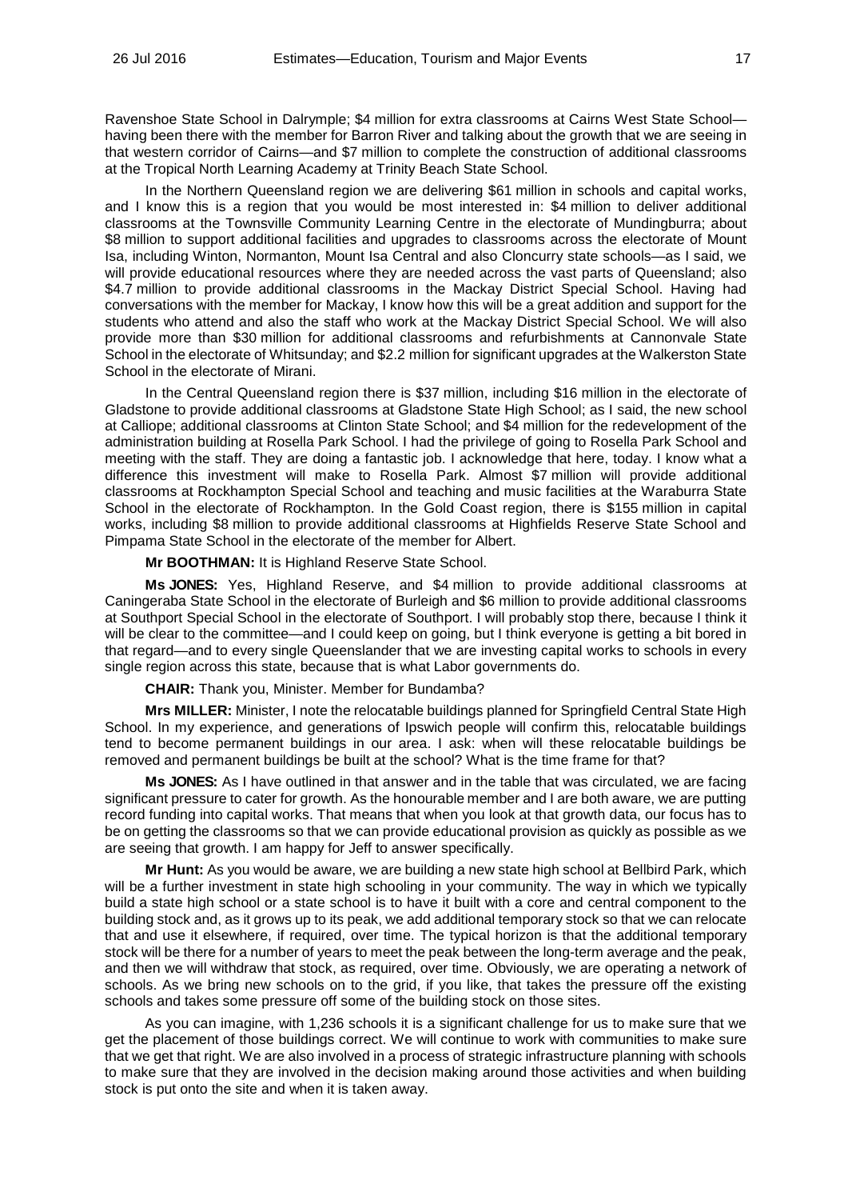Ravenshoe State School in Dalrymple; $4 million for extra classrooms at Cairns West State School—having been there with the member for Barron River and talking about the growth that we are seeing in that western corridor of Cairns—and $7 million to complete the construction of additional classrooms at the Tropical North Learning Academy at Trinity Beach State School.

In the Northern Queensland region we are delivering $61 million in schools and capital works, and I know this is a region that you would be most interested in: $4 million to deliver additional classrooms at the Townsville Community Learning Centre in the electorate of Mundingburra; about $8 million to support additional facilities and upgrades to classrooms across the electorate of Mount Isa, including Winton, Normanton, Mount Isa Central and also Cloncurry state schools—as I said, we will provide educational resources where they are needed across the vast parts of Queensland; also $4.7 million to provide additional classrooms in the Mackay District Special School. Having had conversations with the member for Mackay, I know how this will be a great addition and support for the students who attend and also the staff who work at the Mackay District Special School. We will also provide more than $30 million for additional classrooms and refurbishments at Cannonvale State School in the electorate of Whitsunday; and $2.2 million for significant upgrades at the Walkerston State School in the electorate of Mirani.

In the Central Queensland region there is $37 million, including $16 million in the electorate of Gladstone to provide additional classrooms at Gladstone State High School; as I said, the new school at Calliope; additional classrooms at Clinton State School; and $4 million for the redevelopment of the administration building at Rosella Park School. I had the privilege of going to Rosella Park School and meeting with the staff. They are doing a fantastic job. I acknowledge that here, today. I know what a difference this investment will make to Rosella Park. Almost $7 million will provide additional classrooms at Rockhampton Special School and teaching and music facilities at the Waraburra State School in the electorate of Rockhampton. In the Gold Coast region, there is $155 million in capital works, including $8 million to provide additional classrooms at Highfields Reserve State School and Pimpama State School in the electorate of the member for Albert.

**Mr BOOTHMAN:** It is Highland Reserve State School.

**Ms JONES:** Yes, Highland Reserve, and $4 million to provide additional classrooms at Caningeraba State School in the electorate of Burleigh and $6 million to provide additional classrooms at Southport Special School in the electorate of Southport. I will probably stop there, because I think it will be clear to the committee—and I could keep on going, but I think everyone is getting a bit bored in that regard—and to every single Queenslander that we are investing capital works to schools in every single region across this state, because that is what Labor governments do.

**CHAIR:** Thank you, Minister. Member for Bundamba?

**Mrs MILLER:** Minister, I note the relocatable buildings planned for Springfield Central State High School. In my experience, and generations of Ipswich people will confirm this, relocatable buildings tend to become permanent buildings in our area. I ask: when will these relocatable buildings be removed and permanent buildings be built at the school? What is the time frame for that?

**Ms JONES:** As I have outlined in that answer and in the table that was circulated, we are facing significant pressure to cater for growth. As the honourable member and I are both aware, we are putting record funding into capital works. That means that when you look at that growth data, our focus has to be on getting the classrooms so that we can provide educational provision as quickly as possible as we are seeing that growth. I am happy for Jeff to answer specifically.

**Mr Hunt:** As you would be aware, we are building a new state high school at Bellbird Park, which will be a further investment in state high schooling in your community. The way in which we typically build a state high school or a state school is to have it built with a core and central component to the building stock and, as it grows up to its peak, we add additional temporary stock so that we can relocate that and use it elsewhere, if required, over time. The typical horizon is that the additional temporary stock will be there for a number of years to meet the peak between the long-term average and the peak, and then we will withdraw that stock, as required, over time. Obviously, we are operating a network of schools. As we bring new schools on to the grid, if you like, that takes the pressure off the existing schools and takes some pressure off some of the building stock on those sites.

As you can imagine, with 1,236 schools it is a significant challenge for us to make sure that we get the placement of those buildings correct. We will continue to work with communities to make sure that we get that right. We are also involved in a process of strategic infrastructure planning with schools to make sure that they are involved in the decision making around those activities and when building stock is put onto the site and when it is taken away.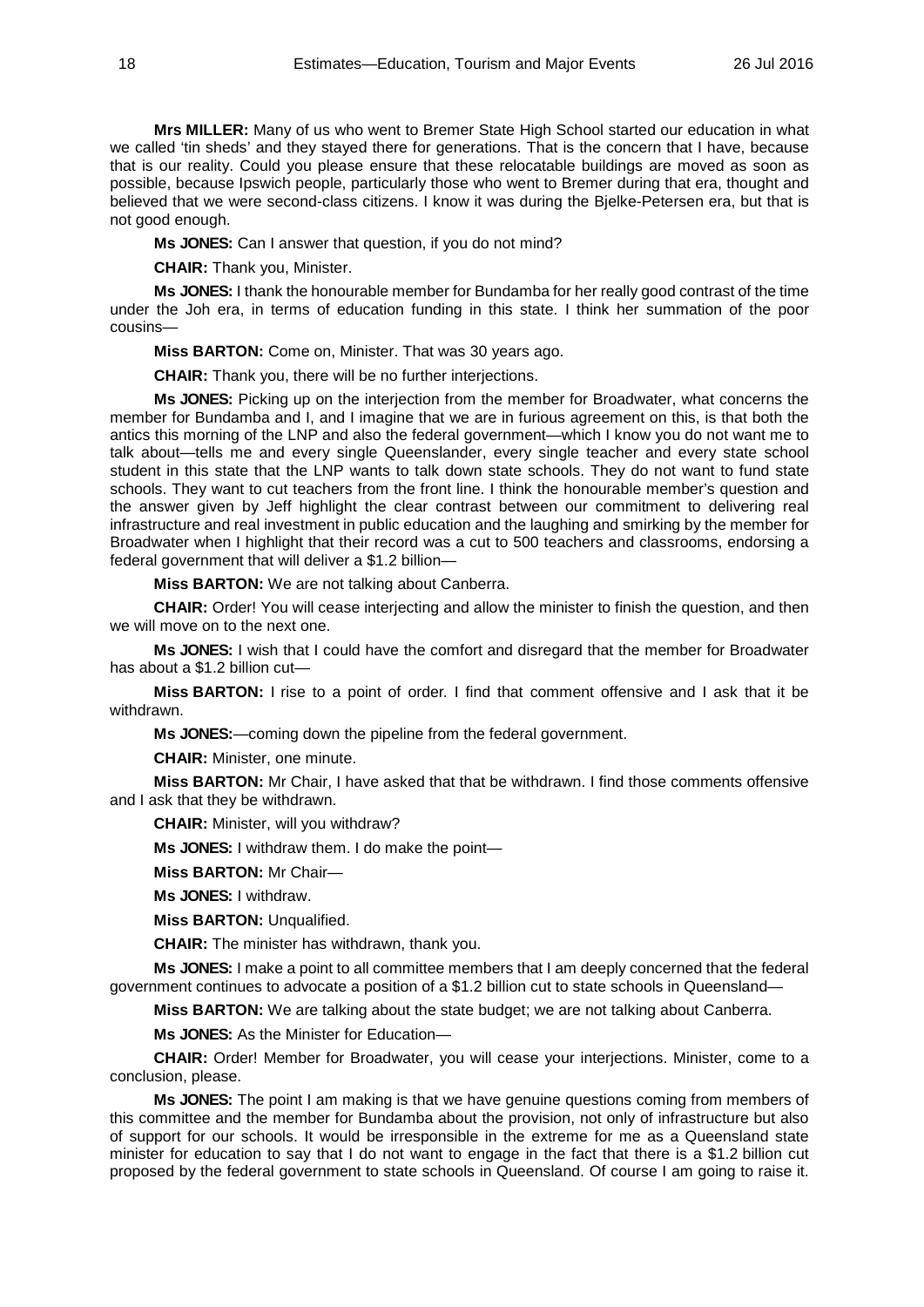**Mrs MILLER:** Many of us who went to Bremer State High School started our education in what we called 'tin sheds' and they stayed there for generations. That is the concern that I have, because that is our reality. Could you please ensure that these relocatable buildings are moved as soon as possible, because Ipswich people, particularly those who went to Bremer during that era, thought and believed that we were second-class citizens. I know it was during the Bjelke-Petersen era, but that is not good enough.

**Ms JONES:** Can I answer that question, if you do not mind?

**CHAIR:** Thank you, Minister.

**Ms JONES:** I thank the honourable member for Bundamba for her really good contrast of the time under the Joh era, in terms of education funding in this state. I think her summation of the poor cousins—

**Miss BARTON:** Come on, Minister. That was 30 years ago.

**CHAIR:** Thank you, there will be no further interjections.

**Ms JONES:** Picking up on the interjection from the member for Broadwater, what concerns the member for Bundamba and I, and I imagine that we are in furious agreement on this, is that both the antics this morning of the LNP and also the federal government—which I know you do not want me to talk about—tells me and every single Queenslander, every single teacher and every state school student in this state that the LNP wants to talk down state schools. They do not want to fund state schools. They want to cut teachers from the front line. I think the honourable member's question and the answer given by Jeff highlight the clear contrast between our commitment to delivering real infrastructure and real investment in public education and the laughing and smirking by the member for Broadwater when I highlight that their record was a cut to 500 teachers and classrooms, endorsing a federal government that will deliver a $1.2 billion—

**Miss BARTON:** We are not talking about Canberra.

**CHAIR:** Order! You will cease interjecting and allow the minister to finish the question, and then we will move on to the next one.

**Ms JONES:** I wish that I could have the comfort and disregard that the member for Broadwater has about a $1.2 billion cut—

**Miss BARTON:** I rise to a point of order. I find that comment offensive and I ask that it be withdrawn.

**Ms JONES:**—coming down the pipeline from the federal government.

**CHAIR:** Minister, one minute.

**Miss BARTON:** Mr Chair, I have asked that that be withdrawn. I find those comments offensive and I ask that they be withdrawn.

**CHAIR:** Minister, will you withdraw?

**Ms JONES:** I withdraw them. I do make the point—

**Miss BARTON:** Mr Chair—

**Ms JONES:** I withdraw.

**Miss BARTON:** Unqualified.

**CHAIR:** The minister has withdrawn, thank you.

**Ms JONES:** I make a point to all committee members that I am deeply concerned that the federal government continues to advocate a position of a $1.2 billion cut to state schools in Queensland—

**Miss BARTON:** We are talking about the state budget; we are not talking about Canberra.

**Ms JONES:** As the Minister for Education—

**CHAIR:** Order! Member for Broadwater, you will cease your interjections. Minister, come to a conclusion, please.

**Ms JONES:** The point I am making is that we have genuine questions coming from members of this committee and the member for Bundamba about the provision, not only of infrastructure but also of support for our schools. It would be irresponsible in the extreme for me as a Queensland state minister for education to say that I do not want to engage in the fact that there is a $1.2 billion cut proposed by the federal government to state schools in Queensland. Of course I am going to raise it.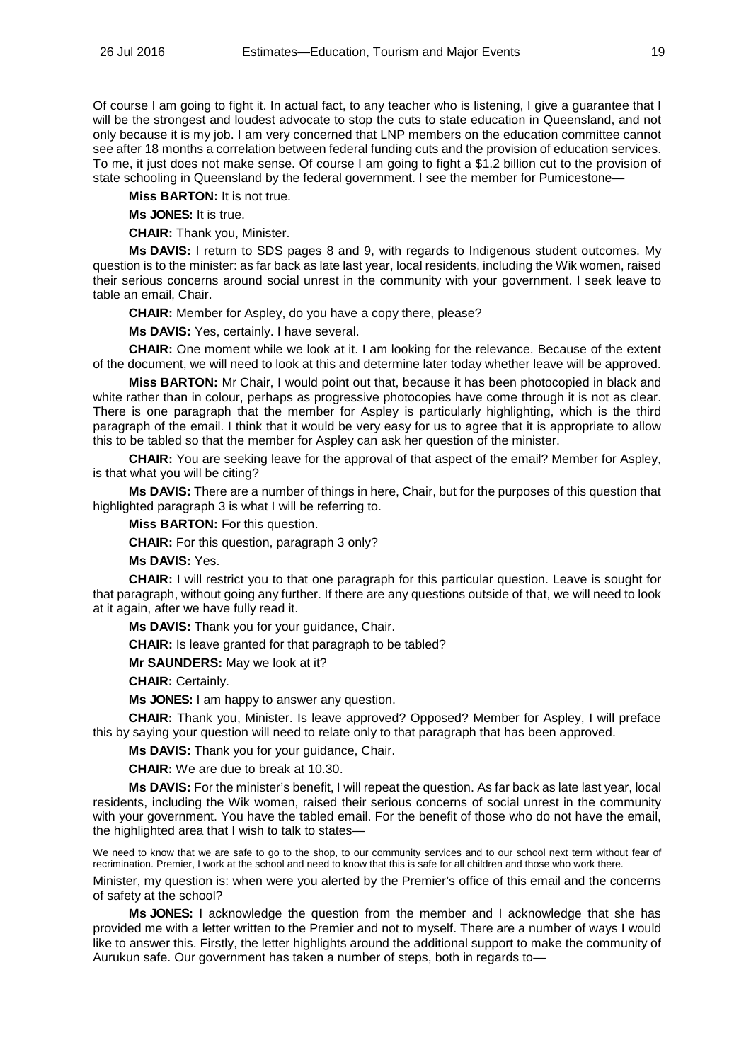Of course I am going to fight it. In actual fact, to any teacher who is listening, I give a guarantee that I will be the strongest and loudest advocate to stop the cuts to state education in Queensland, and not only because it is my job. I am very concerned that LNP members on the education committee cannot see after 18 months a correlation between federal funding cuts and the provision of education services. To me, it just does not make sense. Of course I am going to fight a $1.2 billion cut to the provision of state schooling in Queensland by the federal government. I see the member for Pumicestone—

**Miss BARTON:** It is not true.

**Ms JONES:** It is true.

**CHAIR:** Thank you, Minister.

**Ms DAVIS:** I return to SDS pages 8 and 9, with regards to Indigenous student outcomes. My question is to the minister: as far back as late last year, local residents, including the Wik women, raised their serious concerns around social unrest in the community with your government. I seek leave to table an email, Chair.

**CHAIR:** Member for Aspley, do you have a copy there, please?

**Ms DAVIS:** Yes, certainly. I have several.

**CHAIR:** One moment while we look at it. I am looking for the relevance. Because of the extent of the document, we will need to look at this and determine later today whether leave will be approved.

**Miss BARTON:** Mr Chair, I would point out that, because it has been photocopied in black and white rather than in colour, perhaps as progressive photocopies have come through it is not as clear. There is one paragraph that the member for Aspley is particularly highlighting, which is the third paragraph of the email. I think that it would be very easy for us to agree that it is appropriate to allow this to be tabled so that the member for Aspley can ask her question of the minister.

**CHAIR:** You are seeking leave for the approval of that aspect of the email? Member for Aspley, is that what you will be citing?

**Ms DAVIS:** There are a number of things in here, Chair, but for the purposes of this question that highlighted paragraph 3 is what I will be referring to.

**Miss BARTON:** For this question.

**CHAIR:** For this question, paragraph 3 only?

**Ms DAVIS:** Yes.

**CHAIR:** I will restrict you to that one paragraph for this particular question. Leave is sought for that paragraph, without going any further. If there are any questions outside of that, we will need to look at it again, after we have fully read it.

**Ms DAVIS:** Thank you for your guidance, Chair.

**CHAIR:** Is leave granted for that paragraph to be tabled?

**Mr SAUNDERS:** May we look at it?

**CHAIR:** Certainly.

**Ms JONES:** I am happy to answer any question.

**CHAIR:** Thank you, Minister. Is leave approved? Opposed? Member for Aspley, I will preface this by saying your question will need to relate only to that paragraph that has been approved.

**Ms DAVIS:** Thank you for your guidance, Chair.

**CHAIR:** We are due to break at 10.30.

**Ms DAVIS:** For the minister's benefit, I will repeat the question. As far back as late last year, local residents, including the Wik women, raised their serious concerns of social unrest in the community with your government. You have the tabled email. For the benefit of those who do not have the email, the highlighted area that I wish to talk to states—

> We need to know that we are safe to go to the shop, to our community services and to our school next term without fear of recrimination. Premier, I work at the school and need to know that this is safe for all children and those who work there.

Minister, my question is: when were you alerted by the Premier's office of this email and the concerns of safety at the school?

**Ms JONES:** I acknowledge the question from the member and I acknowledge that she has provided me with a letter written to the Premier and not to myself. There are a number of ways I would like to answer this. Firstly, the letter highlights around the additional support to make the community of Aurukun safe. Our government has taken a number of steps, both in regards to—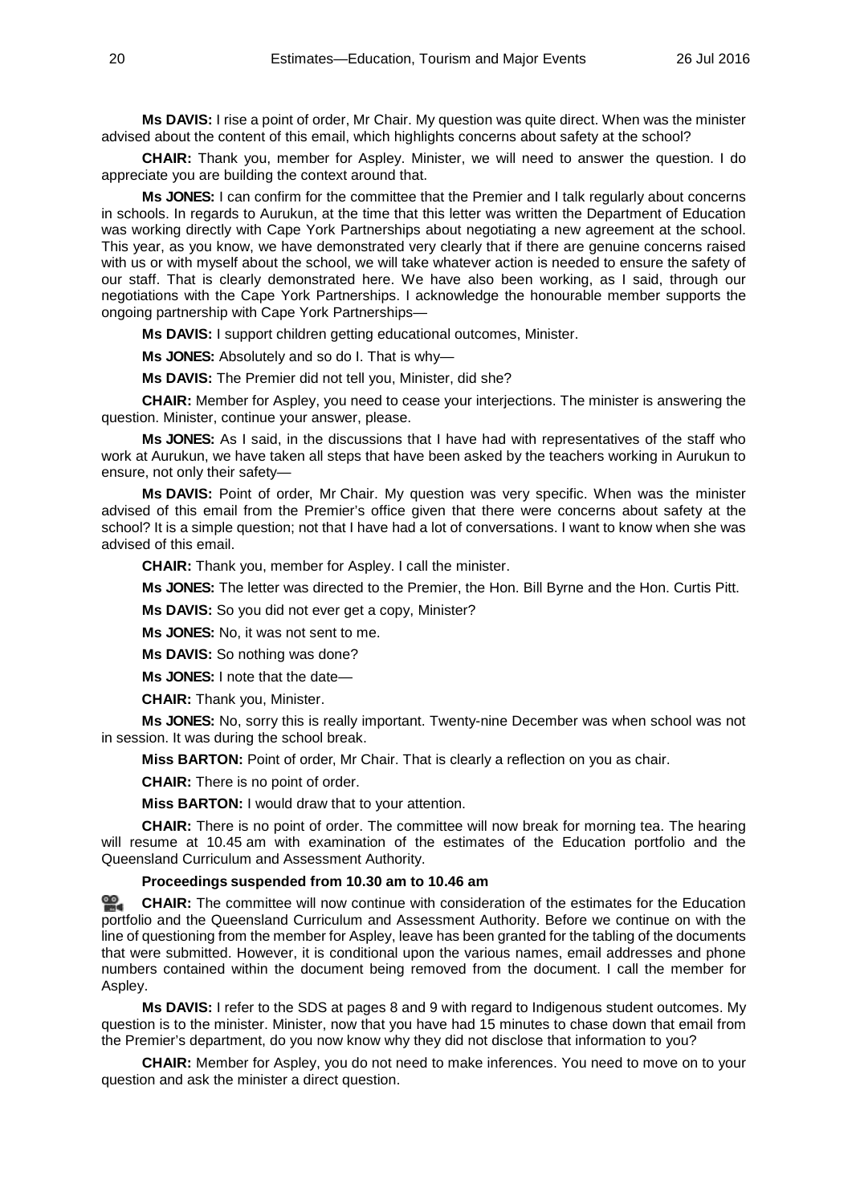**Ms DAVIS:** I rise a point of order, Mr Chair. My question was quite direct. When was the minister advised about the content of this email, which highlights concerns about safety at the school?

**CHAIR:** Thank you, member for Aspley. Minister, we will need to answer the question. I do appreciate you are building the context around that.

**Ms JONES:** I can confirm for the committee that the Premier and I talk regularly about concerns in schools. In regards to Aurukun, at the time that this letter was written the Department of Education was working directly with Cape York Partnerships about negotiating a new agreement at the school. This year, as you know, we have demonstrated very clearly that if there are genuine concerns raised with us or with myself about the school, we will take whatever action is needed to ensure the safety of our staff. That is clearly demonstrated here. We have also been working, as I said, through our negotiations with the Cape York Partnerships. I acknowledge the honourable member supports the ongoing partnership with Cape York Partnerships—

**Ms DAVIS:** I support children getting educational outcomes, Minister.

**Ms JONES:** Absolutely and so do I. That is why—

**Ms DAVIS:** The Premier did not tell you, Minister, did she?

**CHAIR:** Member for Aspley, you need to cease your interjections. The minister is answering the question. Minister, continue your answer, please.

**Ms JONES:** As I said, in the discussions that I have had with representatives of the staff who work at Aurukun, we have taken all steps that have been asked by the teachers working in Aurukun to ensure, not only their safety—

**Ms DAVIS:** Point of order, Mr Chair. My question was very specific. When was the minister advised of this email from the Premier's office given that there were concerns about safety at the school? It is a simple question; not that I have had a lot of conversations. I want to know when she was advised of this email.

**CHAIR:** Thank you, member for Aspley. I call the minister.

**Ms JONES:** The letter was directed to the Premier, the Hon. Bill Byrne and the Hon. Curtis Pitt.

**Ms DAVIS:** So you did not ever get a copy, Minister?

**Ms JONES:** No, it was not sent to me.

**Ms DAVIS:** So nothing was done?

**Ms JONES:** I note that the date—

**CHAIR:** Thank you, Minister.

**Ms JONES:** No, sorry this is really important. Twenty-nine December was when school was not in session. It was during the school break.

**Miss BARTON:** Point of order, Mr Chair. That is clearly a reflection on you as chair.

**CHAIR:** There is no point of order.

**Miss BARTON:** I would draw that to your attention.

**CHAIR:** There is no point of order. The committee will now break for morning tea. The hearing will resume at 10.45 am with examination of the estimates of the Education portfolio and the Queensland Curriculum and Assessment Authority.

**Proceedings suspended from 10.30 am to 10.46 am**

**CHAIR:** The committee will now continue with consideration of the estimates for the Education portfolio and the Queensland Curriculum and Assessment Authority. Before we continue on with the line of questioning from the member for Aspley, leave has been granted for the tabling of the documents that were submitted. However, it is conditional upon the various names, email addresses and phone numbers contained within the document being removed from the document. I call the member for Aspley.

**Ms DAVIS:** I refer to the SDS at pages 8 and 9 with regard to Indigenous student outcomes. My question is to the minister. Minister, now that you have had 15 minutes to chase down that email from the Premier's department, do you now know why they did not disclose that information to you?

**CHAIR:** Member for Aspley, you do not need to make inferences. You need to move on to your question and ask the minister a direct question.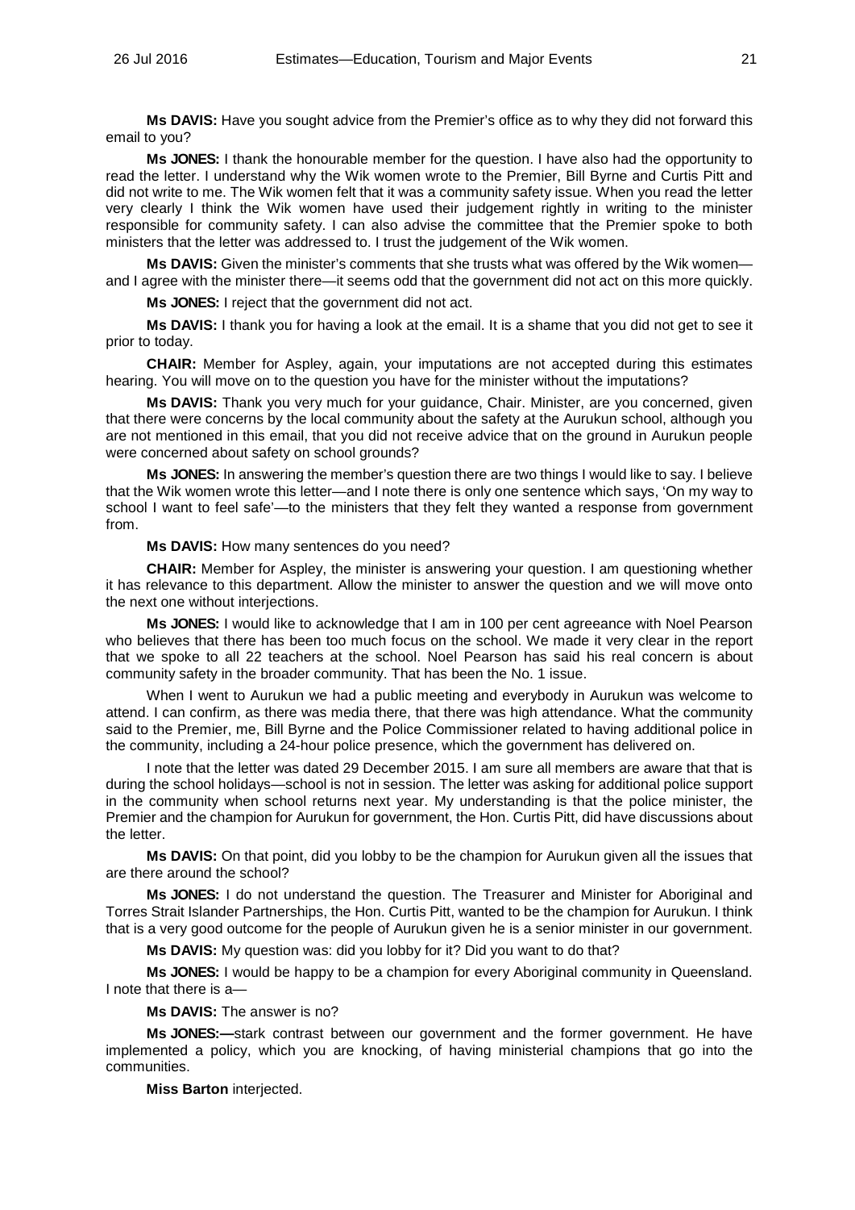**Ms DAVIS:** Have you sought advice from the Premier's office as to why they did not forward this email to you?

**Ms JONES:** I thank the honourable member for the question. I have also had the opportunity to read the letter. I understand why the Wik women wrote to the Premier, Bill Byrne and Curtis Pitt and did not write to me. The Wik women felt that it was a community safety issue. When you read the letter very clearly I think the Wik women have used their judgement rightly in writing to the minister responsible for community safety. I can also advise the committee that the Premier spoke to both ministers that the letter was addressed to. I trust the judgement of the Wik women.

**Ms DAVIS:** Given the minister's comments that she trusts what was offered by the Wik women—and I agree with the minister there—it seems odd that the government did not act on this more quickly.

**Ms JONES:** I reject that the government did not act.

**Ms DAVIS:** I thank you for having a look at the email. It is a shame that you did not get to see it prior to today.

**CHAIR:** Member for Aspley, again, your imputations are not accepted during this estimates hearing. You will move on to the question you have for the minister without the imputations?

**Ms DAVIS:** Thank you very much for your guidance, Chair. Minister, are you concerned, given that there were concerns by the local community about the safety at the Aurukun school, although you are not mentioned in this email, that you did not receive advice that on the ground in Aurukun people were concerned about safety on school grounds?

**Ms JONES:** In answering the member's question there are two things I would like to say. I believe that the Wik women wrote this letter—and I note there is only one sentence which says, 'On my way to school I want to feel safe'—to the ministers that they felt they wanted a response from government from.

**Ms DAVIS:** How many sentences do you need?

**CHAIR:** Member for Aspley, the minister is answering your question. I am questioning whether it has relevance to this department. Allow the minister to answer the question and we will move onto the next one without interjections.

**Ms JONES:** I would like to acknowledge that I am in 100 per cent agreeance with Noel Pearson who believes that there has been too much focus on the school. We made it very clear in the report that we spoke to all 22 teachers at the school. Noel Pearson has said his real concern is about community safety in the broader community. That has been the No. 1 issue.

When I went to Aurukun we had a public meeting and everybody in Aurukun was welcome to attend. I can confirm, as there was media there, that there was high attendance. What the community said to the Premier, me, Bill Byrne and the Police Commissioner related to having additional police in the community, including a 24-hour police presence, which the government has delivered on.

I note that the letter was dated 29 December 2015. I am sure all members are aware that that is during the school holidays—school is not in session. The letter was asking for additional police support in the community when school returns next year. My understanding is that the police minister, the Premier and the champion for Aurukun for government, the Hon. Curtis Pitt, did have discussions about the letter.

**Ms DAVIS:** On that point, did you lobby to be the champion for Aurukun given all the issues that are there around the school?

**Ms JONES:** I do not understand the question. The Treasurer and Minister for Aboriginal and Torres Strait Islander Partnerships, the Hon. Curtis Pitt, wanted to be the champion for Aurukun. I think that is a very good outcome for the people of Aurukun given he is a senior minister in our government.

**Ms DAVIS:** My question was: did you lobby for it? Did you want to do that?

**Ms JONES:** I would be happy to be a champion for every Aboriginal community in Queensland. I note that there is a—

**Ms DAVIS:** The answer is no?

**Ms JONES:**—stark contrast between our government and the former government. He have implemented a policy, which you are knocking, of having ministerial champions that go into the communities.

**Miss Barton** interjected.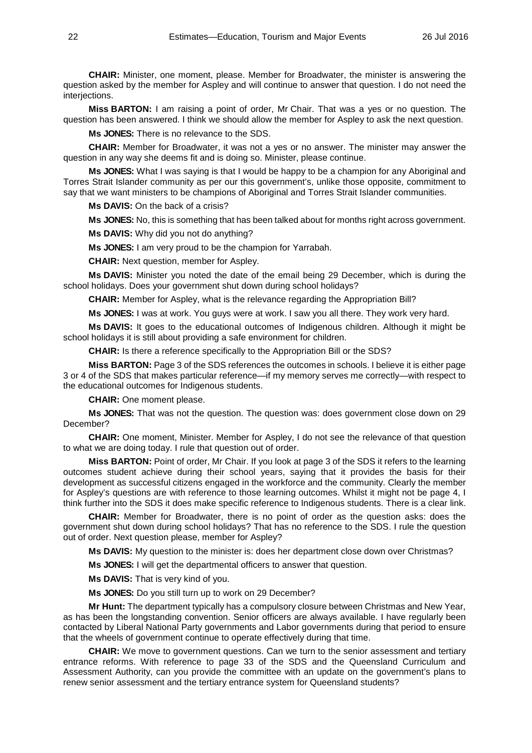**CHAIR:** Minister, one moment, please. Member for Broadwater, the minister is answering the question asked by the member for Aspley and will continue to answer that question. I do not need the interjections.

**Miss BARTON:** I am raising a point of order, Mr Chair. That was a yes or no question. The question has been answered. I think we should allow the member for Aspley to ask the next question.

**Ms JONES:** There is no relevance to the SDS.

**CHAIR:** Member for Broadwater, it was not a yes or no answer. The minister may answer the question in any way she deems fit and is doing so. Minister, please continue.

**Ms JONES:** What I was saying is that I would be happy to be a champion for any Aboriginal and Torres Strait Islander community as per our this government's, unlike those opposite, commitment to say that we want ministers to be champions of Aboriginal and Torres Strait Islander communities.

**Ms DAVIS:** On the back of a crisis?

**Ms JONES:** No, this is something that has been talked about for months right across government.

**Ms DAVIS:** Why did you not do anything?

**Ms JONES:** I am very proud to be the champion for Yarrabah.

**CHAIR:** Next question, member for Aspley.

**Ms DAVIS:** Minister you noted the date of the email being 29 December, which is during the school holidays. Does your government shut down during school holidays?

**CHAIR:** Member for Aspley, what is the relevance regarding the Appropriation Bill?

**Ms JONES:** I was at work. You guys were at work. I saw you all there. They work very hard.

**Ms DAVIS:** It goes to the educational outcomes of Indigenous children. Although it might be school holidays it is still about providing a safe environment for children.

**CHAIR:** Is there a reference specifically to the Appropriation Bill or the SDS?

**Miss BARTON:** Page 3 of the SDS references the outcomes in schools. I believe it is either page 3 or 4 of the SDS that makes particular reference—if my memory serves me correctly—with respect to the educational outcomes for Indigenous students.

**CHAIR:** One moment please.

**Ms JONES:** That was not the question. The question was: does government close down on 29 December?

**CHAIR:** One moment, Minister. Member for Aspley, I do not see the relevance of that question to what we are doing today. I rule that question out of order.

**Miss BARTON:** Point of order, Mr Chair. If you look at page 3 of the SDS it refers to the learning outcomes student achieve during their school years, saying that it provides the basis for their development as successful citizens engaged in the workforce and the community. Clearly the member for Aspley's questions are with reference to those learning outcomes. Whilst it might not be page 4, I think further into the SDS it does make specific reference to Indigenous students. There is a clear link.

**CHAIR:** Member for Broadwater, there is no point of order as the question asks: does the government shut down during school holidays? That has no reference to the SDS. I rule the question out of order. Next question please, member for Aspley?

**Ms DAVIS:** My question to the minister is: does her department close down over Christmas?

**Ms JONES:** I will get the departmental officers to answer that question.

**Ms DAVIS:** That is very kind of you.

**Ms JONES:** Do you still turn up to work on 29 December?

**Mr Hunt:** The department typically has a compulsory closure between Christmas and New Year, as has been the longstanding convention. Senior officers are always available. I have regularly been contacted by Liberal National Party governments and Labor governments during that period to ensure that the wheels of government continue to operate effectively during that time.

**CHAIR:** We move to government questions. Can we turn to the senior assessment and tertiary entrance reforms. With reference to page 33 of the SDS and the Queensland Curriculum and Assessment Authority, can you provide the committee with an update on the government's plans to renew senior assessment and the tertiary entrance system for Queensland students?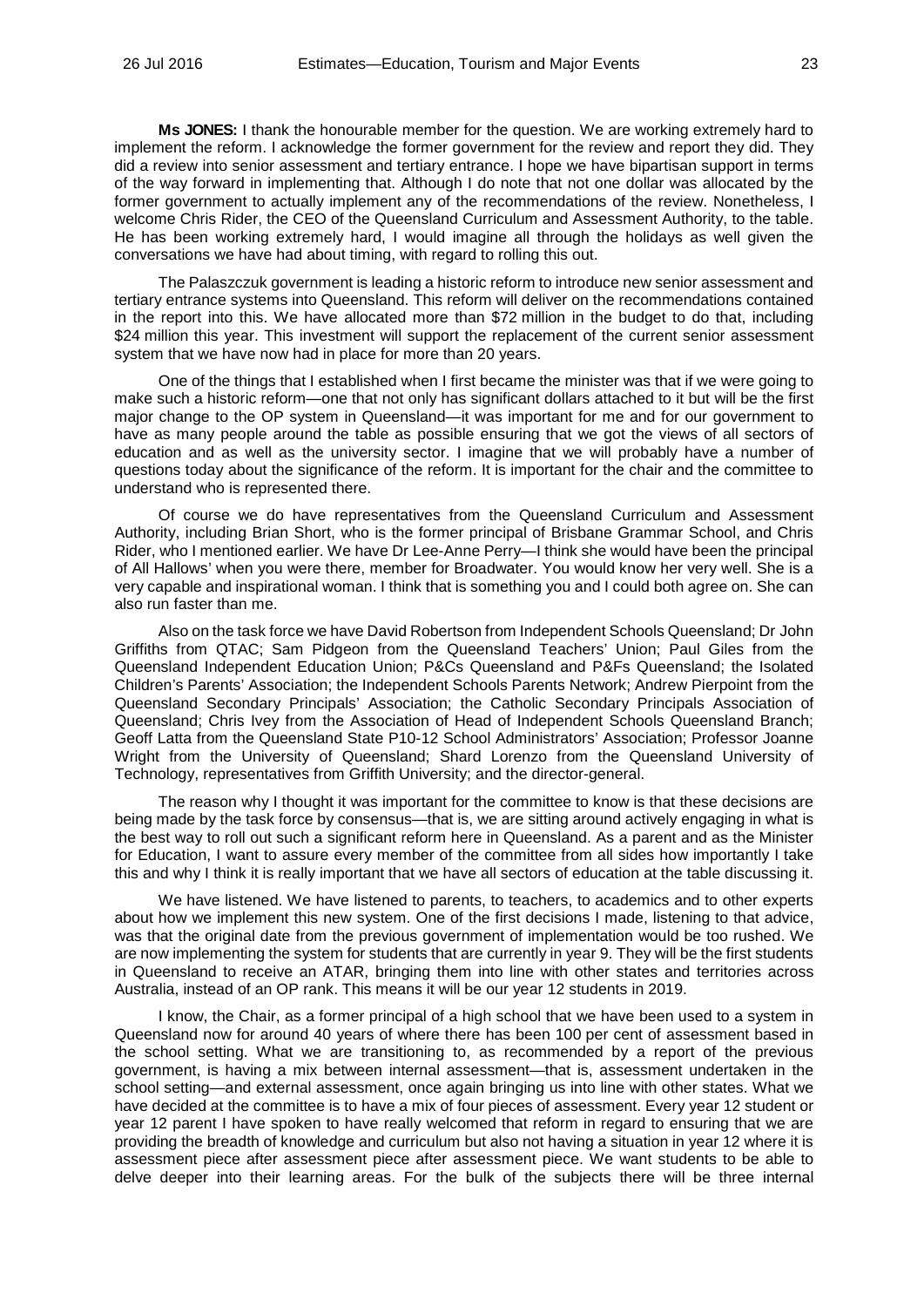**Ms JONES:** I thank the honourable member for the question. We are working extremely hard to implement the reform. I acknowledge the former government for the review and report they did. They did a review into senior assessment and tertiary entrance. I hope we have bipartisan support in terms of the way forward in implementing that. Although I do note that not one dollar was allocated by the former government to actually implement any of the recommendations of the review. Nonetheless, I welcome Chris Rider, the CEO of the Queensland Curriculum and Assessment Authority, to the table. He has been working extremely hard, I would imagine all through the holidays as well given the conversations we have had about timing, with regard to rolling this out.

The Palaszczuk government is leading a historic reform to introduce new senior assessment and tertiary entrance systems into Queensland. This reform will deliver on the recommendations contained in the report into this. We have allocated more than $72 million in the budget to do that, including $24 million this year. This investment will support the replacement of the current senior assessment system that we have now had in place for more than 20 years.

One of the things that I established when I first became the minister was that if we were going to make such a historic reform—one that not only has significant dollars attached to it but will be the first major change to the OP system in Queensland—it was important for me and for our government to have as many people around the table as possible ensuring that we got the views of all sectors of education and as well as the university sector. I imagine that we will probably have a number of questions today about the significance of the reform. It is important for the chair and the committee to understand who is represented there.

Of course we do have representatives from the Queensland Curriculum and Assessment Authority, including Brian Short, who is the former principal of Brisbane Grammar School, and Chris Rider, who I mentioned earlier. We have Dr Lee-Anne Perry—I think she would have been the principal of All Hallows' when you were there, member for Broadwater. You would know her very well. She is a very capable and inspirational woman. I think that is something you and I could both agree on. She can also run faster than me.

Also on the task force we have David Robertson from Independent Schools Queensland; Dr John Griffiths from QTAC; Sam Pidgeon from the Queensland Teachers' Union; Paul Giles from the Queensland Independent Education Union; P&Cs Queensland and P&Fs Queensland; the Isolated Children's Parents' Association; the Independent Schools Parents Network; Andrew Pierpoint from the Queensland Secondary Principals' Association; the Catholic Secondary Principals Association of Queensland; Chris Ivey from the Association of Head of Independent Schools Queensland Branch; Geoff Latta from the Queensland State P10-12 School Administrators' Association; Professor Joanne Wright from the University of Queensland; Shard Lorenzo from the Queensland University of Technology, representatives from Griffith University; and the director-general.

The reason why I thought it was important for the committee to know is that these decisions are being made by the task force by consensus—that is, we are sitting around actively engaging in what is the best way to roll out such a significant reform here in Queensland. As a parent and as the Minister for Education, I want to assure every member of the committee from all sides how importantly I take this and why I think it is really important that we have all sectors of education at the table discussing it.

We have listened. We have listened to parents, to teachers, to academics and to other experts about how we implement this new system. One of the first decisions I made, listening to that advice, was that the original date from the previous government of implementation would be too rushed. We are now implementing the system for students that are currently in year 9. They will be the first students in Queensland to receive an ATAR, bringing them into line with other states and territories across Australia, instead of an OP rank. This means it will be our year 12 students in 2019.

I know, the Chair, as a former principal of a high school that we have been used to a system in Queensland now for around 40 years of where there has been 100 per cent of assessment based in the school setting. What we are transitioning to, as recommended by a report of the previous government, is having a mix between internal assessment—that is, assessment undertaken in the school setting—and external assessment, once again bringing us into line with other states. What we have decided at the committee is to have a mix of four pieces of assessment. Every year 12 student or year 12 parent I have spoken to have really welcomed that reform in regard to ensuring that we are providing the breadth of knowledge and curriculum but also not having a situation in year 12 where it is assessment piece after assessment piece after assessment piece. We want students to be able to delve deeper into their learning areas. For the bulk of the subjects there will be three internal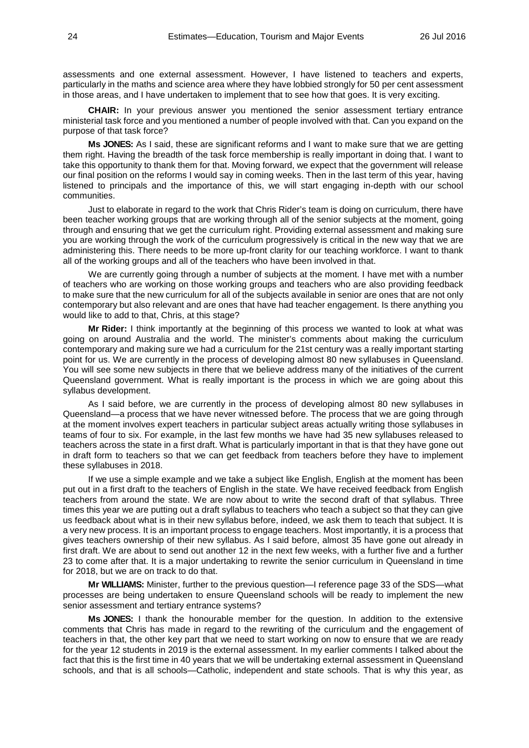assessments and one external assessment. However, I have listened to teachers and experts, particularly in the maths and science area where they have lobbied strongly for 50 per cent assessment in those areas, and I have undertaken to implement that to see how that goes. It is very exciting.

**CHAIR:** In your previous answer you mentioned the senior assessment tertiary entrance ministerial task force and you mentioned a number of people involved with that. Can you expand on the purpose of that task force?

**Ms JONES:** As I said, these are significant reforms and I want to make sure that we are getting them right. Having the breadth of the task force membership is really important in doing that. I want to take this opportunity to thank them for that. Moving forward, we expect that the government will release our final position on the reforms I would say in coming weeks. Then in the last term of this year, having listened to principals and the importance of this, we will start engaging in-depth with our school communities.

Just to elaborate in regard to the work that Chris Rider's team is doing on curriculum, there have been teacher working groups that are working through all of the senior subjects at the moment, going through and ensuring that we get the curriculum right. Providing external assessment and making sure you are working through the work of the curriculum progressively is critical in the new way that we are administering this. There needs to be more up-front clarity for our teaching workforce. I want to thank all of the working groups and all of the teachers who have been involved in that.

We are currently going through a number of subjects at the moment. I have met with a number of teachers who are working on those working groups and teachers who are also providing feedback to make sure that the new curriculum for all of the subjects available in senior are ones that are not only contemporary but also relevant and are ones that have had teacher engagement. Is there anything you would like to add to that, Chris, at this stage?

**Mr Rider:** I think importantly at the beginning of this process we wanted to look at what was going on around Australia and the world. The minister's comments about making the curriculum contemporary and making sure we had a curriculum for the 21st century was a really important starting point for us. We are currently in the process of developing almost 80 new syllabuses in Queensland. You will see some new subjects in there that we believe address many of the initiatives of the current Queensland government. What is really important is the process in which we are going about this syllabus development.

As I said before, we are currently in the process of developing almost 80 new syllabuses in Queensland—a process that we have never witnessed before. The process that we are going through at the moment involves expert teachers in particular subject areas actually writing those syllabuses in teams of four to six. For example, in the last few months we have had 35 new syllabuses released to teachers across the state in a first draft. What is particularly important in that is that they have gone out in draft form to teachers so that we can get feedback from teachers before they have to implement these syllabuses in 2018.

If we use a simple example and we take a subject like English, English at the moment has been put out in a first draft to the teachers of English in the state. We have received feedback from English teachers from around the state. We are now about to write the second draft of that syllabus. Three times this year we are putting out a draft syllabus to teachers who teach a subject so that they can give us feedback about what is in their new syllabus before, indeed, we ask them to teach that subject. It is a very new process. It is an important process to engage teachers. Most importantly, it is a process that gives teachers ownership of their new syllabus. As I said before, almost 35 have gone out already in first draft. We are about to send out another 12 in the next few weeks, with a further five and a further 23 to come after that. It is a major undertaking to rewrite the senior curriculum in Queensland in time for 2018, but we are on track to do that.

**Mr WILLIAMS:** Minister, further to the previous question—I reference page 33 of the SDS—what processes are being undertaken to ensure Queensland schools will be ready to implement the new senior assessment and tertiary entrance systems?

**Ms JONES:** I thank the honourable member for the question. In addition to the extensive comments that Chris has made in regard to the rewriting of the curriculum and the engagement of teachers in that, the other key part that we need to start working on now to ensure that we are ready for the year 12 students in 2019 is the external assessment. In my earlier comments I talked about the fact that this is the first time in 40 years that we will be undertaking external assessment in Queensland schools, and that is all schools—Catholic, independent and state schools. That is why this year, as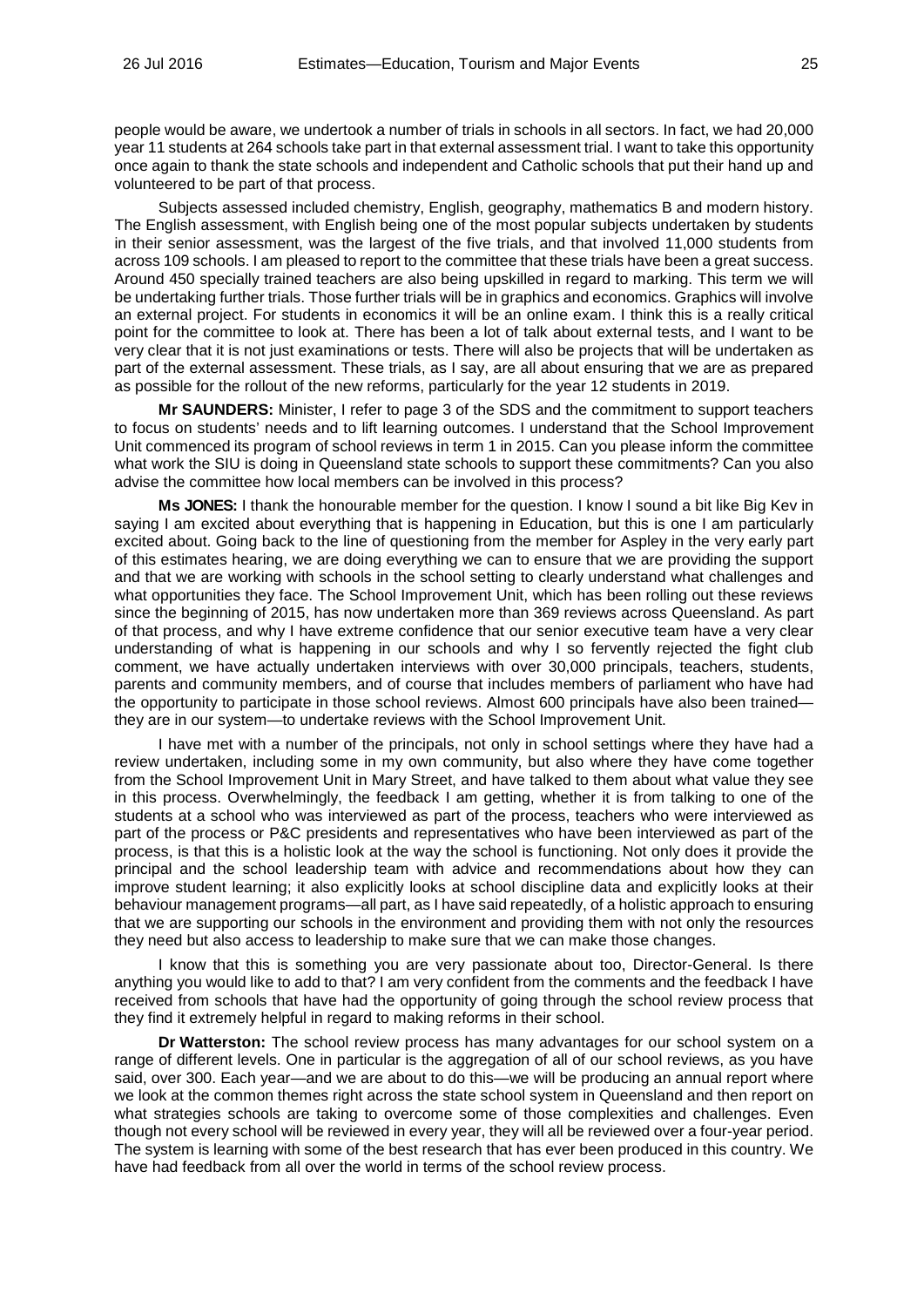people would be aware, we undertook a number of trials in schools in all sectors. In fact, we had 20,000 year 11 students at 264 schools take part in that external assessment trial. I want to take this opportunity once again to thank the state schools and independent and Catholic schools that put their hand up and volunteered to be part of that process.

Subjects assessed included chemistry, English, geography, mathematics B and modern history. The English assessment, with English being one of the most popular subjects undertaken by students in their senior assessment, was the largest of the five trials, and that involved 11,000 students from across 109 schools. I am pleased to report to the committee that these trials have been a great success. Around 450 specially trained teachers are also being upskilled in regard to marking. This term we will be undertaking further trials. Those further trials will be in graphics and economics. Graphics will involve an external project. For students in economics it will be an online exam. I think this is a really critical point for the committee to look at. There has been a lot of talk about external tests, and I want to be very clear that it is not just examinations or tests. There will also be projects that will be undertaken as part of the external assessment. These trials, as I say, are all about ensuring that we are as prepared as possible for the rollout of the new reforms, particularly for the year 12 students in 2019.

**Mr SAUNDERS:** Minister, I refer to page 3 of the SDS and the commitment to support teachers to focus on students' needs and to lift learning outcomes. I understand that the School Improvement Unit commenced its program of school reviews in term 1 in 2015. Can you please inform the committee what work the SIU is doing in Queensland state schools to support these commitments? Can you also advise the committee how local members can be involved in this process?

**Ms JONES:** I thank the honourable member for the question. I know I sound a bit like Big Kev in saying I am excited about everything that is happening in Education, but this is one I am particularly excited about. Going back to the line of questioning from the member for Aspley in the very early part of this estimates hearing, we are doing everything we can to ensure that we are providing the support and that we are working with schools in the school setting to clearly understand what challenges and what opportunities they face. The School Improvement Unit, which has been rolling out these reviews since the beginning of 2015, has now undertaken more than 369 reviews across Queensland. As part of that process, and why I have extreme confidence that our senior executive team have a very clear understanding of what is happening in our schools and why I so fervently rejected the fight club comment, we have actually undertaken interviews with over 30,000 principals, teachers, students, parents and community members, and of course that includes members of parliament who have had the opportunity to participate in those school reviews. Almost 600 principals have also been trained—they are in our system—to undertake reviews with the School Improvement Unit.

I have met with a number of the principals, not only in school settings where they have had a review undertaken, including some in my own community, but also where they have come together from the School Improvement Unit in Mary Street, and have talked to them about what value they see in this process. Overwhelmingly, the feedback I am getting, whether it is from talking to one of the students at a school who was interviewed as part of the process, teachers who were interviewed as part of the process or P&C presidents and representatives who have been interviewed as part of the process, is that this is a holistic look at the way the school is functioning. Not only does it provide the principal and the school leadership team with advice and recommendations about how they can improve student learning; it also explicitly looks at school discipline data and explicitly looks at their behaviour management programs—all part, as I have said repeatedly, of a holistic approach to ensuring that we are supporting our schools in the environment and providing them with not only the resources they need but also access to leadership to make sure that we can make those changes.

I know that this is something you are very passionate about too, Director-General. Is there anything you would like to add to that? I am very confident from the comments and the feedback I have received from schools that have had the opportunity of going through the school review process that they find it extremely helpful in regard to making reforms in their school.

**Dr Watterston:** The school review process has many advantages for our school system on a range of different levels. One in particular is the aggregation of all of our school reviews, as you have said, over 300. Each year—and we are about to do this—we will be producing an annual report where we look at the common themes right across the state school system in Queensland and then report on what strategies schools are taking to overcome some of those complexities and challenges. Even though not every school will be reviewed in every year, they will all be reviewed over a four-year period. The system is learning with some of the best research that has ever been produced in this country. We have had feedback from all over the world in terms of the school review process.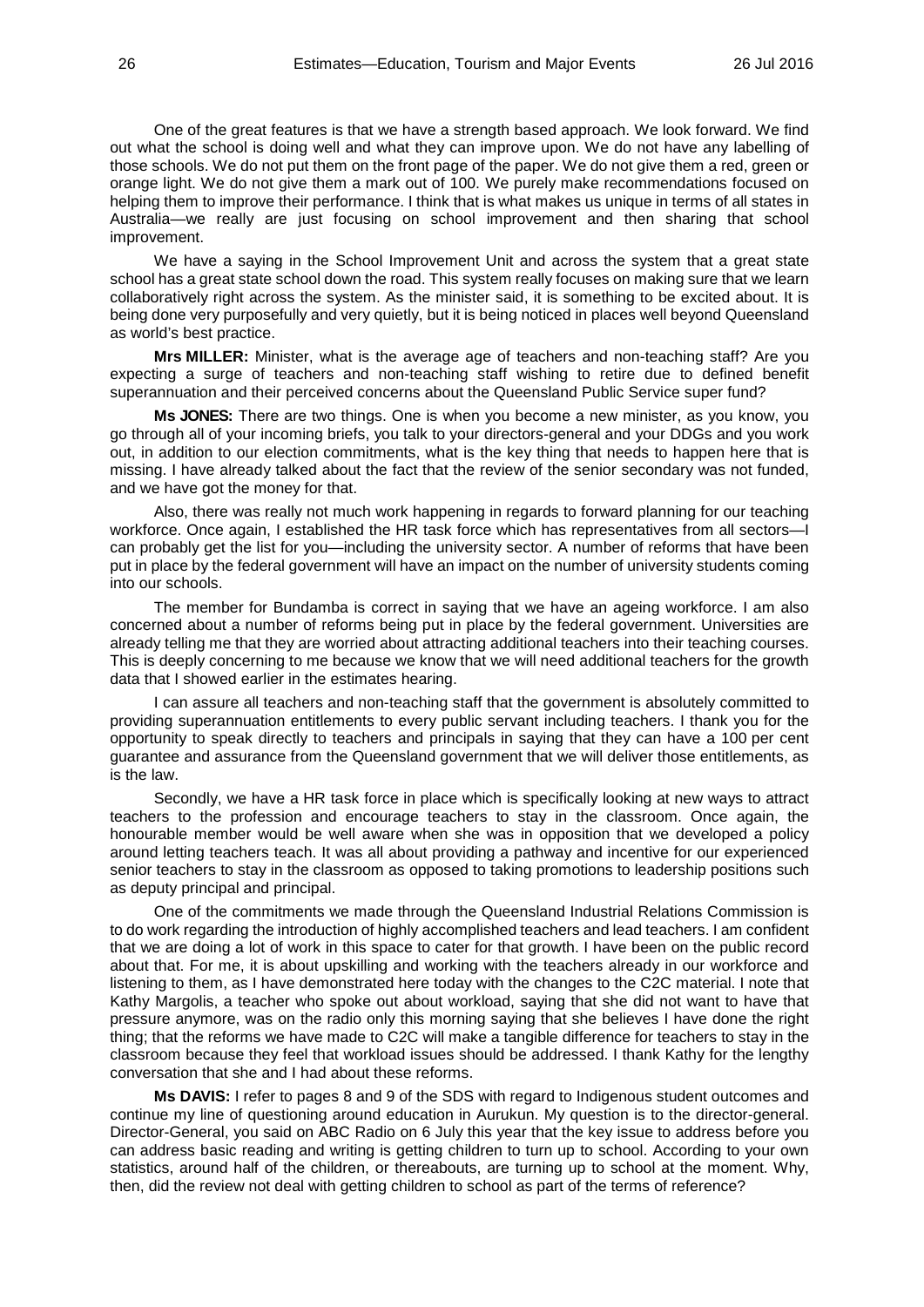One of the great features is that we have a strength based approach. We look forward. We find out what the school is doing well and what they can improve upon. We do not have any labelling of those schools. We do not put them on the front page of the paper. We do not give them a red, green or orange light. We do not give them a mark out of 100. We purely make recommendations focused on helping them to improve their performance. I think that is what makes us unique in terms of all states in Australia—we really are just focusing on school improvement and then sharing that school improvement.

We have a saying in the School Improvement Unit and across the system that a great state school has a great state school down the road. This system really focuses on making sure that we learn collaboratively right across the system. As the minister said, it is something to be excited about. It is being done very purposefully and very quietly, but it is being noticed in places well beyond Queensland as world's best practice.

**Mrs MILLER:** Minister, what is the average age of teachers and non-teaching staff? Are you expecting a surge of teachers and non-teaching staff wishing to retire due to defined benefit superannuation and their perceived concerns about the Queensland Public Service super fund?

**Ms JONES:** There are two things. One is when you become a new minister, as you know, you go through all of your incoming briefs, you talk to your directors-general and your DDGs and you work out, in addition to our election commitments, what is the key thing that needs to happen here that is missing. I have already talked about the fact that the review of the senior secondary was not funded, and we have got the money for that.

Also, there was really not much work happening in regards to forward planning for our teaching workforce. Once again, I established the HR task force which has representatives from all sectors—I can probably get the list for you—including the university sector. A number of reforms that have been put in place by the federal government will have an impact on the number of university students coming into our schools.

The member for Bundamba is correct in saying that we have an ageing workforce. I am also concerned about a number of reforms being put in place by the federal government. Universities are already telling me that they are worried about attracting additional teachers into their teaching courses. This is deeply concerning to me because we know that we will need additional teachers for the growth data that I showed earlier in the estimates hearing.

I can assure all teachers and non-teaching staff that the government is absolutely committed to providing superannuation entitlements to every public servant including teachers. I thank you for the opportunity to speak directly to teachers and principals in saying that they can have a 100 per cent guarantee and assurance from the Queensland government that we will deliver those entitlements, as is the law.

Secondly, we have a HR task force in place which is specifically looking at new ways to attract teachers to the profession and encourage teachers to stay in the classroom. Once again, the honourable member would be well aware when she was in opposition that we developed a policy around letting teachers teach. It was all about providing a pathway and incentive for our experienced senior teachers to stay in the classroom as opposed to taking promotions to leadership positions such as deputy principal and principal.

One of the commitments we made through the Queensland Industrial Relations Commission is to do work regarding the introduction of highly accomplished teachers and lead teachers. I am confident that we are doing a lot of work in this space to cater for that growth. I have been on the public record about that. For me, it is about upskilling and working with the teachers already in our workforce and listening to them, as I have demonstrated here today with the changes to the C2C material. I note that Kathy Margolis, a teacher who spoke out about workload, saying that she did not want to have that pressure anymore, was on the radio only this morning saying that she believes I have done the right thing; that the reforms we have made to C2C will make a tangible difference for teachers to stay in the classroom because they feel that workload issues should be addressed. I thank Kathy for the lengthy conversation that she and I had about these reforms.

**Ms DAVIS:** I refer to pages 8 and 9 of the SDS with regard to Indigenous student outcomes and continue my line of questioning around education in Aurukun. My question is to the director-general. Director-General, you said on ABC Radio on 6 July this year that the key issue to address before you can address basic reading and writing is getting children to turn up to school. According to your own statistics, around half of the children, or thereabouts, are turning up to school at the moment. Why, then, did the review not deal with getting children to school as part of the terms of reference?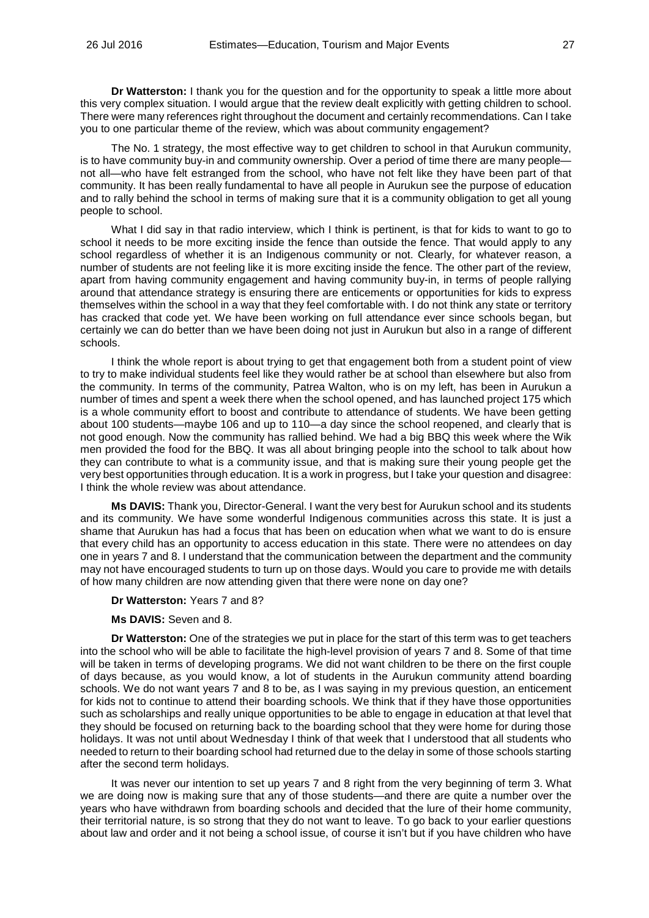**Dr Watterston:** I thank you for the question and for the opportunity to speak a little more about this very complex situation. I would argue that the review dealt explicitly with getting children to school. There were many references right throughout the document and certainly recommendations. Can I take you to one particular theme of the review, which was about community engagement?

The No. 1 strategy, the most effective way to get children to school in that Aurukun community, is to have community buy-in and community ownership. Over a period of time there are many people—not all—who have felt estranged from the school, who have not felt like they have been part of that community. It has been really fundamental to have all people in Aurukun see the purpose of education and to rally behind the school in terms of making sure that it is a community obligation to get all young people to school.

What I did say in that radio interview, which I think is pertinent, is that for kids to want to go to school it needs to be more exciting inside the fence than outside the fence. That would apply to any school regardless of whether it is an Indigenous community or not. Clearly, for whatever reason, a number of students are not feeling like it is more exciting inside the fence. The other part of the review, apart from having community engagement and having community buy-in, in terms of people rallying around that attendance strategy is ensuring there are enticements or opportunities for kids to express themselves within the school in a way that they feel comfortable with. I do not think any state or territory has cracked that code yet. We have been working on full attendance ever since schools began, but certainly we can do better than we have been doing not just in Aurukun but also in a range of different schools.

I think the whole report is about trying to get that engagement both from a student point of view to try to make individual students feel like they would rather be at school than elsewhere but also from the community. In terms of the community, Patrea Walton, who is on my left, has been in Aurukun a number of times and spent a week there when the school opened, and has launched project 175 which is a whole community effort to boost and contribute to attendance of students. We have been getting about 100 students—maybe 106 and up to 110—a day since the school reopened, and clearly that is not good enough. Now the community has rallied behind. We had a big BBQ this week where the Wik men provided the food for the BBQ. It was all about bringing people into the school to talk about how they can contribute to what is a community issue, and that is making sure their young people get the very best opportunities through education. It is a work in progress, but I take your question and disagree: I think the whole review was about attendance.

**Ms DAVIS:** Thank you, Director-General. I want the very best for Aurukun school and its students and its community. We have some wonderful Indigenous communities across this state. It is just a shame that Aurukun has had a focus that has been on education when what we want to do is ensure that every child has an opportunity to access education in this state. There were no attendees on day one in years 7 and 8. I understand that the communication between the department and the community may not have encouraged students to turn up on those days. Would you care to provide me with details of how many children are now attending given that there were none on day one?

**Dr Watterston:** Years 7 and 8?

**Ms DAVIS:** Seven and 8.

**Dr Watterston:** One of the strategies we put in place for the start of this term was to get teachers into the school who will be able to facilitate the high-level provision of years 7 and 8. Some of that time will be taken in terms of developing programs. We did not want children to be there on the first couple of days because, as you would know, a lot of students in the Aurukun community attend boarding schools. We do not want years 7 and 8 to be, as I was saying in my previous question, an enticement for kids not to continue to attend their boarding schools. We think that if they have those opportunities such as scholarships and really unique opportunities to be able to engage in education at that level that they should be focused on returning back to the boarding school that they were home for during those holidays. It was not until about Wednesday I think of that week that I understood that all students who needed to return to their boarding school had returned due to the delay in some of those schools starting after the second term holidays.

It was never our intention to set up years 7 and 8 right from the very beginning of term 3. What we are doing now is making sure that any of those students—and there are quite a number over the years who have withdrawn from boarding schools and decided that the lure of their home community, their territorial nature, is so strong that they do not want to leave. To go back to your earlier questions about law and order and it not being a school issue, of course it isn't but if you have children who have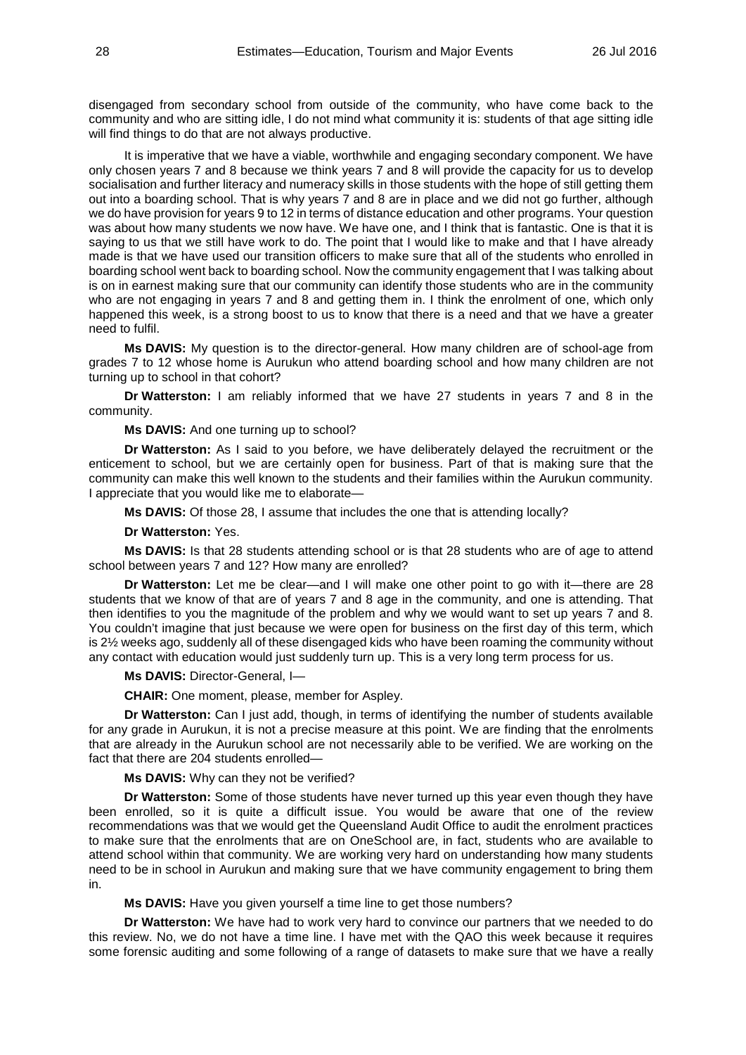disengaged from secondary school from outside of the community, who have come back to the community and who are sitting idle, I do not mind what community it is: students of that age sitting idle will find things to do that are not always productive.

It is imperative that we have a viable, worthwhile and engaging secondary component. We have only chosen years 7 and 8 because we think years 7 and 8 will provide the capacity for us to develop socialisation and further literacy and numeracy skills in those students with the hope of still getting them out into a boarding school. That is why years 7 and 8 are in place and we did not go further, although we do have provision for years 9 to 12 in terms of distance education and other programs. Your question was about how many students we now have. We have one, and I think that is fantastic. One is that it is saying to us that we still have work to do. The point that I would like to make and that I have already made is that we have used our transition officers to make sure that all of the students who enrolled in boarding school went back to boarding school. Now the community engagement that I was talking about is on in earnest making sure that our community can identify those students who are in the community who are not engaging in years 7 and 8 and getting them in. I think the enrolment of one, which only happened this week, is a strong boost to us to know that there is a need and that we have a greater need to fulfil.

**Ms DAVIS:** My question is to the director-general. How many children are of school-age from grades 7 to 12 whose home is Aurukun who attend boarding school and how many children are not turning up to school in that cohort?

**Dr Watterston:** I am reliably informed that we have 27 students in years 7 and 8 in the community.

**Ms DAVIS:** And one turning up to school?

**Dr Watterston:** As I said to you before, we have deliberately delayed the recruitment or the enticement to school, but we are certainly open for business. Part of that is making sure that the community can make this well known to the students and their families within the Aurukun community. I appreciate that you would like me to elaborate—

**Ms DAVIS:** Of those 28, I assume that includes the one that is attending locally?

**Dr Watterston:** Yes.

**Ms DAVIS:** Is that 28 students attending school or is that 28 students who are of age to attend school between years 7 and 12? How many are enrolled?

**Dr Watterston:** Let me be clear—and I will make one other point to go with it—there are 28 students that we know of that are of years 7 and 8 age in the community, and one is attending. That then identifies to you the magnitude of the problem and why we would want to set up years 7 and 8. You couldn't imagine that just because we were open for business on the first day of this term, which is 2½ weeks ago, suddenly all of these disengaged kids who have been roaming the community without any contact with education would just suddenly turn up. This is a very long term process for us.

**Ms DAVIS:** Director-General, I—

**CHAIR:** One moment, please, member for Aspley.

**Dr Watterston:** Can I just add, though, in terms of identifying the number of students available for any grade in Aurukun, it is not a precise measure at this point. We are finding that the enrolments that are already in the Aurukun school are not necessarily able to be verified. We are working on the fact that there are 204 students enrolled—

**Ms DAVIS:** Why can they not be verified?

**Dr Watterston:** Some of those students have never turned up this year even though they have been enrolled, so it is quite a difficult issue. You would be aware that one of the review recommendations was that we would get the Queensland Audit Office to audit the enrolment practices to make sure that the enrolments that are on OneSchool are, in fact, students who are available to attend school within that community. We are working very hard on understanding how many students need to be in school in Aurukun and making sure that we have community engagement to bring them in.

**Ms DAVIS:** Have you given yourself a time line to get those numbers?

**Dr Watterston:** We have had to work very hard to convince our partners that we needed to do this review. No, we do not have a time line. I have met with the QAO this week because it requires some forensic auditing and some following of a range of datasets to make sure that we have a really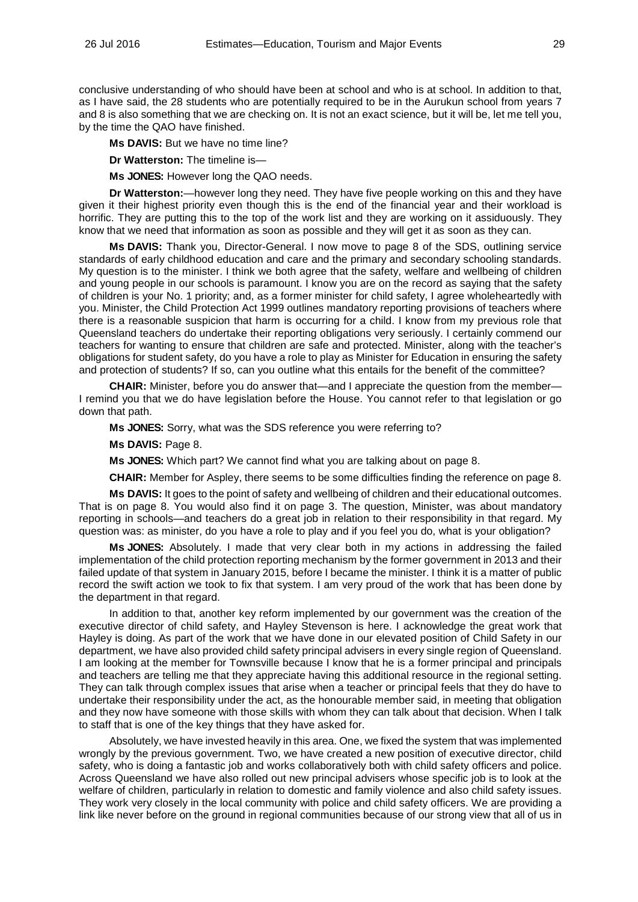conclusive understanding of who should have been at school and who is at school. In addition to that, as I have said, the 28 students who are potentially required to be in the Aurukun school from years 7 and 8 is also something that we are checking on. It is not an exact science, but it will be, let me tell you, by the time the QAO have finished.

**Ms DAVIS:** But we have no time line?

**Dr Watterston:** The timeline is—

**Ms JONES:** However long the QAO needs.

**Dr Watterston:**—however long they need. They have five people working on this and they have given it their highest priority even though this is the end of the financial year and their workload is horrific. They are putting this to the top of the work list and they are working on it assiduously. They know that we need that information as soon as possible and they will get it as soon as they can.

**Ms DAVIS:** Thank you, Director-General. I now move to page 8 of the SDS, outlining service standards of early childhood education and care and the primary and secondary schooling standards. My question is to the minister. I think we both agree that the safety, welfare and wellbeing of children and young people in our schools is paramount. I know you are on the record as saying that the safety of children is your No. 1 priority; and, as a former minister for child safety, I agree wholeheartedly with you. Minister, the Child Protection Act 1999 outlines mandatory reporting provisions of teachers where there is a reasonable suspicion that harm is occurring for a child. I know from my previous role that Queensland teachers do undertake their reporting obligations very seriously. I certainly commend our teachers for wanting to ensure that children are safe and protected. Minister, along with the teacher's obligations for student safety, do you have a role to play as Minister for Education in ensuring the safety and protection of students? If so, can you outline what this entails for the benefit of the committee?

**CHAIR:** Minister, before you do answer that—and I appreciate the question from the member—I remind you that we do have legislation before the House. You cannot refer to that legislation or go down that path.

**Ms JONES:** Sorry, what was the SDS reference you were referring to?

**Ms DAVIS:** Page 8.

**Ms JONES:** Which part? We cannot find what you are talking about on page 8.

**CHAIR:** Member for Aspley, there seems to be some difficulties finding the reference on page 8.

**Ms DAVIS:** It goes to the point of safety and wellbeing of children and their educational outcomes. That is on page 8. You would also find it on page 3. The question, Minister, was about mandatory reporting in schools—and teachers do a great job in relation to their responsibility in that regard. My question was: as minister, do you have a role to play and if you feel you do, what is your obligation?

**Ms JONES:** Absolutely. I made that very clear both in my actions in addressing the failed implementation of the child protection reporting mechanism by the former government in 2013 and their failed update of that system in January 2015, before I became the minister. I think it is a matter of public record the swift action we took to fix that system. I am very proud of the work that has been done by the department in that regard.

In addition to that, another key reform implemented by our government was the creation of the executive director of child safety, and Hayley Stevenson is here. I acknowledge the great work that Hayley is doing. As part of the work that we have done in our elevated position of Child Safety in our department, we have also provided child safety principal advisers in every single region of Queensland. I am looking at the member for Townsville because I know that he is a former principal and principals and teachers are telling me that they appreciate having this additional resource in the regional setting. They can talk through complex issues that arise when a teacher or principal feels that they do have to undertake their responsibility under the act, as the honourable member said, in meeting that obligation and they now have someone with those skills with whom they can talk about that decision. When I talk to staff that is one of the key things that they have asked for.

Absolutely, we have invested heavily in this area. One, we fixed the system that was implemented wrongly by the previous government. Two, we have created a new position of executive director, child safety, who is doing a fantastic job and works collaboratively both with child safety officers and police. Across Queensland we have also rolled out new principal advisers whose specific job is to look at the welfare of children, particularly in relation to domestic and family violence and also child safety issues. They work very closely in the local community with police and child safety officers. We are providing a link like never before on the ground in regional communities because of our strong view that all of us in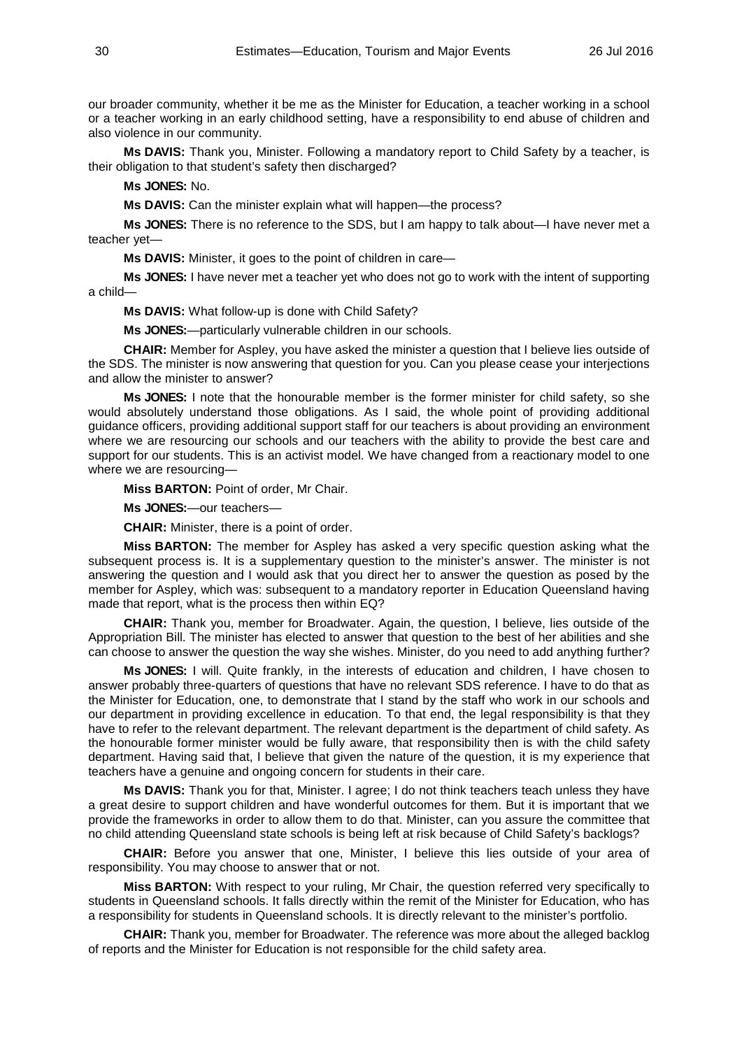our broader community, whether it be me as the Minister for Education, a teacher working in a school or a teacher working in an early childhood setting, have a responsibility to end abuse of children and also violence in our community.

**Ms DAVIS:** Thank you, Minister. Following a mandatory report to Child Safety by a teacher, is their obligation to that student's safety then discharged?

**Ms JONES:** No.

**Ms DAVIS:** Can the minister explain what will happen—the process?

**Ms JONES:** There is no reference to the SDS, but I am happy to talk about—I have never met a teacher yet—

**Ms DAVIS:** Minister, it goes to the point of children in care—

**Ms JONES:** I have never met a teacher yet who does not go to work with the intent of supporting a child—

**Ms DAVIS:** What follow-up is done with Child Safety?

**Ms JONES:**—particularly vulnerable children in our schools.

**CHAIR:** Member for Aspley, you have asked the minister a question that I believe lies outside of the SDS. The minister is now answering that question for you. Can you please cease your interjections and allow the minister to answer?

**Ms JONES:** I note that the honourable member is the former minister for child safety, so she would absolutely understand those obligations. As I said, the whole point of providing additional guidance officers, providing additional support staff for our teachers is about providing an environment where we are resourcing our schools and our teachers with the ability to provide the best care and support for our students. This is an activist model. We have changed from a reactionary model to one where we are resourcing—

**Miss BARTON:** Point of order, Mr Chair.

**Ms JONES:**—our teachers—

**CHAIR:** Minister, there is a point of order.

**Miss BARTON:** The member for Aspley has asked a very specific question asking what the subsequent process is. It is a supplementary question to the minister's answer. The minister is not answering the question and I would ask that you direct her to answer the question as posed by the member for Aspley, which was: subsequent to a mandatory reporter in Education Queensland having made that report, what is the process then within EQ?

**CHAIR:** Thank you, member for Broadwater. Again, the question, I believe, lies outside of the Appropriation Bill. The minister has elected to answer that question to the best of her abilities and she can choose to answer the question the way she wishes. Minister, do you need to add anything further?

**Ms JONES:** I will. Quite frankly, in the interests of education and children, I have chosen to answer probably three-quarters of questions that have no relevant SDS reference. I have to do that as the Minister for Education, one, to demonstrate that I stand by the staff who work in our schools and our department in providing excellence in education. To that end, the legal responsibility is that they have to refer to the relevant department. The relevant department is the department of child safety. As the honourable former minister would be fully aware, that responsibility then is with the child safety department. Having said that, I believe that given the nature of the question, it is my experience that teachers have a genuine and ongoing concern for students in their care.

**Ms DAVIS:** Thank you for that, Minister. I agree; I do not think teachers teach unless they have a great desire to support children and have wonderful outcomes for them. But it is important that we provide the frameworks in order to allow them to do that. Minister, can you assure the committee that no child attending Queensland state schools is being left at risk because of Child Safety's backlogs?

**CHAIR:** Before you answer that one, Minister, I believe this lies outside of your area of responsibility. You may choose to answer that or not.

**Miss BARTON:** With respect to your ruling, Mr Chair, the question referred very specifically to students in Queensland schools. It falls directly within the remit of the Minister for Education, who has a responsibility for students in Queensland schools. It is directly relevant to the minister's portfolio.

**CHAIR:** Thank you, member for Broadwater. The reference was more about the alleged backlog of reports and the Minister for Education is not responsible for the child safety area.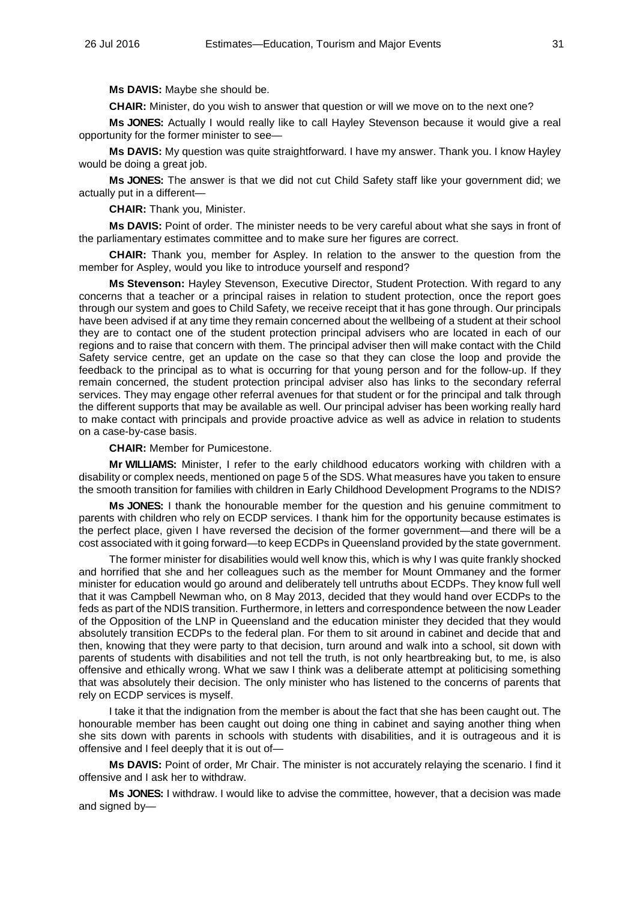**Ms DAVIS:** Maybe she should be.

**CHAIR:** Minister, do you wish to answer that question or will we move on to the next one?

**Ms JONES:** Actually I would really like to call Hayley Stevenson because it would give a real opportunity for the former minister to see—

**Ms DAVIS:** My question was quite straightforward. I have my answer. Thank you. I know Hayley would be doing a great job.

**Ms JONES:** The answer is that we did not cut Child Safety staff like your government did; we actually put in a different—

**CHAIR:** Thank you, Minister.

**Ms DAVIS:** Point of order. The minister needs to be very careful about what she says in front of the parliamentary estimates committee and to make sure her figures are correct.

**CHAIR:** Thank you, member for Aspley. In relation to the answer to the question from the member for Aspley, would you like to introduce yourself and respond?

**Ms Stevenson:** Hayley Stevenson, Executive Director, Student Protection. With regard to any concerns that a teacher or a principal raises in relation to student protection, once the report goes through our system and goes to Child Safety, we receive receipt that it has gone through. Our principals have been advised if at any time they remain concerned about the wellbeing of a student at their school they are to contact one of the student protection principal advisers who are located in each of our regions and to raise that concern with them. The principal adviser then will make contact with the Child Safety service centre, get an update on the case so that they can close the loop and provide the feedback to the principal as to what is occurring for that young person and for the follow-up. If they remain concerned, the student protection principal adviser also has links to the secondary referral services. They may engage other referral avenues for that student or for the principal and talk through the different supports that may be available as well. Our principal adviser has been working really hard to make contact with principals and provide proactive advice as well as advice in relation to students on a case-by-case basis.

**CHAIR:** Member for Pumicestone.

**Mr WILLIAMS:** Minister, I refer to the early childhood educators working with children with a disability or complex needs, mentioned on page 5 of the SDS. What measures have you taken to ensure the smooth transition for families with children in Early Childhood Development Programs to the NDIS?

**Ms JONES:** I thank the honourable member for the question and his genuine commitment to parents with children who rely on ECDP services. I thank him for the opportunity because estimates is the perfect place, given I have reversed the decision of the former government—and there will be a cost associated with it going forward—to keep ECDPs in Queensland provided by the state government.

The former minister for disabilities would well know this, which is why I was quite frankly shocked and horrified that she and her colleagues such as the member for Mount Ommaney and the former minister for education would go around and deliberately tell untruths about ECDPs. They know full well that it was Campbell Newman who, on 8 May 2013, decided that they would hand over ECDPs to the feds as part of the NDIS transition. Furthermore, in letters and correspondence between the now Leader of the Opposition of the LNP in Queensland and the education minister they decided that they would absolutely transition ECDPs to the federal plan. For them to sit around in cabinet and decide that and then, knowing that they were party to that decision, turn around and walk into a school, sit down with parents of students with disabilities and not tell the truth, is not only heartbreaking but, to me, is also offensive and ethically wrong. What we saw I think was a deliberate attempt at politicising something that was absolutely their decision. The only minister who has listened to the concerns of parents that rely on ECDP services is myself.

I take it that the indignation from the member is about the fact that she has been caught out. The honourable member has been caught out doing one thing in cabinet and saying another thing when she sits down with parents in schools with students with disabilities, and it is outrageous and it is offensive and I feel deeply that it is out of—

**Ms DAVIS:** Point of order, Mr Chair. The minister is not accurately relaying the scenario. I find it offensive and I ask her to withdraw.

**Ms JONES:** I withdraw. I would like to advise the committee, however, that a decision was made and signed by—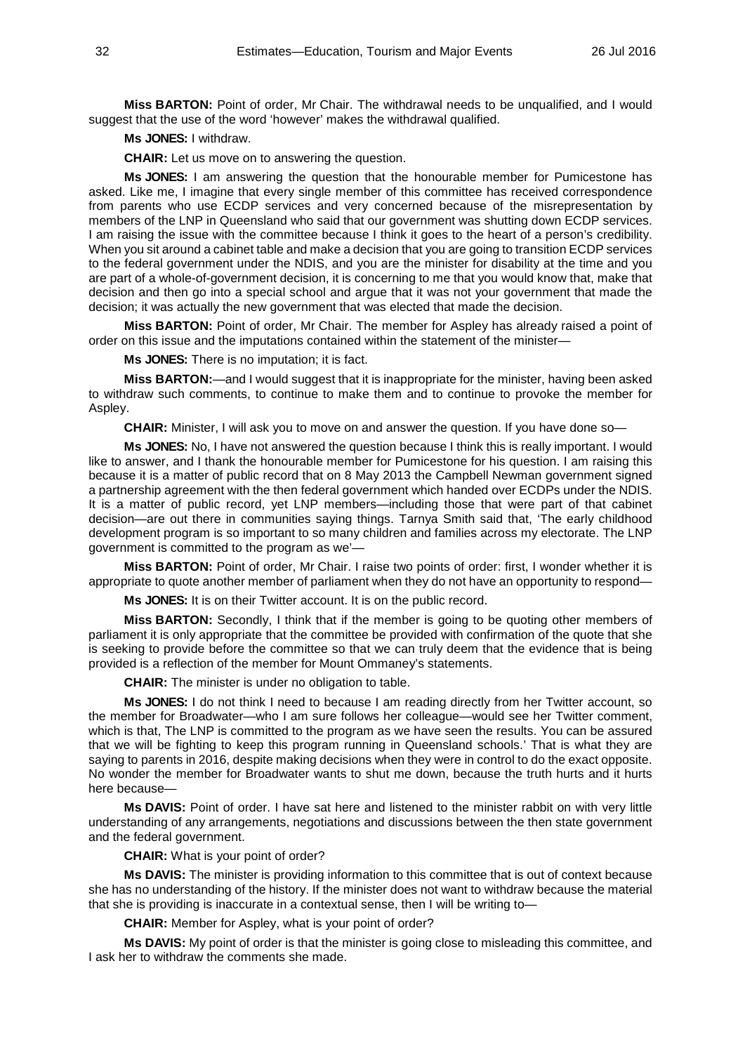**Miss BARTON:** Point of order, Mr Chair. The withdrawal needs to be unqualified, and I would suggest that the use of the word 'however' makes the withdrawal qualified.

**Ms JONES:** I withdraw.

**CHAIR:** Let us move on to answering the question.

**Ms JONES:** I am answering the question that the honourable member for Pumicestone has asked. Like me, I imagine that every single member of this committee has received correspondence from parents who use ECDP services and very concerned because of the misrepresentation by members of the LNP in Queensland who said that our government was shutting down ECDP services. I am raising the issue with the committee because I think it goes to the heart of a person's credibility. When you sit around a cabinet table and make a decision that you are going to transition ECDP services to the federal government under the NDIS, and you are the minister for disability at the time and you are part of a whole-of-government decision, it is concerning to me that you would know that, make that decision and then go into a special school and argue that it was not your government that made the decision; it was actually the new government that was elected that made the decision.

**Miss BARTON:** Point of order, Mr Chair. The member for Aspley has already raised a point of order on this issue and the imputations contained within the statement of the minister—

**Ms JONES:** There is no imputation; it is fact.

**Miss BARTON:**—and I would suggest that it is inappropriate for the minister, having been asked to withdraw such comments, to continue to make them and to continue to provoke the member for Aspley.

**CHAIR:** Minister, I will ask you to move on and answer the question. If you have done so—

**Ms JONES:** No, I have not answered the question because I think this is really important. I would like to answer, and I thank the honourable member for Pumicestone for his question. I am raising this because it is a matter of public record that on 8 May 2013 the Campbell Newman government signed a partnership agreement with the then federal government which handed over ECDPs under the NDIS. It is a matter of public record, yet LNP members—including those that were part of that cabinet decision—are out there in communities saying things. Tarnya Smith said that, 'The early childhood development program is so important to so many children and families across my electorate. The LNP government is committed to the program as we'—

**Miss BARTON:** Point of order, Mr Chair. I raise two points of order: first, I wonder whether it is appropriate to quote another member of parliament when they do not have an opportunity to respond—

**Ms JONES:** It is on their Twitter account. It is on the public record.

**Miss BARTON:** Secondly, I think that if the member is going to be quoting other members of parliament it is only appropriate that the committee be provided with confirmation of the quote that she is seeking to provide before the committee so that we can truly deem that the evidence that is being provided is a reflection of the member for Mount Ommaney's statements.

**CHAIR:** The minister is under no obligation to table.

**Ms JONES:** I do not think I need to because I am reading directly from her Twitter account, so the member for Broadwater—who I am sure follows her colleague—would see her Twitter comment, which is that, The LNP is committed to the program as we have seen the results. You can be assured that we will be fighting to keep this program running in Queensland schools.' That is what they are saying to parents in 2016, despite making decisions when they were in control to do the exact opposite. No wonder the member for Broadwater wants to shut me down, because the truth hurts and it hurts here because—

**Ms DAVIS:** Point of order. I have sat here and listened to the minister rabbit on with very little understanding of any arrangements, negotiations and discussions between the then state government and the federal government.

**CHAIR:** What is your point of order?

**Ms DAVIS:** The minister is providing information to this committee that is out of context because she has no understanding of the history. If the minister does not want to withdraw because the material that she is providing is inaccurate in a contextual sense, then I will be writing to—

**CHAIR:** Member for Aspley, what is your point of order?

**Ms DAVIS:** My point of order is that the minister is going close to misleading this committee, and I ask her to withdraw the comments she made.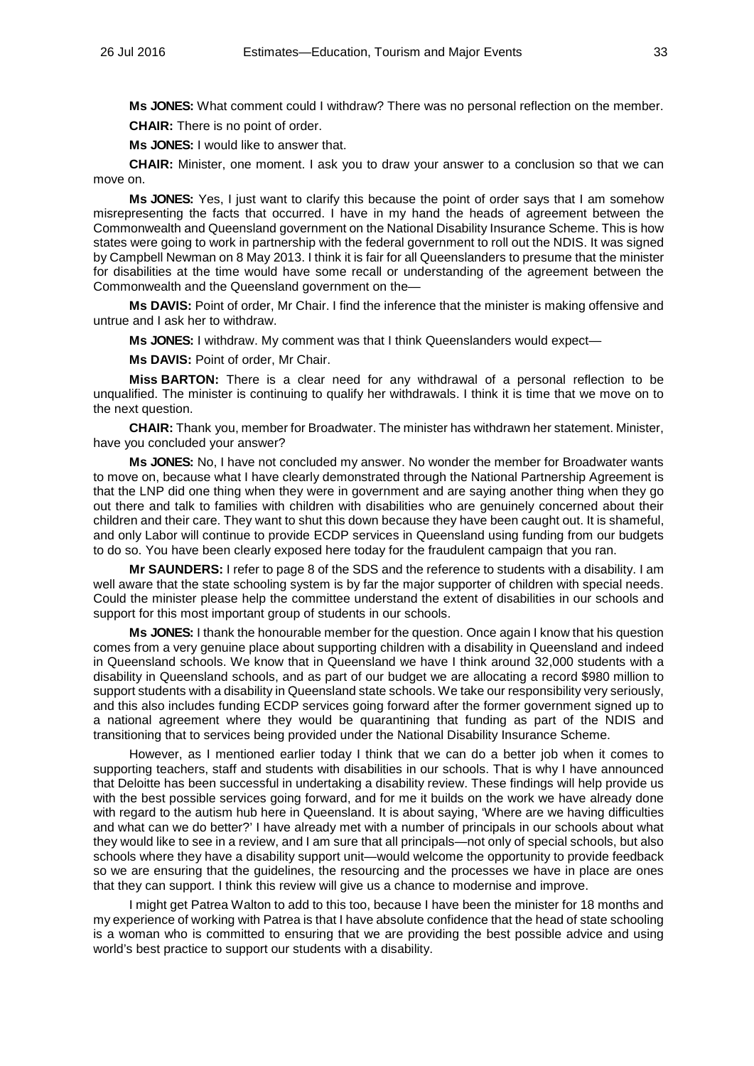**Ms JONES:** What comment could I withdraw? There was no personal reflection on the member.

**CHAIR:** There is no point of order.

**Ms JONES:** I would like to answer that.

**CHAIR:** Minister, one moment. I ask you to draw your answer to a conclusion so that we can move on.

**Ms JONES:** Yes, I just want to clarify this because the point of order says that I am somehow misrepresenting the facts that occurred. I have in my hand the heads of agreement between the Commonwealth and Queensland government on the National Disability Insurance Scheme. This is how states were going to work in partnership with the federal government to roll out the NDIS. It was signed by Campbell Newman on 8 May 2013. I think it is fair for all Queenslanders to presume that the minister for disabilities at the time would have some recall or understanding of the agreement between the Commonwealth and the Queensland government on the—

**Ms DAVIS:** Point of order, Mr Chair. I find the inference that the minister is making offensive and untrue and I ask her to withdraw.

**Ms JONES:** I withdraw. My comment was that I think Queenslanders would expect—

**Ms DAVIS:** Point of order, Mr Chair.

**Miss BARTON:** There is a clear need for any withdrawal of a personal reflection to be unqualified. The minister is continuing to qualify her withdrawals. I think it is time that we move on to the next question.

**CHAIR:** Thank you, member for Broadwater. The minister has withdrawn her statement. Minister, have you concluded your answer?

**Ms JONES:** No, I have not concluded my answer. No wonder the member for Broadwater wants to move on, because what I have clearly demonstrated through the National Partnership Agreement is that the LNP did one thing when they were in government and are saying another thing when they go out there and talk to families with children with disabilities who are genuinely concerned about their children and their care. They want to shut this down because they have been caught out. It is shameful, and only Labor will continue to provide ECDP services in Queensland using funding from our budgets to do so. You have been clearly exposed here today for the fraudulent campaign that you ran.

**Mr SAUNDERS:** I refer to page 8 of the SDS and the reference to students with a disability. I am well aware that the state schooling system is by far the major supporter of children with special needs. Could the minister please help the committee understand the extent of disabilities in our schools and support for this most important group of students in our schools.

**Ms JONES:** I thank the honourable member for the question. Once again I know that his question comes from a very genuine place about supporting children with a disability in Queensland and indeed in Queensland schools. We know that in Queensland we have I think around 32,000 students with a disability in Queensland schools, and as part of our budget we are allocating a record $980 million to support students with a disability in Queensland state schools. We take our responsibility very seriously, and this also includes funding ECDP services going forward after the former government signed up to a national agreement where they would be quarantining that funding as part of the NDIS and transitioning that to services being provided under the National Disability Insurance Scheme.

However, as I mentioned earlier today I think that we can do a better job when it comes to supporting teachers, staff and students with disabilities in our schools. That is why I have announced that Deloitte has been successful in undertaking a disability review. These findings will help provide us with the best possible services going forward, and for me it builds on the work we have already done with regard to the autism hub here in Queensland. It is about saying, 'Where are we having difficulties and what can we do better?' I have already met with a number of principals in our schools about what they would like to see in a review, and I am sure that all principals—not only of special schools, but also schools where they have a disability support unit—would welcome the opportunity to provide feedback so we are ensuring that the guidelines, the resourcing and the processes we have in place are ones that they can support. I think this review will give us a chance to modernise and improve.

I might get Patrea Walton to add to this too, because I have been the minister for 18 months and my experience of working with Patrea is that I have absolute confidence that the head of state schooling is a woman who is committed to ensuring that we are providing the best possible advice and using world's best practice to support our students with a disability.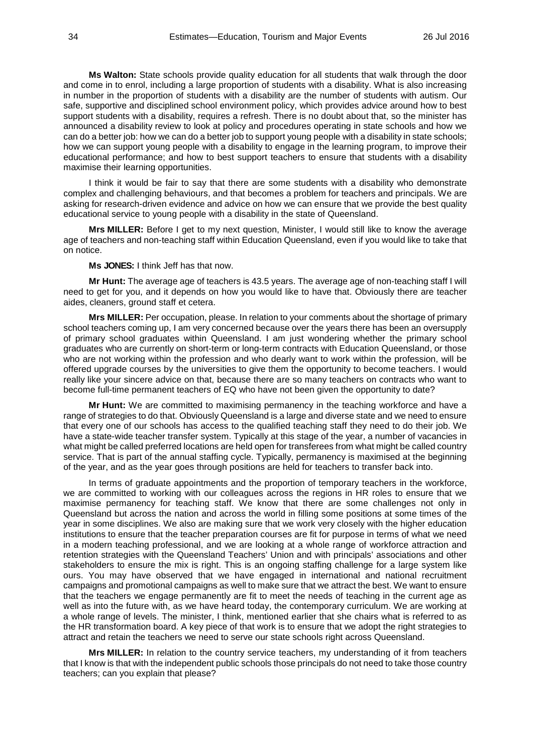**Ms Walton:** State schools provide quality education for all students that walk through the door and come in to enrol, including a large proportion of students with a disability. What is also increasing in number in the proportion of students with a disability are the number of students with autism. Our safe, supportive and disciplined school environment policy, which provides advice around how to best support students with a disability, requires a refresh. There is no doubt about that, so the minister has announced a disability review to look at policy and procedures operating in state schools and how we can do a better job: how we can do a better job to support young people with a disability in state schools; how we can support young people with a disability to engage in the learning program, to improve their educational performance; and how to best support teachers to ensure that students with a disability maximise their learning opportunities.

I think it would be fair to say that there are some students with a disability who demonstrate complex and challenging behaviours, and that becomes a problem for teachers and principals. We are asking for research-driven evidence and advice on how we can ensure that we provide the best quality educational service to young people with a disability in the state of Queensland.

**Mrs MILLER:** Before I get to my next question, Minister, I would still like to know the average age of teachers and non-teaching staff within Education Queensland, even if you would like to take that on notice.

**Ms JONES:** I think Jeff has that now.

**Mr Hunt:** The average age of teachers is 43.5 years. The average age of non-teaching staff I will need to get for you, and it depends on how you would like to have that. Obviously there are teacher aides, cleaners, ground staff et cetera.

**Mrs MILLER:** Per occupation, please. In relation to your comments about the shortage of primary school teachers coming up, I am very concerned because over the years there has been an oversupply of primary school graduates within Queensland. I am just wondering whether the primary school graduates who are currently on short-term or long-term contracts with Education Queensland, or those who are not working within the profession and who dearly want to work within the profession, will be offered upgrade courses by the universities to give them the opportunity to become teachers. I would really like your sincere advice on that, because there are so many teachers on contracts who want to become full-time permanent teachers of EQ who have not been given the opportunity to date?

**Mr Hunt:** We are committed to maximising permanency in the teaching workforce and have a range of strategies to do that. Obviously Queensland is a large and diverse state and we need to ensure that every one of our schools has access to the qualified teaching staff they need to do their job. We have a state-wide teacher transfer system. Typically at this stage of the year, a number of vacancies in what might be called preferred locations are held open for transferees from what might be called country service. That is part of the annual staffing cycle. Typically, permanency is maximised at the beginning of the year, and as the year goes through positions are held for teachers to transfer back into.

In terms of graduate appointments and the proportion of temporary teachers in the workforce, we are committed to working with our colleagues across the regions in HR roles to ensure that we maximise permanency for teaching staff. We know that there are some challenges not only in Queensland but across the nation and across the world in filling some positions at some times of the year in some disciplines. We also are making sure that we work very closely with the higher education institutions to ensure that the teacher preparation courses are fit for purpose in terms of what we need in a modern teaching professional, and we are looking at a whole range of workforce attraction and retention strategies with the Queensland Teachers' Union and with principals' associations and other stakeholders to ensure the mix is right. This is an ongoing staffing challenge for a large system like ours. You may have observed that we have engaged in international and national recruitment campaigns and promotional campaigns as well to make sure that we attract the best. We want to ensure that the teachers we engage permanently are fit to meet the needs of teaching in the current age as well as into the future with, as we have heard today, the contemporary curriculum. We are working at a whole range of levels. The minister, I think, mentioned earlier that she chairs what is referred to as the HR transformation board. A key piece of that work is to ensure that we adopt the right strategies to attract and retain the teachers we need to serve our state schools right across Queensland.

**Mrs MILLER:** In relation to the country service teachers, my understanding of it from teachers that I know is that with the independent public schools those principals do not need to take those country teachers; can you explain that please?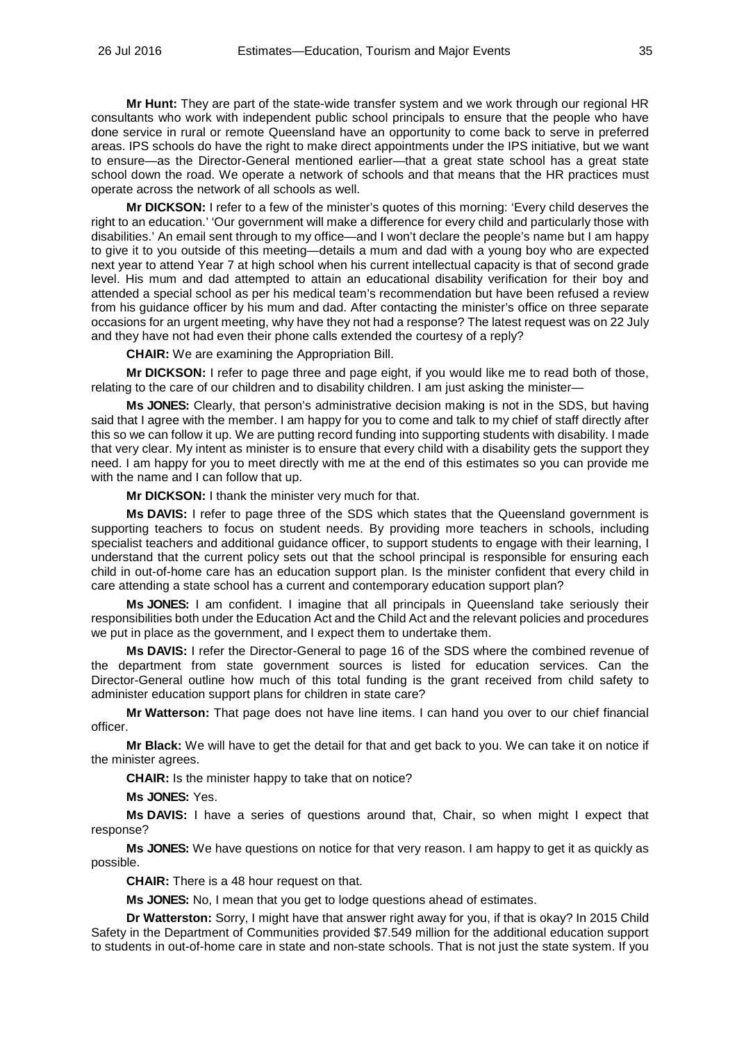**Mr Hunt:** They are part of the state-wide transfer system and we work through our regional HR consultants who work with independent public school principals to ensure that the people who have done service in rural or remote Queensland have an opportunity to come back to serve in preferred areas. IPS schools do have the right to make direct appointments under the IPS initiative, but we want to ensure—as the Director-General mentioned earlier—that a great state school has a great state school down the road. We operate a network of schools and that means that the HR practices must operate across the network of all schools as well.

**Mr DICKSON:** I refer to a few of the minister's quotes of this morning: 'Every child deserves the right to an education.' 'Our government will make a difference for every child and particularly those with disabilities.' An email sent through to my office—and I won't declare the people's name but I am happy to give it to you outside of this meeting—details a mum and dad with a young boy who are expected next year to attend Year 7 at high school when his current intellectual capacity is that of second grade level. His mum and dad attempted to attain an educational disability verification for their boy and attended a special school as per his medical team's recommendation but have been refused a review from his guidance officer by his mum and dad. After contacting the minister's office on three separate occasions for an urgent meeting, why have they not had a response? The latest request was on 22 July and they have not had even their phone calls extended the courtesy of a reply?

**CHAIR:** We are examining the Appropriation Bill.

**Mr DICKSON:** I refer to page three and page eight, if you would like me to read both of those, relating to the care of our children and to disability children. I am just asking the minister—

**Ms JONES:** Clearly, that person's administrative decision making is not in the SDS, but having said that I agree with the member. I am happy for you to come and talk to my chief of staff directly after this so we can follow it up. We are putting record funding into supporting students with disability. I made that very clear. My intent as minister is to ensure that every child with a disability gets the support they need. I am happy for you to meet directly with me at the end of this estimates so you can provide me with the name and I can follow that up.

**Mr DICKSON:** I thank the minister very much for that.

**Ms DAVIS:** I refer to page three of the SDS which states that the Queensland government is supporting teachers to focus on student needs. By providing more teachers in schools, including specialist teachers and additional guidance officer, to support students to engage with their learning, I understand that the current policy sets out that the school principal is responsible for ensuring each child in out-of-home care has an education support plan. Is the minister confident that every child in care attending a state school has a current and contemporary education support plan?

**Ms JONES:** I am confident. I imagine that all principals in Queensland take seriously their responsibilities both under the Education Act and the Child Act and the relevant policies and procedures we put in place as the government, and I expect them to undertake them.

**Ms DAVIS:** I refer the Director-General to page 16 of the SDS where the combined revenue of the department from state government sources is listed for education services. Can the Director-General outline how much of this total funding is the grant received from child safety to administer education support plans for children in state care?

**Mr Watterson:** That page does not have line items. I can hand you over to our chief financial officer.

**Mr Black:** We will have to get the detail for that and get back to you. We can take it on notice if the minister agrees.

**CHAIR:** Is the minister happy to take that on notice?

**Ms JONES:** Yes.

**Ms DAVIS:** I have a series of questions around that, Chair, so when might I expect that response?

**Ms JONES:** We have questions on notice for that very reason. I am happy to get it as quickly as possible.

**CHAIR:** There is a 48 hour request on that.

**Ms JONES:** No, I mean that you get to lodge questions ahead of estimates.

**Dr Watterston:** Sorry, I might have that answer right away for you, if that is okay? In 2015 Child Safety in the Department of Communities provided $7.549 million for the additional education support to students in out-of-home care in state and non-state schools. That is not just the state system. If you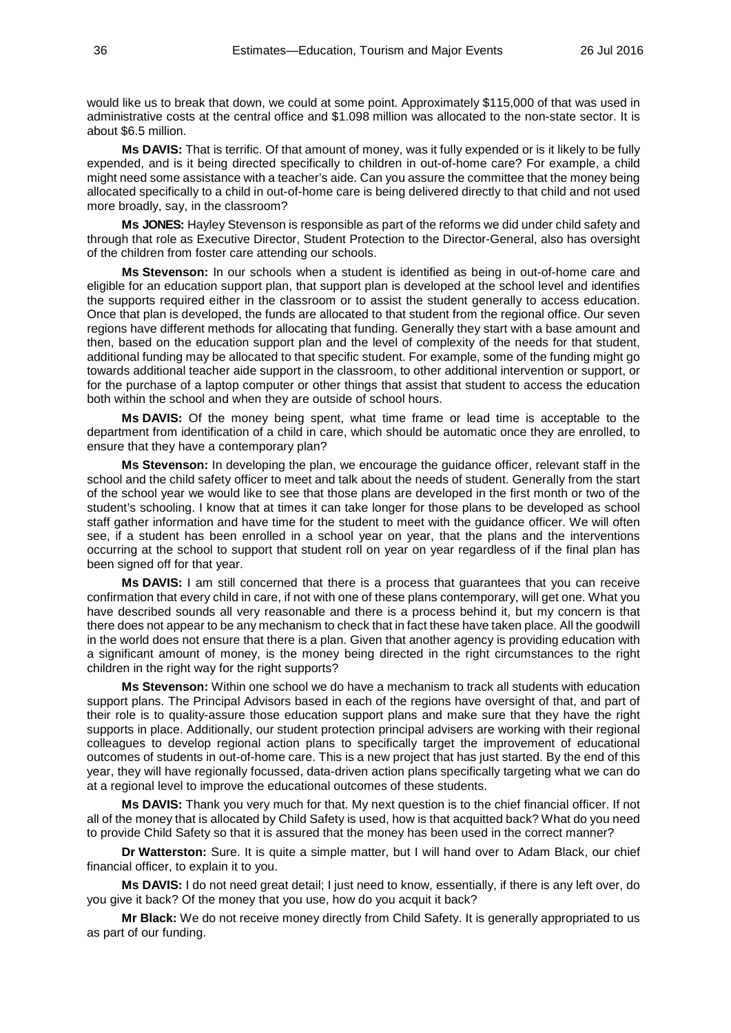would like us to break that down, we could at some point. Approximately $115,000 of that was used in administrative costs at the central office and $1.098 million was allocated to the non-state sector. It is about $6.5 million.

**Ms DAVIS:** That is terrific. Of that amount of money, was it fully expended or is it likely to be fully expended, and is it being directed specifically to children in out-of-home care? For example, a child might need some assistance with a teacher's aide. Can you assure the committee that the money being allocated specifically to a child in out-of-home care is being delivered directly to that child and not used more broadly, say, in the classroom?

**Ms JONES:** Hayley Stevenson is responsible as part of the reforms we did under child safety and through that role as Executive Director, Student Protection to the Director-General, also has oversight of the children from foster care attending our schools.

**Ms Stevenson:** In our schools when a student is identified as being in out-of-home care and eligible for an education support plan, that support plan is developed at the school level and identifies the supports required either in the classroom or to assist the student generally to access education. Once that plan is developed, the funds are allocated to that student from the regional office. Our seven regions have different methods for allocating that funding. Generally they start with a base amount and then, based on the education support plan and the level of complexity of the needs for that student, additional funding may be allocated to that specific student. For example, some of the funding might go towards additional teacher aide support in the classroom, to other additional intervention or support, or for the purchase of a laptop computer or other things that assist that student to access the education both within the school and when they are outside of school hours.

**Ms DAVIS:** Of the money being spent, what time frame or lead time is acceptable to the department from identification of a child in care, which should be automatic once they are enrolled, to ensure that they have a contemporary plan?

**Ms Stevenson:** In developing the plan, we encourage the guidance officer, relevant staff in the school and the child safety officer to meet and talk about the needs of student. Generally from the start of the school year we would like to see that those plans are developed in the first month or two of the student's schooling. I know that at times it can take longer for those plans to be developed as school staff gather information and have time for the student to meet with the guidance officer. We will often see, if a student has been enrolled in a school year on year, that the plans and the interventions occurring at the school to support that student roll on year on year regardless of if the final plan has been signed off for that year.

**Ms DAVIS:** I am still concerned that there is a process that guarantees that you can receive confirmation that every child in care, if not with one of these plans contemporary, will get one. What you have described sounds all very reasonable and there is a process behind it, but my concern is that there does not appear to be any mechanism to check that in fact these have taken place. All the goodwill in the world does not ensure that there is a plan. Given that another agency is providing education with a significant amount of money, is the money being directed in the right circumstances to the right children in the right way for the right supports?

**Ms Stevenson:** Within one school we do have a mechanism to track all students with education support plans. The Principal Advisors based in each of the regions have oversight of that, and part of their role is to quality-assure those education support plans and make sure that they have the right supports in place. Additionally, our student protection principal advisers are working with their regional colleagues to develop regional action plans to specifically target the improvement of educational outcomes of students in out-of-home care. This is a new project that has just started. By the end of this year, they will have regionally focussed, data-driven action plans specifically targeting what we can do at a regional level to improve the educational outcomes of these students.

**Ms DAVIS:** Thank you very much for that. My next question is to the chief financial officer. If not all of the money that is allocated by Child Safety is used, how is that acquitted back? What do you need to provide Child Safety so that it is assured that the money has been used in the correct manner?

**Dr Watterston:** Sure. It is quite a simple matter, but I will hand over to Adam Black, our chief financial officer, to explain it to you.

**Ms DAVIS:** I do not need great detail; I just need to know, essentially, if there is any left over, do you give it back? Of the money that you use, how do you acquit it back?

**Mr Black:** We do not receive money directly from Child Safety. It is generally appropriated to us as part of our funding.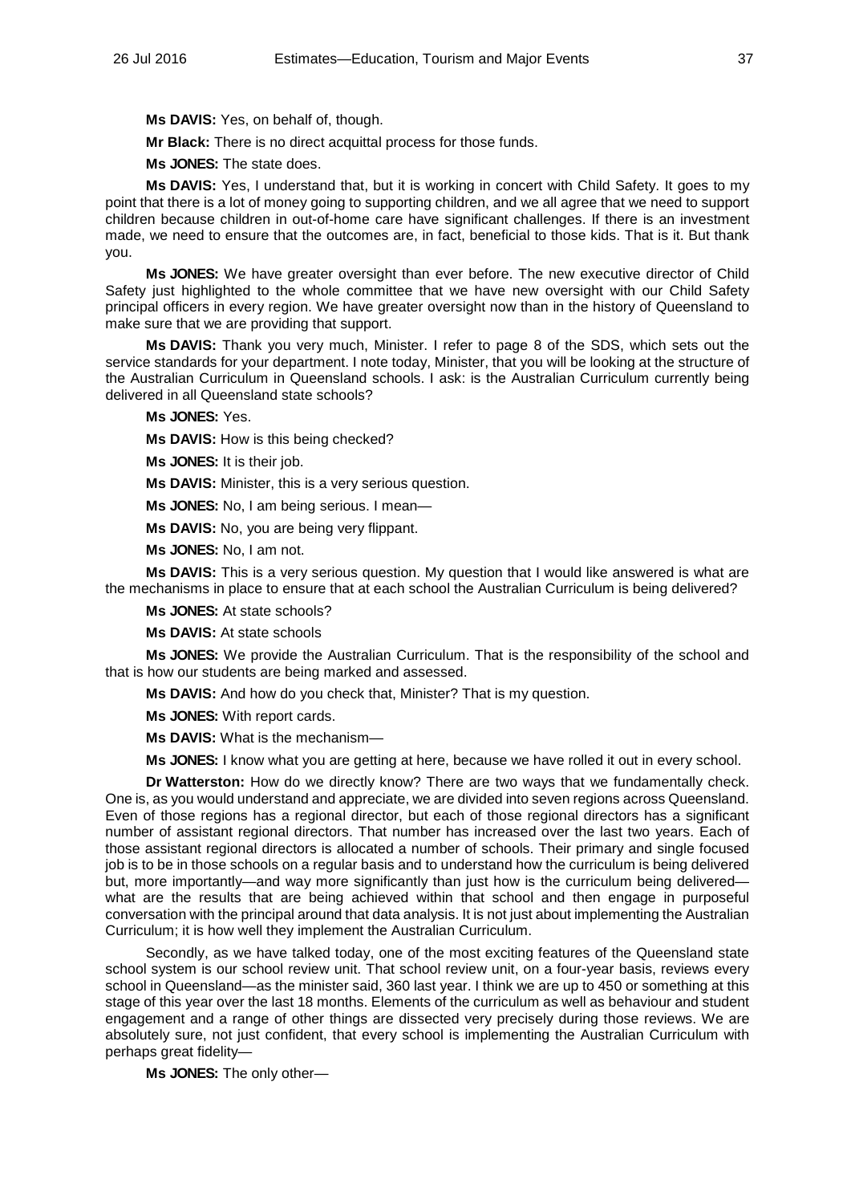**Ms DAVIS:** Yes, on behalf of, though.

**Mr Black:** There is no direct acquittal process for those funds.

**Ms JONES:** The state does.

**Ms DAVIS:** Yes, I understand that, but it is working in concert with Child Safety. It goes to my point that there is a lot of money going to supporting children, and we all agree that we need to support children because children in out-of-home care have significant challenges. If there is an investment made, we need to ensure that the outcomes are, in fact, beneficial to those kids. That is it. But thank you.

**Ms JONES:** We have greater oversight than ever before. The new executive director of Child Safety just highlighted to the whole committee that we have new oversight with our Child Safety principal officers in every region. We have greater oversight now than in the history of Queensland to make sure that we are providing that support.

**Ms DAVIS:** Thank you very much, Minister. I refer to page 8 of the SDS, which sets out the service standards for your department. I note today, Minister, that you will be looking at the structure of the Australian Curriculum in Queensland schools. I ask: is the Australian Curriculum currently being delivered in all Queensland state schools?

**Ms JONES:** Yes.

**Ms DAVIS:** How is this being checked?

**Ms JONES:** It is their job.

**Ms DAVIS:** Minister, this is a very serious question.

**Ms JONES:** No, I am being serious. I mean—

**Ms DAVIS:** No, you are being very flippant.

**Ms JONES:** No, I am not.

**Ms DAVIS:** This is a very serious question. My question that I would like answered is what are the mechanisms in place to ensure that at each school the Australian Curriculum is being delivered?

**Ms JONES:** At state schools?

**Ms DAVIS:** At state schools

**Ms JONES:** We provide the Australian Curriculum. That is the responsibility of the school and that is how our students are being marked and assessed.

**Ms DAVIS:** And how do you check that, Minister? That is my question.

**Ms JONES:** With report cards.

**Ms DAVIS:** What is the mechanism—

**Ms JONES:** I know what you are getting at here, because we have rolled it out in every school.

**Dr Watterston:** How do we directly know? There are two ways that we fundamentally check. One is, as you would understand and appreciate, we are divided into seven regions across Queensland. Even of those regions has a regional director, but each of those regional directors has a significant number of assistant regional directors. That number has increased over the last two years. Each of those assistant regional directors is allocated a number of schools. Their primary and single focused job is to be in those schools on a regular basis and to understand how the curriculum is being delivered but, more importantly—and way more significantly than just how is the curriculum being delivered—what are the results that are being achieved within that school and then engage in purposeful conversation with the principal around that data analysis. It is not just about implementing the Australian Curriculum; it is how well they implement the Australian Curriculum.

Secondly, as we have talked today, one of the most exciting features of the Queensland state school system is our school review unit. That school review unit, on a four-year basis, reviews every school in Queensland—as the minister said, 360 last year. I think we are up to 450 or something at this stage of this year over the last 18 months. Elements of the curriculum as well as behaviour and student engagement and a range of other things are dissected very precisely during those reviews. We are absolutely sure, not just confident, that every school is implementing the Australian Curriculum with perhaps great fidelity—

**Ms JONES:** The only other—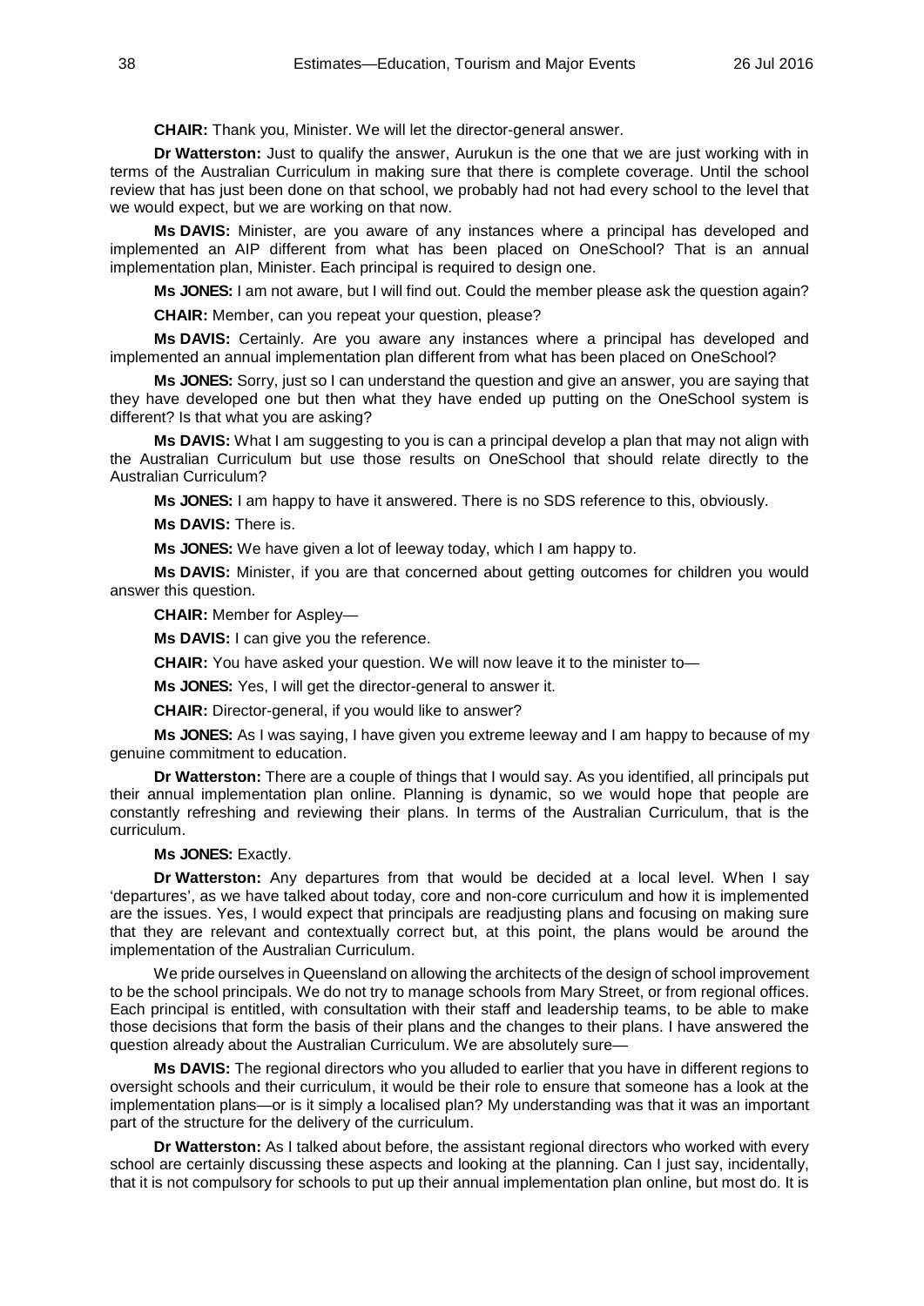**CHAIR:** Thank you, Minister. We will let the director-general answer.

**Dr Watterston:** Just to qualify the answer, Aurukun is the one that we are just working with in terms of the Australian Curriculum in making sure that there is complete coverage. Until the school review that has just been done on that school, we probably had not had every school to the level that we would expect, but we are working on that now.

**Ms DAVIS:** Minister, are you aware of any instances where a principal has developed and implemented an AIP different from what has been placed on OneSchool? That is an annual implementation plan, Minister. Each principal is required to design one.

**Ms JONES:** I am not aware, but I will find out. Could the member please ask the question again?

**CHAIR:** Member, can you repeat your question, please?

**Ms DAVIS:** Certainly. Are you aware any instances where a principal has developed and implemented an annual implementation plan different from what has been placed on OneSchool?

**Ms JONES:** Sorry, just so I can understand the question and give an answer, you are saying that they have developed one but then what they have ended up putting on the OneSchool system is different? Is that what you are asking?

**Ms DAVIS:** What I am suggesting to you is can a principal develop a plan that may not align with the Australian Curriculum but use those results on OneSchool that should relate directly to the Australian Curriculum?

**Ms JONES:** I am happy to have it answered. There is no SDS reference to this, obviously.

**Ms DAVIS:** There is.

**Ms JONES:** We have given a lot of leeway today, which I am happy to.

**Ms DAVIS:** Minister, if you are that concerned about getting outcomes for children you would answer this question.

**CHAIR:** Member for Aspley—

**Ms DAVIS:** I can give you the reference.

**CHAIR:** You have asked your question. We will now leave it to the minister to—

**Ms JONES:** Yes, I will get the director-general to answer it.

**CHAIR:** Director-general, if you would like to answer?

**Ms JONES:** As I was saying, I have given you extreme leeway and I am happy to because of my genuine commitment to education.

**Dr Watterston:** There are a couple of things that I would say. As you identified, all principals put their annual implementation plan online. Planning is dynamic, so we would hope that people are constantly refreshing and reviewing their plans. In terms of the Australian Curriculum, that is the curriculum.

**Ms JONES:** Exactly.

**Dr Watterston:** Any departures from that would be decided at a local level. When I say 'departures', as we have talked about today, core and non-core curriculum and how it is implemented are the issues. Yes, I would expect that principals are readjusting plans and focusing on making sure that they are relevant and contextually correct but, at this point, the plans would be around the implementation of the Australian Curriculum.

We pride ourselves in Queensland on allowing the architects of the design of school improvement to be the school principals. We do not try to manage schools from Mary Street, or from regional offices. Each principal is entitled, with consultation with their staff and leadership teams, to be able to make those decisions that form the basis of their plans and the changes to their plans. I have answered the question already about the Australian Curriculum. We are absolutely sure—

**Ms DAVIS:** The regional directors who you alluded to earlier that you have in different regions to oversight schools and their curriculum, it would be their role to ensure that someone has a look at the implementation plans—or is it simply a localised plan? My understanding was that it was an important part of the structure for the delivery of the curriculum.

**Dr Watterston:** As I talked about before, the assistant regional directors who worked with every school are certainly discussing these aspects and looking at the planning. Can I just say, incidentally, that it is not compulsory for schools to put up their annual implementation plan online, but most do. It is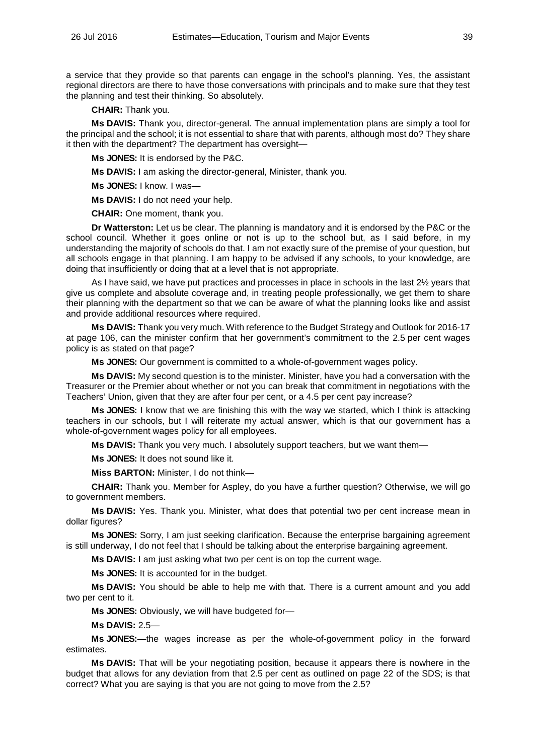a service that they provide so that parents can engage in the school's planning. Yes, the assistant regional directors are there to have those conversations with principals and to make sure that they test the planning and test their thinking. So absolutely.

**CHAIR:** Thank you.

**Ms DAVIS:** Thank you, director-general. The annual implementation plans are simply a tool for the principal and the school; it is not essential to share that with parents, although most do? They share it then with the department? The department has oversight—

**Ms JONES:** It is endorsed by the P&C.

**Ms DAVIS:** I am asking the director-general, Minister, thank you.

**Ms JONES:** I know. I was—

**Ms DAVIS:** I do not need your help.

**CHAIR:** One moment, thank you.

**Dr Watterston:** Let us be clear. The planning is mandatory and it is endorsed by the P&C or the school council. Whether it goes online or not is up to the school but, as I said before, in my understanding the majority of schools do that. I am not exactly sure of the premise of your question, but all schools engage in that planning. I am happy to be advised if any schools, to your knowledge, are doing that insufficiently or doing that at a level that is not appropriate.

As I have said, we have put practices and processes in place in schools in the last 2½ years that give us complete and absolute coverage and, in treating people professionally, we get them to share their planning with the department so that we can be aware of what the planning looks like and assist and provide additional resources where required.

**Ms DAVIS:** Thank you very much. With reference to the Budget Strategy and Outlook for 2016-17 at page 106, can the minister confirm that her government's commitment to the 2.5 per cent wages policy is as stated on that page?

**Ms JONES:** Our government is committed to a whole-of-government wages policy.

**Ms DAVIS:** My second question is to the minister. Minister, have you had a conversation with the Treasurer or the Premier about whether or not you can break that commitment in negotiations with the Teachers' Union, given that they are after four per cent, or a 4.5 per cent pay increase?

**Ms JONES:** I know that we are finishing this with the way we started, which I think is attacking teachers in our schools, but I will reiterate my actual answer, which is that our government has a whole-of-government wages policy for all employees.

**Ms DAVIS:** Thank you very much. I absolutely support teachers, but we want them—

**Ms JONES:** It does not sound like it.

**Miss BARTON:** Minister, I do not think—

**CHAIR:** Thank you. Member for Aspley, do you have a further question? Otherwise, we will go to government members.

**Ms DAVIS:** Yes. Thank you. Minister, what does that potential two per cent increase mean in dollar figures?

**Ms JONES:** Sorry, I am just seeking clarification. Because the enterprise bargaining agreement is still underway, I do not feel that I should be talking about the enterprise bargaining agreement.

**Ms DAVIS:** I am just asking what two per cent is on top the current wage.

**Ms JONES:** It is accounted for in the budget.

**Ms DAVIS:** You should be able to help me with that. There is a current amount and you add two per cent to it.

**Ms JONES:** Obviously, we will have budgeted for—

**Ms DAVIS:** 2.5—

**Ms JONES:**—the wages increase as per the whole-of-government policy in the forward estimates.

**Ms DAVIS:** That will be your negotiating position, because it appears there is nowhere in the budget that allows for any deviation from that 2.5 per cent as outlined on page 22 of the SDS; is that correct? What you are saying is that you are not going to move from the 2.5?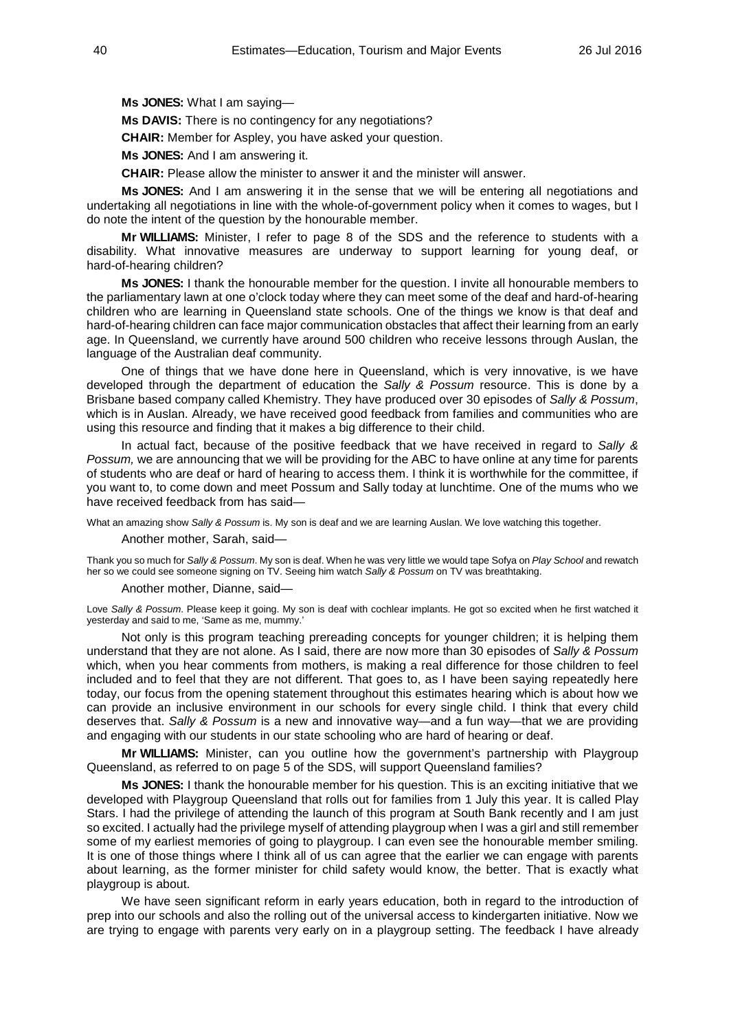**Ms JONES:** What I am saying—

**Ms DAVIS:** There is no contingency for any negotiations?

**CHAIR:** Member for Aspley, you have asked your question.

**Ms JONES:** And I am answering it.

**CHAIR:** Please allow the minister to answer it and the minister will answer.

**Ms JONES:** And I am answering it in the sense that we will be entering all negotiations and undertaking all negotiations in line with the whole-of-government policy when it comes to wages, but I do note the intent of the question by the honourable member.

**Mr WILLIAMS:** Minister, I refer to page 8 of the SDS and the reference to students with a disability. What innovative measures are underway to support learning for young deaf, or hard-of-hearing children?

**Ms JONES:** I thank the honourable member for the question. I invite all honourable members to the parliamentary lawn at one o'clock today where they can meet some of the deaf and hard-of-hearing children who are learning in Queensland state schools. One of the things we know is that deaf and hard-of-hearing children can face major communication obstacles that affect their learning from an early age. In Queensland, we currently have around 500 children who receive lessons through Auslan, the language of the Australian deaf community.

One of things that we have done here in Queensland, which is very innovative, is we have developed through the department of education the *Sally & Possum* resource. This is done by a Brisbane based company called Khemistry. They have produced over 30 episodes of *Sally & Possum*, which is in Auslan. Already, we have received good feedback from families and communities who are using this resource and finding that it makes a big difference to their child.

In actual fact, because of the positive feedback that we have received in regard to *Sally & Possum,* we are announcing that we will be providing for the ABC to have online at any time for parents of students who are deaf or hard of hearing to access them. I think it is worthwhile for the committee, if you want to, to come down and meet Possum and Sally today at lunchtime. One of the mums who we have received feedback from has said—

> What an amazing show *Sally & Possum* is. My son is deaf and we are learning Auslan. We love watching this together.

Another mother, Sarah, said—

> Thank you so much for *Sally & Possum*. My son is deaf. When he was very little we would tape Sofya on *Play School* and rewatch her so we could see someone signing on TV. Seeing him watch *Sally & Possum* on TV was breathtaking.

Another mother, Dianne, said—

> Love *Sally & Possum*. Please keep it going. My son is deaf with cochlear implants. He got so excited when he first watched it yesterday and said to me, 'Same as me, mummy.'

Not only is this program teaching prereading concepts for younger children; it is helping them understand that they are not alone. As I said, there are now more than 30 episodes of *Sally & Possum* which, when you hear comments from mothers, is making a real difference for those children to feel included and to feel that they are not different. That goes to, as I have been saying repeatedly here today, our focus from the opening statement throughout this estimates hearing which is about how we can provide an inclusive environment in our schools for every single child. I think that every child deserves that. *Sally & Possum* is a new and innovative way—and a fun way—that we are providing and engaging with our students in our state schooling who are hard of hearing or deaf.

**Mr WILLIAMS:** Minister, can you outline how the government's partnership with Playgroup Queensland, as referred to on page 5 of the SDS, will support Queensland families?

**Ms JONES:** I thank the honourable member for his question. This is an exciting initiative that we developed with Playgroup Queensland that rolls out for families from 1 July this year. It is called Play Stars. I had the privilege of attending the launch of this program at South Bank recently and I am just so excited. I actually had the privilege myself of attending playgroup when I was a girl and still remember some of my earliest memories of going to playgroup. I can even see the honourable member smiling. It is one of those things where I think all of us can agree that the earlier we can engage with parents about learning, as the former minister for child safety would know, the better. That is exactly what playgroup is about.

We have seen significant reform in early years education, both in regard to the introduction of prep into our schools and also the rolling out of the universal access to kindergarten initiative. Now we are trying to engage with parents very early on in a playgroup setting. The feedback I have already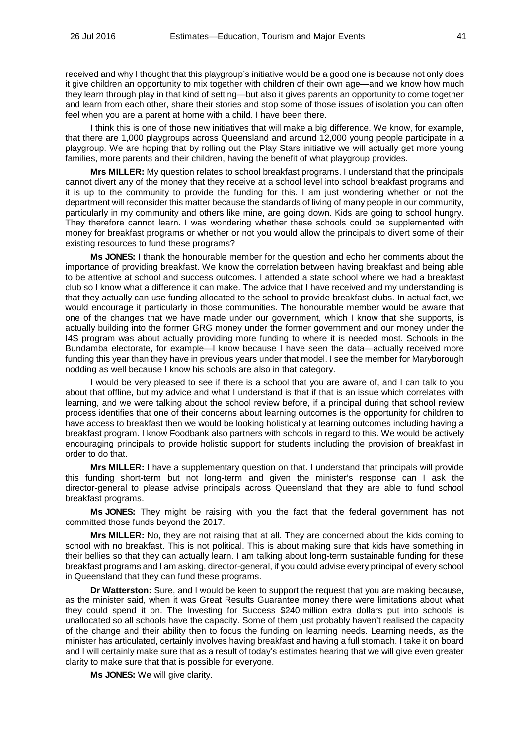received and why I thought that this playgroup's initiative would be a good one is because not only does it give children an opportunity to mix together with children of their own age—and we know how much they learn through play in that kind of setting—but also it gives parents an opportunity to come together and learn from each other, share their stories and stop some of those issues of isolation you can often feel when you are a parent at home with a child. I have been there.

I think this is one of those new initiatives that will make a big difference. We know, for example, that there are 1,000 playgroups across Queensland and around 12,000 young people participate in a playgroup. We are hoping that by rolling out the Play Stars initiative we will actually get more young families, more parents and their children, having the benefit of what playgroup provides.

**Mrs MILLER:** My question relates to school breakfast programs. I understand that the principals cannot divert any of the money that they receive at a school level into school breakfast programs and it is up to the community to provide the funding for this. I am just wondering whether or not the department will reconsider this matter because the standards of living of many people in our community, particularly in my community and others like mine, are going down. Kids are going to school hungry. They therefore cannot learn. I was wondering whether these schools could be supplemented with money for breakfast programs or whether or not you would allow the principals to divert some of their existing resources to fund these programs?

**Ms JONES:** I thank the honourable member for the question and echo her comments about the importance of providing breakfast. We know the correlation between having breakfast and being able to be attentive at school and success outcomes. I attended a state school where we had a breakfast club so I know what a difference it can make. The advice that I have received and my understanding is that they actually can use funding allocated to the school to provide breakfast clubs. In actual fact, we would encourage it particularly in those communities. The honourable member would be aware that one of the changes that we have made under our government, which I know that she supports, is actually building into the former GRG money under the former government and our money under the I4S program was about actually providing more funding to where it is needed most. Schools in the Bundamba electorate, for example—I know because I have seen the data—actually received more funding this year than they have in previous years under that model. I see the member for Maryborough nodding as well because I know his schools are also in that category.

I would be very pleased to see if there is a school that you are aware of, and I can talk to you about that offline, but my advice and what I understand is that if that is an issue which correlates with learning, and we were talking about the school review before, if a principal during that school review process identifies that one of their concerns about learning outcomes is the opportunity for children to have access to breakfast then we would be looking holistically at learning outcomes including having a breakfast program. I know Foodbank also partners with schools in regard to this. We would be actively encouraging principals to provide holistic support for students including the provision of breakfast in order to do that.

**Mrs MILLER:** I have a supplementary question on that. I understand that principals will provide this funding short-term but not long-term and given the minister's response can I ask the director-general to please advise principals across Queensland that they are able to fund school breakfast programs.

**Ms JONES:** They might be raising with you the fact that the federal government has not committed those funds beyond the 2017.

**Mrs MILLER:** No, they are not raising that at all. They are concerned about the kids coming to school with no breakfast. This is not political. This is about making sure that kids have something in their bellies so that they can actually learn. I am talking about long-term sustainable funding for these breakfast programs and I am asking, director-general, if you could advise every principal of every school in Queensland that they can fund these programs.

**Dr Watterston:** Sure, and I would be keen to support the request that you are making because, as the minister said, when it was Great Results Guarantee money there were limitations about what they could spend it on. The Investing for Success $240 million extra dollars put into schools is unallocated so all schools have the capacity. Some of them just probably haven't realised the capacity of the change and their ability then to focus the funding on learning needs. Learning needs, as the minister has articulated, certainly involves having breakfast and having a full stomach. I take it on board and I will certainly make sure that as a result of today's estimates hearing that we will give even greater clarity to make sure that that is possible for everyone.

**Ms JONES:** We will give clarity.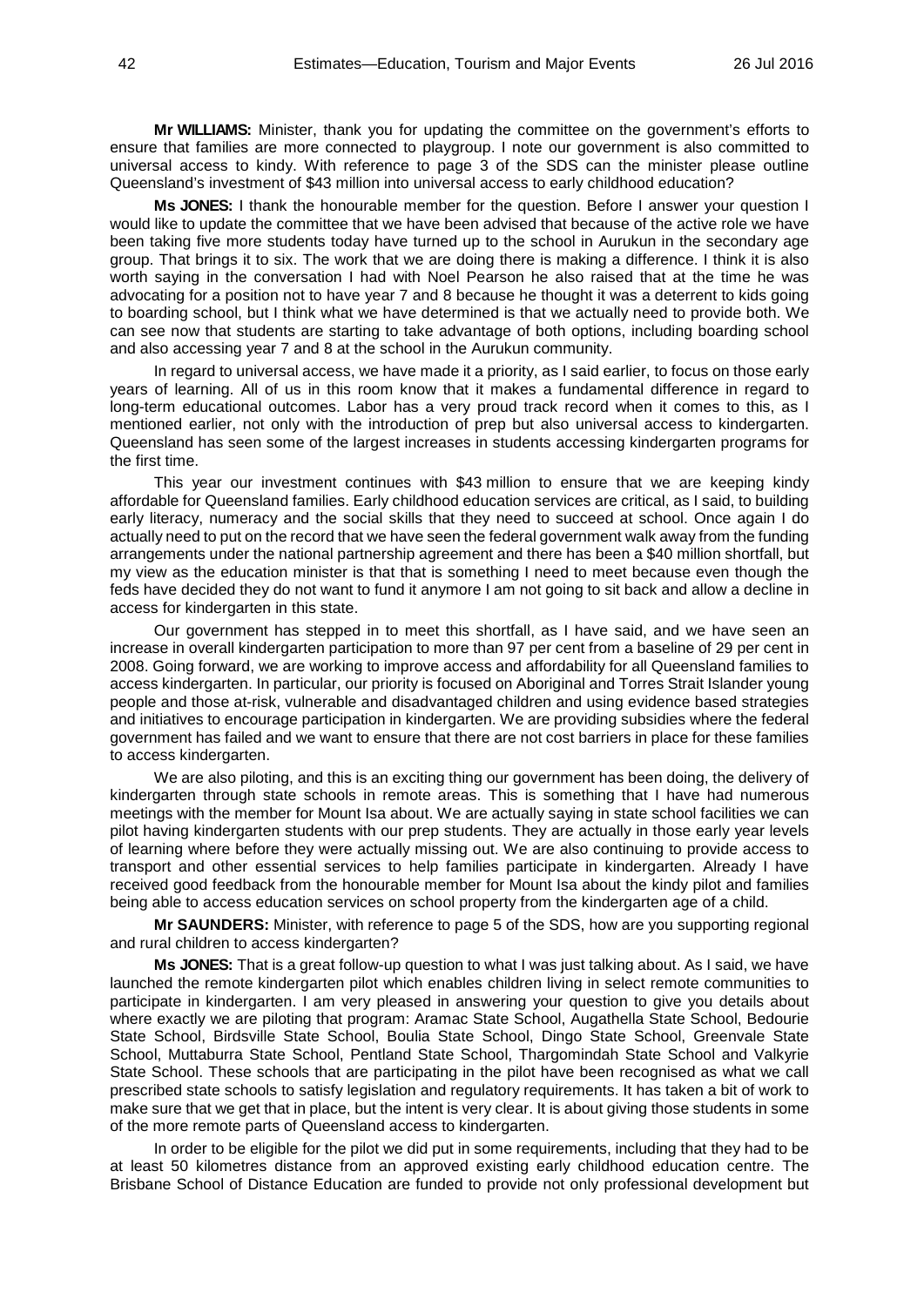**Mr WILLIAMS:** Minister, thank you for updating the committee on the government's efforts to ensure that families are more connected to playgroup. I note our government is also committed to universal access to kindy. With reference to page 3 of the SDS can the minister please outline Queensland's investment of $43 million into universal access to early childhood education?

**Ms JONES:** I thank the honourable member for the question. Before I answer your question I would like to update the committee that we have been advised that because of the active role we have been taking five more students today have turned up to the school in Aurukun in the secondary age group. That brings it to six. The work that we are doing there is making a difference. I think it is also worth saying in the conversation I had with Noel Pearson he also raised that at the time he was advocating for a position not to have year 7 and 8 because he thought it was a deterrent to kids going to boarding school, but I think what we have determined is that we actually need to provide both. We can see now that students are starting to take advantage of both options, including boarding school and also accessing year 7 and 8 at the school in the Aurukun community.

In regard to universal access, we have made it a priority, as I said earlier, to focus on those early years of learning. All of us in this room know that it makes a fundamental difference in regard to long-term educational outcomes. Labor has a very proud track record when it comes to this, as I mentioned earlier, not only with the introduction of prep but also universal access to kindergarten. Queensland has seen some of the largest increases in students accessing kindergarten programs for the first time.

This year our investment continues with $43 million to ensure that we are keeping kindy affordable for Queensland families. Early childhood education services are critical, as I said, to building early literacy, numeracy and the social skills that they need to succeed at school. Once again I do actually need to put on the record that we have seen the federal government walk away from the funding arrangements under the national partnership agreement and there has been a $40 million shortfall, but my view as the education minister is that that is something I need to meet because even though the feds have decided they do not want to fund it anymore I am not going to sit back and allow a decline in access for kindergarten in this state.

Our government has stepped in to meet this shortfall, as I have said, and we have seen an increase in overall kindergarten participation to more than 97 per cent from a baseline of 29 per cent in 2008. Going forward, we are working to improve access and affordability for all Queensland families to access kindergarten. In particular, our priority is focused on Aboriginal and Torres Strait Islander young people and those at-risk, vulnerable and disadvantaged children and using evidence based strategies and initiatives to encourage participation in kindergarten. We are providing subsidies where the federal government has failed and we want to ensure that there are not cost barriers in place for these families to access kindergarten.

We are also piloting, and this is an exciting thing our government has been doing, the delivery of kindergarten through state schools in remote areas. This is something that I have had numerous meetings with the member for Mount Isa about. We are actually saying in state school facilities we can pilot having kindergarten students with our prep students. They are actually in those early year levels of learning where before they were actually missing out. We are also continuing to provide access to transport and other essential services to help families participate in kindergarten. Already I have received good feedback from the honourable member for Mount Isa about the kindy pilot and families being able to access education services on school property from the kindergarten age of a child.

**Mr SAUNDERS:** Minister, with reference to page 5 of the SDS, how are you supporting regional and rural children to access kindergarten?

**Ms JONES:** That is a great follow-up question to what I was just talking about. As I said, we have launched the remote kindergarten pilot which enables children living in select remote communities to participate in kindergarten. I am very pleased in answering your question to give you details about where exactly we are piloting that program: Aramac State School, Augathella State School, Bedourie State School, Birdsville State School, Boulia State School, Dingo State School, Greenvale State School, Muttaburra State School, Pentland State School, Thargomindah State School and Valkyrie State School. These schools that are participating in the pilot have been recognised as what we call prescribed state schools to satisfy legislation and regulatory requirements. It has taken a bit of work to make sure that we get that in place, but the intent is very clear. It is about giving those students in some of the more remote parts of Queensland access to kindergarten.

In order to be eligible for the pilot we did put in some requirements, including that they had to be at least 50 kilometres distance from an approved existing early childhood education centre. The Brisbane School of Distance Education are funded to provide not only professional development but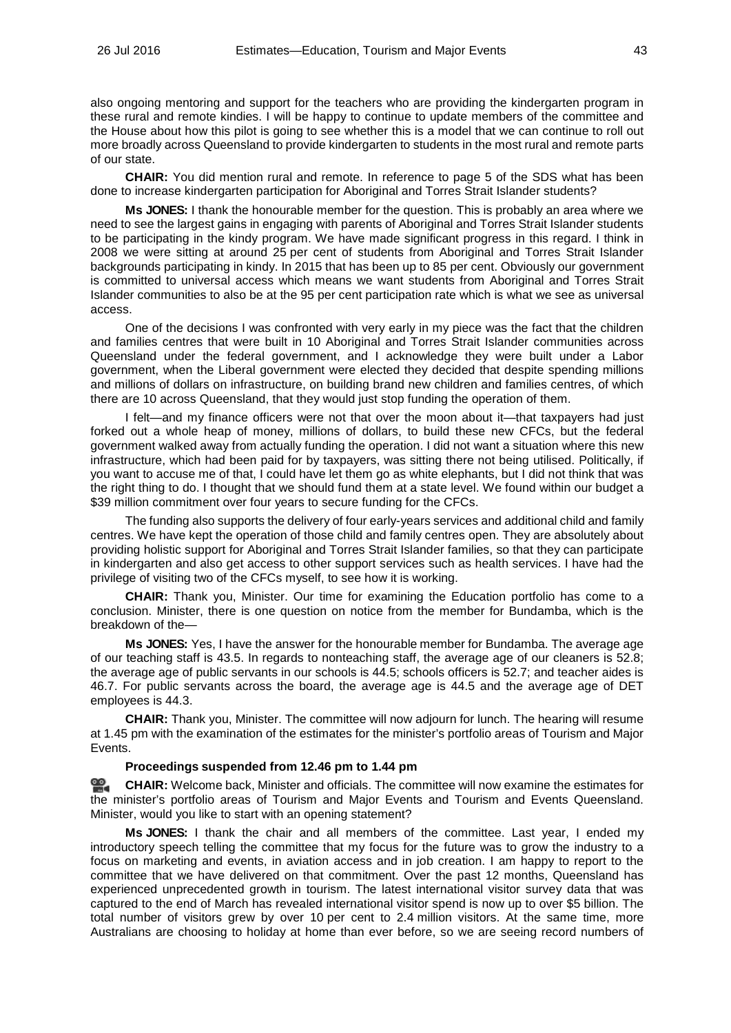also ongoing mentoring and support for the teachers who are providing the kindergarten program in these rural and remote kindies. I will be happy to continue to update members of the committee and the House about how this pilot is going to see whether this is a model that we can continue to roll out more broadly across Queensland to provide kindergarten to students in the most rural and remote parts of our state.

**CHAIR:** You did mention rural and remote. In reference to page 5 of the SDS what has been done to increase kindergarten participation for Aboriginal and Torres Strait Islander students?

**Ms JONES:** I thank the honourable member for the question. This is probably an area where we need to see the largest gains in engaging with parents of Aboriginal and Torres Strait Islander students to be participating in the kindy program. We have made significant progress in this regard. I think in 2008 we were sitting at around 25 per cent of students from Aboriginal and Torres Strait Islander backgrounds participating in kindy. In 2015 that has been up to 85 per cent. Obviously our government is committed to universal access which means we want students from Aboriginal and Torres Strait Islander communities to also be at the 95 per cent participation rate which is what we see as universal access.

One of the decisions I was confronted with very early in my piece was the fact that the children and families centres that were built in 10 Aboriginal and Torres Strait Islander communities across Queensland under the federal government, and I acknowledge they were built under a Labor government, when the Liberal government were elected they decided that despite spending millions and millions of dollars on infrastructure, on building brand new children and families centres, of which there are 10 across Queensland, that they would just stop funding the operation of them.

I felt—and my finance officers were not that over the moon about it—that taxpayers had just forked out a whole heap of money, millions of dollars, to build these new CFCs, but the federal government walked away from actually funding the operation. I did not want a situation where this new infrastructure, which had been paid for by taxpayers, was sitting there not being utilised. Politically, if you want to accuse me of that, I could have let them go as white elephants, but I did not think that was the right thing to do. I thought that we should fund them at a state level. We found within our budget a $39 million commitment over four years to secure funding for the CFCs.

The funding also supports the delivery of four early-years services and additional child and family centres. We have kept the operation of those child and family centres open. They are absolutely about providing holistic support for Aboriginal and Torres Strait Islander families, so that they can participate in kindergarten and also get access to other support services such as health services. I have had the privilege of visiting two of the CFCs myself, to see how it is working.

**CHAIR:** Thank you, Minister. Our time for examining the Education portfolio has come to a conclusion. Minister, there is one question on notice from the member for Bundamba, which is the breakdown of the—

**Ms JONES:** Yes, I have the answer for the honourable member for Bundamba. The average age of our teaching staff is 43.5. In regards to nonteaching staff, the average age of our cleaners is 52.8; the average age of public servants in our schools is 44.5; schools officers is 52.7; and teacher aides is 46.7. For public servants across the board, the average age is 44.5 and the average age of DET employees is 44.3.

**CHAIR:** Thank you, Minister. The committee will now adjourn for lunch. The hearing will resume at 1.45 pm with the examination of the estimates for the minister's portfolio areas of Tourism and Major Events.

**Proceedings suspended from 12.46 pm to 1.44 pm**

**CHAIR:** Welcome back, Minister and officials. The committee will now examine the estimates for the minister's portfolio areas of Tourism and Major Events and Tourism and Events Queensland. Minister, would you like to start with an opening statement?

**Ms JONES:** I thank the chair and all members of the committee. Last year, I ended my introductory speech telling the committee that my focus for the future was to grow the industry to a focus on marketing and events, in aviation access and in job creation. I am happy to report to the committee that we have delivered on that commitment. Over the past 12 months, Queensland has experienced unprecedented growth in tourism. The latest international visitor survey data that was captured to the end of March has revealed international visitor spend is now up to over $5 billion. The total number of visitors grew by over 10 per cent to 2.4 million visitors. At the same time, more Australians are choosing to holiday at home than ever before, so we are seeing record numbers of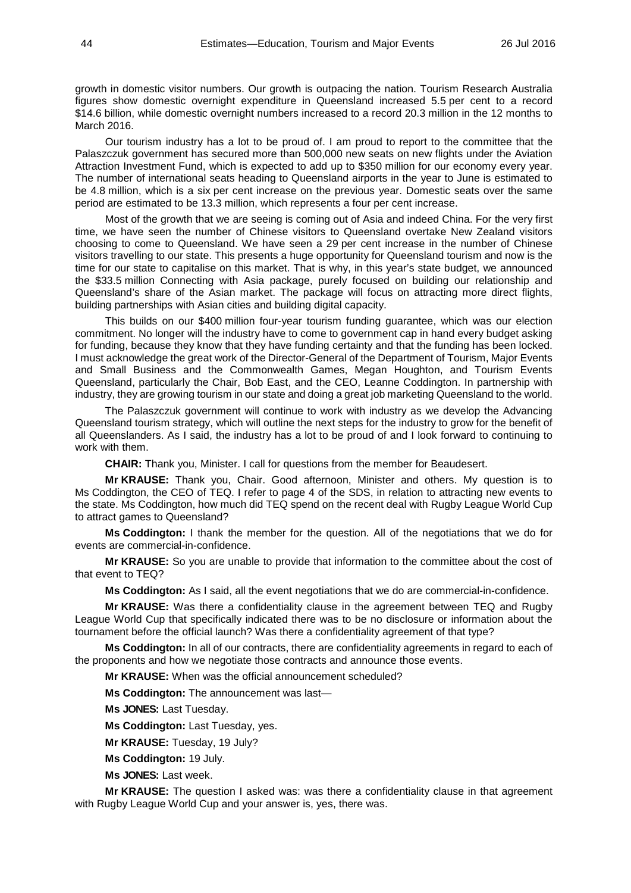growth in domestic visitor numbers. Our growth is outpacing the nation. Tourism Research Australia figures show domestic overnight expenditure in Queensland increased 5.5 per cent to a record $14.6 billion, while domestic overnight numbers increased to a record 20.3 million in the 12 months to March 2016.

Our tourism industry has a lot to be proud of. I am proud to report to the committee that the Palaszczuk government has secured more than 500,000 new seats on new flights under the Aviation Attraction Investment Fund, which is expected to add up to $350 million for our economy every year. The number of international seats heading to Queensland airports in the year to June is estimated to be 4.8 million, which is a six per cent increase on the previous year. Domestic seats over the same period are estimated to be 13.3 million, which represents a four per cent increase.

Most of the growth that we are seeing is coming out of Asia and indeed China. For the very first time, we have seen the number of Chinese visitors to Queensland overtake New Zealand visitors choosing to come to Queensland. We have seen a 29 per cent increase in the number of Chinese visitors travelling to our state. This presents a huge opportunity for Queensland tourism and now is the time for our state to capitalise on this market. That is why, in this year's state budget, we announced the $33.5 million Connecting with Asia package, purely focused on building our relationship and Queensland's share of the Asian market. The package will focus on attracting more direct flights, building partnerships with Asian cities and building digital capacity.

This builds on our $400 million four-year tourism funding guarantee, which was our election commitment. No longer will the industry have to come to government cap in hand every budget asking for funding, because they know that they have funding certainty and that the funding has been locked. I must acknowledge the great work of the Director-General of the Department of Tourism, Major Events and Small Business and the Commonwealth Games, Megan Houghton, and Tourism Events Queensland, particularly the Chair, Bob East, and the CEO, Leanne Coddington. In partnership with industry, they are growing tourism in our state and doing a great job marketing Queensland to the world.

The Palaszczuk government will continue to work with industry as we develop the Advancing Queensland tourism strategy, which will outline the next steps for the industry to grow for the benefit of all Queenslanders. As I said, the industry has a lot to be proud of and I look forward to continuing to work with them.

**CHAIR:** Thank you, Minister. I call for questions from the member for Beaudesert.

**Mr KRAUSE:** Thank you, Chair. Good afternoon, Minister and others. My question is to Ms Coddington, the CEO of TEQ. I refer to page 4 of the SDS, in relation to attracting new events to the state. Ms Coddington, how much did TEQ spend on the recent deal with Rugby League World Cup to attract games to Queensland?

**Ms Coddington:** I thank the member for the question. All of the negotiations that we do for events are commercial-in-confidence.

**Mr KRAUSE:** So you are unable to provide that information to the committee about the cost of that event to TEQ?

**Ms Coddington:** As I said, all the event negotiations that we do are commercial-in-confidence.

**Mr KRAUSE:** Was there a confidentiality clause in the agreement between TEQ and Rugby League World Cup that specifically indicated there was to be no disclosure or information about the tournament before the official launch? Was there a confidentiality agreement of that type?

**Ms Coddington:** In all of our contracts, there are confidentiality agreements in regard to each of the proponents and how we negotiate those contracts and announce those events.

**Mr KRAUSE:** When was the official announcement scheduled?

**Ms Coddington:** The announcement was last—

**Ms JONES:** Last Tuesday.

**Ms Coddington:** Last Tuesday, yes.

**Mr KRAUSE:** Tuesday, 19 July?

**Ms Coddington:** 19 July.

**Ms JONES:** Last week.

**Mr KRAUSE:** The question I asked was: was there a confidentiality clause in that agreement with Rugby League World Cup and your answer is, yes, there was.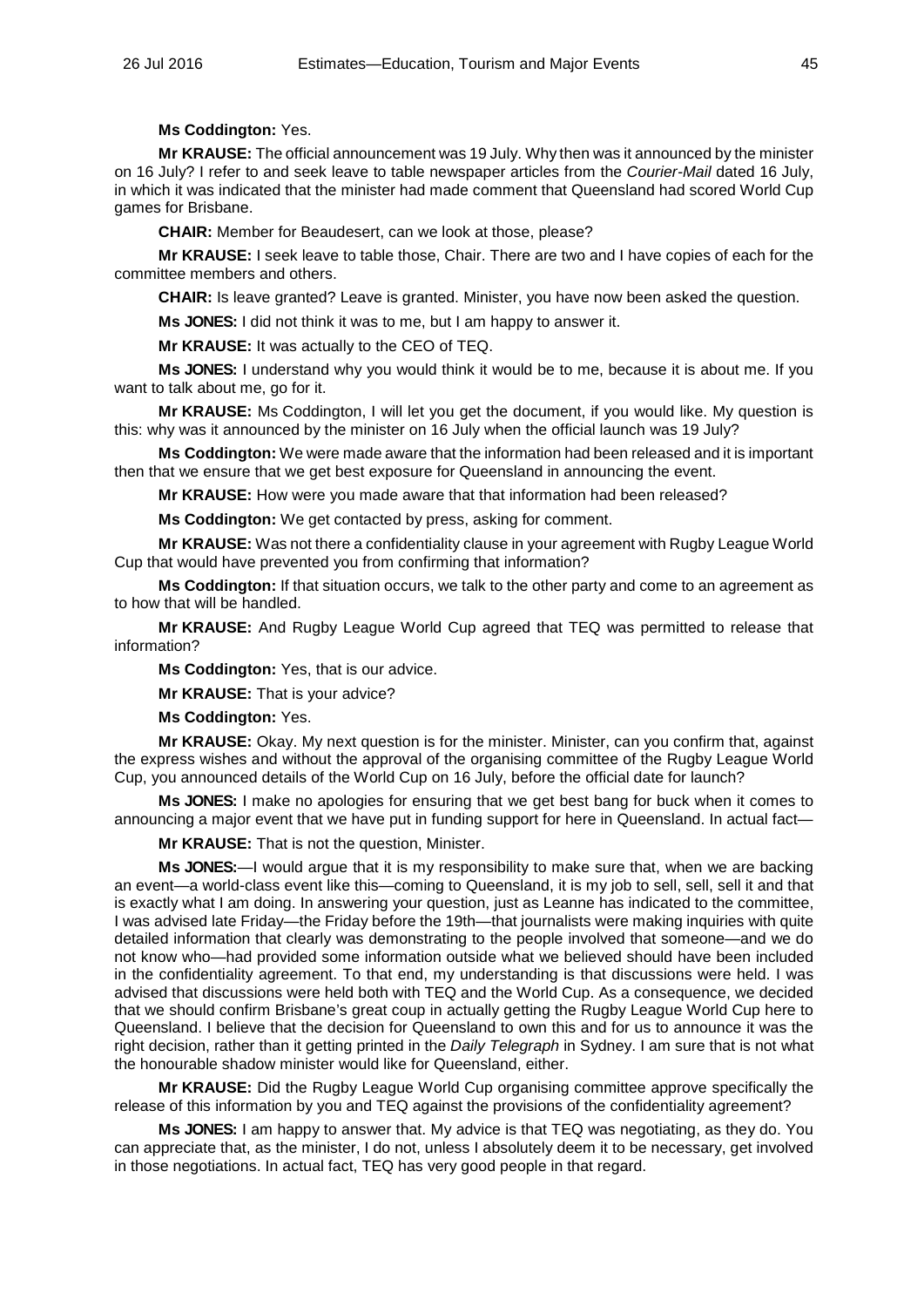**Ms Coddington:** Yes.

**Mr KRAUSE:** The official announcement was 19 July. Why then was it announced by the minister on 16 July? I refer to and seek leave to table newspaper articles from the *Courier-Mail* dated 16 July, in which it was indicated that the minister had made comment that Queensland had scored World Cup games for Brisbane.

**CHAIR:** Member for Beaudesert, can we look at those, please?

**Mr KRAUSE:** I seek leave to table those, Chair. There are two and I have copies of each for the committee members and others.

**CHAIR:** Is leave granted? Leave is granted. Minister, you have now been asked the question.

**Ms JONES:** I did not think it was to me, but I am happy to answer it.

**Mr KRAUSE:** It was actually to the CEO of TEQ.

**Ms JONES:** I understand why you would think it would be to me, because it is about me. If you want to talk about me, go for it.

**Mr KRAUSE:** Ms Coddington, I will let you get the document, if you would like. My question is this: why was it announced by the minister on 16 July when the official launch was 19 July?

**Ms Coddington:** We were made aware that the information had been released and it is important then that we ensure that we get best exposure for Queensland in announcing the event.

**Mr KRAUSE:** How were you made aware that that information had been released?

**Ms Coddington:** We get contacted by press, asking for comment.

**Mr KRAUSE:** Was not there a confidentiality clause in your agreement with Rugby League World Cup that would have prevented you from confirming that information?

**Ms Coddington:** If that situation occurs, we talk to the other party and come to an agreement as to how that will be handled.

**Mr KRAUSE:** And Rugby League World Cup agreed that TEQ was permitted to release that information?

**Ms Coddington:** Yes, that is our advice.

**Mr KRAUSE:** That is your advice?

**Ms Coddington:** Yes.

**Mr KRAUSE:** Okay. My next question is for the minister. Minister, can you confirm that, against the express wishes and without the approval of the organising committee of the Rugby League World Cup, you announced details of the World Cup on 16 July, before the official date for launch?

**Ms JONES:** I make no apologies for ensuring that we get best bang for buck when it comes to announcing a major event that we have put in funding support for here in Queensland. In actual fact—

**Mr KRAUSE:** That is not the question, Minister.

**Ms JONES:**—I would argue that it is my responsibility to make sure that, when we are backing an event—a world-class event like this—coming to Queensland, it is my job to sell, sell, sell it and that is exactly what I am doing. In answering your question, just as Leanne has indicated to the committee, I was advised late Friday—the Friday before the 19th—that journalists were making inquiries with quite detailed information that clearly was demonstrating to the people involved that someone—and we do not know who—had provided some information outside what we believed should have been included in the confidentiality agreement. To that end, my understanding is that discussions were held. I was advised that discussions were held both with TEQ and the World Cup. As a consequence, we decided that we should confirm Brisbane's great coup in actually getting the Rugby League World Cup here to Queensland. I believe that the decision for Queensland to own this and for us to announce it was the right decision, rather than it getting printed in the *Daily Telegraph* in Sydney. I am sure that is not what the honourable shadow minister would like for Queensland, either.

**Mr KRAUSE:** Did the Rugby League World Cup organising committee approve specifically the release of this information by you and TEQ against the provisions of the confidentiality agreement?

**Ms JONES:** I am happy to answer that. My advice is that TEQ was negotiating, as they do. You can appreciate that, as the minister, I do not, unless I absolutely deem it to be necessary, get involved in those negotiations. In actual fact, TEQ has very good people in that regard.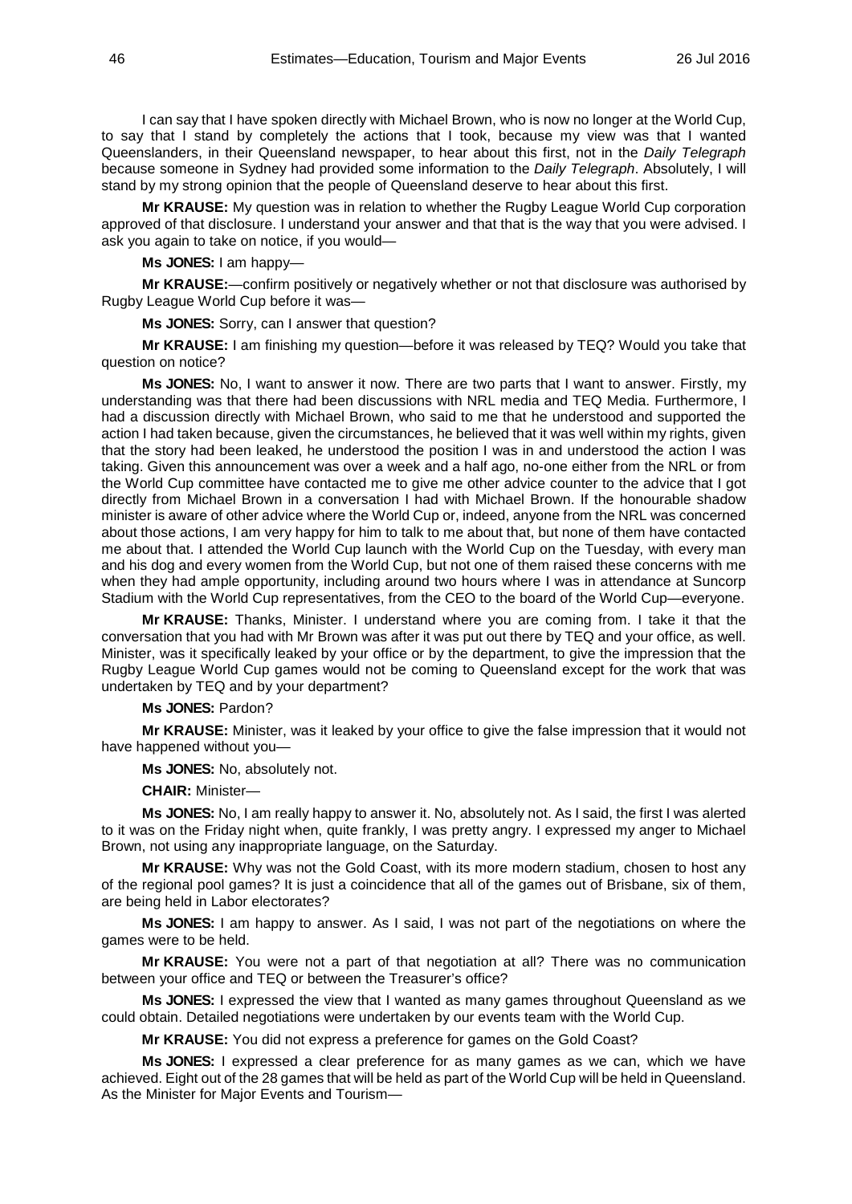I can say that I have spoken directly with Michael Brown, who is now no longer at the World Cup, to say that I stand by completely the actions that I took, because my view was that I wanted Queenslanders, in their Queensland newspaper, to hear about this first, not in the *Daily Telegraph* because someone in Sydney had provided some information to the *Daily Telegraph*. Absolutely, I will stand by my strong opinion that the people of Queensland deserve to hear about this first.

**Mr KRAUSE:** My question was in relation to whether the Rugby League World Cup corporation approved of that disclosure. I understand your answer and that that is the way that you were advised. I ask you again to take on notice, if you would—

**Ms JONES:** I am happy—

**Mr KRAUSE:**—confirm positively or negatively whether or not that disclosure was authorised by Rugby League World Cup before it was—

**Ms JONES:** Sorry, can I answer that question?

**Mr KRAUSE:** I am finishing my question—before it was released by TEQ? Would you take that question on notice?

**Ms JONES:** No, I want to answer it now. There are two parts that I want to answer. Firstly, my understanding was that there had been discussions with NRL media and TEQ Media. Furthermore, I had a discussion directly with Michael Brown, who said to me that he understood and supported the action I had taken because, given the circumstances, he believed that it was well within my rights, given that the story had been leaked, he understood the position I was in and understood the action I was taking. Given this announcement was over a week and a half ago, no-one either from the NRL or from the World Cup committee have contacted me to give me other advice counter to the advice that I got directly from Michael Brown in a conversation I had with Michael Brown. If the honourable shadow minister is aware of other advice where the World Cup or, indeed, anyone from the NRL was concerned about those actions, I am very happy for him to talk to me about that, but none of them have contacted me about that. I attended the World Cup launch with the World Cup on the Tuesday, with every man and his dog and every women from the World Cup, but not one of them raised these concerns with me when they had ample opportunity, including around two hours where I was in attendance at Suncorp Stadium with the World Cup representatives, from the CEO to the board of the World Cup—everyone.

**Mr KRAUSE:** Thanks, Minister. I understand where you are coming from. I take it that the conversation that you had with Mr Brown was after it was put out there by TEQ and your office, as well. Minister, was it specifically leaked by your office or by the department, to give the impression that the Rugby League World Cup games would not be coming to Queensland except for the work that was undertaken by TEQ and by your department?

**Ms JONES:** Pardon?

**Mr KRAUSE:** Minister, was it leaked by your office to give the false impression that it would not have happened without you—

**Ms JONES:** No, absolutely not.

**CHAIR:** Minister—

**Ms JONES:** No, I am really happy to answer it. No, absolutely not. As I said, the first I was alerted to it was on the Friday night when, quite frankly, I was pretty angry. I expressed my anger to Michael Brown, not using any inappropriate language, on the Saturday.

**Mr KRAUSE:** Why was not the Gold Coast, with its more modern stadium, chosen to host any of the regional pool games? It is just a coincidence that all of the games out of Brisbane, six of them, are being held in Labor electorates?

**Ms JONES:** I am happy to answer. As I said, I was not part of the negotiations on where the games were to be held.

**Mr KRAUSE:** You were not a part of that negotiation at all? There was no communication between your office and TEQ or between the Treasurer's office?

**Ms JONES:** I expressed the view that I wanted as many games throughout Queensland as we could obtain. Detailed negotiations were undertaken by our events team with the World Cup.

**Mr KRAUSE:** You did not express a preference for games on the Gold Coast?

**Ms JONES:** I expressed a clear preference for as many games as we can, which we have achieved. Eight out of the 28 games that will be held as part of the World Cup will be held in Queensland. As the Minister for Major Events and Tourism—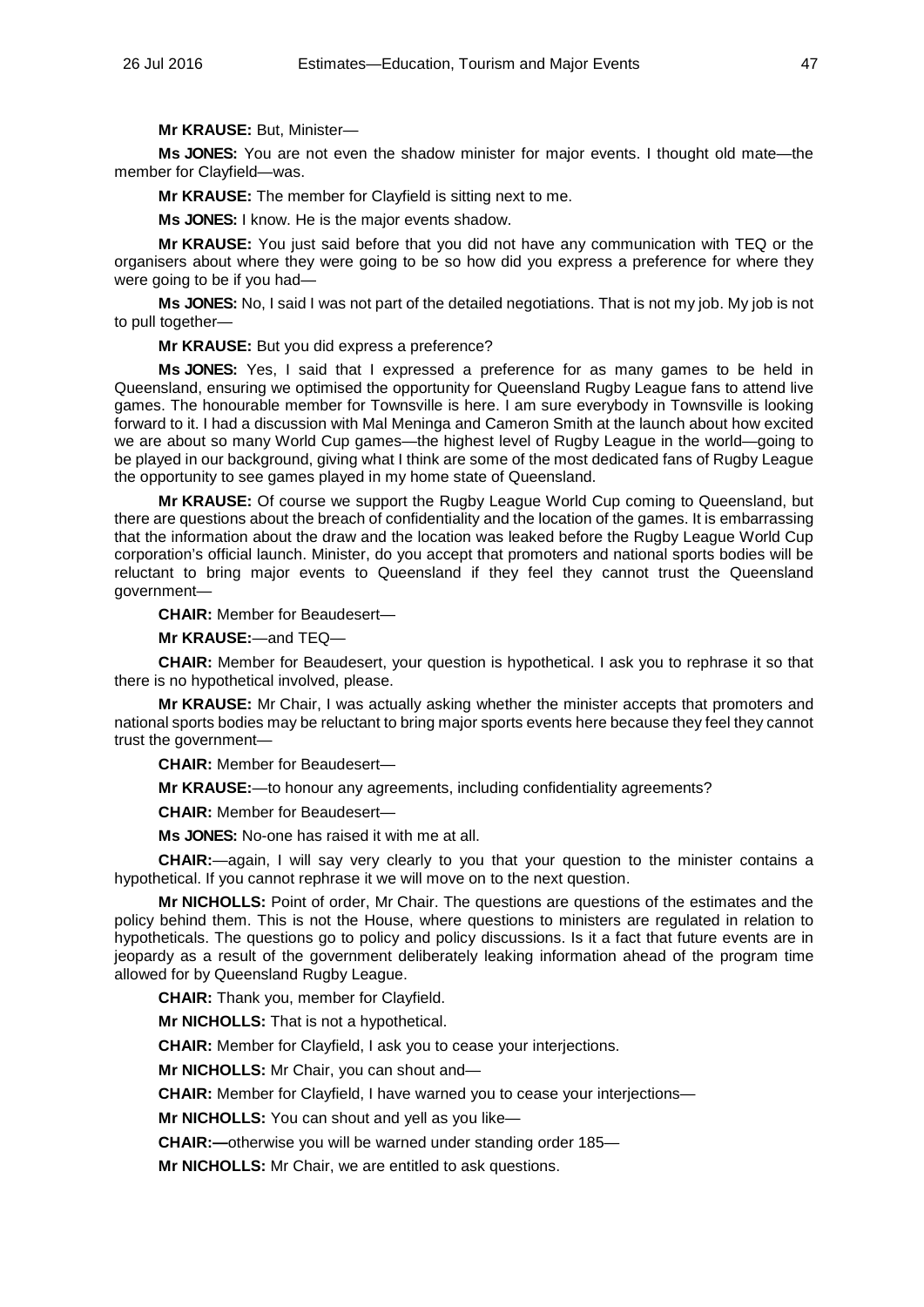**Mr KRAUSE:** But, Minister—

**Ms JONES:** You are not even the shadow minister for major events. I thought old mate—the member for Clayfield—was.

**Mr KRAUSE:** The member for Clayfield is sitting next to me.

**Ms JONES:** I know. He is the major events shadow.

**Mr KRAUSE:** You just said before that you did not have any communication with TEQ or the organisers about where they were going to be so how did you express a preference for where they were going to be if you had—

**Ms JONES:** No, I said I was not part of the detailed negotiations. That is not my job. My job is not to pull together—

**Mr KRAUSE:** But you did express a preference?

**Ms JONES:** Yes, I said that I expressed a preference for as many games to be held in Queensland, ensuring we optimised the opportunity for Queensland Rugby League fans to attend live games. The honourable member for Townsville is here. I am sure everybody in Townsville is looking forward to it. I had a discussion with Mal Meninga and Cameron Smith at the launch about how excited we are about so many World Cup games—the highest level of Rugby League in the world—going to be played in our background, giving what I think are some of the most dedicated fans of Rugby League the opportunity to see games played in my home state of Queensland.

**Mr KRAUSE:** Of course we support the Rugby League World Cup coming to Queensland, but there are questions about the breach of confidentiality and the location of the games. It is embarrassing that the information about the draw and the location was leaked before the Rugby League World Cup corporation's official launch. Minister, do you accept that promoters and national sports bodies will be reluctant to bring major events to Queensland if they feel they cannot trust the Queensland government—

**CHAIR:** Member for Beaudesert—

**Mr KRAUSE:**—and TEQ—

**CHAIR:** Member for Beaudesert, your question is hypothetical. I ask you to rephrase it so that there is no hypothetical involved, please.

**Mr KRAUSE:** Mr Chair, I was actually asking whether the minister accepts that promoters and national sports bodies may be reluctant to bring major sports events here because they feel they cannot trust the government—

**CHAIR:** Member for Beaudesert—

**Mr KRAUSE:**—to honour any agreements, including confidentiality agreements?

**CHAIR:** Member for Beaudesert—

**Ms JONES:** No-one has raised it with me at all.

**CHAIR:**—again, I will say very clearly to you that your question to the minister contains a hypothetical. If you cannot rephrase it we will move on to the next question.

**Mr NICHOLLS:** Point of order, Mr Chair. The questions are questions of the estimates and the policy behind them. This is not the House, where questions to ministers are regulated in relation to hypotheticals. The questions go to policy and policy discussions. Is it a fact that future events are in jeopardy as a result of the government deliberately leaking information ahead of the program time allowed for by Queensland Rugby League.

**CHAIR:** Thank you, member for Clayfield.

**Mr NICHOLLS:** That is not a hypothetical.

**CHAIR:** Member for Clayfield, I ask you to cease your interjections.

**Mr NICHOLLS:** Mr Chair, you can shout and—

**CHAIR:** Member for Clayfield, I have warned you to cease your interjections—

**Mr NICHOLLS:** You can shout and yell as you like—

**CHAIR:—**otherwise you will be warned under standing order 185—

**Mr NICHOLLS:** Mr Chair, we are entitled to ask questions.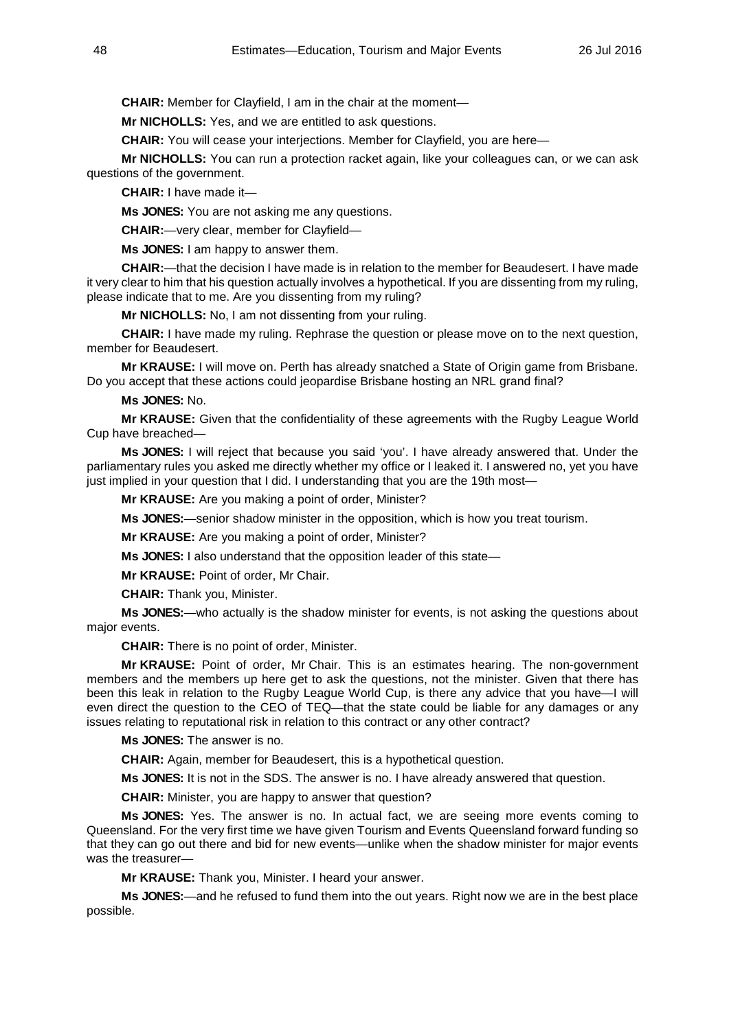**CHAIR:** Member for Clayfield, I am in the chair at the moment—

**Mr NICHOLLS:** Yes, and we are entitled to ask questions.

**CHAIR:** You will cease your interjections. Member for Clayfield, you are here—

**Mr NICHOLLS:** You can run a protection racket again, like your colleagues can, or we can ask questions of the government.

**CHAIR:** I have made it—

**Ms JONES:** You are not asking me any questions.

**CHAIR:**—very clear, member for Clayfield—

**Ms JONES:** I am happy to answer them.

**CHAIR:**—that the decision I have made is in relation to the member for Beaudesert. I have made it very clear to him that his question actually involves a hypothetical. If you are dissenting from my ruling, please indicate that to me. Are you dissenting from my ruling?

**Mr NICHOLLS:** No, I am not dissenting from your ruling.

**CHAIR:** I have made my ruling. Rephrase the question or please move on to the next question, member for Beaudesert.

**Mr KRAUSE:** I will move on. Perth has already snatched a State of Origin game from Brisbane. Do you accept that these actions could jeopardise Brisbane hosting an NRL grand final?

**Ms JONES:** No.

**Mr KRAUSE:** Given that the confidentiality of these agreements with the Rugby League World Cup have breached—

**Ms JONES:** I will reject that because you said 'you'. I have already answered that. Under the parliamentary rules you asked me directly whether my office or I leaked it. I answered no, yet you have just implied in your question that I did. I understanding that you are the 19th most—

**Mr KRAUSE:** Are you making a point of order, Minister?

**Ms JONES:**—senior shadow minister in the opposition, which is how you treat tourism.

**Mr KRAUSE:** Are you making a point of order, Minister?

**Ms JONES:** I also understand that the opposition leader of this state—

**Mr KRAUSE:** Point of order, Mr Chair.

**CHAIR:** Thank you, Minister.

**Ms JONES:**—who actually is the shadow minister for events, is not asking the questions about major events.

**CHAIR:** There is no point of order, Minister.

**Mr KRAUSE:** Point of order, Mr Chair. This is an estimates hearing. The non-government members and the members up here get to ask the questions, not the minister. Given that there has been this leak in relation to the Rugby League World Cup, is there any advice that you have—I will even direct the question to the CEO of TEQ—that the state could be liable for any damages or any issues relating to reputational risk in relation to this contract or any other contract?

**Ms JONES:** The answer is no.

**CHAIR:** Again, member for Beaudesert, this is a hypothetical question.

**Ms JONES:** It is not in the SDS. The answer is no. I have already answered that question.

**CHAIR:** Minister, you are happy to answer that question?

**Ms JONES:** Yes. The answer is no. In actual fact, we are seeing more events coming to Queensland. For the very first time we have given Tourism and Events Queensland forward funding so that they can go out there and bid for new events—unlike when the shadow minister for major events was the treasurer—

**Mr KRAUSE:** Thank you, Minister. I heard your answer.

**Ms JONES:**—and he refused to fund them into the out years. Right now we are in the best place possible.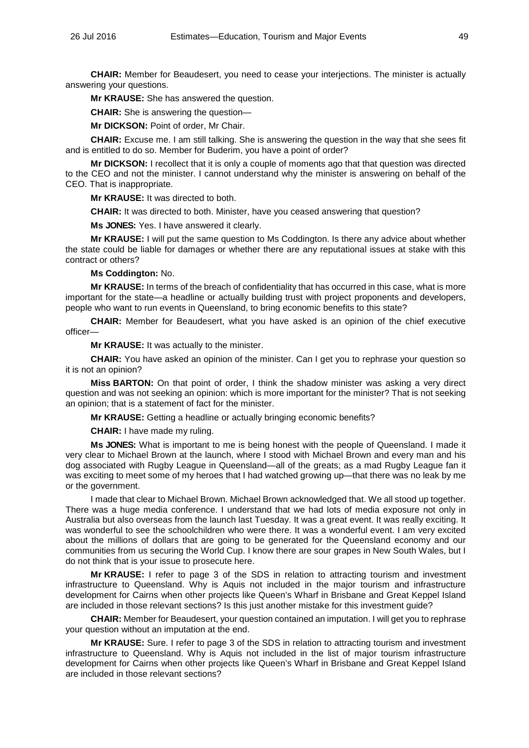**CHAIR:** Member for Beaudesert, you need to cease your interjections. The minister is actually answering your questions.

**Mr KRAUSE:** She has answered the question.

**CHAIR:** She is answering the question—

**Mr DICKSON:** Point of order, Mr Chair.

**CHAIR:** Excuse me. I am still talking. She is answering the question in the way that she sees fit and is entitled to do so. Member for Buderim, you have a point of order?

**Mr DICKSON:** I recollect that it is only a couple of moments ago that that question was directed to the CEO and not the minister. I cannot understand why the minister is answering on behalf of the CEO. That is inappropriate.

**Mr KRAUSE:** It was directed to both.

**CHAIR:** It was directed to both. Minister, have you ceased answering that question?

**Ms JONES:** Yes. I have answered it clearly.

**Mr KRAUSE:** I will put the same question to Ms Coddington. Is there any advice about whether the state could be liable for damages or whether there are any reputational issues at stake with this contract or others?

**Ms Coddington:** No.

**Mr KRAUSE:** In terms of the breach of confidentiality that has occurred in this case, what is more important for the state—a headline or actually building trust with project proponents and developers, people who want to run events in Queensland, to bring economic benefits to this state?

**CHAIR:** Member for Beaudesert, what you have asked is an opinion of the chief executive officer—

**Mr KRAUSE:** It was actually to the minister.

**CHAIR:** You have asked an opinion of the minister. Can I get you to rephrase your question so it is not an opinion?

**Miss BARTON:** On that point of order, I think the shadow minister was asking a very direct question and was not seeking an opinion: which is more important for the minister? That is not seeking an opinion; that is a statement of fact for the minister.

**Mr KRAUSE:** Getting a headline or actually bringing economic benefits?

**CHAIR:** I have made my ruling.

**Ms JONES:** What is important to me is being honest with the people of Queensland. I made it very clear to Michael Brown at the launch, where I stood with Michael Brown and every man and his dog associated with Rugby League in Queensland—all of the greats; as a mad Rugby League fan it was exciting to meet some of my heroes that I had watched growing up—that there was no leak by me or the government.

I made that clear to Michael Brown. Michael Brown acknowledged that. We all stood up together. There was a huge media conference. I understand that we had lots of media exposure not only in Australia but also overseas from the launch last Tuesday. It was a great event. It was really exciting. It was wonderful to see the schoolchildren who were there. It was a wonderful event. I am very excited about the millions of dollars that are going to be generated for the Queensland economy and our communities from us securing the World Cup. I know there are sour grapes in New South Wales, but I do not think that is your issue to prosecute here.

**Mr KRAUSE:** I refer to page 3 of the SDS in relation to attracting tourism and investment infrastructure to Queensland. Why is Aquis not included in the major tourism and infrastructure development for Cairns when other projects like Queen's Wharf in Brisbane and Great Keppel Island are included in those relevant sections? Is this just another mistake for this investment guide?

**CHAIR:** Member for Beaudesert, your question contained an imputation. I will get you to rephrase your question without an imputation at the end.

**Mr KRAUSE:** Sure. I refer to page 3 of the SDS in relation to attracting tourism and investment infrastructure to Queensland. Why is Aquis not included in the list of major tourism infrastructure development for Cairns when other projects like Queen's Wharf in Brisbane and Great Keppel Island are included in those relevant sections?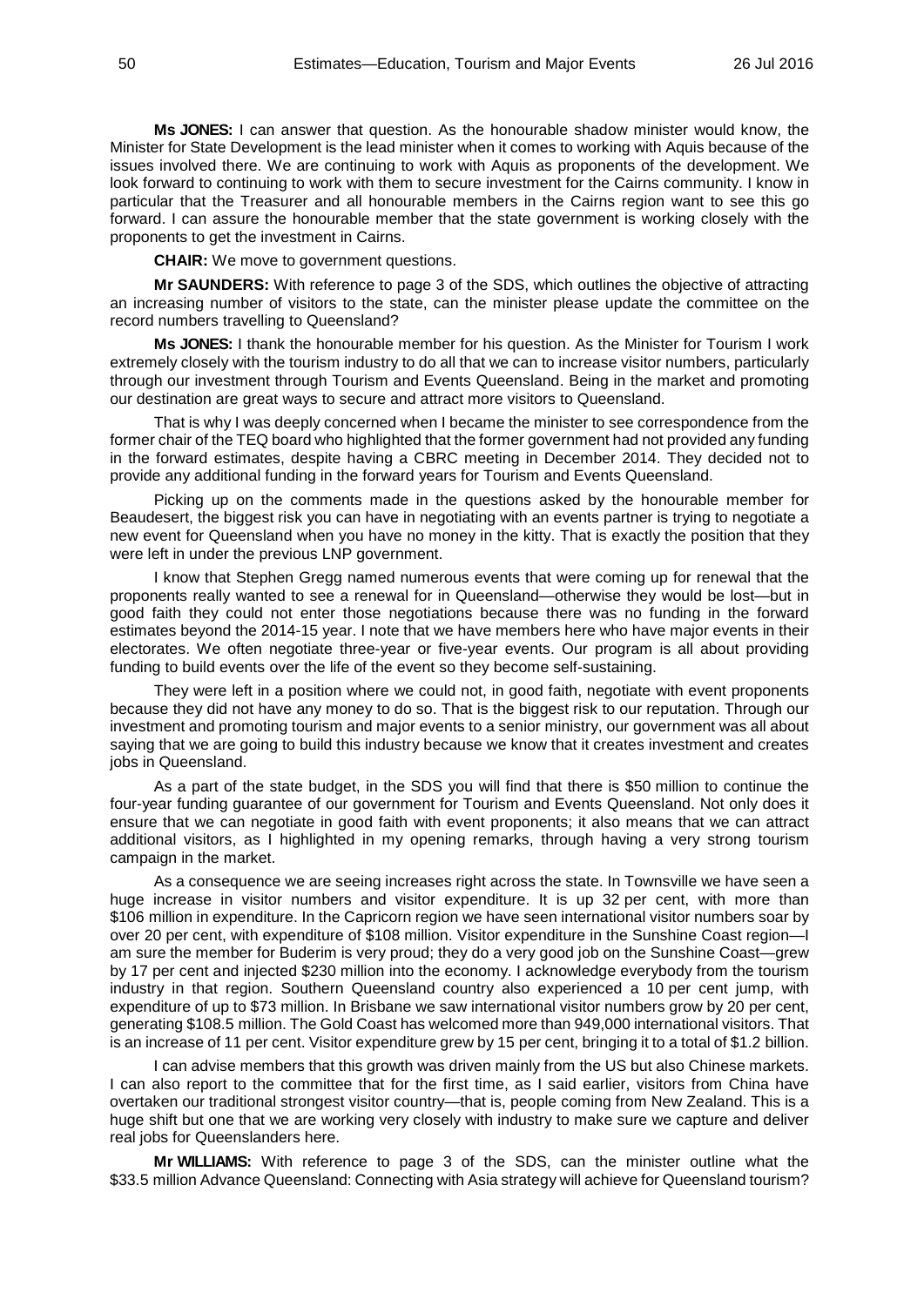**Ms JONES:** I can answer that question. As the honourable shadow minister would know, the Minister for State Development is the lead minister when it comes to working with Aquis because of the issues involved there. We are continuing to work with Aquis as proponents of the development. We look forward to continuing to work with them to secure investment for the Cairns community. I know in particular that the Treasurer and all honourable members in the Cairns region want to see this go forward. I can assure the honourable member that the state government is working closely with the proponents to get the investment in Cairns.

**CHAIR:** We move to government questions.

**Mr SAUNDERS:** With reference to page 3 of the SDS, which outlines the objective of attracting an increasing number of visitors to the state, can the minister please update the committee on the record numbers travelling to Queensland?

**Ms JONES:** I thank the honourable member for his question. As the Minister for Tourism I work extremely closely with the tourism industry to do all that we can to increase visitor numbers, particularly through our investment through Tourism and Events Queensland. Being in the market and promoting our destination are great ways to secure and attract more visitors to Queensland.

That is why I was deeply concerned when I became the minister to see correspondence from the former chair of the TEQ board who highlighted that the former government had not provided any funding in the forward estimates, despite having a CBRC meeting in December 2014. They decided not to provide any additional funding in the forward years for Tourism and Events Queensland.

Picking up on the comments made in the questions asked by the honourable member for Beaudesert, the biggest risk you can have in negotiating with an events partner is trying to negotiate a new event for Queensland when you have no money in the kitty. That is exactly the position that they were left in under the previous LNP government.

I know that Stephen Gregg named numerous events that were coming up for renewal that the proponents really wanted to see a renewal for in Queensland—otherwise they would be lost—but in good faith they could not enter those negotiations because there was no funding in the forward estimates beyond the 2014-15 year. I note that we have members here who have major events in their electorates. We often negotiate three-year or five-year events. Our program is all about providing funding to build events over the life of the event so they become self-sustaining.

They were left in a position where we could not, in good faith, negotiate with event proponents because they did not have any money to do so. That is the biggest risk to our reputation. Through our investment and promoting tourism and major events to a senior ministry, our government was all about saying that we are going to build this industry because we know that it creates investment and creates jobs in Queensland.

As a part of the state budget, in the SDS you will find that there is $50 million to continue the four-year funding guarantee of our government for Tourism and Events Queensland. Not only does it ensure that we can negotiate in good faith with event proponents; it also means that we can attract additional visitors, as I highlighted in my opening remarks, through having a very strong tourism campaign in the market.

As a consequence we are seeing increases right across the state. In Townsville we have seen a huge increase in visitor numbers and visitor expenditure. It is up 32 per cent, with more than $106 million in expenditure. In the Capricorn region we have seen international visitor numbers soar by over 20 per cent, with expenditure of $108 million. Visitor expenditure in the Sunshine Coast region—I am sure the member for Buderim is very proud; they do a very good job on the Sunshine Coast—grew by 17 per cent and injected $230 million into the economy. I acknowledge everybody from the tourism industry in that region. Southern Queensland country also experienced a 10 per cent jump, with expenditure of up to $73 million. In Brisbane we saw international visitor numbers grow by 20 per cent, generating $108.5 million. The Gold Coast has welcomed more than 949,000 international visitors. That is an increase of 11 per cent. Visitor expenditure grew by 15 per cent, bringing it to a total of $1.2 billion.

I can advise members that this growth was driven mainly from the US but also Chinese markets. I can also report to the committee that for the first time, as I said earlier, visitors from China have overtaken our traditional strongest visitor country—that is, people coming from New Zealand. This is a huge shift but one that we are working very closely with industry to make sure we capture and deliver real jobs for Queenslanders here.

**Mr WILLIAMS:** With reference to page 3 of the SDS, can the minister outline what the $33.5 million Advance Queensland: Connecting with Asia strategy will achieve for Queensland tourism?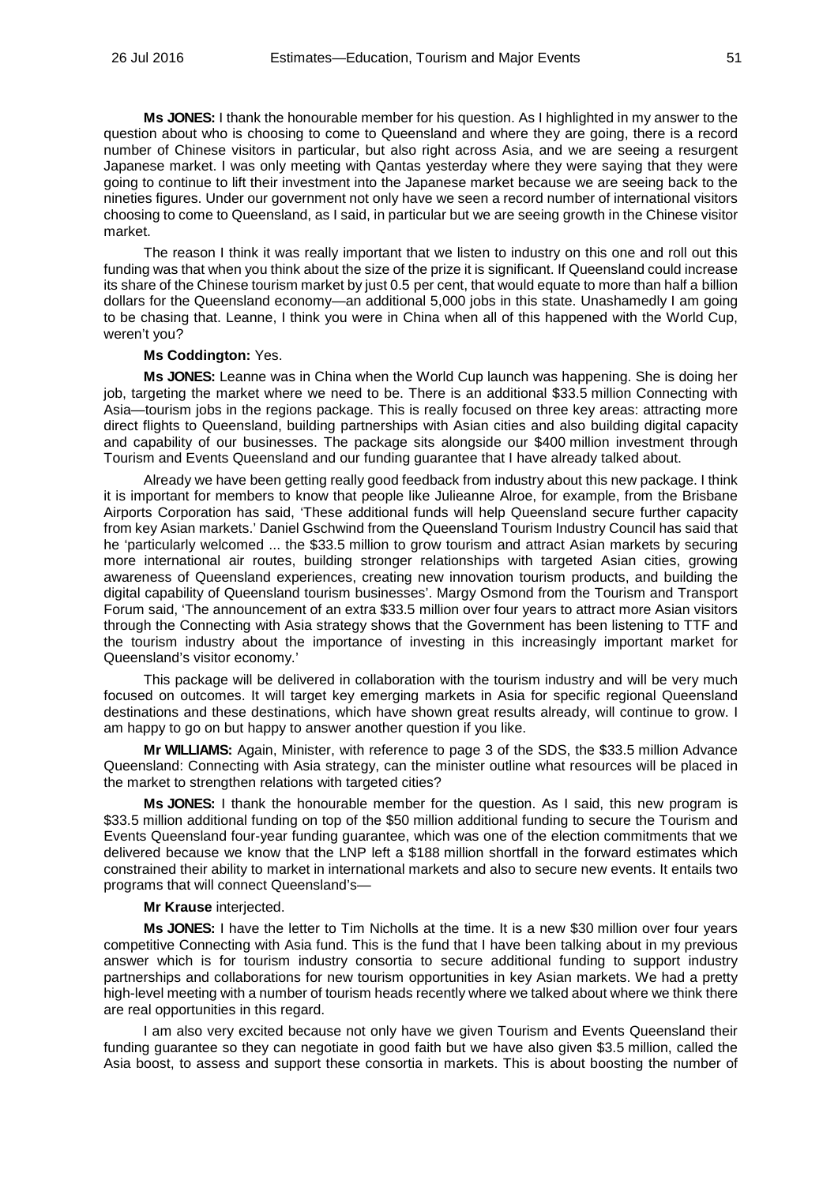**Ms JONES:** I thank the honourable member for his question. As I highlighted in my answer to the question about who is choosing to come to Queensland and where they are going, there is a record number of Chinese visitors in particular, but also right across Asia, and we are seeing a resurgent Japanese market. I was only meeting with Qantas yesterday where they were saying that they were going to continue to lift their investment into the Japanese market because we are seeing back to the nineties figures. Under our government not only have we seen a record number of international visitors choosing to come to Queensland, as I said, in particular but we are seeing growth in the Chinese visitor market.

The reason I think it was really important that we listen to industry on this one and roll out this funding was that when you think about the size of the prize it is significant. If Queensland could increase its share of the Chinese tourism market by just 0.5 per cent, that would equate to more than half a billion dollars for the Queensland economy—an additional 5,000 jobs in this state. Unashamedly I am going to be chasing that. Leanne, I think you were in China when all of this happened with the World Cup, weren't you?

**Ms Coddington:** Yes.

**Ms JONES:** Leanne was in China when the World Cup launch was happening. She is doing her job, targeting the market where we need to be. There is an additional $33.5 million Connecting with Asia—tourism jobs in the regions package. This is really focused on three key areas: attracting more direct flights to Queensland, building partnerships with Asian cities and also building digital capacity and capability of our businesses. The package sits alongside our $400 million investment through Tourism and Events Queensland and our funding guarantee that I have already talked about.

Already we have been getting really good feedback from industry about this new package. I think it is important for members to know that people like Julieanne Alroe, for example, from the Brisbane Airports Corporation has said, 'These additional funds will help Queensland secure further capacity from key Asian markets.' Daniel Gschwind from the Queensland Tourism Industry Council has said that he 'particularly welcomed ... the $33.5 million to grow tourism and attract Asian markets by securing more international air routes, building stronger relationships with targeted Asian cities, growing awareness of Queensland experiences, creating new innovation tourism products, and building the digital capability of Queensland tourism businesses'. Margy Osmond from the Tourism and Transport Forum said, 'The announcement of an extra $33.5 million over four years to attract more Asian visitors through the Connecting with Asia strategy shows that the Government has been listening to TTF and the tourism industry about the importance of investing in this increasingly important market for Queensland's visitor economy.'

This package will be delivered in collaboration with the tourism industry and will be very much focused on outcomes. It will target key emerging markets in Asia for specific regional Queensland destinations and these destinations, which have shown great results already, will continue to grow. I am happy to go on but happy to answer another question if you like.

**Mr WILLIAMS:** Again, Minister, with reference to page 3 of the SDS, the $33.5 million Advance Queensland: Connecting with Asia strategy, can the minister outline what resources will be placed in the market to strengthen relations with targeted cities?

**Ms JONES:** I thank the honourable member for the question. As I said, this new program is $33.5 million additional funding on top of the $50 million additional funding to secure the Tourism and Events Queensland four-year funding guarantee, which was one of the election commitments that we delivered because we know that the LNP left a $188 million shortfall in the forward estimates which constrained their ability to market in international markets and also to secure new events. It entails two programs that will connect Queensland's—

**Mr Krause** interjected.

**Ms JONES:** I have the letter to Tim Nicholls at the time. It is a new $30 million over four years competitive Connecting with Asia fund. This is the fund that I have been talking about in my previous answer which is for tourism industry consortia to secure additional funding to support industry partnerships and collaborations for new tourism opportunities in key Asian markets. We had a pretty high-level meeting with a number of tourism heads recently where we talked about where we think there are real opportunities in this regard.

I am also very excited because not only have we given Tourism and Events Queensland their funding guarantee so they can negotiate in good faith but we have also given $3.5 million, called the Asia boost, to assess and support these consortia in markets. This is about boosting the number of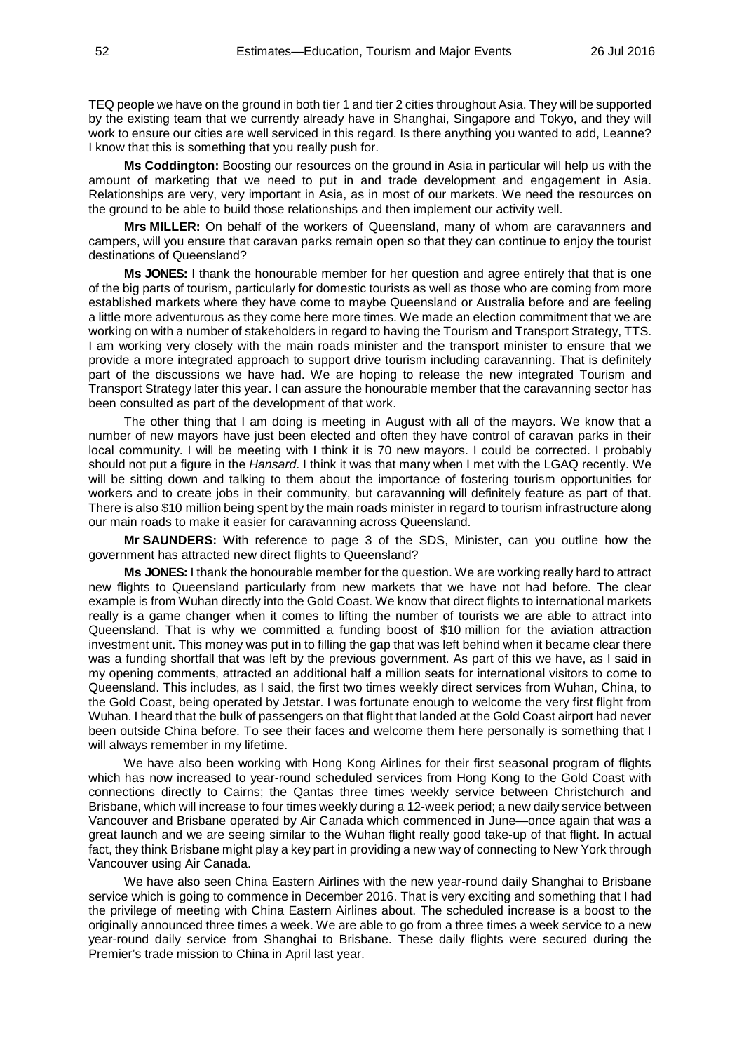TEQ people we have on the ground in both tier 1 and tier 2 cities throughout Asia. They will be supported by the existing team that we currently already have in Shanghai, Singapore and Tokyo, and they will work to ensure our cities are well serviced in this regard. Is there anything you wanted to add, Leanne? I know that this is something that you really push for.

**Ms Coddington:** Boosting our resources on the ground in Asia in particular will help us with the amount of marketing that we need to put in and trade development and engagement in Asia. Relationships are very, very important in Asia, as in most of our markets. We need the resources on the ground to be able to build those relationships and then implement our activity well.

**Mrs MILLER:** On behalf of the workers of Queensland, many of whom are caravanners and campers, will you ensure that caravan parks remain open so that they can continue to enjoy the tourist destinations of Queensland?

**Ms JONES:** I thank the honourable member for her question and agree entirely that that is one of the big parts of tourism, particularly for domestic tourists as well as those who are coming from more established markets where they have come to maybe Queensland or Australia before and are feeling a little more adventurous as they come here more times. We made an election commitment that we are working on with a number of stakeholders in regard to having the Tourism and Transport Strategy, TTS. I am working very closely with the main roads minister and the transport minister to ensure that we provide a more integrated approach to support drive tourism including caravanning. That is definitely part of the discussions we have had. We are hoping to release the new integrated Tourism and Transport Strategy later this year. I can assure the honourable member that the caravanning sector has been consulted as part of the development of that work.

The other thing that I am doing is meeting in August with all of the mayors. We know that a number of new mayors have just been elected and often they have control of caravan parks in their local community. I will be meeting with I think it is 70 new mayors. I could be corrected. I probably should not put a figure in the *Hansard*. I think it was that many when I met with the LGAQ recently. We will be sitting down and talking to them about the importance of fostering tourism opportunities for workers and to create jobs in their community, but caravanning will definitely feature as part of that. There is also $10 million being spent by the main roads minister in regard to tourism infrastructure along our main roads to make it easier for caravanning across Queensland.

**Mr SAUNDERS:** With reference to page 3 of the SDS, Minister, can you outline how the government has attracted new direct flights to Queensland?

**Ms JONES:** I thank the honourable member for the question. We are working really hard to attract new flights to Queensland particularly from new markets that we have not had before. The clear example is from Wuhan directly into the Gold Coast. We know that direct flights to international markets really is a game changer when it comes to lifting the number of tourists we are able to attract into Queensland. That is why we committed a funding boost of $10 million for the aviation attraction investment unit. This money was put in to filling the gap that was left behind when it became clear there was a funding shortfall that was left by the previous government. As part of this we have, as I said in my opening comments, attracted an additional half a million seats for international visitors to come to Queensland. This includes, as I said, the first two times weekly direct services from Wuhan, China, to the Gold Coast, being operated by Jetstar. I was fortunate enough to welcome the very first flight from Wuhan. I heard that the bulk of passengers on that flight that landed at the Gold Coast airport had never been outside China before. To see their faces and welcome them here personally is something that I will always remember in my lifetime.

We have also been working with Hong Kong Airlines for their first seasonal program of flights which has now increased to year-round scheduled services from Hong Kong to the Gold Coast with connections directly to Cairns; the Qantas three times weekly service between Christchurch and Brisbane, which will increase to four times weekly during a 12-week period; a new daily service between Vancouver and Brisbane operated by Air Canada which commenced in June—once again that was a great launch and we are seeing similar to the Wuhan flight really good take-up of that flight. In actual fact, they think Brisbane might play a key part in providing a new way of connecting to New York through Vancouver using Air Canada.

We have also seen China Eastern Airlines with the new year-round daily Shanghai to Brisbane service which is going to commence in December 2016. That is very exciting and something that I had the privilege of meeting with China Eastern Airlines about. The scheduled increase is a boost to the originally announced three times a week. We are able to go from a three times a week service to a new year-round daily service from Shanghai to Brisbane. These daily flights were secured during the Premier's trade mission to China in April last year.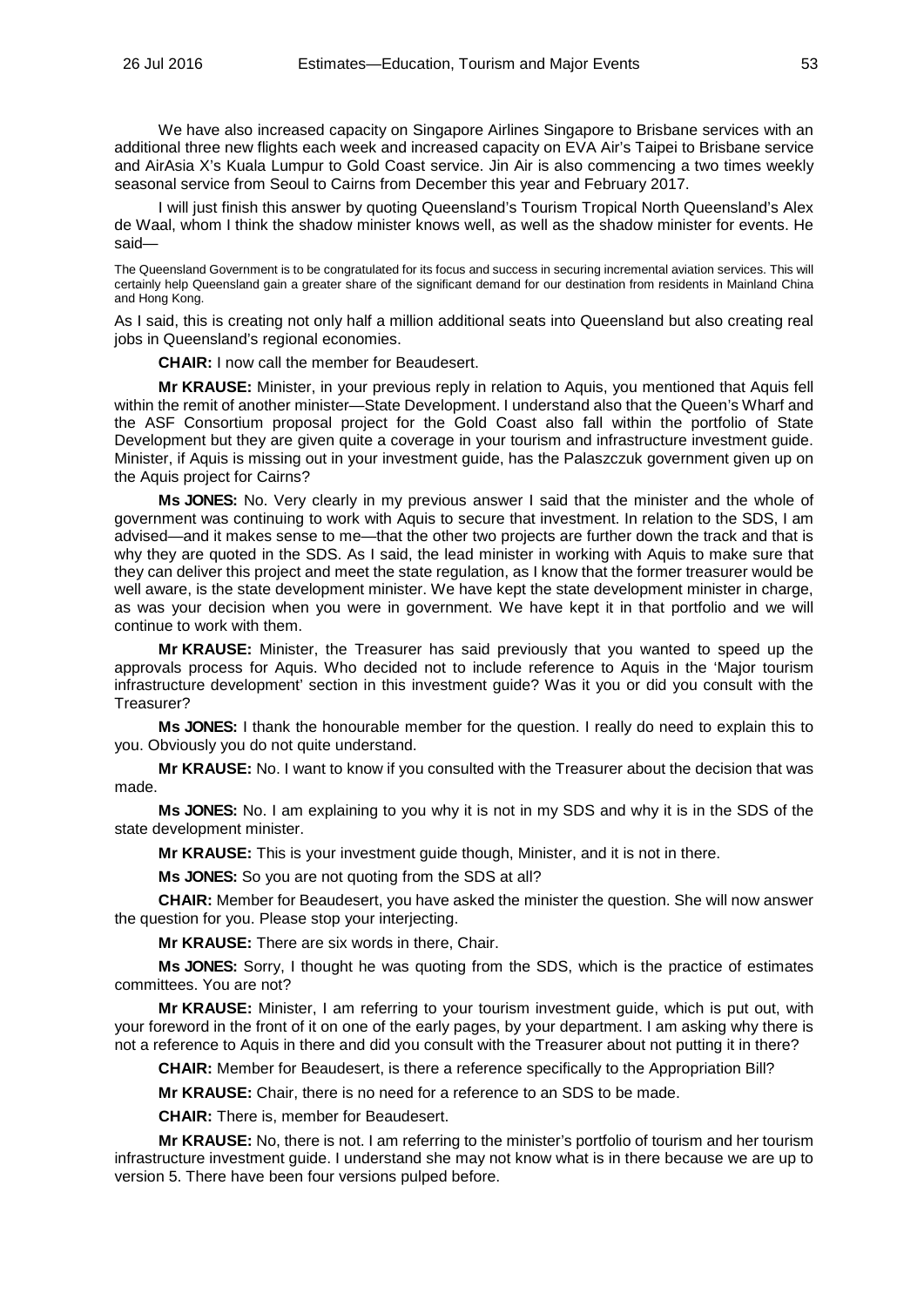We have also increased capacity on Singapore Airlines Singapore to Brisbane services with an additional three new flights each week and increased capacity on EVA Air's Taipei to Brisbane service and AirAsia X's Kuala Lumpur to Gold Coast service. Jin Air is also commencing a two times weekly seasonal service from Seoul to Cairns from December this year and February 2017.

I will just finish this answer by quoting Queensland's Tourism Tropical North Queensland's Alex de Waal, whom I think the shadow minister knows well, as well as the shadow minister for events. He said—

> The Queensland Government is to be congratulated for its focus and success in securing incremental aviation services. This will certainly help Queensland gain a greater share of the significant demand for our destination from residents in Mainland China and Hong Kong.

As I said, this is creating not only half a million additional seats into Queensland but also creating real jobs in Queensland's regional economies.

**CHAIR:** I now call the member for Beaudesert.

**Mr KRAUSE:** Minister, in your previous reply in relation to Aquis, you mentioned that Aquis fell within the remit of another minister—State Development. I understand also that the Queen's Wharf and the ASF Consortium proposal project for the Gold Coast also fall within the portfolio of State Development but they are given quite a coverage in your tourism and infrastructure investment guide. Minister, if Aquis is missing out in your investment guide, has the Palaszczuk government given up on the Aquis project for Cairns?

**Ms JONES:** No. Very clearly in my previous answer I said that the minister and the whole of government was continuing to work with Aquis to secure that investment. In relation to the SDS, I am advised—and it makes sense to me—that the other two projects are further down the track and that is why they are quoted in the SDS. As I said, the lead minister in working with Aquis to make sure that they can deliver this project and meet the state regulation, as I know that the former treasurer would be well aware, is the state development minister. We have kept the state development minister in charge, as was your decision when you were in government. We have kept it in that portfolio and we will continue to work with them.

**Mr KRAUSE:** Minister, the Treasurer has said previously that you wanted to speed up the approvals process for Aquis. Who decided not to include reference to Aquis in the 'Major tourism infrastructure development' section in this investment guide? Was it you or did you consult with the Treasurer?

**Ms JONES:** I thank the honourable member for the question. I really do need to explain this to you. Obviously you do not quite understand.

**Mr KRAUSE:** No. I want to know if you consulted with the Treasurer about the decision that was made.

**Ms JONES:** No. I am explaining to you why it is not in my SDS and why it is in the SDS of the state development minister.

**Mr KRAUSE:** This is your investment guide though, Minister, and it is not in there.

**Ms JONES:** So you are not quoting from the SDS at all?

**CHAIR:** Member for Beaudesert, you have asked the minister the question. She will now answer the question for you. Please stop your interjecting.

**Mr KRAUSE:** There are six words in there, Chair.

**Ms JONES:** Sorry, I thought he was quoting from the SDS, which is the practice of estimates committees. You are not?

**Mr KRAUSE:** Minister, I am referring to your tourism investment guide, which is put out, with your foreword in the front of it on one of the early pages, by your department. I am asking why there is not a reference to Aquis in there and did you consult with the Treasurer about not putting it in there?

**CHAIR:** Member for Beaudesert, is there a reference specifically to the Appropriation Bill?

**Mr KRAUSE:** Chair, there is no need for a reference to an SDS to be made.

**CHAIR:** There is, member for Beaudesert.

**Mr KRAUSE:** No, there is not. I am referring to the minister's portfolio of tourism and her tourism infrastructure investment guide. I understand she may not know what is in there because we are up to version 5. There have been four versions pulped before.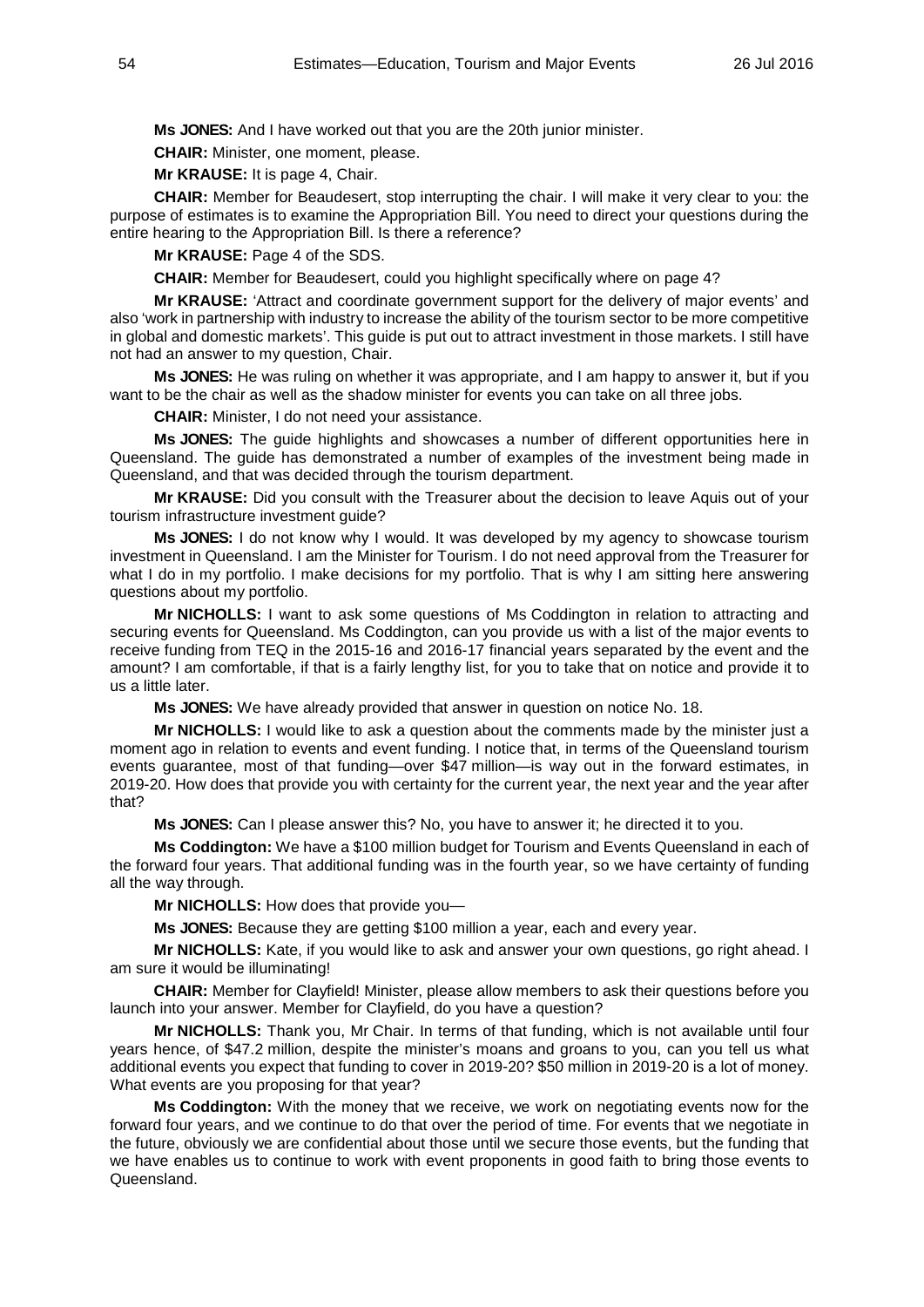**Ms JONES:** And I have worked out that you are the 20th junior minister.

**CHAIR:** Minister, one moment, please.

**Mr KRAUSE:** It is page 4, Chair.

**CHAIR:** Member for Beaudesert, stop interrupting the chair. I will make it very clear to you: the purpose of estimates is to examine the Appropriation Bill. You need to direct your questions during the entire hearing to the Appropriation Bill. Is there a reference?

**Mr KRAUSE:** Page 4 of the SDS.

**CHAIR:** Member for Beaudesert, could you highlight specifically where on page 4?

**Mr KRAUSE:** 'Attract and coordinate government support for the delivery of major events' and also 'work in partnership with industry to increase the ability of the tourism sector to be more competitive in global and domestic markets'. This guide is put out to attract investment in those markets. I still have not had an answer to my question, Chair.

**Ms JONES:** He was ruling on whether it was appropriate, and I am happy to answer it, but if you want to be the chair as well as the shadow minister for events you can take on all three jobs.

**CHAIR:** Minister, I do not need your assistance.

**Ms JONES:** The guide highlights and showcases a number of different opportunities here in Queensland. The guide has demonstrated a number of examples of the investment being made in Queensland, and that was decided through the tourism department.

**Mr KRAUSE:** Did you consult with the Treasurer about the decision to leave Aquis out of your tourism infrastructure investment guide?

**Ms JONES:** I do not know why I would. It was developed by my agency to showcase tourism investment in Queensland. I am the Minister for Tourism. I do not need approval from the Treasurer for what I do in my portfolio. I make decisions for my portfolio. That is why I am sitting here answering questions about my portfolio.

**Mr NICHOLLS:** I want to ask some questions of Ms Coddington in relation to attracting and securing events for Queensland. Ms Coddington, can you provide us with a list of the major events to receive funding from TEQ in the 2015-16 and 2016-17 financial years separated by the event and the amount? I am comfortable, if that is a fairly lengthy list, for you to take that on notice and provide it to us a little later.

**Ms JONES:** We have already provided that answer in question on notice No. 18.

**Mr NICHOLLS:** I would like to ask a question about the comments made by the minister just a moment ago in relation to events and event funding. I notice that, in terms of the Queensland tourism events guarantee, most of that funding—over $47 million—is way out in the forward estimates, in 2019-20. How does that provide you with certainty for the current year, the next year and the year after that?

**Ms JONES:** Can I please answer this? No, you have to answer it; he directed it to you.

**Ms Coddington:** We have a $100 million budget for Tourism and Events Queensland in each of the forward four years. That additional funding was in the fourth year, so we have certainty of funding all the way through.

**Mr NICHOLLS:** How does that provide you—

**Ms JONES:** Because they are getting $100 million a year, each and every year.

**Mr NICHOLLS:** Kate, if you would like to ask and answer your own questions, go right ahead. I am sure it would be illuminating!

**CHAIR:** Member for Clayfield! Minister, please allow members to ask their questions before you launch into your answer. Member for Clayfield, do you have a question?

**Mr NICHOLLS:** Thank you, Mr Chair. In terms of that funding, which is not available until four years hence, of $47.2 million, despite the minister's moans and groans to you, can you tell us what additional events you expect that funding to cover in 2019-20? $50 million in 2019-20 is a lot of money. What events are you proposing for that year?

**Ms Coddington:** With the money that we receive, we work on negotiating events now for the forward four years, and we continue to do that over the period of time. For events that we negotiate in the future, obviously we are confidential about those until we secure those events, but the funding that we have enables us to continue to work with event proponents in good faith to bring those events to Queensland.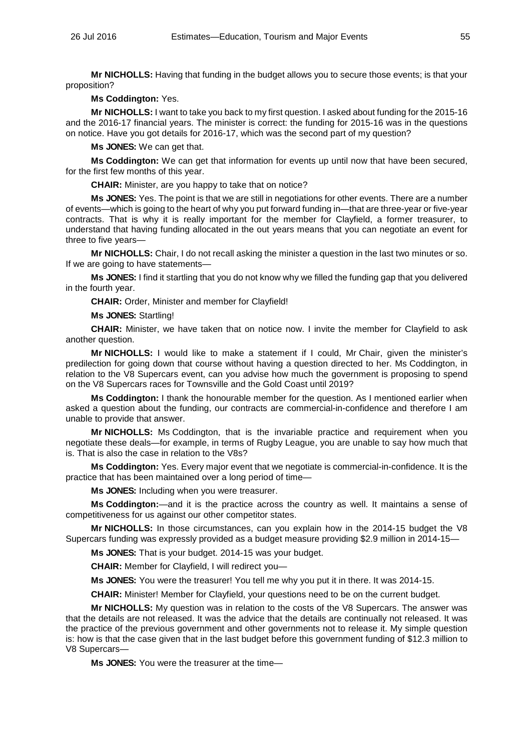**Mr NICHOLLS:** Having that funding in the budget allows you to secure those events; is that your proposition?

**Ms Coddington:** Yes.

**Mr NICHOLLS:** I want to take you back to my first question. I asked about funding for the 2015-16 and the 2016-17 financial years. The minister is correct: the funding for 2015-16 was in the questions on notice. Have you got details for 2016-17, which was the second part of my question?

**Ms JONES:** We can get that.

**Ms Coddington:** We can get that information for events up until now that have been secured, for the first few months of this year.

**CHAIR:** Minister, are you happy to take that on notice?

**Ms JONES:** Yes. The point is that we are still in negotiations for other events. There are a number of events—which is going to the heart of why you put forward funding in—that are three-year or five-year contracts. That is why it is really important for the member for Clayfield, a former treasurer, to understand that having funding allocated in the out years means that you can negotiate an event for three to five years—

**Mr NICHOLLS:** Chair, I do not recall asking the minister a question in the last two minutes or so. If we are going to have statements—

**Ms JONES:** I find it startling that you do not know why we filled the funding gap that you delivered in the fourth year.

**CHAIR:** Order, Minister and member for Clayfield!

**Ms JONES:** Startling!

**CHAIR:** Minister, we have taken that on notice now. I invite the member for Clayfield to ask another question.

**Mr NICHOLLS:** I would like to make a statement if I could, Mr Chair, given the minister's predilection for going down that course without having a question directed to her. Ms Coddington, in relation to the V8 Supercars event, can you advise how much the government is proposing to spend on the V8 Supercars races for Townsville and the Gold Coast until 2019?

**Ms Coddington:** I thank the honourable member for the question. As I mentioned earlier when asked a question about the funding, our contracts are commercial-in-confidence and therefore I am unable to provide that answer.

**Mr NICHOLLS:** Ms Coddington, that is the invariable practice and requirement when you negotiate these deals—for example, in terms of Rugby League, you are unable to say how much that is. That is also the case in relation to the V8s?

**Ms Coddington:** Yes. Every major event that we negotiate is commercial-in-confidence. It is the practice that has been maintained over a long period of time—

**Ms JONES:** Including when you were treasurer.

**Ms Coddington:**—and it is the practice across the country as well. It maintains a sense of competitiveness for us against our other competitor states.

**Mr NICHOLLS:** In those circumstances, can you explain how in the 2014-15 budget the V8 Supercars funding was expressly provided as a budget measure providing $2.9 million in 2014-15—

**Ms JONES:** That is your budget. 2014-15 was your budget.

**CHAIR:** Member for Clayfield, I will redirect you—

**Ms JONES:** You were the treasurer! You tell me why you put it in there. It was 2014-15.

**CHAIR:** Minister! Member for Clayfield, your questions need to be on the current budget.

**Mr NICHOLLS:** My question was in relation to the costs of the V8 Supercars. The answer was that the details are not released. It was the advice that the details are continually not released. It was the practice of the previous government and other governments not to release it. My simple question is: how is that the case given that in the last budget before this government funding of $12.3 million to V8 Supercars—

**Ms JONES:** You were the treasurer at the time—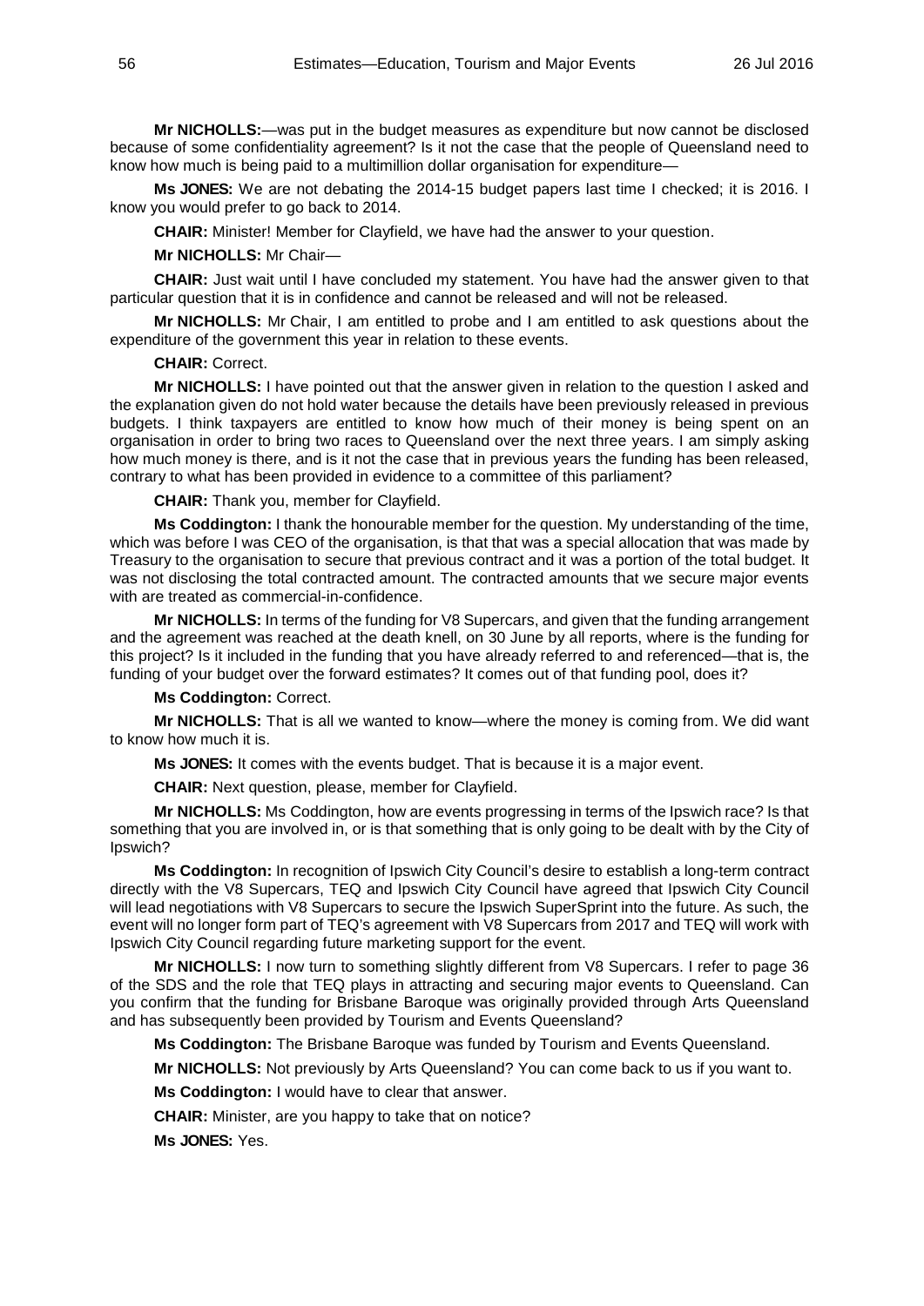**Mr NICHOLLS:**—was put in the budget measures as expenditure but now cannot be disclosed because of some confidentiality agreement? Is it not the case that the people of Queensland need to know how much is being paid to a multimillion dollar organisation for expenditure—

**Ms JONES:** We are not debating the 2014-15 budget papers last time I checked; it is 2016. I know you would prefer to go back to 2014.

**CHAIR:** Minister! Member for Clayfield, we have had the answer to your question.

**Mr NICHOLLS:** Mr Chair—

**CHAIR:** Just wait until I have concluded my statement. You have had the answer given to that particular question that it is in confidence and cannot be released and will not be released.

**Mr NICHOLLS:** Mr Chair, I am entitled to probe and I am entitled to ask questions about the expenditure of the government this year in relation to these events.

**CHAIR:** Correct.

**Mr NICHOLLS:** I have pointed out that the answer given in relation to the question I asked and the explanation given do not hold water because the details have been previously released in previous budgets. I think taxpayers are entitled to know how much of their money is being spent on an organisation in order to bring two races to Queensland over the next three years. I am simply asking how much money is there, and is it not the case that in previous years the funding has been released, contrary to what has been provided in evidence to a committee of this parliament?

**CHAIR:** Thank you, member for Clayfield.

**Ms Coddington:** I thank the honourable member for the question. My understanding of the time, which was before I was CEO of the organisation, is that that was a special allocation that was made by Treasury to the organisation to secure that previous contract and it was a portion of the total budget. It was not disclosing the total contracted amount. The contracted amounts that we secure major events with are treated as commercial-in-confidence.

**Mr NICHOLLS:** In terms of the funding for V8 Supercars, and given that the funding arrangement and the agreement was reached at the death knell, on 30 June by all reports, where is the funding for this project? Is it included in the funding that you have already referred to and referenced—that is, the funding of your budget over the forward estimates? It comes out of that funding pool, does it?

**Ms Coddington:** Correct.

**Mr NICHOLLS:** That is all we wanted to know—where the money is coming from. We did want to know how much it is.

**Ms JONES:** It comes with the events budget. That is because it is a major event.

**CHAIR:** Next question, please, member for Clayfield.

**Mr NICHOLLS:** Ms Coddington, how are events progressing in terms of the Ipswich race? Is that something that you are involved in, or is that something that is only going to be dealt with by the City of Ipswich?

**Ms Coddington:** In recognition of Ipswich City Council's desire to establish a long-term contract directly with the V8 Supercars, TEQ and Ipswich City Council have agreed that Ipswich City Council will lead negotiations with V8 Supercars to secure the Ipswich SuperSprint into the future. As such, the event will no longer form part of TEQ's agreement with V8 Supercars from 2017 and TEQ will work with Ipswich City Council regarding future marketing support for the event.

**Mr NICHOLLS:** I now turn to something slightly different from V8 Supercars. I refer to page 36 of the SDS and the role that TEQ plays in attracting and securing major events to Queensland. Can you confirm that the funding for Brisbane Baroque was originally provided through Arts Queensland and has subsequently been provided by Tourism and Events Queensland?

**Ms Coddington:** The Brisbane Baroque was funded by Tourism and Events Queensland.

**Mr NICHOLLS:** Not previously by Arts Queensland? You can come back to us if you want to.

**Ms Coddington:** I would have to clear that answer.

**CHAIR:** Minister, are you happy to take that on notice?

**Ms JONES:** Yes.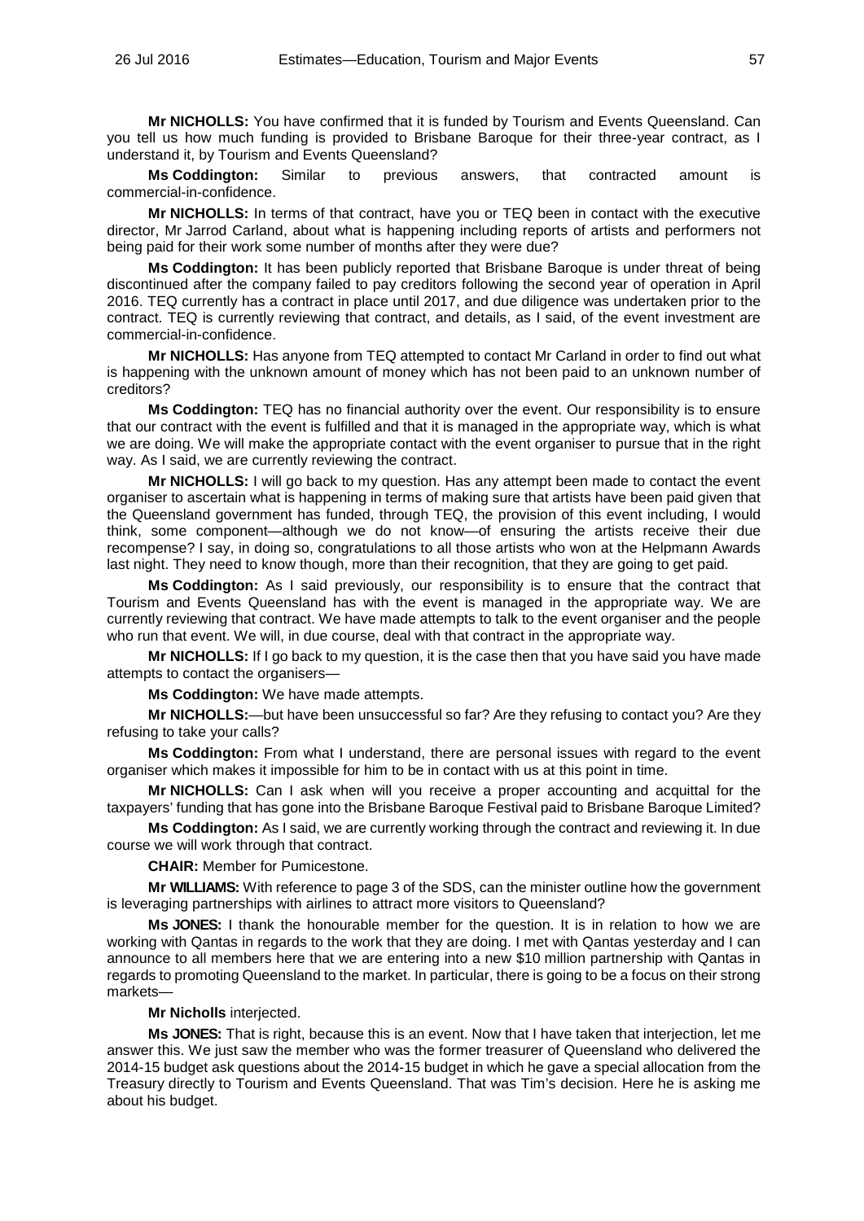**Mr NICHOLLS:** You have confirmed that it is funded by Tourism and Events Queensland. Can you tell us how much funding is provided to Brisbane Baroque for their three-year contract, as I understand it, by Tourism and Events Queensland?

**Ms Coddington:** Similar to previous answers, that contracted amount is commercial-in-confidence.

**Mr NICHOLLS:** In terms of that contract, have you or TEQ been in contact with the executive director, Mr Jarrod Carland, about what is happening including reports of artists and performers not being paid for their work some number of months after they were due?

**Ms Coddington:** It has been publicly reported that Brisbane Baroque is under threat of being discontinued after the company failed to pay creditors following the second year of operation in April 2016. TEQ currently has a contract in place until 2017, and due diligence was undertaken prior to the contract. TEQ is currently reviewing that contract, and details, as I said, of the event investment are commercial-in-confidence.

**Mr NICHOLLS:** Has anyone from TEQ attempted to contact Mr Carland in order to find out what is happening with the unknown amount of money which has not been paid to an unknown number of creditors?

**Ms Coddington:** TEQ has no financial authority over the event. Our responsibility is to ensure that our contract with the event is fulfilled and that it is managed in the appropriate way, which is what we are doing. We will make the appropriate contact with the event organiser to pursue that in the right way. As I said, we are currently reviewing the contract.

**Mr NICHOLLS:** I will go back to my question. Has any attempt been made to contact the event organiser to ascertain what is happening in terms of making sure that artists have been paid given that the Queensland government has funded, through TEQ, the provision of this event including, I would think, some component—although we do not know—of ensuring the artists receive their due recompense? I say, in doing so, congratulations to all those artists who won at the Helpmann Awards last night. They need to know though, more than their recognition, that they are going to get paid.

**Ms Coddington:** As I said previously, our responsibility is to ensure that the contract that Tourism and Events Queensland has with the event is managed in the appropriate way. We are currently reviewing that contract. We have made attempts to talk to the event organiser and the people who run that event. We will, in due course, deal with that contract in the appropriate way.

**Mr NICHOLLS:** If I go back to my question, it is the case then that you have said you have made attempts to contact the organisers—

**Ms Coddington:** We have made attempts.

**Mr NICHOLLS:**—but have been unsuccessful so far? Are they refusing to contact you? Are they refusing to take your calls?

**Ms Coddington:** From what I understand, there are personal issues with regard to the event organiser which makes it impossible for him to be in contact with us at this point in time.

**Mr NICHOLLS:** Can I ask when will you receive a proper accounting and acquittal for the taxpayers' funding that has gone into the Brisbane Baroque Festival paid to Brisbane Baroque Limited?

**Ms Coddington:** As I said, we are currently working through the contract and reviewing it. In due course we will work through that contract.

**CHAIR:** Member for Pumicestone.

**Mr WILLIAMS:** With reference to page 3 of the SDS, can the minister outline how the government is leveraging partnerships with airlines to attract more visitors to Queensland?

**Ms JONES:** I thank the honourable member for the question. It is in relation to how we are working with Qantas in regards to the work that they are doing. I met with Qantas yesterday and I can announce to all members here that we are entering into a new $10 million partnership with Qantas in regards to promoting Queensland to the market. In particular, there is going to be a focus on their strong markets—

**Mr Nicholls** interjected.

**Ms JONES:** That is right, because this is an event. Now that I have taken that interjection, let me answer this. We just saw the member who was the former treasurer of Queensland who delivered the 2014-15 budget ask questions about the 2014-15 budget in which he gave a special allocation from the Treasury directly to Tourism and Events Queensland. That was Tim's decision. Here he is asking me about his budget.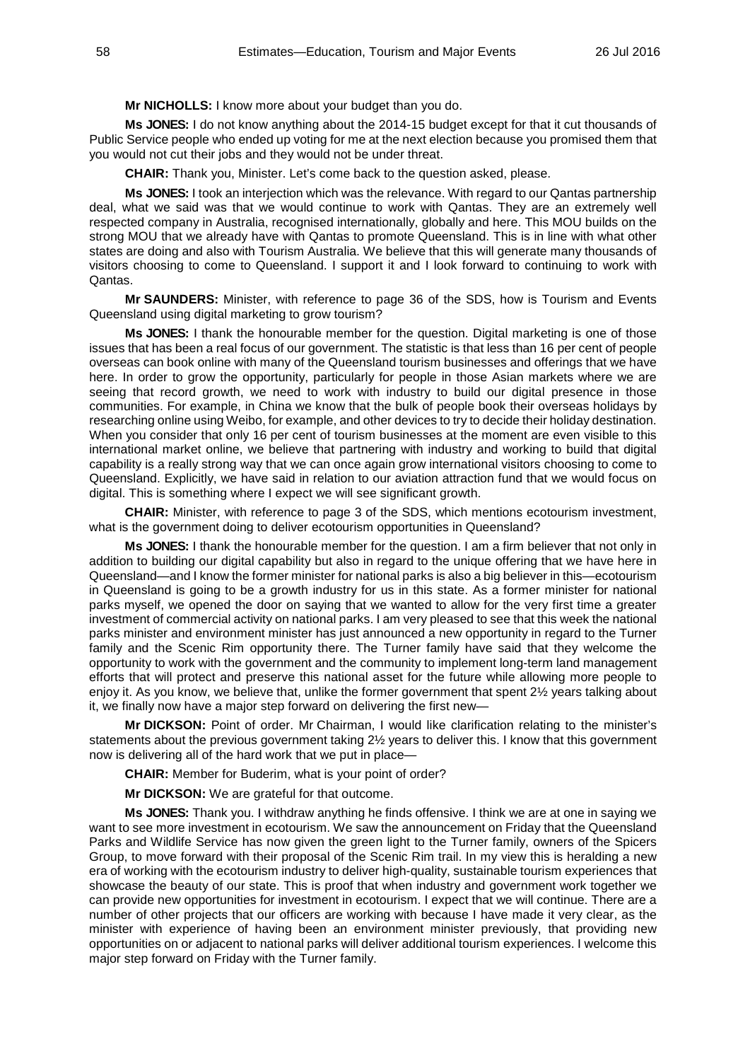**Mr NICHOLLS:** I know more about your budget than you do.

**Ms JONES:** I do not know anything about the 2014-15 budget except for that it cut thousands of Public Service people who ended up voting for me at the next election because you promised them that you would not cut their jobs and they would not be under threat.

**CHAIR:** Thank you, Minister. Let's come back to the question asked, please.

**Ms JONES:** I took an interjection which was the relevance. With regard to our Qantas partnership deal, what we said was that we would continue to work with Qantas. They are an extremely well respected company in Australia, recognised internationally, globally and here. This MOU builds on the strong MOU that we already have with Qantas to promote Queensland. This is in line with what other states are doing and also with Tourism Australia. We believe that this will generate many thousands of visitors choosing to come to Queensland. I support it and I look forward to continuing to work with Qantas.

**Mr SAUNDERS:** Minister, with reference to page 36 of the SDS, how is Tourism and Events Queensland using digital marketing to grow tourism?

**Ms JONES:** I thank the honourable member for the question. Digital marketing is one of those issues that has been a real focus of our government. The statistic is that less than 16 per cent of people overseas can book online with many of the Queensland tourism businesses and offerings that we have here. In order to grow the opportunity, particularly for people in those Asian markets where we are seeing that record growth, we need to work with industry to build our digital presence in those communities. For example, in China we know that the bulk of people book their overseas holidays by researching online using Weibo, for example, and other devices to try to decide their holiday destination. When you consider that only 16 per cent of tourism businesses at the moment are even visible to this international market online, we believe that partnering with industry and working to build that digital capability is a really strong way that we can once again grow international visitors choosing to come to Queensland. Explicitly, we have said in relation to our aviation attraction fund that we would focus on digital. This is something where I expect we will see significant growth.

**CHAIR:** Minister, with reference to page 3 of the SDS, which mentions ecotourism investment, what is the government doing to deliver ecotourism opportunities in Queensland?

**Ms JONES:** I thank the honourable member for the question. I am a firm believer that not only in addition to building our digital capability but also in regard to the unique offering that we have here in Queensland—and I know the former minister for national parks is also a big believer in this—ecotourism in Queensland is going to be a growth industry for us in this state. As a former minister for national parks myself, we opened the door on saying that we wanted to allow for the very first time a greater investment of commercial activity on national parks. I am very pleased to see that this week the national parks minister and environment minister has just announced a new opportunity in regard to the Turner family and the Scenic Rim opportunity there. The Turner family have said that they welcome the opportunity to work with the government and the community to implement long-term land management efforts that will protect and preserve this national asset for the future while allowing more people to enjoy it. As you know, we believe that, unlike the former government that spent 2½ years talking about it, we finally now have a major step forward on delivering the first new—

**Mr DICKSON:** Point of order. Mr Chairman, I would like clarification relating to the minister's statements about the previous government taking 2½ years to deliver this. I know that this government now is delivering all of the hard work that we put in place—

**CHAIR:** Member for Buderim, what is your point of order?

**Mr DICKSON:** We are grateful for that outcome.

**Ms JONES:** Thank you. I withdraw anything he finds offensive. I think we are at one in saying we want to see more investment in ecotourism. We saw the announcement on Friday that the Queensland Parks and Wildlife Service has now given the green light to the Turner family, owners of the Spicers Group, to move forward with their proposal of the Scenic Rim trail. In my view this is heralding a new era of working with the ecotourism industry to deliver high-quality, sustainable tourism experiences that showcase the beauty of our state. This is proof that when industry and government work together we can provide new opportunities for investment in ecotourism. I expect that we will continue. There are a number of other projects that our officers are working with because I have made it very clear, as the minister with experience of having been an environment minister previously, that providing new opportunities on or adjacent to national parks will deliver additional tourism experiences. I welcome this major step forward on Friday with the Turner family.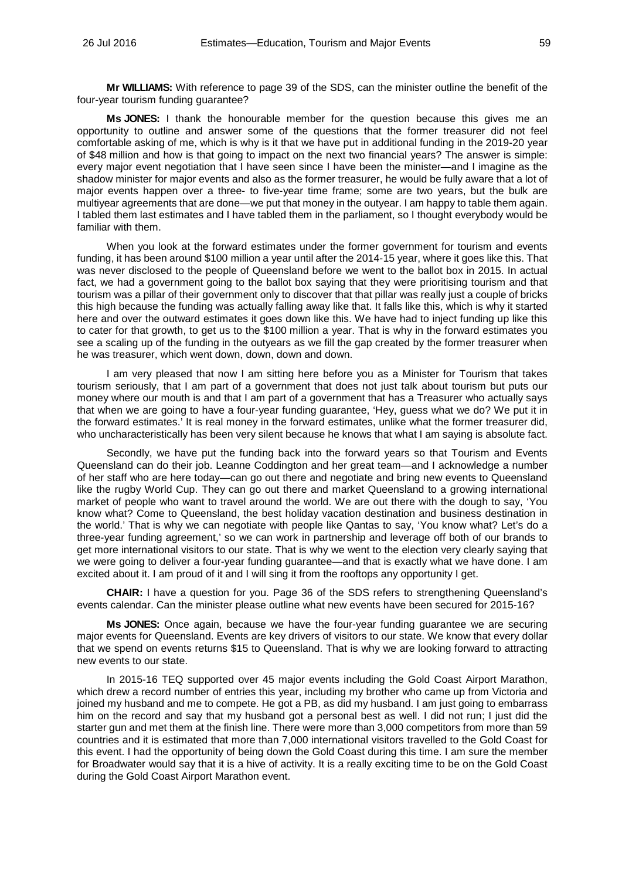**Mr WILLIAMS:** With reference to page 39 of the SDS, can the minister outline the benefit of the four-year tourism funding guarantee?

**Ms JONES:** I thank the honourable member for the question because this gives me an opportunity to outline and answer some of the questions that the former treasurer did not feel comfortable asking of me, which is why is it that we have put in additional funding in the 2019-20 year of $48 million and how is that going to impact on the next two financial years? The answer is simple: every major event negotiation that I have seen since I have been the minister—and I imagine as the shadow minister for major events and also as the former treasurer, he would be fully aware that a lot of major events happen over a three- to five-year time frame; some are two years, but the bulk are multiyear agreements that are done—we put that money in the outyear. I am happy to table them again. I tabled them last estimates and I have tabled them in the parliament, so I thought everybody would be familiar with them.

When you look at the forward estimates under the former government for tourism and events funding, it has been around $100 million a year until after the 2014-15 year, where it goes like this. That was never disclosed to the people of Queensland before we went to the ballot box in 2015. In actual fact, we had a government going to the ballot box saying that they were prioritising tourism and that tourism was a pillar of their government only to discover that that pillar was really just a couple of bricks this high because the funding was actually falling away like that. It falls like this, which is why it started here and over the outward estimates it goes down like this. We have had to inject funding up like this to cater for that growth, to get us to the $100 million a year. That is why in the forward estimates you see a scaling up of the funding in the outyears as we fill the gap created by the former treasurer when he was treasurer, which went down, down, down and down.

I am very pleased that now I am sitting here before you as a Minister for Tourism that takes tourism seriously, that I am part of a government that does not just talk about tourism but puts our money where our mouth is and that I am part of a government that has a Treasurer who actually says that when we are going to have a four-year funding guarantee, 'Hey, guess what we do? We put it in the forward estimates.' It is real money in the forward estimates, unlike what the former treasurer did, who uncharacteristically has been very silent because he knows that what I am saying is absolute fact.

Secondly, we have put the funding back into the forward years so that Tourism and Events Queensland can do their job. Leanne Coddington and her great team—and I acknowledge a number of her staff who are here today—can go out there and negotiate and bring new events to Queensland like the rugby World Cup. They can go out there and market Queensland to a growing international market of people who want to travel around the world. We are out there with the dough to say, 'You know what? Come to Queensland, the best holiday vacation destination and business destination in the world.' That is why we can negotiate with people like Qantas to say, 'You know what? Let's do a three-year funding agreement,' so we can work in partnership and leverage off both of our brands to get more international visitors to our state. That is why we went to the election very clearly saying that we were going to deliver a four-year funding guarantee—and that is exactly what we have done. I am excited about it. I am proud of it and I will sing it from the rooftops any opportunity I get.

**CHAIR:** I have a question for you. Page 36 of the SDS refers to strengthening Queensland's events calendar. Can the minister please outline what new events have been secured for 2015-16?

**Ms JONES:** Once again, because we have the four-year funding guarantee we are securing major events for Queensland. Events are key drivers of visitors to our state. We know that every dollar that we spend on events returns $15 to Queensland. That is why we are looking forward to attracting new events to our state.

In 2015-16 TEQ supported over 45 major events including the Gold Coast Airport Marathon, which drew a record number of entries this year, including my brother who came up from Victoria and joined my husband and me to compete. He got a PB, as did my husband. I am just going to embarrass him on the record and say that my husband got a personal best as well. I did not run; I just did the starter gun and met them at the finish line. There were more than 3,000 competitors from more than 59 countries and it is estimated that more than 7,000 international visitors travelled to the Gold Coast for this event. I had the opportunity of being down the Gold Coast during this time. I am sure the member for Broadwater would say that it is a hive of activity. It is a really exciting time to be on the Gold Coast during the Gold Coast Airport Marathon event.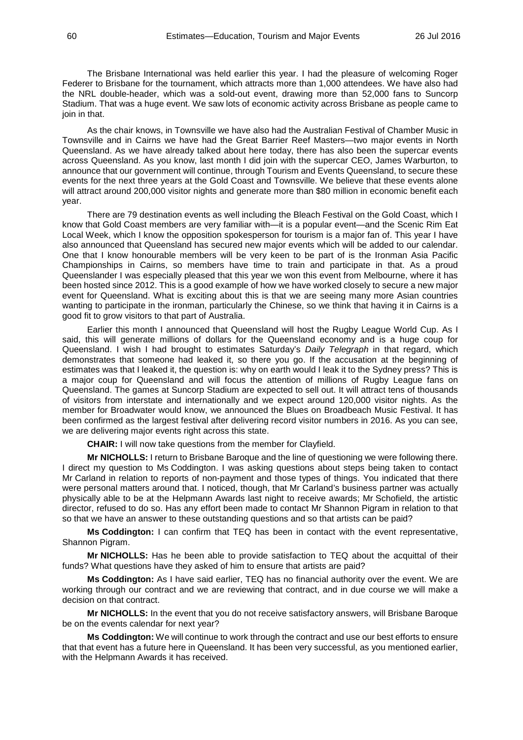The Brisbane International was held earlier this year. I had the pleasure of welcoming Roger Federer to Brisbane for the tournament, which attracts more than 1,000 attendees. We have also had the NRL double-header, which was a sold-out event, drawing more than 52,000 fans to Suncorp Stadium. That was a huge event. We saw lots of economic activity across Brisbane as people came to join in that.

As the chair knows, in Townsville we have also had the Australian Festival of Chamber Music in Townsville and in Cairns we have had the Great Barrier Reef Masters—two major events in North Queensland. As we have already talked about here today, there has also been the supercar events across Queensland. As you know, last month I did join with the supercar CEO, James Warburton, to announce that our government will continue, through Tourism and Events Queensland, to secure these events for the next three years at the Gold Coast and Townsville. We believe that these events alone will attract around 200,000 visitor nights and generate more than $80 million in economic benefit each year.

There are 79 destination events as well including the Bleach Festival on the Gold Coast, which I know that Gold Coast members are very familiar with—it is a popular event—and the Scenic Rim Eat Local Week, which I know the opposition spokesperson for tourism is a major fan of. This year I have also announced that Queensland has secured new major events which will be added to our calendar. One that I know honourable members will be very keen to be part of is the Ironman Asia Pacific Championships in Cairns, so members have time to train and participate in that. As a proud Queenslander I was especially pleased that this year we won this event from Melbourne, where it has been hosted since 2012. This is a good example of how we have worked closely to secure a new major event for Queensland. What is exciting about this is that we are seeing many more Asian countries wanting to participate in the ironman, particularly the Chinese, so we think that having it in Cairns is a good fit to grow visitors to that part of Australia.

Earlier this month I announced that Queensland will host the Rugby League World Cup. As I said, this will generate millions of dollars for the Queensland economy and is a huge coup for Queensland. I wish I had brought to estimates Saturday's *Daily Telegraph* in that regard, which demonstrates that someone had leaked it, so there you go. If the accusation at the beginning of estimates was that I leaked it, the question is: why on earth would I leak it to the Sydney press? This is a major coup for Queensland and will focus the attention of millions of Rugby League fans on Queensland. The games at Suncorp Stadium are expected to sell out. It will attract tens of thousands of visitors from interstate and internationally and we expect around 120,000 visitor nights. As the member for Broadwater would know, we announced the Blues on Broadbeach Music Festival. It has been confirmed as the largest festival after delivering record visitor numbers in 2016. As you can see, we are delivering major events right across this state.

**CHAIR:** I will now take questions from the member for Clayfield.

**Mr NICHOLLS:** I return to Brisbane Baroque and the line of questioning we were following there. I direct my question to Ms Coddington. I was asking questions about steps being taken to contact Mr Carland in relation to reports of non-payment and those types of things. You indicated that there were personal matters around that. I noticed, though, that Mr Carland's business partner was actually physically able to be at the Helpmann Awards last night to receive awards; Mr Schofield, the artistic director, refused to do so. Has any effort been made to contact Mr Shannon Pigram in relation to that so that we have an answer to these outstanding questions and so that artists can be paid?

**Ms Coddington:** I can confirm that TEQ has been in contact with the event representative, Shannon Pigram.

**Mr NICHOLLS:** Has he been able to provide satisfaction to TEQ about the acquittal of their funds? What questions have they asked of him to ensure that artists are paid?

**Ms Coddington:** As I have said earlier, TEQ has no financial authority over the event. We are working through our contract and we are reviewing that contract, and in due course we will make a decision on that contract.

**Mr NICHOLLS:** In the event that you do not receive satisfactory answers, will Brisbane Baroque be on the events calendar for next year?

**Ms Coddington:** We will continue to work through the contract and use our best efforts to ensure that that event has a future here in Queensland. It has been very successful, as you mentioned earlier, with the Helpmann Awards it has received.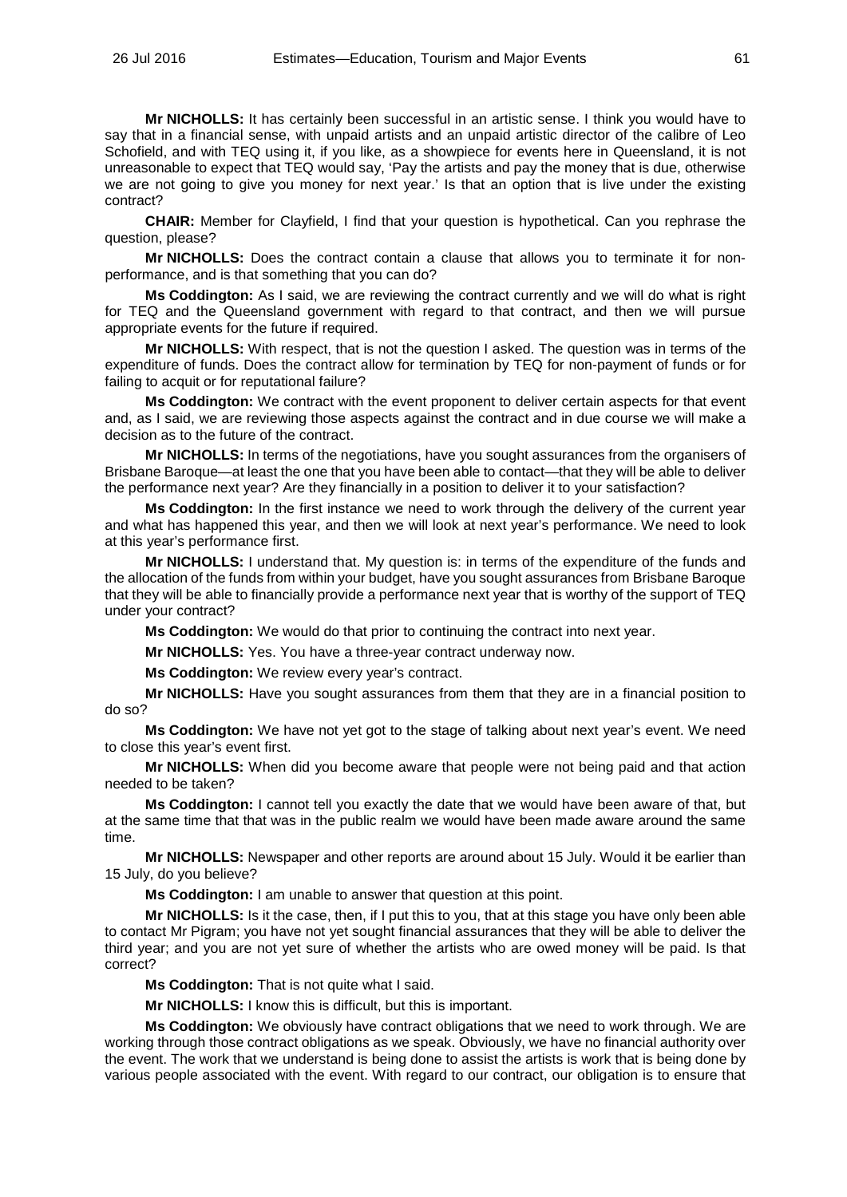**Mr NICHOLLS:** It has certainly been successful in an artistic sense. I think you would have to say that in a financial sense, with unpaid artists and an unpaid artistic director of the calibre of Leo Schofield, and with TEQ using it, if you like, as a showpiece for events here in Queensland, it is not unreasonable to expect that TEQ would say, 'Pay the artists and pay the money that is due, otherwise we are not going to give you money for next year.' Is that an option that is live under the existing contract?

**CHAIR:** Member for Clayfield, I find that your question is hypothetical. Can you rephrase the question, please?

**Mr NICHOLLS:** Does the contract contain a clause that allows you to terminate it for non-performance, and is that something that you can do?

**Ms Coddington:** As I said, we are reviewing the contract currently and we will do what is right for TEQ and the Queensland government with regard to that contract, and then we will pursue appropriate events for the future if required.

**Mr NICHOLLS:** With respect, that is not the question I asked. The question was in terms of the expenditure of funds. Does the contract allow for termination by TEQ for non-payment of funds or for failing to acquit or for reputational failure?

**Ms Coddington:** We contract with the event proponent to deliver certain aspects for that event and, as I said, we are reviewing those aspects against the contract and in due course we will make a decision as to the future of the contract.

**Mr NICHOLLS:** In terms of the negotiations, have you sought assurances from the organisers of Brisbane Baroque—at least the one that you have been able to contact—that they will be able to deliver the performance next year? Are they financially in a position to deliver it to your satisfaction?

**Ms Coddington:** In the first instance we need to work through the delivery of the current year and what has happened this year, and then we will look at next year's performance. We need to look at this year's performance first.

**Mr NICHOLLS:** I understand that. My question is: in terms of the expenditure of the funds and the allocation of the funds from within your budget, have you sought assurances from Brisbane Baroque that they will be able to financially provide a performance next year that is worthy of the support of TEQ under your contract?

**Ms Coddington:** We would do that prior to continuing the contract into next year.

**Mr NICHOLLS:** Yes. You have a three-year contract underway now.

**Ms Coddington:** We review every year's contract.

**Mr NICHOLLS:** Have you sought assurances from them that they are in a financial position to do so?

**Ms Coddington:** We have not yet got to the stage of talking about next year's event. We need to close this year's event first.

**Mr NICHOLLS:** When did you become aware that people were not being paid and that action needed to be taken?

**Ms Coddington:** I cannot tell you exactly the date that we would have been aware of that, but at the same time that that was in the public realm we would have been made aware around the same time.

**Mr NICHOLLS:** Newspaper and other reports are around about 15 July. Would it be earlier than 15 July, do you believe?

**Ms Coddington:** I am unable to answer that question at this point.

**Mr NICHOLLS:** Is it the case, then, if I put this to you, that at this stage you have only been able to contact Mr Pigram; you have not yet sought financial assurances that they will be able to deliver the third year; and you are not yet sure of whether the artists who are owed money will be paid. Is that correct?

**Ms Coddington:** That is not quite what I said.

**Mr NICHOLLS:** I know this is difficult, but this is important.

**Ms Coddington:** We obviously have contract obligations that we need to work through. We are working through those contract obligations as we speak. Obviously, we have no financial authority over the event. The work that we understand is being done to assist the artists is work that is being done by various people associated with the event. With regard to our contract, our obligation is to ensure that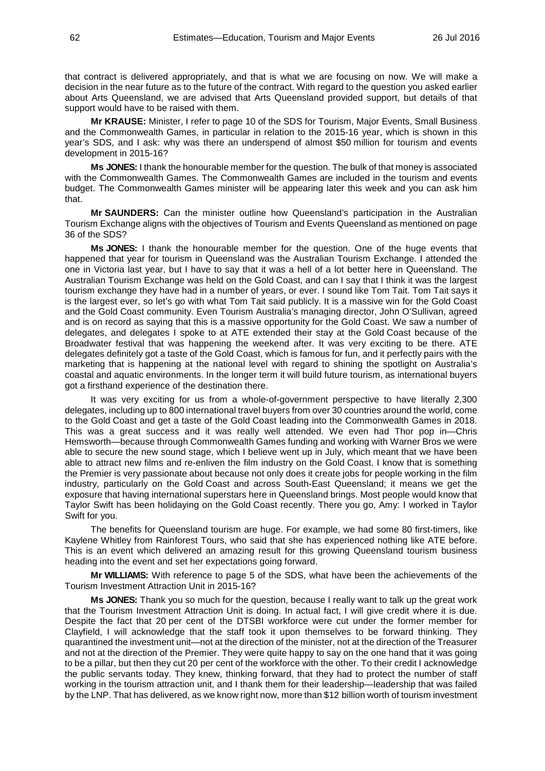that contract is delivered appropriately, and that is what we are focusing on now. We will make a decision in the near future as to the future of the contract. With regard to the question you asked earlier about Arts Queensland, we are advised that Arts Queensland provided support, but details of that support would have to be raised with them.

**Mr KRAUSE:** Minister, I refer to page 10 of the SDS for Tourism, Major Events, Small Business and the Commonwealth Games, in particular in relation to the 2015-16 year, which is shown in this year's SDS, and I ask: why was there an underspend of almost $50 million for tourism and events development in 2015-16?

**Ms JONES:** I thank the honourable member for the question. The bulk of that money is associated with the Commonwealth Games. The Commonwealth Games are included in the tourism and events budget. The Commonwealth Games minister will be appearing later this week and you can ask him that.

**Mr SAUNDERS:** Can the minister outline how Queensland's participation in the Australian Tourism Exchange aligns with the objectives of Tourism and Events Queensland as mentioned on page 36 of the SDS?

**Ms JONES:** I thank the honourable member for the question. One of the huge events that happened that year for tourism in Queensland was the Australian Tourism Exchange. I attended the one in Victoria last year, but I have to say that it was a hell of a lot better here in Queensland. The Australian Tourism Exchange was held on the Gold Coast, and can I say that I think it was the largest tourism exchange they have had in a number of years, or ever. I sound like Tom Tait. Tom Tait says it is the largest ever, so let's go with what Tom Tait said publicly. It is a massive win for the Gold Coast and the Gold Coast community. Even Tourism Australia's managing director, John O'Sullivan, agreed and is on record as saying that this is a massive opportunity for the Gold Coast. We saw a number of delegates, and delegates I spoke to at ATE extended their stay at the Gold Coast because of the Broadwater festival that was happening the weekend after. It was very exciting to be there. ATE delegates definitely got a taste of the Gold Coast, which is famous for fun, and it perfectly pairs with the marketing that is happening at the national level with regard to shining the spotlight on Australia's coastal and aquatic environments. In the longer term it will build future tourism, as international buyers got a firsthand experience of the destination there.

It was very exciting for us from a whole-of-government perspective to have literally 2,300 delegates, including up to 800 international travel buyers from over 30 countries around the world, come to the Gold Coast and get a taste of the Gold Coast leading into the Commonwealth Games in 2018. This was a great success and it was really well attended. We even had Thor pop in—Chris Hemsworth—because through Commonwealth Games funding and working with Warner Bros we were able to secure the new sound stage, which I believe went up in July, which meant that we have been able to attract new films and re-enliven the film industry on the Gold Coast. I know that is something the Premier is very passionate about because not only does it create jobs for people working in the film industry, particularly on the Gold Coast and across South-East Queensland; it means we get the exposure that having international superstars here in Queensland brings. Most people would know that Taylor Swift has been holidaying on the Gold Coast recently. There you go, Amy: I worked in Taylor Swift for you.

The benefits for Queensland tourism are huge. For example, we had some 80 first-timers, like Kaylene Whitley from Rainforest Tours, who said that she has experienced nothing like ATE before. This is an event which delivered an amazing result for this growing Queensland tourism business heading into the event and set her expectations going forward.

**Mr WILLIAMS:** With reference to page 5 of the SDS, what have been the achievements of the Tourism Investment Attraction Unit in 2015-16?

**Ms JONES:** Thank you so much for the question, because I really want to talk up the great work that the Tourism Investment Attraction Unit is doing. In actual fact, I will give credit where it is due. Despite the fact that 20 per cent of the DTSBI workforce were cut under the former member for Clayfield, I will acknowledge that the staff took it upon themselves to be forward thinking. They quarantined the investment unit—not at the direction of the minister, not at the direction of the Treasurer and not at the direction of the Premier. They were quite happy to say on the one hand that it was going to be a pillar, but then they cut 20 per cent of the workforce with the other. To their credit I acknowledge the public servants today. They knew, thinking forward, that they had to protect the number of staff working in the tourism attraction unit, and I thank them for their leadership—leadership that was failed by the LNP. That has delivered, as we know right now, more than $12 billion worth of tourism investment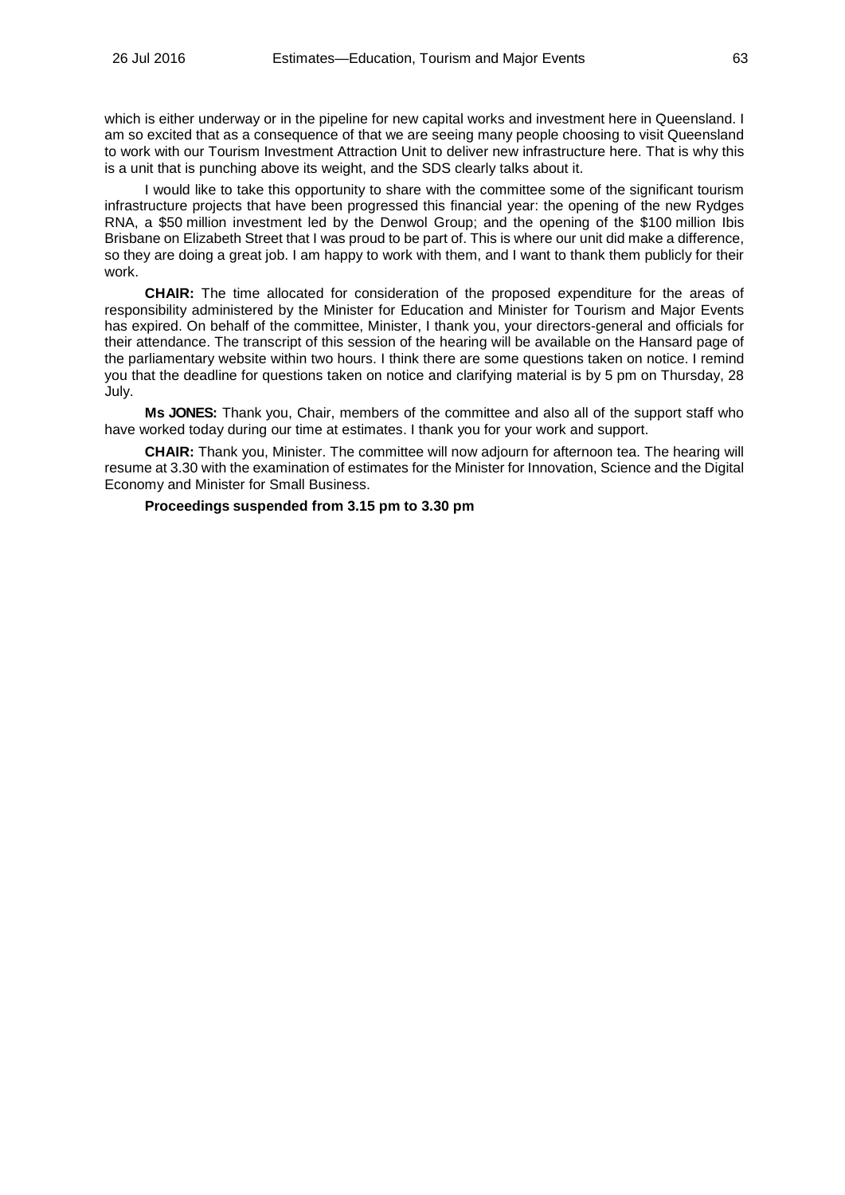which is either underway or in the pipeline for new capital works and investment here in Queensland. I am so excited that as a consequence of that we are seeing many people choosing to visit Queensland to work with our Tourism Investment Attraction Unit to deliver new infrastructure here. That is why this is a unit that is punching above its weight, and the SDS clearly talks about it.

I would like to take this opportunity to share with the committee some of the significant tourism infrastructure projects that have been progressed this financial year: the opening of the new Rydges RNA, a $50 million investment led by the Denwol Group; and the opening of the $100 million Ibis Brisbane on Elizabeth Street that I was proud to be part of. This is where our unit did make a difference, so they are doing a great job. I am happy to work with them, and I want to thank them publicly for their work.

**CHAIR:** The time allocated for consideration of the proposed expenditure for the areas of responsibility administered by the Minister for Education and Minister for Tourism and Major Events has expired. On behalf of the committee, Minister, I thank you, your directors-general and officials for their attendance. The transcript of this session of the hearing will be available on the Hansard page of the parliamentary website within two hours. I think there are some questions taken on notice. I remind you that the deadline for questions taken on notice and clarifying material is by 5 pm on Thursday, 28 July.

**Ms JONES:** Thank you, Chair, members of the committee and also all of the support staff who have worked today during our time at estimates. I thank you for your work and support.

**CHAIR:** Thank you, Minister. The committee will now adjourn for afternoon tea. The hearing will resume at 3.30 with the examination of estimates for the Minister for Innovation, Science and the Digital Economy and Minister for Small Business.

**Proceedings suspended from 3.15 pm to 3.30 pm**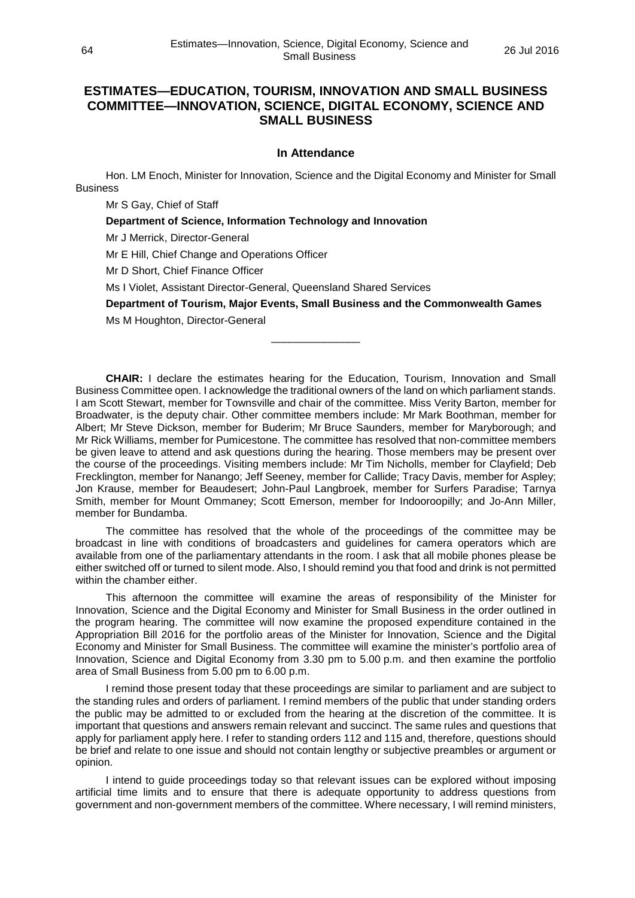## ESTIMATES—EDUCATION, TOURISM, INNOVATION AND SMALL BUSINESS COMMITTEE—INNOVATION, SCIENCE, DIGITAL ECONOMY, SCIENCE AND SMALL BUSINESS

### In Attendance

Hon. LM Enoch, Minister for Innovation, Science and the Digital Economy and Minister for Small Business

Mr S Gay, Chief of Staff

**Department of Science, Information Technology and Innovation**

Mr J Merrick, Director-General

Mr E Hill, Chief Change and Operations Officer

Mr D Short, Chief Finance Officer

Ms I Violet, Assistant Director-General, Queensland Shared Services

**Department of Tourism, Major Events, Small Business and the Commonwealth Games**

Ms M Houghton, Director-General

---

**CHAIR:** I declare the estimates hearing for the Education, Tourism, Innovation and Small Business Committee open. I acknowledge the traditional owners of the land on which parliament stands. I am Scott Stewart, member for Townsville and chair of the committee. Miss Verity Barton, member for Broadwater, is the deputy chair. Other committee members include: Mr Mark Boothman, member for Albert; Mr Steve Dickson, member for Buderim; Mr Bruce Saunders, member for Maryborough; and Mr Rick Williams, member for Pumicestone. The committee has resolved that non-committee members be given leave to attend and ask questions during the hearing. Those members may be present over the course of the proceedings. Visiting members include: Mr Tim Nicholls, member for Clayfield; Deb Frecklington, member for Nanango; Jeff Seeney, member for Callide; Tracy Davis, member for Aspley; Jon Krause, member for Beaudesert; John-Paul Langbroek, member for Surfers Paradise; Tarnya Smith, member for Mount Ommaney; Scott Emerson, member for Indooroopilly; and Jo-Ann Miller, member for Bundamba.

The committee has resolved that the whole of the proceedings of the committee may be broadcast in line with conditions of broadcasters and guidelines for camera operators which are available from one of the parliamentary attendants in the room. I ask that all mobile phones please be either switched off or turned to silent mode. Also, I should remind you that food and drink is not permitted within the chamber either.

This afternoon the committee will examine the areas of responsibility of the Minister for Innovation, Science and the Digital Economy and Minister for Small Business in the order outlined in the program hearing. The committee will now examine the proposed expenditure contained in the Appropriation Bill 2016 for the portfolio areas of the Minister for Innovation, Science and the Digital Economy and Minister for Small Business. The committee will examine the minister's portfolio area of Innovation, Science and Digital Economy from 3.30 pm to 5.00 p.m. and then examine the portfolio area of Small Business from 5.00 pm to 6.00 p.m.

I remind those present today that these proceedings are similar to parliament and are subject to the standing rules and orders of parliament. I remind members of the public that under standing orders the public may be admitted to or excluded from the hearing at the discretion of the committee. It is important that questions and answers remain relevant and succinct. The same rules and questions that apply for parliament apply here. I refer to standing orders 112 and 115 and, therefore, questions should be brief and relate to one issue and should not contain lengthy or subjective preambles or argument or opinion.

I intend to guide proceedings today so that relevant issues can be explored without imposing artificial time limits and to ensure that there is adequate opportunity to address questions from government and non-government members of the committee. Where necessary, I will remind ministers,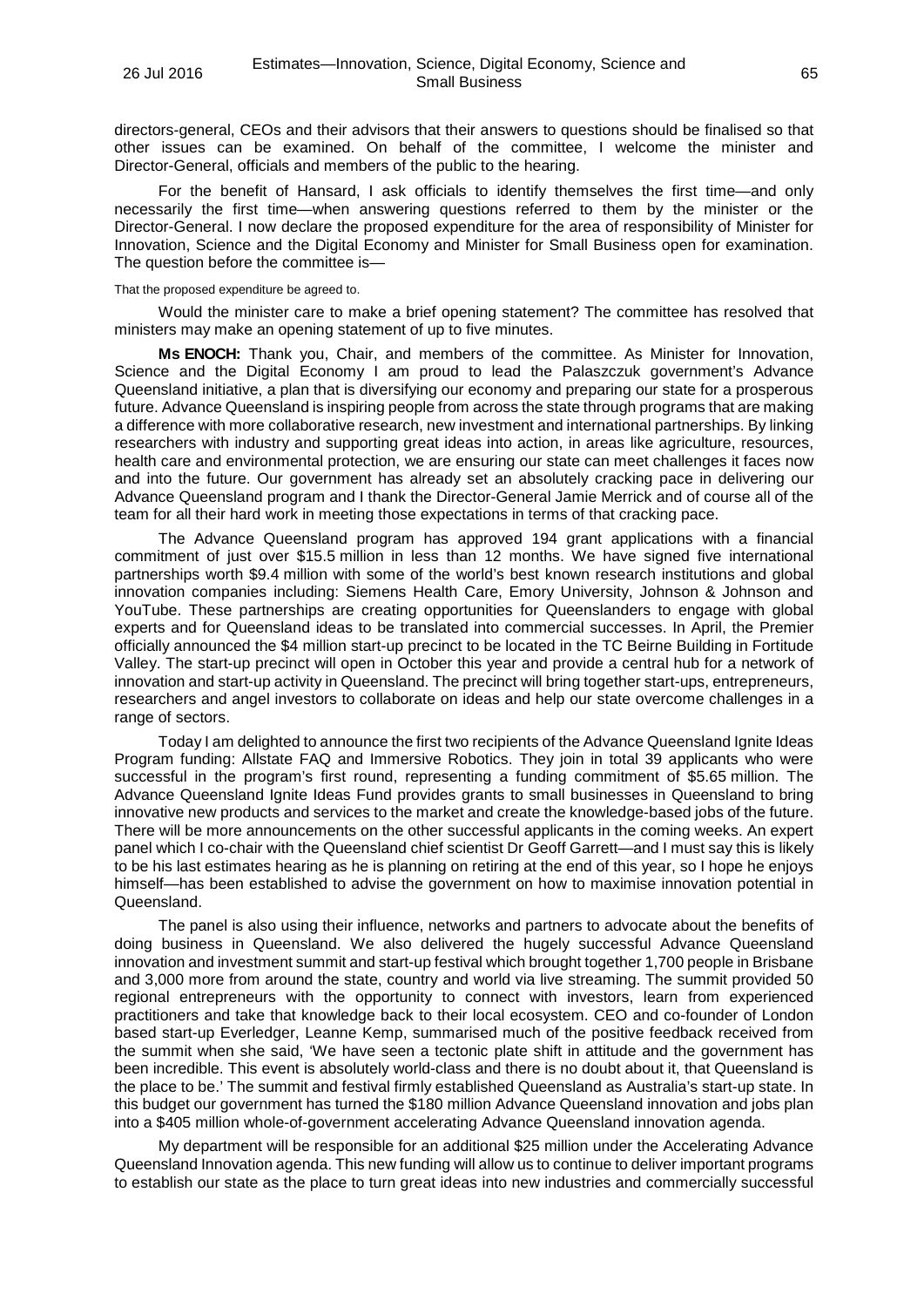directors-general, CEOs and their advisors that their answers to questions should be finalised so that other issues can be examined. On behalf of the committee, I welcome the minister and Director-General, officials and members of the public to the hearing.

For the benefit of Hansard, I ask officials to identify themselves the first time—and only necessarily the first time—when answering questions referred to them by the minister or the Director-General. I now declare the proposed expenditure for the area of responsibility of Minister for Innovation, Science and the Digital Economy and Minister for Small Business open for examination. The question before the committee is—

That the proposed expenditure be agreed to.

Would the minister care to make a brief opening statement? The committee has resolved that ministers may make an opening statement of up to five minutes.

**Ms ENOCH:** Thank you, Chair, and members of the committee. As Minister for Innovation, Science and the Digital Economy I am proud to lead the Palaszczuk government's Advance Queensland initiative, a plan that is diversifying our economy and preparing our state for a prosperous future. Advance Queensland is inspiring people from across the state through programs that are making a difference with more collaborative research, new investment and international partnerships. By linking researchers with industry and supporting great ideas into action, in areas like agriculture, resources, health care and environmental protection, we are ensuring our state can meet challenges it faces now and into the future. Our government has already set an absolutely cracking pace in delivering our Advance Queensland program and I thank the Director-General Jamie Merrick and of course all of the team for all their hard work in meeting those expectations in terms of that cracking pace.

The Advance Queensland program has approved 194 grant applications with a financial commitment of just over $15.5 million in less than 12 months. We have signed five international partnerships worth $9.4 million with some of the world's best known research institutions and global innovation companies including: Siemens Health Care, Emory University, Johnson & Johnson and YouTube. These partnerships are creating opportunities for Queenslanders to engage with global experts and for Queensland ideas to be translated into commercial successes. In April, the Premier officially announced the $4 million start-up precinct to be located in the TC Beirne Building in Fortitude Valley. The start-up precinct will open in October this year and provide a central hub for a network of innovation and start-up activity in Queensland. The precinct will bring together start-ups, entrepreneurs, researchers and angel investors to collaborate on ideas and help our state overcome challenges in a range of sectors.

Today I am delighted to announce the first two recipients of the Advance Queensland Ignite Ideas Program funding: Allstate FAQ and Immersive Robotics. They join in total 39 applicants who were successful in the program's first round, representing a funding commitment of $5.65 million. The Advance Queensland Ignite Ideas Fund provides grants to small businesses in Queensland to bring innovative new products and services to the market and create the knowledge-based jobs of the future. There will be more announcements on the other successful applicants in the coming weeks. An expert panel which I co-chair with the Queensland chief scientist Dr Geoff Garrett—and I must say this is likely to be his last estimates hearing as he is planning on retiring at the end of this year, so I hope he enjoys himself—has been established to advise the government on how to maximise innovation potential in Queensland.

The panel is also using their influence, networks and partners to advocate about the benefits of doing business in Queensland. We also delivered the hugely successful Advance Queensland innovation and investment summit and start-up festival which brought together 1,700 people in Brisbane and 3,000 more from around the state, country and world via live streaming. The summit provided 50 regional entrepreneurs with the opportunity to connect with investors, learn from experienced practitioners and take that knowledge back to their local ecosystem. CEO and co-founder of London based start-up Everledger, Leanne Kemp, summarised much of the positive feedback received from the summit when she said, 'We have seen a tectonic plate shift in attitude and the government has been incredible. This event is absolutely world-class and there is no doubt about it, that Queensland is the place to be.' The summit and festival firmly established Queensland as Australia's start-up state. In this budget our government has turned the $180 million Advance Queensland innovation and jobs plan into a $405 million whole-of-government accelerating Advance Queensland innovation agenda.

My department will be responsible for an additional $25 million under the Accelerating Advance Queensland Innovation agenda. This new funding will allow us to continue to deliver important programs to establish our state as the place to turn great ideas into new industries and commercially successful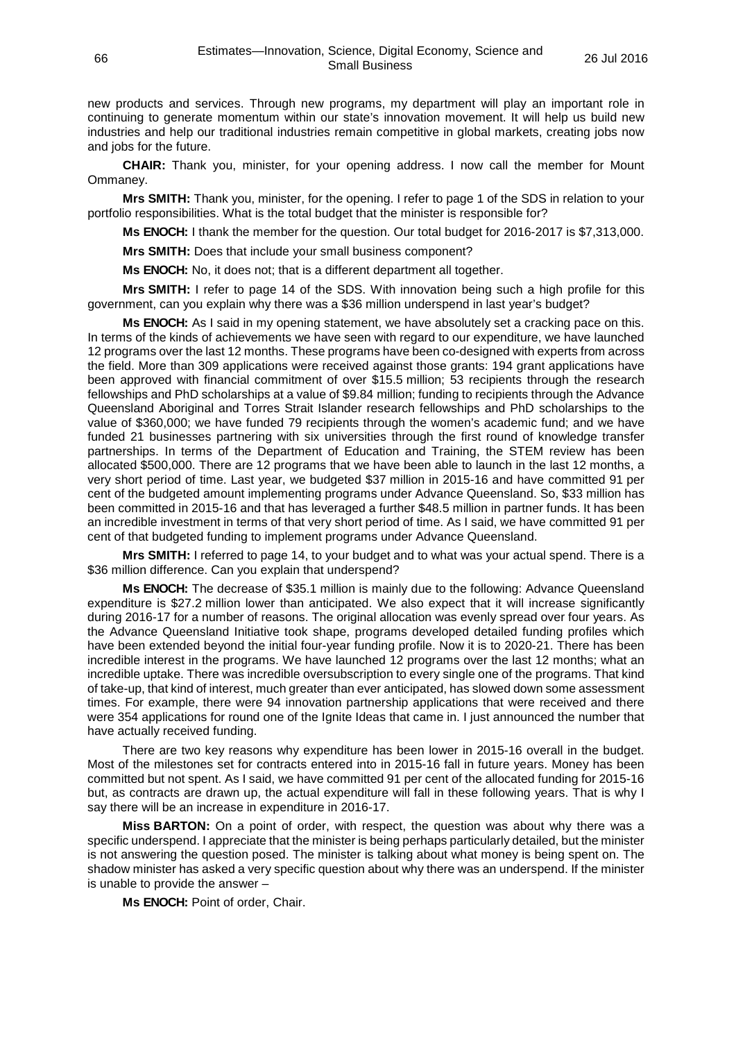new products and services. Through new programs, my department will play an important role in continuing to generate momentum within our state's innovation movement. It will help us build new industries and help our traditional industries remain competitive in global markets, creating jobs now and jobs for the future.

**CHAIR:** Thank you, minister, for your opening address. I now call the member for Mount Ommaney.

**Mrs SMITH:** Thank you, minister, for the opening. I refer to page 1 of the SDS in relation to your portfolio responsibilities. What is the total budget that the minister is responsible for?

**Ms ENOCH:** I thank the member for the question. Our total budget for 2016-2017 is $7,313,000.

**Mrs SMITH:** Does that include your small business component?

**Ms ENOCH:** No, it does not; that is a different department all together.

**Mrs SMITH:** I refer to page 14 of the SDS. With innovation being such a high profile for this government, can you explain why there was a $36 million underspend in last year's budget?

**Ms ENOCH:** As I said in my opening statement, we have absolutely set a cracking pace on this. In terms of the kinds of achievements we have seen with regard to our expenditure, we have launched 12 programs over the last 12 months. These programs have been co-designed with experts from across the field. More than 309 applications were received against those grants: 194 grant applications have been approved with financial commitment of over $15.5 million; 53 recipients through the research fellowships and PhD scholarships at a value of $9.84 million; funding to recipients through the Advance Queensland Aboriginal and Torres Strait Islander research fellowships and PhD scholarships to the value of $360,000; we have funded 79 recipients through the women's academic fund; and we have funded 21 businesses partnering with six universities through the first round of knowledge transfer partnerships. In terms of the Department of Education and Training, the STEM review has been allocated $500,000. There are 12 programs that we have been able to launch in the last 12 months, a very short period of time. Last year, we budgeted $37 million in 2015-16 and have committed 91 per cent of the budgeted amount implementing programs under Advance Queensland. So, $33 million has been committed in 2015-16 and that has leveraged a further $48.5 million in partner funds. It has been an incredible investment in terms of that very short period of time. As I said, we have committed 91 per cent of that budgeted funding to implement programs under Advance Queensland.

**Mrs SMITH:** I referred to page 14, to your budget and to what was your actual spend. There is a $36 million difference. Can you explain that underspend?

**Ms ENOCH:** The decrease of $35.1 million is mainly due to the following: Advance Queensland expenditure is $27.2 million lower than anticipated. We also expect that it will increase significantly during 2016-17 for a number of reasons. The original allocation was evenly spread over four years. As the Advance Queensland Initiative took shape, programs developed detailed funding profiles which have been extended beyond the initial four-year funding profile. Now it is to 2020-21. There has been incredible interest in the programs. We have launched 12 programs over the last 12 months; what an incredible uptake. There was incredible oversubscription to every single one of the programs. That kind of take-up, that kind of interest, much greater than ever anticipated, has slowed down some assessment times. For example, there were 94 innovation partnership applications that were received and there were 354 applications for round one of the Ignite Ideas that came in. I just announced the number that have actually received funding.

There are two key reasons why expenditure has been lower in 2015-16 overall in the budget. Most of the milestones set for contracts entered into in 2015-16 fall in future years. Money has been committed but not spent. As I said, we have committed 91 per cent of the allocated funding for 2015-16 but, as contracts are drawn up, the actual expenditure will fall in these following years. That is why I say there will be an increase in expenditure in 2016-17.

**Miss BARTON:** On a point of order, with respect, the question was about why there was a specific underspend. I appreciate that the minister is being perhaps particularly detailed, but the minister is not answering the question posed. The minister is talking about what money is being spent on. The shadow minister has asked a very specific question about why there was an underspend. If the minister is unable to provide the answer –

**Ms ENOCH:** Point of order, Chair.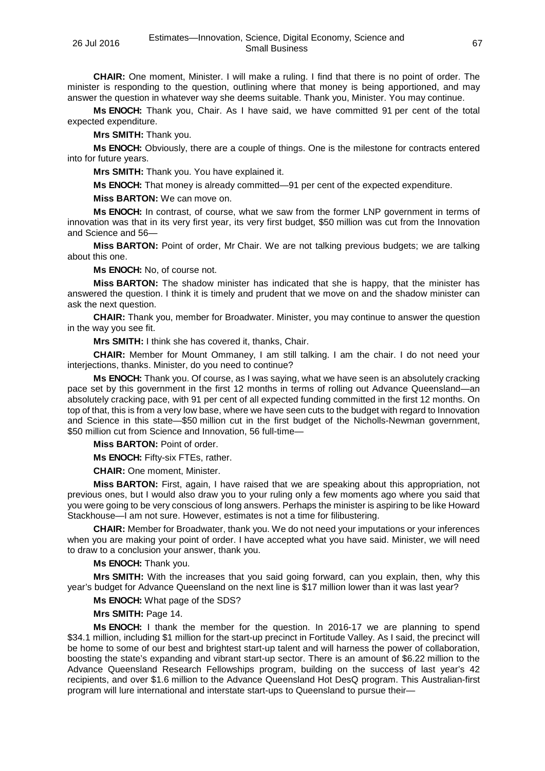**CHAIR:** One moment, Minister. I will make a ruling. I find that there is no point of order. The minister is responding to the question, outlining where that money is being apportioned, and may answer the question in whatever way she deems suitable. Thank you, Minister. You may continue.

**Ms ENOCH:** Thank you, Chair. As I have said, we have committed 91 per cent of the total expected expenditure.

**Mrs SMITH:** Thank you.

**Ms ENOCH:** Obviously, there are a couple of things. One is the milestone for contracts entered into for future years.

**Mrs SMITH:** Thank you. You have explained it.

**Ms ENOCH:** That money is already committed—91 per cent of the expected expenditure.

**Miss BARTON:** We can move on.

**Ms ENOCH:** In contrast, of course, what we saw from the former LNP government in terms of innovation was that in its very first year, its very first budget, $50 million was cut from the Innovation and Science and 56—

**Miss BARTON:** Point of order, Mr Chair. We are not talking previous budgets; we are talking about this one.

**Ms ENOCH:** No, of course not.

**Miss BARTON:** The shadow minister has indicated that she is happy, that the minister has answered the question. I think it is timely and prudent that we move on and the shadow minister can ask the next question.

**CHAIR:** Thank you, member for Broadwater. Minister, you may continue to answer the question in the way you see fit.

**Mrs SMITH:** I think she has covered it, thanks, Chair.

**CHAIR:** Member for Mount Ommaney, I am still talking. I am the chair. I do not need your interjections, thanks. Minister, do you need to continue?

**Ms ENOCH:** Thank you. Of course, as I was saying, what we have seen is an absolutely cracking pace set by this government in the first 12 months in terms of rolling out Advance Queensland—an absolutely cracking pace, with 91 per cent of all expected funding committed in the first 12 months. On top of that, this is from a very low base, where we have seen cuts to the budget with regard to Innovation and Science in this state—$50 million cut in the first budget of the Nicholls-Newman government, $50 million cut from Science and Innovation, 56 full-time—

**Miss BARTON:** Point of order.

**Ms ENOCH:** Fifty-six FTEs, rather.

**CHAIR:** One moment, Minister.

**Miss BARTON:** First, again, I have raised that we are speaking about this appropriation, not previous ones, but I would also draw you to your ruling only a few moments ago where you said that you were going to be very conscious of long answers. Perhaps the minister is aspiring to be like Howard Stackhouse—I am not sure. However, estimates is not a time for filibustering.

**CHAIR:** Member for Broadwater, thank you. We do not need your imputations or your inferences when you are making your point of order. I have accepted what you have said. Minister, we will need to draw to a conclusion your answer, thank you.

**Ms ENOCH:** Thank you.

**Mrs SMITH:** With the increases that you said going forward, can you explain, then, why this year's budget for Advance Queensland on the next line is $17 million lower than it was last year?

**Ms ENOCH:** What page of the SDS?

**Mrs SMITH:** Page 14.

**Ms ENOCH:** I thank the member for the question. In 2016-17 we are planning to spend $34.1 million, including $1 million for the start-up precinct in Fortitude Valley. As I said, the precinct will be home to some of our best and brightest start-up talent and will harness the power of collaboration, boosting the state's expanding and vibrant start-up sector. There is an amount of $6.22 million to the Advance Queensland Research Fellowships program, building on the success of last year's 42 recipients, and over $1.6 million to the Advance Queensland Hot DesQ program. This Australian-first program will lure international and interstate start-ups to Queensland to pursue their—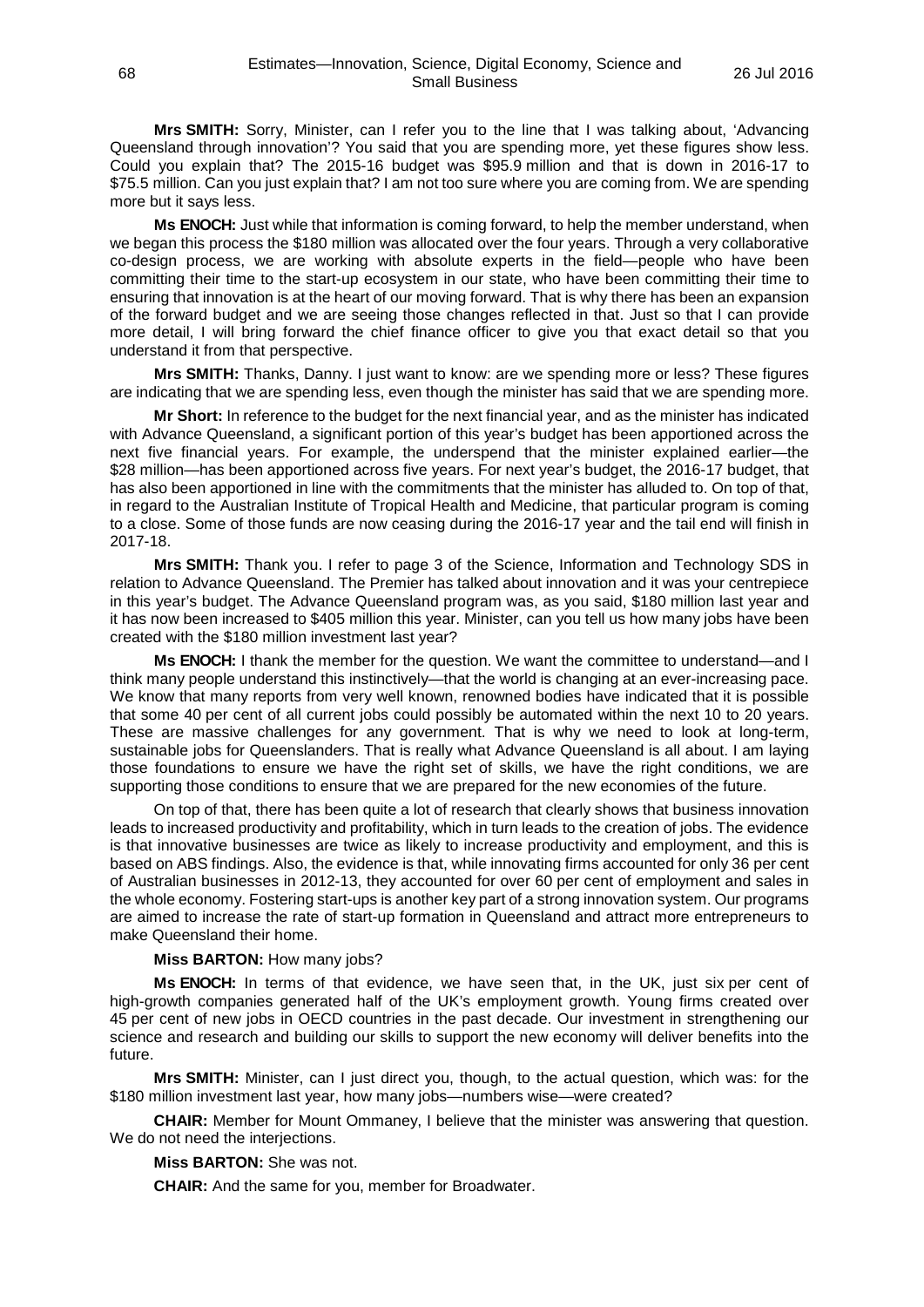**Mrs SMITH:** Sorry, Minister, can I refer you to the line that I was talking about, 'Advancing Queensland through innovation'? You said that you are spending more, yet these figures show less. Could you explain that? The 2015-16 budget was $95.9 million and that is down in 2016-17 to $75.5 million. Can you just explain that? I am not too sure where you are coming from. We are spending more but it says less.

**Ms ENOCH:** Just while that information is coming forward, to help the member understand, when we began this process the $180 million was allocated over the four years. Through a very collaborative co-design process, we are working with absolute experts in the field—people who have been committing their time to the start-up ecosystem in our state, who have been committing their time to ensuring that innovation is at the heart of our moving forward. That is why there has been an expansion of the forward budget and we are seeing those changes reflected in that. Just so that I can provide more detail, I will bring forward the chief finance officer to give you that exact detail so that you understand it from that perspective.

**Mrs SMITH:** Thanks, Danny. I just want to know: are we spending more or less? These figures are indicating that we are spending less, even though the minister has said that we are spending more.

**Mr Short:** In reference to the budget for the next financial year, and as the minister has indicated with Advance Queensland, a significant portion of this year's budget has been apportioned across the next five financial years. For example, the underspend that the minister explained earlier—the $28 million—has been apportioned across five years. For next year's budget, the 2016-17 budget, that has also been apportioned in line with the commitments that the minister has alluded to. On top of that, in regard to the Australian Institute of Tropical Health and Medicine, that particular program is coming to a close. Some of those funds are now ceasing during the 2016-17 year and the tail end will finish in 2017-18.

**Mrs SMITH:** Thank you. I refer to page 3 of the Science, Information and Technology SDS in relation to Advance Queensland. The Premier has talked about innovation and it was your centrepiece in this year's budget. The Advance Queensland program was, as you said, $180 million last year and it has now been increased to $405 million this year. Minister, can you tell us how many jobs have been created with the $180 million investment last year?

**Ms ENOCH:** I thank the member for the question. We want the committee to understand—and I think many people understand this instinctively—that the world is changing at an ever-increasing pace. We know that many reports from very well known, renowned bodies have indicated that it is possible that some 40 per cent of all current jobs could possibly be automated within the next 10 to 20 years. These are massive challenges for any government. That is why we need to look at long-term, sustainable jobs for Queenslanders. That is really what Advance Queensland is all about. I am laying those foundations to ensure we have the right set of skills, we have the right conditions, we are supporting those conditions to ensure that we are prepared for the new economies of the future.

On top of that, there has been quite a lot of research that clearly shows that business innovation leads to increased productivity and profitability, which in turn leads to the creation of jobs. The evidence is that innovative businesses are twice as likely to increase productivity and employment, and this is based on ABS findings. Also, the evidence is that, while innovating firms accounted for only 36 per cent of Australian businesses in 2012-13, they accounted for over 60 per cent of employment and sales in the whole economy. Fostering start-ups is another key part of a strong innovation system. Our programs are aimed to increase the rate of start-up formation in Queensland and attract more entrepreneurs to make Queensland their home.

**Miss BARTON:** How many jobs?

**Ms ENOCH:** In terms of that evidence, we have seen that, in the UK, just six per cent of high-growth companies generated half of the UK's employment growth. Young firms created over 45 per cent of new jobs in OECD countries in the past decade. Our investment in strengthening our science and research and building our skills to support the new economy will deliver benefits into the future.

**Mrs SMITH:** Minister, can I just direct you, though, to the actual question, which was: for the $180 million investment last year, how many jobs—numbers wise—were created?

**CHAIR:** Member for Mount Ommaney, I believe that the minister was answering that question. We do not need the interjections.

**Miss BARTON:** She was not.

**CHAIR:** And the same for you, member for Broadwater.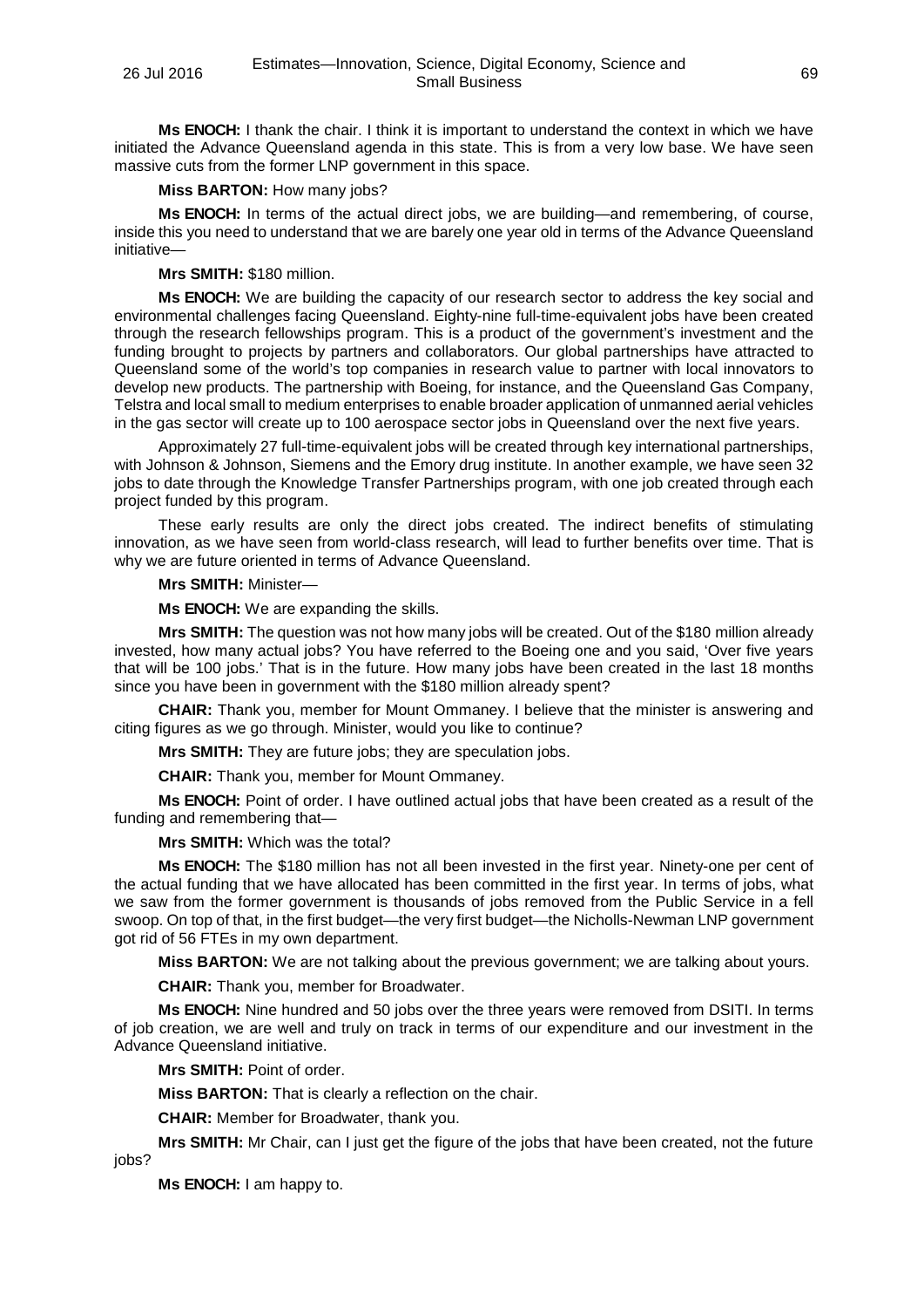**Ms ENOCH:** I thank the chair. I think it is important to understand the context in which we have initiated the Advance Queensland agenda in this state. This is from a very low base. We have seen massive cuts from the former LNP government in this space.

**Miss BARTON:** How many jobs?

**Ms ENOCH:** In terms of the actual direct jobs, we are building—and remembering, of course, inside this you need to understand that we are barely one year old in terms of the Advance Queensland initiative—

**Mrs SMITH:** $180 million.

**Ms ENOCH:** We are building the capacity of our research sector to address the key social and environmental challenges facing Queensland. Eighty-nine full-time-equivalent jobs have been created through the research fellowships program. This is a product of the government's investment and the funding brought to projects by partners and collaborators. Our global partnerships have attracted to Queensland some of the world's top companies in research value to partner with local innovators to develop new products. The partnership with Boeing, for instance, and the Queensland Gas Company, Telstra and local small to medium enterprises to enable broader application of unmanned aerial vehicles in the gas sector will create up to 100 aerospace sector jobs in Queensland over the next five years.

Approximately 27 full-time-equivalent jobs will be created through key international partnerships, with Johnson & Johnson, Siemens and the Emory drug institute. In another example, we have seen 32 jobs to date through the Knowledge Transfer Partnerships program, with one job created through each project funded by this program.

These early results are only the direct jobs created. The indirect benefits of stimulating innovation, as we have seen from world-class research, will lead to further benefits over time. That is why we are future oriented in terms of Advance Queensland.

**Mrs SMITH:** Minister—

**Ms ENOCH:** We are expanding the skills.

**Mrs SMITH:** The question was not how many jobs will be created. Out of the $180 million already invested, how many actual jobs? You have referred to the Boeing one and you said, 'Over five years that will be 100 jobs.' That is in the future. How many jobs have been created in the last 18 months since you have been in government with the $180 million already spent?

**CHAIR:** Thank you, member for Mount Ommaney. I believe that the minister is answering and citing figures as we go through. Minister, would you like to continue?

**Mrs SMITH:** They are future jobs; they are speculation jobs.

**CHAIR:** Thank you, member for Mount Ommaney.

**Ms ENOCH:** Point of order. I have outlined actual jobs that have been created as a result of the funding and remembering that—

**Mrs SMITH:** Which was the total?

**Ms ENOCH:** The $180 million has not all been invested in the first year. Ninety-one per cent of the actual funding that we have allocated has been committed in the first year. In terms of jobs, what we saw from the former government is thousands of jobs removed from the Public Service in a fell swoop. On top of that, in the first budget—the very first budget—the Nicholls-Newman LNP government got rid of 56 FTEs in my own department.

**Miss BARTON:** We are not talking about the previous government; we are talking about yours.

**CHAIR:** Thank you, member for Broadwater.

**Ms ENOCH:** Nine hundred and 50 jobs over the three years were removed from DSITI. In terms of job creation, we are well and truly on track in terms of our expenditure and our investment in the Advance Queensland initiative.

**Mrs SMITH:** Point of order.

**Miss BARTON:** That is clearly a reflection on the chair.

**CHAIR:** Member for Broadwater, thank you.

**Mrs SMITH:** Mr Chair, can I just get the figure of the jobs that have been created, not the future jobs?

**Ms ENOCH:** I am happy to.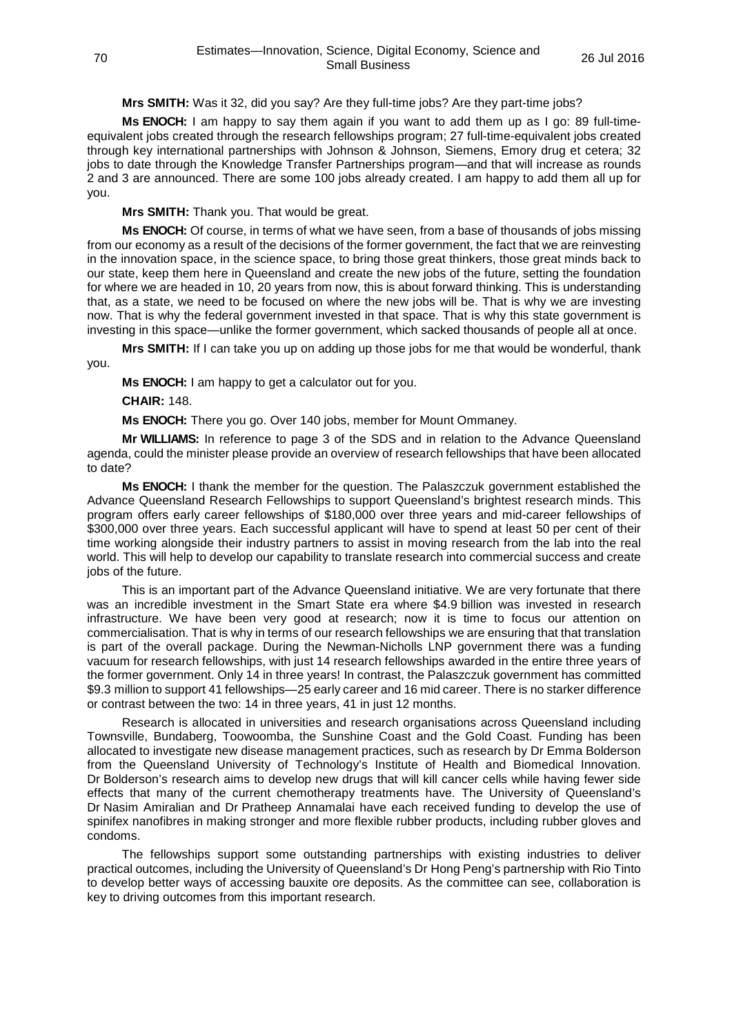**Mrs SMITH:** Was it 32, did you say? Are they full-time jobs? Are they part-time jobs?

**Ms ENOCH:** I am happy to say them again if you want to add them up as I go: 89 full-time-equivalent jobs created through the research fellowships program; 27 full-time-equivalent jobs created through key international partnerships with Johnson & Johnson, Siemens, Emory drug et cetera; 32 jobs to date through the Knowledge Transfer Partnerships program—and that will increase as rounds 2 and 3 are announced. There are some 100 jobs already created. I am happy to add them all up for you.

**Mrs SMITH:** Thank you. That would be great.

**Ms ENOCH:** Of course, in terms of what we have seen, from a base of thousands of jobs missing from our economy as a result of the decisions of the former government, the fact that we are reinvesting in the innovation space, in the science space, to bring those great thinkers, those great minds back to our state, keep them here in Queensland and create the new jobs of the future, setting the foundation for where we are headed in 10, 20 years from now, this is about forward thinking. This is understanding that, as a state, we need to be focused on where the new jobs will be. That is why we are investing now. That is why the federal government invested in that space. That is why this state government is investing in this space—unlike the former government, which sacked thousands of people all at once.

**Mrs SMITH:** If I can take you up on adding up those jobs for me that would be wonderful, thank you.

**Ms ENOCH:** I am happy to get a calculator out for you.

**CHAIR:** 148.

**Ms ENOCH:** There you go. Over 140 jobs, member for Mount Ommaney.

**Mr WILLIAMS:** In reference to page 3 of the SDS and in relation to the Advance Queensland agenda, could the minister please provide an overview of research fellowships that have been allocated to date?

**Ms ENOCH:** I thank the member for the question. The Palaszczuk government established the Advance Queensland Research Fellowships to support Queensland's brightest research minds. This program offers early career fellowships of $180,000 over three years and mid-career fellowships of $300,000 over three years. Each successful applicant will have to spend at least 50 per cent of their time working alongside their industry partners to assist in moving research from the lab into the real world. This will help to develop our capability to translate research into commercial success and create jobs of the future.

This is an important part of the Advance Queensland initiative. We are very fortunate that there was an incredible investment in the Smart State era where $4.9 billion was invested in research infrastructure. We have been very good at research; now it is time to focus our attention on commercialisation. That is why in terms of our research fellowships we are ensuring that that translation is part of the overall package. During the Newman-Nicholls LNP government there was a funding vacuum for research fellowships, with just 14 research fellowships awarded in the entire three years of the former government. Only 14 in three years! In contrast, the Palaszczuk government has committed $9.3 million to support 41 fellowships—25 early career and 16 mid career. There is no starker difference or contrast between the two: 14 in three years, 41 in just 12 months.

Research is allocated in universities and research organisations across Queensland including Townsville, Bundaberg, Toowoomba, the Sunshine Coast and the Gold Coast. Funding has been allocated to investigate new disease management practices, such as research by Dr Emma Bolderson from the Queensland University of Technology's Institute of Health and Biomedical Innovation. Dr Bolderson's research aims to develop new drugs that will kill cancer cells while having fewer side effects that many of the current chemotherapy treatments have. The University of Queensland's Dr Nasim Amiralian and Dr Pratheep Annamalai have each received funding to develop the use of spinifex nanofibres in making stronger and more flexible rubber products, including rubber gloves and condoms.

The fellowships support some outstanding partnerships with existing industries to deliver practical outcomes, including the University of Queensland's Dr Hong Peng's partnership with Rio Tinto to develop better ways of accessing bauxite ore deposits. As the committee can see, collaboration is key to driving outcomes from this important research.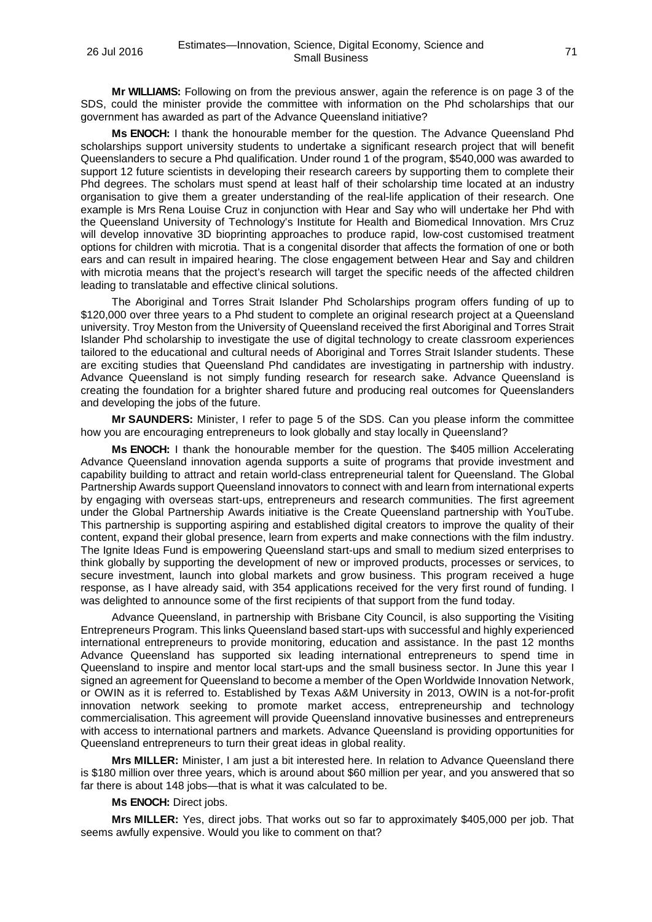**Mr WILLIAMS:** Following on from the previous answer, again the reference is on page 3 of the SDS, could the minister provide the committee with information on the Phd scholarships that our government has awarded as part of the Advance Queensland initiative?

**Ms ENOCH:** I thank the honourable member for the question. The Advance Queensland Phd scholarships support university students to undertake a significant research project that will benefit Queenslanders to secure a Phd qualification. Under round 1 of the program, $540,000 was awarded to support 12 future scientists in developing their research careers by supporting them to complete their Phd degrees. The scholars must spend at least half of their scholarship time located at an industry organisation to give them a greater understanding of the real-life application of their research. One example is Mrs Rena Louise Cruz in conjunction with Hear and Say who will undertake her Phd with the Queensland University of Technology's Institute for Health and Biomedical Innovation. Mrs Cruz will develop innovative 3D bioprinting approaches to produce rapid, low-cost customised treatment options for children with microtia. That is a congenital disorder that affects the formation of one or both ears and can result in impaired hearing. The close engagement between Hear and Say and children with microtia means that the project's research will target the specific needs of the affected children leading to translatable and effective clinical solutions.

The Aboriginal and Torres Strait Islander Phd Scholarships program offers funding of up to $120,000 over three years to a Phd student to complete an original research project at a Queensland university. Troy Meston from the University of Queensland received the first Aboriginal and Torres Strait Islander Phd scholarship to investigate the use of digital technology to create classroom experiences tailored to the educational and cultural needs of Aboriginal and Torres Strait Islander students. These are exciting studies that Queensland Phd candidates are investigating in partnership with industry. Advance Queensland is not simply funding research for research sake. Advance Queensland is creating the foundation for a brighter shared future and producing real outcomes for Queenslanders and developing the jobs of the future.

**Mr SAUNDERS:** Minister, I refer to page 5 of the SDS. Can you please inform the committee how you are encouraging entrepreneurs to look globally and stay locally in Queensland?

**Ms ENOCH:** I thank the honourable member for the question. The $405 million Accelerating Advance Queensland innovation agenda supports a suite of programs that provide investment and capability building to attract and retain world-class entrepreneurial talent for Queensland. The Global Partnership Awards support Queensland innovators to connect with and learn from international experts by engaging with overseas start-ups, entrepreneurs and research communities. The first agreement under the Global Partnership Awards initiative is the Create Queensland partnership with YouTube. This partnership is supporting aspiring and established digital creators to improve the quality of their content, expand their global presence, learn from experts and make connections with the film industry. The Ignite Ideas Fund is empowering Queensland start-ups and small to medium sized enterprises to think globally by supporting the development of new or improved products, processes or services, to secure investment, launch into global markets and grow business. This program received a huge response, as I have already said, with 354 applications received for the very first round of funding. I was delighted to announce some of the first recipients of that support from the fund today.

Advance Queensland, in partnership with Brisbane City Council, is also supporting the Visiting Entrepreneurs Program. This links Queensland based start-ups with successful and highly experienced international entrepreneurs to provide monitoring, education and assistance. In the past 12 months Advance Queensland has supported six leading international entrepreneurs to spend time in Queensland to inspire and mentor local start-ups and the small business sector. In June this year I signed an agreement for Queensland to become a member of the Open Worldwide Innovation Network, or OWIN as it is referred to. Established by Texas A&M University in 2013, OWIN is a not-for-profit innovation network seeking to promote market access, entrepreneurship and technology commercialisation. This agreement will provide Queensland innovative businesses and entrepreneurs with access to international partners and markets. Advance Queensland is providing opportunities for Queensland entrepreneurs to turn their great ideas in global reality.

**Mrs MILLER:** Minister, I am just a bit interested here. In relation to Advance Queensland there is $180 million over three years, which is around about $60 million per year, and you answered that so far there is about 148 jobs—that is what it was calculated to be.

**Ms ENOCH:** Direct jobs.

**Mrs MILLER:** Yes, direct jobs. That works out so far to approximately $405,000 per job. That seems awfully expensive. Would you like to comment on that?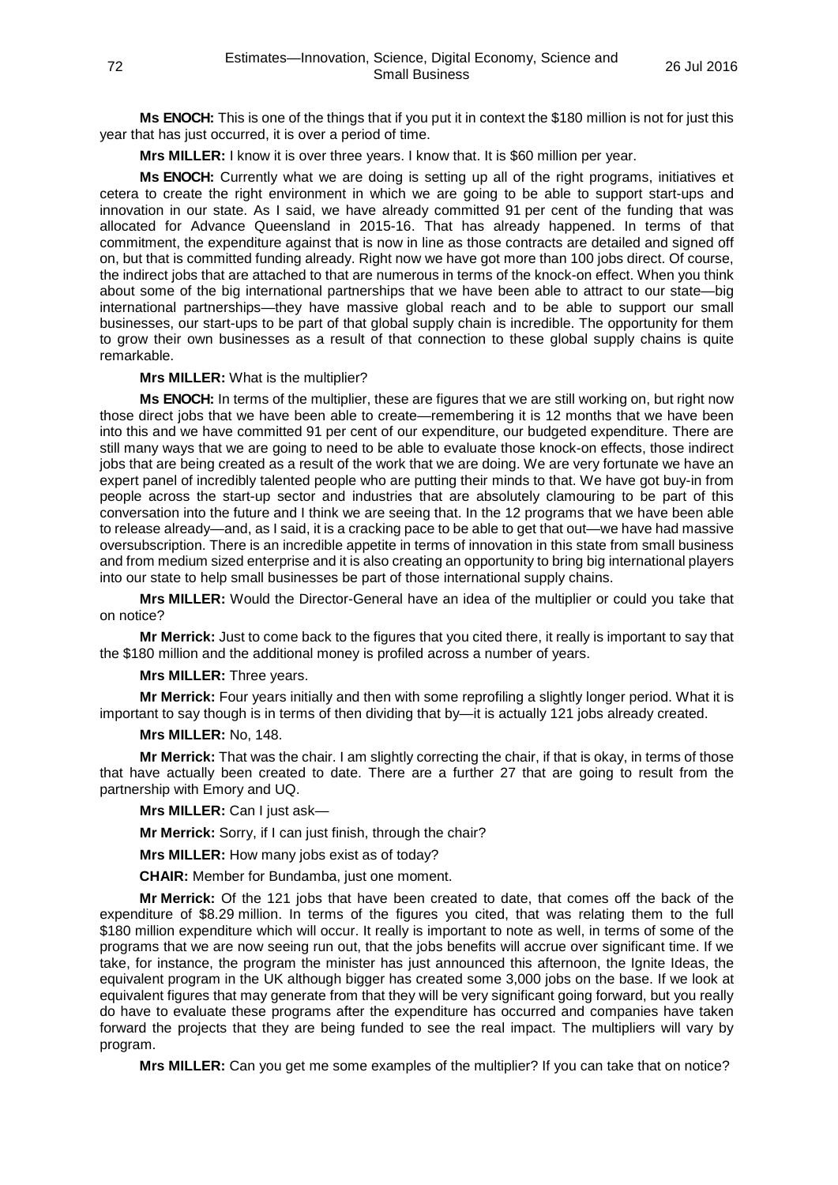**Ms ENOCH:** This is one of the things that if you put it in context the $180 million is not for just this year that has just occurred, it is over a period of time.

**Mrs MILLER:** I know it is over three years. I know that. It is $60 million per year.

**Ms ENOCH:** Currently what we are doing is setting up all of the right programs, initiatives et cetera to create the right environment in which we are going to be able to support start-ups and innovation in our state. As I said, we have already committed 91 per cent of the funding that was allocated for Advance Queensland in 2015-16. That has already happened. In terms of that commitment, the expenditure against that is now in line as those contracts are detailed and signed off on, but that is committed funding already. Right now we have got more than 100 jobs direct. Of course, the indirect jobs that are attached to that are numerous in terms of the knock-on effect. When you think about some of the big international partnerships that we have been able to attract to our state—big international partnerships—they have massive global reach and to be able to support our small businesses, our start-ups to be part of that global supply chain is incredible. The opportunity for them to grow their own businesses as a result of that connection to these global supply chains is quite remarkable.

**Mrs MILLER:** What is the multiplier?

**Ms ENOCH:** In terms of the multiplier, these are figures that we are still working on, but right now those direct jobs that we have been able to create—remembering it is 12 months that we have been into this and we have committed 91 per cent of our expenditure, our budgeted expenditure. There are still many ways that we are going to need to be able to evaluate those knock-on effects, those indirect jobs that are being created as a result of the work that we are doing. We are very fortunate we have an expert panel of incredibly talented people who are putting their minds to that. We have got buy-in from people across the start-up sector and industries that are absolutely clamouring to be part of this conversation into the future and I think we are seeing that. In the 12 programs that we have been able to release already—and, as I said, it is a cracking pace to be able to get that out—we have had massive oversubscription. There is an incredible appetite in terms of innovation in this state from small business and from medium sized enterprise and it is also creating an opportunity to bring big international players into our state to help small businesses be part of those international supply chains.

**Mrs MILLER:** Would the Director-General have an idea of the multiplier or could you take that on notice?

**Mr Merrick:** Just to come back to the figures that you cited there, it really is important to say that the $180 million and the additional money is profiled across a number of years.

**Mrs MILLER:** Three years.

**Mr Merrick:** Four years initially and then with some reprofiling a slightly longer period. What it is important to say though is in terms of then dividing that by—it is actually 121 jobs already created.

**Mrs MILLER:** No, 148.

**Mr Merrick:** That was the chair. I am slightly correcting the chair, if that is okay, in terms of those that have actually been created to date. There are a further 27 that are going to result from the partnership with Emory and UQ.

**Mrs MILLER:** Can I just ask—

**Mr Merrick:** Sorry, if I can just finish, through the chair?

**Mrs MILLER:** How many jobs exist as of today?

**CHAIR:** Member for Bundamba, just one moment.

**Mr Merrick:** Of the 121 jobs that have been created to date, that comes off the back of the expenditure of $8.29 million. In terms of the figures you cited, that was relating them to the full $180 million expenditure which will occur. It really is important to note as well, in terms of some of the programs that we are now seeing run out, that the jobs benefits will accrue over significant time. If we take, for instance, the program the minister has just announced this afternoon, the Ignite Ideas, the equivalent program in the UK although bigger has created some 3,000 jobs on the base. If we look at equivalent figures that may generate from that they will be very significant going forward, but you really do have to evaluate these programs after the expenditure has occurred and companies have taken forward the projects that they are being funded to see the real impact. The multipliers will vary by program.

**Mrs MILLER:** Can you get me some examples of the multiplier? If you can take that on notice?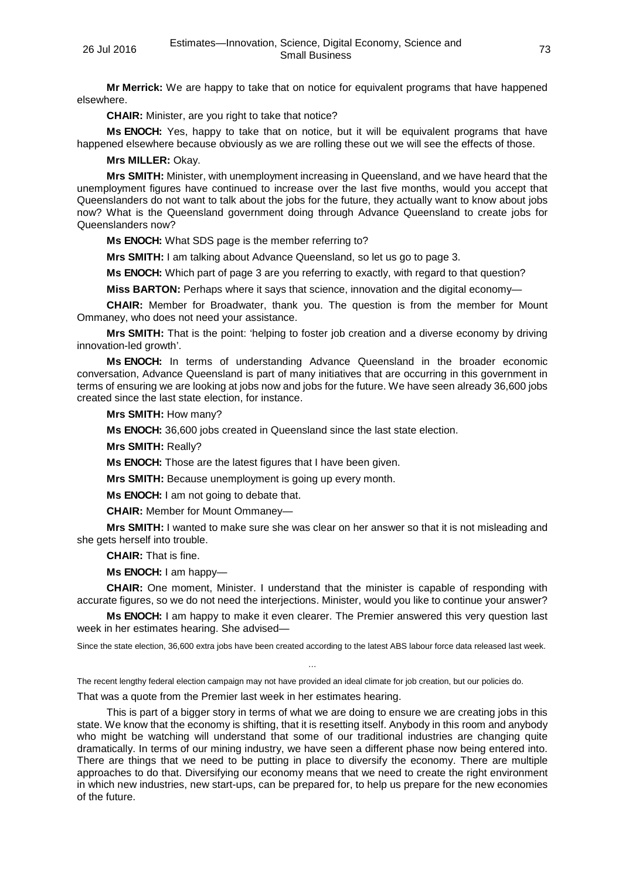**Mr Merrick:** We are happy to take that on notice for equivalent programs that have happened elsewhere.

**CHAIR:** Minister, are you right to take that notice?

**Ms ENOCH:** Yes, happy to take that on notice, but it will be equivalent programs that have happened elsewhere because obviously as we are rolling these out we will see the effects of those.

**Mrs MILLER:** Okay.

**Mrs SMITH:** Minister, with unemployment increasing in Queensland, and we have heard that the unemployment figures have continued to increase over the last five months, would you accept that Queenslanders do not want to talk about the jobs for the future, they actually want to know about jobs now? What is the Queensland government doing through Advance Queensland to create jobs for Queenslanders now?

**Ms ENOCH:** What SDS page is the member referring to?

**Mrs SMITH:** I am talking about Advance Queensland, so let us go to page 3.

**Ms ENOCH:** Which part of page 3 are you referring to exactly, with regard to that question?

**Miss BARTON:** Perhaps where it says that science, innovation and the digital economy—

**CHAIR:** Member for Broadwater, thank you. The question is from the member for Mount Ommaney, who does not need your assistance.

**Mrs SMITH:** That is the point: 'helping to foster job creation and a diverse economy by driving innovation-led growth'.

**Ms ENOCH:** In terms of understanding Advance Queensland in the broader economic conversation, Advance Queensland is part of many initiatives that are occurring in this government in terms of ensuring we are looking at jobs now and jobs for the future. We have seen already 36,600 jobs created since the last state election, for instance.

**Mrs SMITH:** How many?

**Ms ENOCH:** 36,600 jobs created in Queensland since the last state election.

**Mrs SMITH:** Really?

**Ms ENOCH:** Those are the latest figures that I have been given.

**Mrs SMITH:** Because unemployment is going up every month.

**Ms ENOCH:** I am not going to debate that.

**CHAIR:** Member for Mount Ommaney—

**Mrs SMITH:** I wanted to make sure she was clear on her answer so that it is not misleading and she gets herself into trouble.

**CHAIR:** That is fine.

**Ms ENOCH:** I am happy—

**CHAIR:** One moment, Minister. I understand that the minister is capable of responding with accurate figures, so we do not need the interjections. Minister, would you like to continue your answer?

**Ms ENOCH:** I am happy to make it even clearer. The Premier answered this very question last week in her estimates hearing. She advised—

> Since the state election, 36,600 extra jobs have been created according to the latest ABS labour force data released last week.
>
> …
>
> The recent lengthy federal election campaign may not have provided an ideal climate for job creation, but our policies do.

That was a quote from the Premier last week in her estimates hearing.

This is part of a bigger story in terms of what we are doing to ensure we are creating jobs in this state. We know that the economy is shifting, that it is resetting itself. Anybody in this room and anybody who might be watching will understand that some of our traditional industries are changing quite dramatically. In terms of our mining industry, we have seen a different phase now being entered into. There are things that we need to be putting in place to diversify the economy. There are multiple approaches to do that. Diversifying our economy means that we need to create the right environment in which new industries, new start-ups, can be prepared for, to help us prepare for the new economies of the future.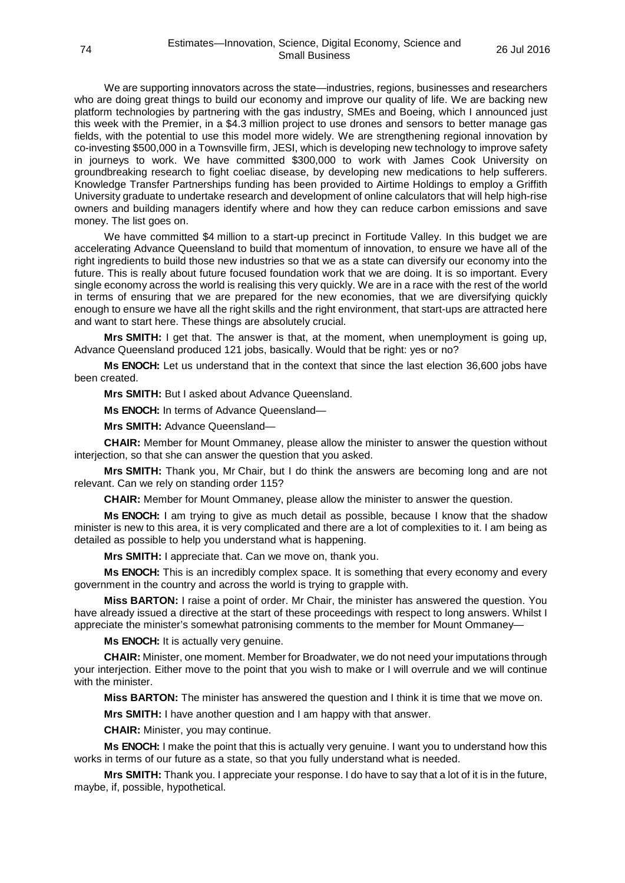We are supporting innovators across the state—industries, regions, businesses and researchers who are doing great things to build our economy and improve our quality of life. We are backing new platform technologies by partnering with the gas industry, SMEs and Boeing, which I announced just this week with the Premier, in a $4.3 million project to use drones and sensors to better manage gas fields, with the potential to use this model more widely. We are strengthening regional innovation by co-investing $500,000 in a Townsville firm, JESI, which is developing new technology to improve safety in journeys to work. We have committed $300,000 to work with James Cook University on groundbreaking research to fight coeliac disease, by developing new medications to help sufferers. Knowledge Transfer Partnerships funding has been provided to Airtime Holdings to employ a Griffith University graduate to undertake research and development of online calculators that will help high-rise owners and building managers identify where and how they can reduce carbon emissions and save money. The list goes on.

We have committed $4 million to a start-up precinct in Fortitude Valley. In this budget we are accelerating Advance Queensland to build that momentum of innovation, to ensure we have all of the right ingredients to build those new industries so that we as a state can diversify our economy into the future. This is really about future focused foundation work that we are doing. It is so important. Every single economy across the world is realising this very quickly. We are in a race with the rest of the world in terms of ensuring that we are prepared for the new economies, that we are diversifying quickly enough to ensure we have all the right skills and the right environment, that start-ups are attracted here and want to start here. These things are absolutely crucial.

**Mrs SMITH:** I get that. The answer is that, at the moment, when unemployment is going up, Advance Queensland produced 121 jobs, basically. Would that be right: yes or no?

**Ms ENOCH:** Let us understand that in the context that since the last election 36,600 jobs have been created.

**Mrs SMITH:** But I asked about Advance Queensland.

**Ms ENOCH:** In terms of Advance Queensland—

**Mrs SMITH:** Advance Queensland—

**CHAIR:** Member for Mount Ommaney, please allow the minister to answer the question without interjection, so that she can answer the question that you asked.

**Mrs SMITH:** Thank you, Mr Chair, but I do think the answers are becoming long and are not relevant. Can we rely on standing order 115?

**CHAIR:** Member for Mount Ommaney, please allow the minister to answer the question.

**Ms ENOCH:** I am trying to give as much detail as possible, because I know that the shadow minister is new to this area, it is very complicated and there are a lot of complexities to it. I am being as detailed as possible to help you understand what is happening.

**Mrs SMITH:** I appreciate that. Can we move on, thank you.

**Ms ENOCH:** This is an incredibly complex space. It is something that every economy and every government in the country and across the world is trying to grapple with.

**Miss BARTON:** I raise a point of order. Mr Chair, the minister has answered the question. You have already issued a directive at the start of these proceedings with respect to long answers. Whilst I appreciate the minister's somewhat patronising comments to the member for Mount Ommaney—

**Ms ENOCH:** It is actually very genuine.

**CHAIR:** Minister, one moment. Member for Broadwater, we do not need your imputations through your interjection. Either move to the point that you wish to make or I will overrule and we will continue with the minister.

**Miss BARTON:** The minister has answered the question and I think it is time that we move on.

**Mrs SMITH:** I have another question and I am happy with that answer.

**CHAIR:** Minister, you may continue.

**Ms ENOCH:** I make the point that this is actually very genuine. I want you to understand how this works in terms of our future as a state, so that you fully understand what is needed.

**Mrs SMITH:** Thank you. I appreciate your response. I do have to say that a lot of it is in the future, maybe, if, possible, hypothetical.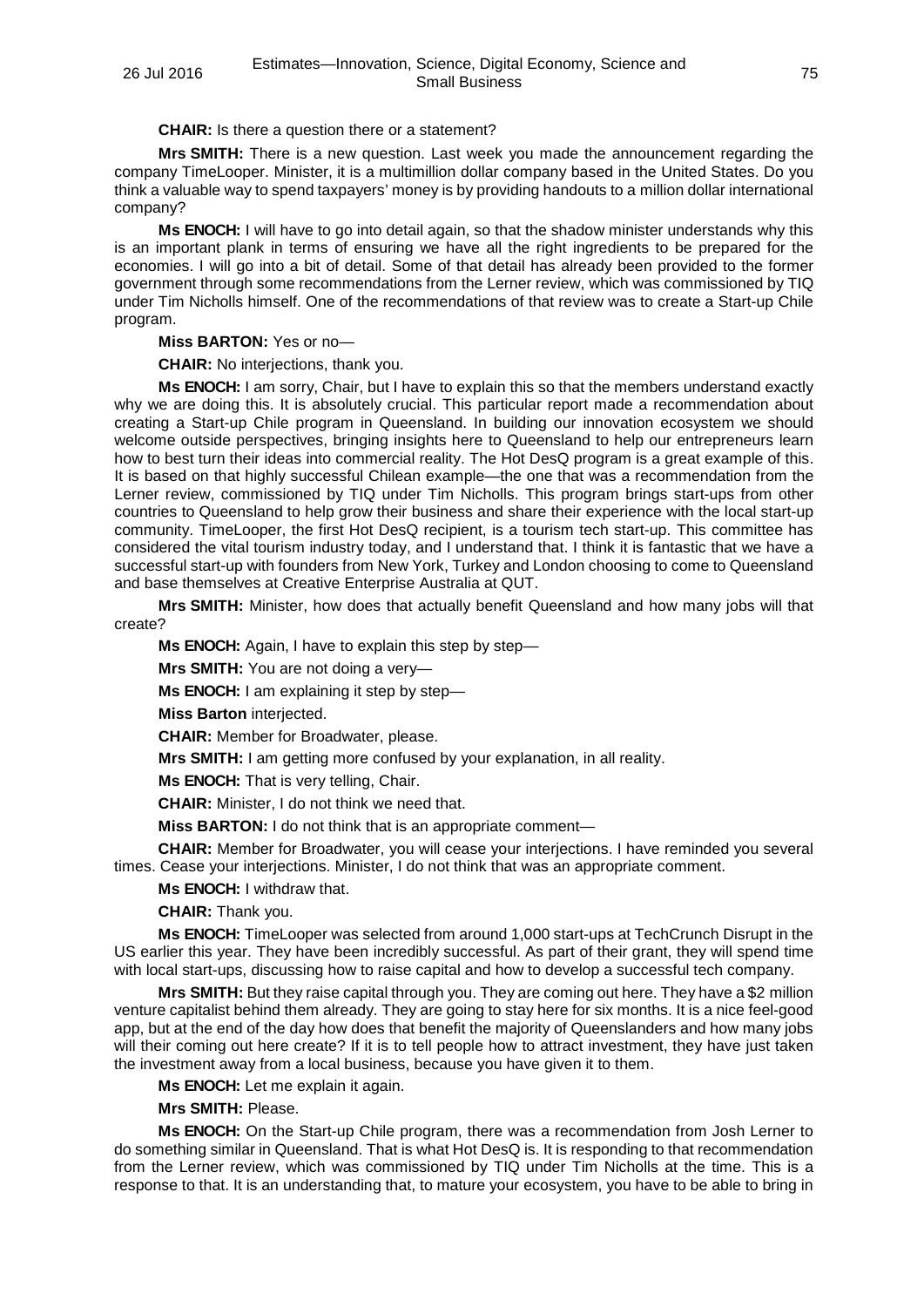**CHAIR:** Is there a question there or a statement?

**Mrs SMITH:** There is a new question. Last week you made the announcement regarding the company TimeLooper. Minister, it is a multimillion dollar company based in the United States. Do you think a valuable way to spend taxpayers' money is by providing handouts to a million dollar international company?

**Ms ENOCH:** I will have to go into detail again, so that the shadow minister understands why this is an important plank in terms of ensuring we have all the right ingredients to be prepared for the economies. I will go into a bit of detail. Some of that detail has already been provided to the former government through some recommendations from the Lerner review, which was commissioned by TIQ under Tim Nicholls himself. One of the recommendations of that review was to create a Start-up Chile program.

**Miss BARTON:** Yes or no—

**CHAIR:** No interjections, thank you.

**Ms ENOCH:** I am sorry, Chair, but I have to explain this so that the members understand exactly why we are doing this. It is absolutely crucial. This particular report made a recommendation about creating a Start-up Chile program in Queensland. In building our innovation ecosystem we should welcome outside perspectives, bringing insights here to Queensland to help our entrepreneurs learn how to best turn their ideas into commercial reality. The Hot DesQ program is a great example of this. It is based on that highly successful Chilean example—the one that was a recommendation from the Lerner review, commissioned by TIQ under Tim Nicholls. This program brings start-ups from other countries to Queensland to help grow their business and share their experience with the local start-up community. TimeLooper, the first Hot DesQ recipient, is a tourism tech start-up. This committee has considered the vital tourism industry today, and I understand that. I think it is fantastic that we have a successful start-up with founders from New York, Turkey and London choosing to come to Queensland and base themselves at Creative Enterprise Australia at QUT.

**Mrs SMITH:** Minister, how does that actually benefit Queensland and how many jobs will that create?

**Ms ENOCH:** Again, I have to explain this step by step—

**Mrs SMITH:** You are not doing a very—

**Ms ENOCH:** I am explaining it step by step—

**Miss Barton** interjected.

**CHAIR:** Member for Broadwater, please.

**Mrs SMITH:** I am getting more confused by your explanation, in all reality.

**Ms ENOCH:** That is very telling, Chair.

**CHAIR:** Minister, I do not think we need that.

**Miss BARTON:** I do not think that is an appropriate comment—

**CHAIR:** Member for Broadwater, you will cease your interjections. I have reminded you several times. Cease your interjections. Minister, I do not think that was an appropriate comment.

**Ms ENOCH:** I withdraw that.

**CHAIR:** Thank you.

**Ms ENOCH:** TimeLooper was selected from around 1,000 start-ups at TechCrunch Disrupt in the US earlier this year. They have been incredibly successful. As part of their grant, they will spend time with local start-ups, discussing how to raise capital and how to develop a successful tech company.

**Mrs SMITH:** But they raise capital through you. They are coming out here. They have a $2 million venture capitalist behind them already. They are going to stay here for six months. It is a nice feel-good app, but at the end of the day how does that benefit the majority of Queenslanders and how many jobs will their coming out here create? If it is to tell people how to attract investment, they have just taken the investment away from a local business, because you have given it to them.

**Ms ENOCH:** Let me explain it again.

**Mrs SMITH:** Please.

**Ms ENOCH:** On the Start-up Chile program, there was a recommendation from Josh Lerner to do something similar in Queensland. That is what Hot DesQ is. It is responding to that recommendation from the Lerner review, which was commissioned by TIQ under Tim Nicholls at the time. This is a response to that. It is an understanding that, to mature your ecosystem, you have to be able to bring in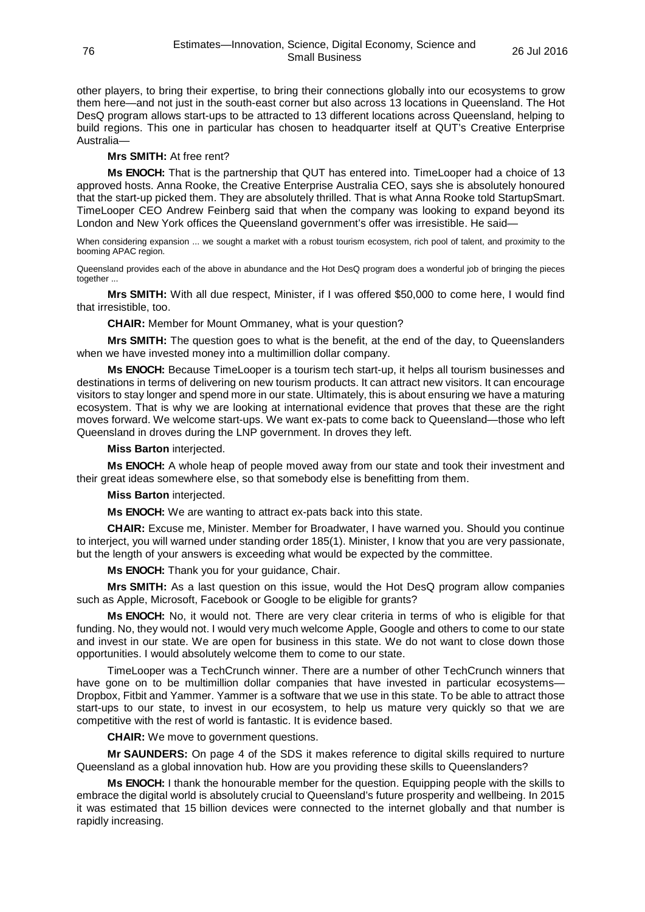other players, to bring their expertise, to bring their connections globally into our ecosystems to grow them here—and not just in the south-east corner but also across 13 locations in Queensland. The Hot DesQ program allows start-ups to be attracted to 13 different locations across Queensland, helping to build regions. This one in particular has chosen to headquarter itself at QUT's Creative Enterprise Australia—

**Mrs SMITH:** At free rent?

**Ms ENOCH:** That is the partnership that QUT has entered into. TimeLooper had a choice of 13 approved hosts. Anna Rooke, the Creative Enterprise Australia CEO, says she is absolutely honoured that the start-up picked them. They are absolutely thrilled. That is what Anna Rooke told StartupSmart. TimeLooper CEO Andrew Feinberg said that when the company was looking to expand beyond its London and New York offices the Queensland government's offer was irresistible. He said—

> When considering expansion ... we sought a market with a robust tourism ecosystem, rich pool of talent, and proximity to the booming APAC region.
>
> Queensland provides each of the above in abundance and the Hot DesQ program does a wonderful job of bringing the pieces together ...

**Mrs SMITH:** With all due respect, Minister, if I was offered $50,000 to come here, I would find that irresistible, too.

**CHAIR:** Member for Mount Ommaney, what is your question?

**Mrs SMITH:** The question goes to what is the benefit, at the end of the day, to Queenslanders when we have invested money into a multimillion dollar company.

**Ms ENOCH:** Because TimeLooper is a tourism tech start-up, it helps all tourism businesses and destinations in terms of delivering on new tourism products. It can attract new visitors. It can encourage visitors to stay longer and spend more in our state. Ultimately, this is about ensuring we have a maturing ecosystem. That is why we are looking at international evidence that proves that these are the right moves forward. We welcome start-ups. We want ex-pats to come back to Queensland—those who left Queensland in droves during the LNP government. In droves they left.

**Miss Barton** interjected.

**Ms ENOCH:** A whole heap of people moved away from our state and took their investment and their great ideas somewhere else, so that somebody else is benefitting from them.

**Miss Barton** interjected.

**Ms ENOCH:** We are wanting to attract ex-pats back into this state.

**CHAIR:** Excuse me, Minister. Member for Broadwater, I have warned you. Should you continue to interject, you will warned under standing order 185(1). Minister, I know that you are very passionate, but the length of your answers is exceeding what would be expected by the committee.

**Ms ENOCH:** Thank you for your guidance, Chair.

**Mrs SMITH:** As a last question on this issue, would the Hot DesQ program allow companies such as Apple, Microsoft, Facebook or Google to be eligible for grants?

**Ms ENOCH:** No, it would not. There are very clear criteria in terms of who is eligible for that funding. No, they would not. I would very much welcome Apple, Google and others to come to our state and invest in our state. We are open for business in this state. We do not want to close down those opportunities. I would absolutely welcome them to come to our state.

TimeLooper was a TechCrunch winner. There are a number of other TechCrunch winners that have gone on to be multimillion dollar companies that have invested in particular ecosystems—Dropbox, Fitbit and Yammer. Yammer is a software that we use in this state. To be able to attract those start-ups to our state, to invest in our ecosystem, to help us mature very quickly so that we are competitive with the rest of world is fantastic. It is evidence based.

**CHAIR:** We move to government questions.

**Mr SAUNDERS:** On page 4 of the SDS it makes reference to digital skills required to nurture Queensland as a global innovation hub. How are you providing these skills to Queenslanders?

**Ms ENOCH:** I thank the honourable member for the question. Equipping people with the skills to embrace the digital world is absolutely crucial to Queensland's future prosperity and wellbeing. In 2015 it was estimated that 15 billion devices were connected to the internet globally and that number is rapidly increasing.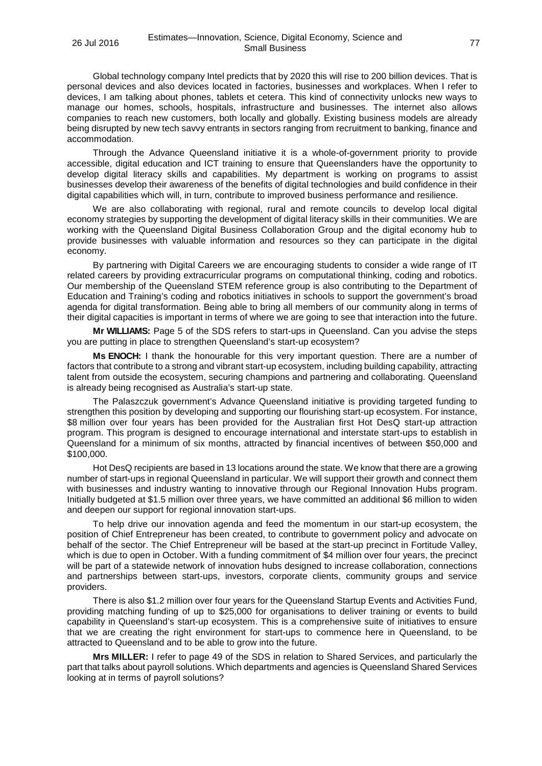Global technology company Intel predicts that by 2020 this will rise to 200 billion devices. That is personal devices and also devices located in factories, businesses and workplaces. When I refer to devices, I am talking about phones, tablets et cetera. This kind of connectivity unlocks new ways to manage our homes, schools, hospitals, infrastructure and businesses. The internet also allows companies to reach new customers, both locally and globally. Existing business models are already being disrupted by new tech savvy entrants in sectors ranging from recruitment to banking, finance and accommodation.

Through the Advance Queensland initiative it is a whole-of-government priority to provide accessible, digital education and ICT training to ensure that Queenslanders have the opportunity to develop digital literacy skills and capabilities. My department is working on programs to assist businesses develop their awareness of the benefits of digital technologies and build confidence in their digital capabilities which will, in turn, contribute to improved business performance and resilience.

We are also collaborating with regional, rural and remote councils to develop local digital economy strategies by supporting the development of digital literacy skills in their communities. We are working with the Queensland Digital Business Collaboration Group and the digital economy hub to provide businesses with valuable information and resources so they can participate in the digital economy.

By partnering with Digital Careers we are encouraging students to consider a wide range of IT related careers by providing extracurricular programs on computational thinking, coding and robotics. Our membership of the Queensland STEM reference group is also contributing to the Department of Education and Training's coding and robotics initiatives in schools to support the government's broad agenda for digital transformation. Being able to bring all members of our community along in terms of their digital capacities is important in terms of where we are going to see that interaction into the future.

**Mr WILLIAMS:** Page 5 of the SDS refers to start-ups in Queensland. Can you advise the steps you are putting in place to strengthen Queensland's start-up ecosystem?

**Ms ENOCH:** I thank the honourable for this very important question. There are a number of factors that contribute to a strong and vibrant start-up ecosystem, including building capability, attracting talent from outside the ecosystem, securing champions and partnering and collaborating. Queensland is already being recognised as Australia's start-up state.

The Palaszczuk government's Advance Queensland initiative is providing targeted funding to strengthen this position by developing and supporting our flourishing start-up ecosystem. For instance, \$8 million over four years has been provided for the Australian first Hot DesQ start-up attraction program. This program is designed to encourage international and interstate start-ups to establish in Queensland for a minimum of six months, attracted by financial incentives of between \$50,000 and \$100,000.

Hot DesQ recipients are based in 13 locations around the state. We know that there are a growing number of start-ups in regional Queensland in particular. We will support their growth and connect them with businesses and industry wanting to innovative through our Regional Innovation Hubs program. Initially budgeted at \$1.5 million over three years, we have committed an additional \$6 million to widen and deepen our support for regional innovation start-ups.

To help drive our innovation agenda and feed the momentum in our start-up ecosystem, the position of Chief Entrepreneur has been created, to contribute to government policy and advocate on behalf of the sector. The Chief Entrepreneur will be based at the start-up precinct in Fortitude Valley, which is due to open in October. With a funding commitment of \$4 million over four years, the precinct will be part of a statewide network of innovation hubs designed to increase collaboration, connections and partnerships between start-ups, investors, corporate clients, community groups and service providers.

There is also \$1.2 million over four years for the Queensland Startup Events and Activities Fund, providing matching funding of up to \$25,000 for organisations to deliver training or events to build capability in Queensland's start-up ecosystem. This is a comprehensive suite of initiatives to ensure that we are creating the right environment for start-ups to commence here in Queensland, to be attracted to Queensland and to be able to grow into the future.

**Mrs MILLER:** I refer to page 49 of the SDS in relation to Shared Services, and particularly the part that talks about payroll solutions. Which departments and agencies is Queensland Shared Services looking at in terms of payroll solutions?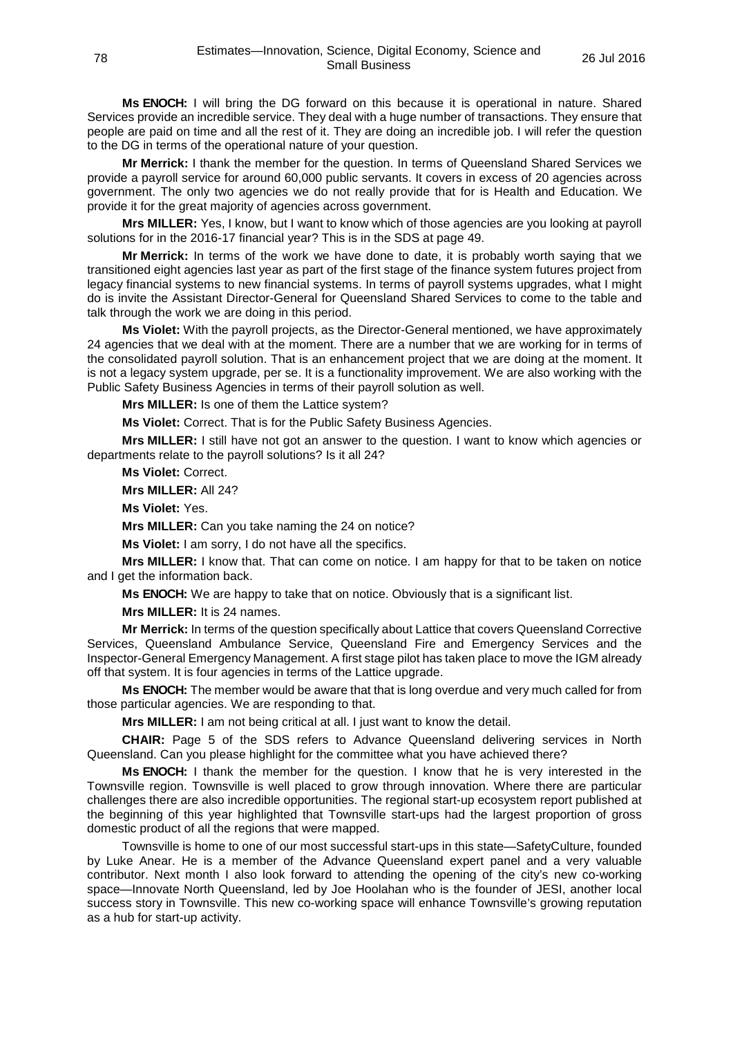**Ms ENOCH:** I will bring the DG forward on this because it is operational in nature. Shared Services provide an incredible service. They deal with a huge number of transactions. They ensure that people are paid on time and all the rest of it. They are doing an incredible job. I will refer the question to the DG in terms of the operational nature of your question.

**Mr Merrick:** I thank the member for the question. In terms of Queensland Shared Services we provide a payroll service for around 60,000 public servants. It covers in excess of 20 agencies across government. The only two agencies we do not really provide that for is Health and Education. We provide it for the great majority of agencies across government.

**Mrs MILLER:** Yes, I know, but I want to know which of those agencies are you looking at payroll solutions for in the 2016-17 financial year? This is in the SDS at page 49.

**Mr Merrick:** In terms of the work we have done to date, it is probably worth saying that we transitioned eight agencies last year as part of the first stage of the finance system futures project from legacy financial systems to new financial systems. In terms of payroll systems upgrades, what I might do is invite the Assistant Director-General for Queensland Shared Services to come to the table and talk through the work we are doing in this period.

**Ms Violet:** With the payroll projects, as the Director-General mentioned, we have approximately 24 agencies that we deal with at the moment. There are a number that we are working for in terms of the consolidated payroll solution. That is an enhancement project that we are doing at the moment. It is not a legacy system upgrade, per se. It is a functionality improvement. We are also working with the Public Safety Business Agencies in terms of their payroll solution as well.

**Mrs MILLER:** Is one of them the Lattice system?

**Ms Violet:** Correct. That is for the Public Safety Business Agencies.

**Mrs MILLER:** I still have not got an answer to the question. I want to know which agencies or departments relate to the payroll solutions? Is it all 24?

**Ms Violet:** Correct.

**Mrs MILLER:** All 24?

**Ms Violet:** Yes.

**Mrs MILLER:** Can you take naming the 24 on notice?

**Ms Violet:** I am sorry, I do not have all the specifics.

**Mrs MILLER:** I know that. That can come on notice. I am happy for that to be taken on notice and I get the information back.

**Ms ENOCH:** We are happy to take that on notice. Obviously that is a significant list.

**Mrs MILLER:** It is 24 names.

**Mr Merrick:** In terms of the question specifically about Lattice that covers Queensland Corrective Services, Queensland Ambulance Service, Queensland Fire and Emergency Services and the Inspector-General Emergency Management. A first stage pilot has taken place to move the IGM already off that system. It is four agencies in terms of the Lattice upgrade.

**Ms ENOCH:** The member would be aware that that is long overdue and very much called for from those particular agencies. We are responding to that.

**Mrs MILLER:** I am not being critical at all. I just want to know the detail.

**CHAIR:** Page 5 of the SDS refers to Advance Queensland delivering services in North Queensland. Can you please highlight for the committee what you have achieved there?

**Ms ENOCH:** I thank the member for the question. I know that he is very interested in the Townsville region. Townsville is well placed to grow through innovation. Where there are particular challenges there are also incredible opportunities. The regional start-up ecosystem report published at the beginning of this year highlighted that Townsville start-ups had the largest proportion of gross domestic product of all the regions that were mapped.

Townsville is home to one of our most successful start-ups in this state—SafetyCulture, founded by Luke Anear. He is a member of the Advance Queensland expert panel and a very valuable contributor. Next month I also look forward to attending the opening of the city's new co-working space—Innovate North Queensland, led by Joe Hoolahan who is the founder of JESI, another local success story in Townsville. This new co-working space will enhance Townsville's growing reputation as a hub for start-up activity.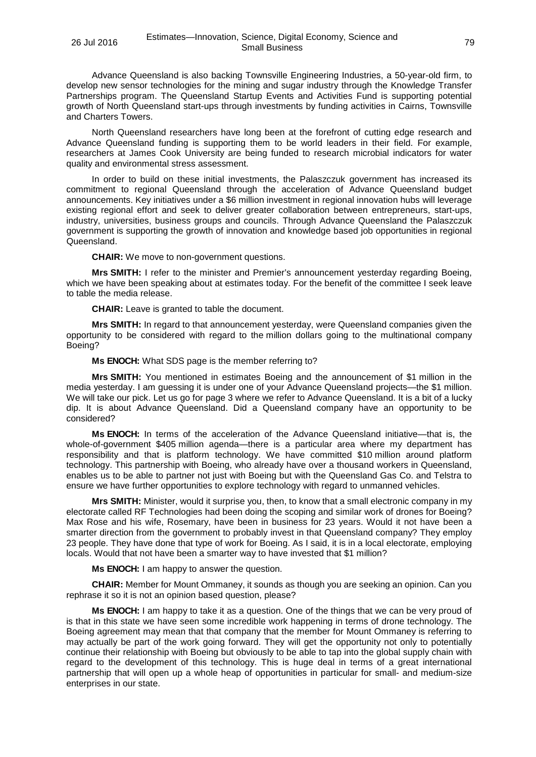Advance Queensland is also backing Townsville Engineering Industries, a 50-year-old firm, to develop new sensor technologies for the mining and sugar industry through the Knowledge Transfer Partnerships program. The Queensland Startup Events and Activities Fund is supporting potential growth of North Queensland start-ups through investments by funding activities in Cairns, Townsville and Charters Towers.

North Queensland researchers have long been at the forefront of cutting edge research and Advance Queensland funding is supporting them to be world leaders in their field. For example, researchers at James Cook University are being funded to research microbial indicators for water quality and environmental stress assessment.

In order to build on these initial investments, the Palaszczuk government has increased its commitment to regional Queensland through the acceleration of Advance Queensland budget announcements. Key initiatives under a $6 million investment in regional innovation hubs will leverage existing regional effort and seek to deliver greater collaboration between entrepreneurs, start-ups, industry, universities, business groups and councils. Through Advance Queensland the Palaszczuk government is supporting the growth of innovation and knowledge based job opportunities in regional Queensland.

**CHAIR:** We move to non-government questions.

**Mrs SMITH:** I refer to the minister and Premier's announcement yesterday regarding Boeing, which we have been speaking about at estimates today. For the benefit of the committee I seek leave to table the media release.

**CHAIR:** Leave is granted to table the document.

**Mrs SMITH:** In regard to that announcement yesterday, were Queensland companies given the opportunity to be considered with regard to the million dollars going to the multinational company Boeing?

**Ms ENOCH:** What SDS page is the member referring to?

**Mrs SMITH:** You mentioned in estimates Boeing and the announcement of $1 million in the media yesterday. I am guessing it is under one of your Advance Queensland projects—the $1 million. We will take our pick. Let us go for page 3 where we refer to Advance Queensland. It is a bit of a lucky dip. It is about Advance Queensland. Did a Queensland company have an opportunity to be considered?

**Ms ENOCH:** In terms of the acceleration of the Advance Queensland initiative—that is, the whole-of-government $405 million agenda—there is a particular area where my department has responsibility and that is platform technology. We have committed $10 million around platform technology. This partnership with Boeing, who already have over a thousand workers in Queensland, enables us to be able to partner not just with Boeing but with the Queensland Gas Co. and Telstra to ensure we have further opportunities to explore technology with regard to unmanned vehicles.

**Mrs SMITH:** Minister, would it surprise you, then, to know that a small electronic company in my electorate called RF Technologies had been doing the scoping and similar work of drones for Boeing? Max Rose and his wife, Rosemary, have been in business for 23 years. Would it not have been a smarter direction from the government to probably invest in that Queensland company? They employ 23 people. They have done that type of work for Boeing. As I said, it is in a local electorate, employing locals. Would that not have been a smarter way to have invested that $1 million?

**Ms ENOCH:** I am happy to answer the question.

**CHAIR:** Member for Mount Ommaney, it sounds as though you are seeking an opinion. Can you rephrase it so it is not an opinion based question, please?

**Ms ENOCH:** I am happy to take it as a question. One of the things that we can be very proud of is that in this state we have seen some incredible work happening in terms of drone technology. The Boeing agreement may mean that that company that the member for Mount Ommaney is referring to may actually be part of the work going forward. They will get the opportunity not only to potentially continue their relationship with Boeing but obviously to be able to tap into the global supply chain with regard to the development of this technology. This is huge deal in terms of a great international partnership that will open up a whole heap of opportunities in particular for small- and medium-size enterprises in our state.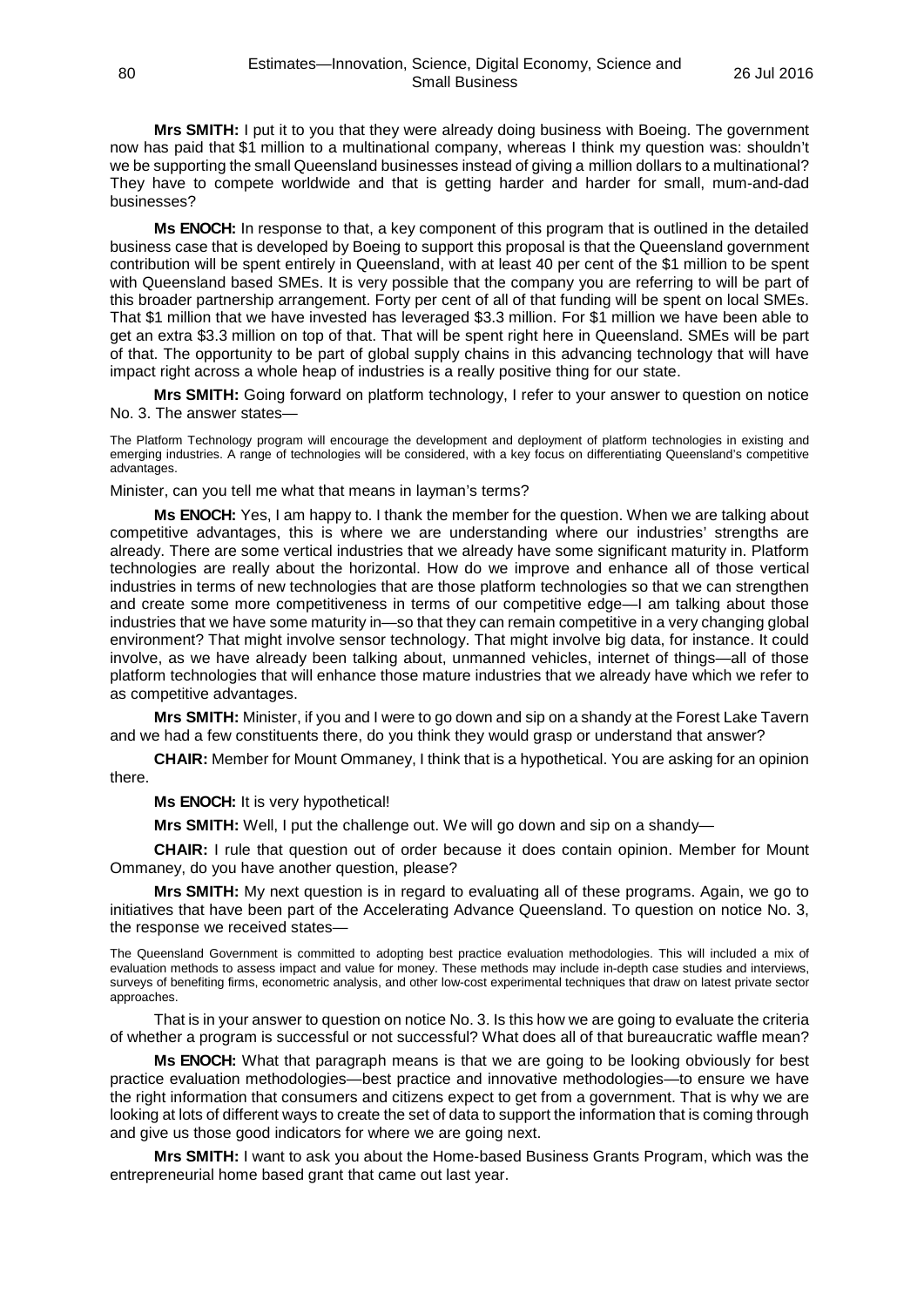**Mrs SMITH:** I put it to you that they were already doing business with Boeing. The government now has paid that $1 million to a multinational company, whereas I think my question was: shouldn't we be supporting the small Queensland businesses instead of giving a million dollars to a multinational? They have to compete worldwide and that is getting harder and harder for small, mum-and-dad businesses?

**Ms ENOCH:** In response to that, a key component of this program that is outlined in the detailed business case that is developed by Boeing to support this proposal is that the Queensland government contribution will be spent entirely in Queensland, with at least 40 per cent of the $1 million to be spent with Queensland based SMEs. It is very possible that the company you are referring to will be part of this broader partnership arrangement. Forty per cent of all of that funding will be spent on local SMEs. That $1 million that we have invested has leveraged $3.3 million. For $1 million we have been able to get an extra $3.3 million on top of that. That will be spent right here in Queensland. SMEs will be part of that. The opportunity to be part of global supply chains in this advancing technology that will have impact right across a whole heap of industries is a really positive thing for our state.

**Mrs SMITH:** Going forward on platform technology, I refer to your answer to question on notice No. 3. The answer states—

The Platform Technology program will encourage the development and deployment of platform technologies in existing and emerging industries. A range of technologies will be considered, with a key focus on differentiating Queensland's competitive advantages.

Minister, can you tell me what that means in layman's terms?

**Ms ENOCH:** Yes, I am happy to. I thank the member for the question. When we are talking about competitive advantages, this is where we are understanding where our industries' strengths are already. There are some vertical industries that we already have some significant maturity in. Platform technologies are really about the horizontal. How do we improve and enhance all of those vertical industries in terms of new technologies that are those platform technologies so that we can strengthen and create some more competitiveness in terms of our competitive edge—I am talking about those industries that we have some maturity in—so that they can remain competitive in a very changing global environment? That might involve sensor technology. That might involve big data, for instance. It could involve, as we have already been talking about, unmanned vehicles, internet of things—all of those platform technologies that will enhance those mature industries that we already have which we refer to as competitive advantages.

**Mrs SMITH:** Minister, if you and I were to go down and sip on a shandy at the Forest Lake Tavern and we had a few constituents there, do you think they would grasp or understand that answer?

**CHAIR:** Member for Mount Ommaney, I think that is a hypothetical. You are asking for an opinion there.

**Ms ENOCH:** It is very hypothetical!

**Mrs SMITH:** Well, I put the challenge out. We will go down and sip on a shandy—

**CHAIR:** I rule that question out of order because it does contain opinion. Member for Mount Ommaney, do you have another question, please?

**Mrs SMITH:** My next question is in regard to evaluating all of these programs. Again, we go to initiatives that have been part of the Accelerating Advance Queensland. To question on notice No. 3, the response we received states—

The Queensland Government is committed to adopting best practice evaluation methodologies. This will included a mix of evaluation methods to assess impact and value for money. These methods may include in-depth case studies and interviews, surveys of benefiting firms, econometric analysis, and other low-cost experimental techniques that draw on latest private sector approaches.

That is in your answer to question on notice No. 3. Is this how we are going to evaluate the criteria of whether a program is successful or not successful? What does all of that bureaucratic waffle mean?

**Ms ENOCH:** What that paragraph means is that we are going to be looking obviously for best practice evaluation methodologies—best practice and innovative methodologies—to ensure we have the right information that consumers and citizens expect to get from a government. That is why we are looking at lots of different ways to create the set of data to support the information that is coming through and give us those good indicators for where we are going next.

**Mrs SMITH:** I want to ask you about the Home-based Business Grants Program, which was the entrepreneurial home based grant that came out last year.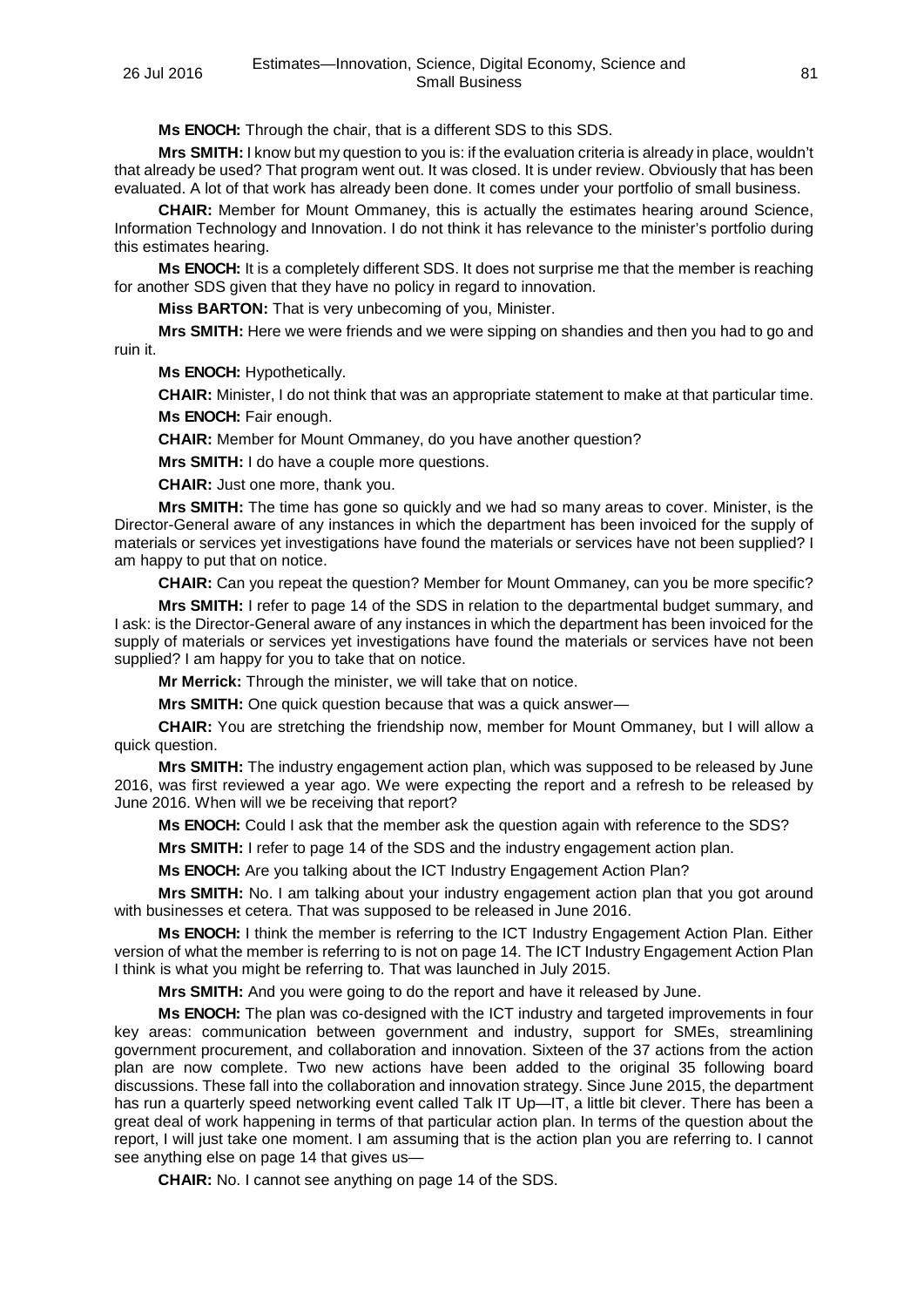**Ms ENOCH:** Through the chair, that is a different SDS to this SDS.

**Mrs SMITH:** I know but my question to you is: if the evaluation criteria is already in place, wouldn't that already be used? That program went out. It was closed. It is under review. Obviously that has been evaluated. A lot of that work has already been done. It comes under your portfolio of small business.

**CHAIR:** Member for Mount Ommaney, this is actually the estimates hearing around Science, Information Technology and Innovation. I do not think it has relevance to the minister's portfolio during this estimates hearing.

**Ms ENOCH:** It is a completely different SDS. It does not surprise me that the member is reaching for another SDS given that they have no policy in regard to innovation.

**Miss BARTON:** That is very unbecoming of you, Minister.

**Mrs SMITH:** Here we were friends and we were sipping on shandies and then you had to go and ruin it.

**Ms ENOCH:** Hypothetically.

**CHAIR:** Minister, I do not think that was an appropriate statement to make at that particular time.

**Ms ENOCH:** Fair enough.

**CHAIR:** Member for Mount Ommaney, do you have another question?

**Mrs SMITH:** I do have a couple more questions.

**CHAIR:** Just one more, thank you.

**Mrs SMITH:** The time has gone so quickly and we had so many areas to cover. Minister, is the Director-General aware of any instances in which the department has been invoiced for the supply of materials or services yet investigations have found the materials or services have not been supplied? I am happy to put that on notice.

**CHAIR:** Can you repeat the question? Member for Mount Ommaney, can you be more specific?

**Mrs SMITH:** I refer to page 14 of the SDS in relation to the departmental budget summary, and I ask: is the Director-General aware of any instances in which the department has been invoiced for the supply of materials or services yet investigations have found the materials or services have not been supplied? I am happy for you to take that on notice.

**Mr Merrick:** Through the minister, we will take that on notice.

**Mrs SMITH:** One quick question because that was a quick answer—

**CHAIR:** You are stretching the friendship now, member for Mount Ommaney, but I will allow a quick question.

**Mrs SMITH:** The industry engagement action plan, which was supposed to be released by June 2016, was first reviewed a year ago. We were expecting the report and a refresh to be released by June 2016. When will we be receiving that report?

**Ms ENOCH:** Could I ask that the member ask the question again with reference to the SDS?

**Mrs SMITH:** I refer to page 14 of the SDS and the industry engagement action plan.

**Ms ENOCH:** Are you talking about the ICT Industry Engagement Action Plan?

**Mrs SMITH:** No. I am talking about your industry engagement action plan that you got around with businesses et cetera. That was supposed to be released in June 2016.

**Ms ENOCH:** I think the member is referring to the ICT Industry Engagement Action Plan. Either version of what the member is referring to is not on page 14. The ICT Industry Engagement Action Plan I think is what you might be referring to. That was launched in July 2015.

**Mrs SMITH:** And you were going to do the report and have it released by June.

**Ms ENOCH:** The plan was co-designed with the ICT industry and targeted improvements in four key areas: communication between government and industry, support for SMEs, streamlining government procurement, and collaboration and innovation. Sixteen of the 37 actions from the action plan are now complete. Two new actions have been added to the original 35 following board discussions. These fall into the collaboration and innovation strategy. Since June 2015, the department has run a quarterly speed networking event called Talk IT Up—IT, a little bit clever. There has been a great deal of work happening in terms of that particular action plan. In terms of the question about the report, I will just take one moment. I am assuming that is the action plan you are referring to. I cannot see anything else on page 14 that gives us—

**CHAIR:** No. I cannot see anything on page 14 of the SDS.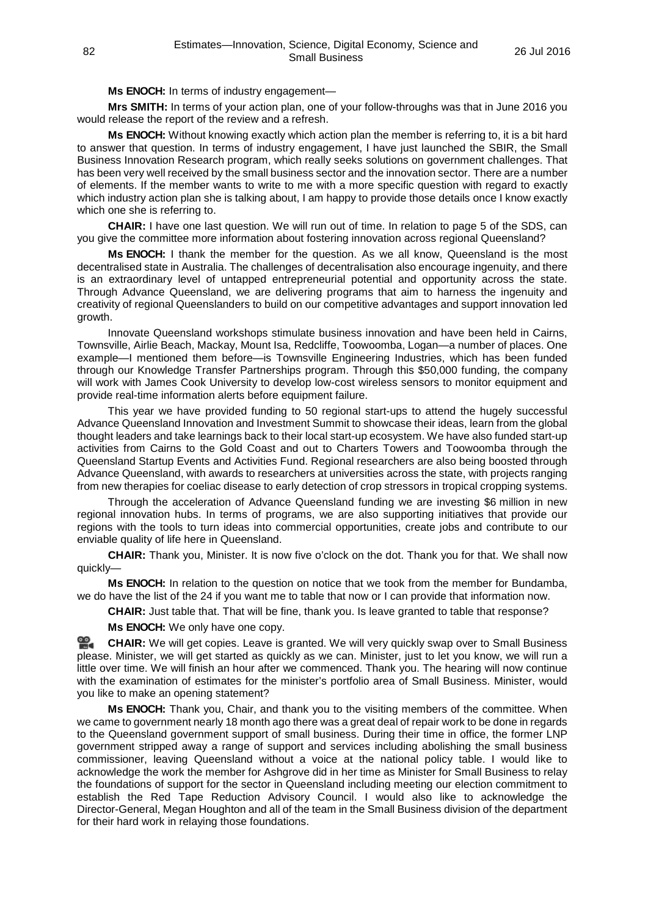**Ms ENOCH:** In terms of industry engagement—

**Mrs SMITH:** In terms of your action plan, one of your follow-throughs was that in June 2016 you would release the report of the review and a refresh.

**Ms ENOCH:** Without knowing exactly which action plan the member is referring to, it is a bit hard to answer that question. In terms of industry engagement, I have just launched the SBIR, the Small Business Innovation Research program, which really seeks solutions on government challenges. That has been very well received by the small business sector and the innovation sector. There are a number of elements. If the member wants to write to me with a more specific question with regard to exactly which industry action plan she is talking about, I am happy to provide those details once I know exactly which one she is referring to.

**CHAIR:** I have one last question. We will run out of time. In relation to page 5 of the SDS, can you give the committee more information about fostering innovation across regional Queensland?

**Ms ENOCH:** I thank the member for the question. As we all know, Queensland is the most decentralised state in Australia. The challenges of decentralisation also encourage ingenuity, and there is an extraordinary level of untapped entrepreneurial potential and opportunity across the state. Through Advance Queensland, we are delivering programs that aim to harness the ingenuity and creativity of regional Queenslanders to build on our competitive advantages and support innovation led growth.

Innovate Queensland workshops stimulate business innovation and have been held in Cairns, Townsville, Airlie Beach, Mackay, Mount Isa, Redcliffe, Toowoomba, Logan—a number of places. One example—I mentioned them before—is Townsville Engineering Industries, which has been funded through our Knowledge Transfer Partnerships program. Through this $50,000 funding, the company will work with James Cook University to develop low-cost wireless sensors to monitor equipment and provide real-time information alerts before equipment failure.

This year we have provided funding to 50 regional start-ups to attend the hugely successful Advance Queensland Innovation and Investment Summit to showcase their ideas, learn from the global thought leaders and take learnings back to their local start-up ecosystem. We have also funded start-up activities from Cairns to the Gold Coast and out to Charters Towers and Toowoomba through the Queensland Startup Events and Activities Fund. Regional researchers are also being boosted through Advance Queensland, with awards to researchers at universities across the state, with projects ranging from new therapies for coeliac disease to early detection of crop stressors in tropical cropping systems.

Through the acceleration of Advance Queensland funding we are investing $6 million in new regional innovation hubs. In terms of programs, we are also supporting initiatives that provide our regions with the tools to turn ideas into commercial opportunities, create jobs and contribute to our enviable quality of life here in Queensland.

**CHAIR:** Thank you, Minister. It is now five o'clock on the dot. Thank you for that. We shall now quickly—

**Ms ENOCH:** In relation to the question on notice that we took from the member for Bundamba, we do have the list of the 24 if you want me to table that now or I can provide that information now.

**CHAIR:** Just table that. That will be fine, thank you. Is leave granted to table that response?

**Ms ENOCH:** We only have one copy.

**CHAIR:** We will get copies. Leave is granted. We will very quickly swap over to Small Business please. Minister, we will get started as quickly as we can. Minister, just to let you know, we will run a little over time. We will finish an hour after we commenced. Thank you. The hearing will now continue with the examination of estimates for the minister's portfolio area of Small Business. Minister, would you like to make an opening statement?

**Ms ENOCH:** Thank you, Chair, and thank you to the visiting members of the committee. When we came to government nearly 18 month ago there was a great deal of repair work to be done in regards to the Queensland government support of small business. During their time in office, the former LNP government stripped away a range of support and services including abolishing the small business commissioner, leaving Queensland without a voice at the national policy table. I would like to acknowledge the work the member for Ashgrove did in her time as Minister for Small Business to relay the foundations of support for the sector in Queensland including meeting our election commitment to establish the Red Tape Reduction Advisory Council. I would also like to acknowledge the Director-General, Megan Houghton and all of the team in the Small Business division of the department for their hard work in relaying those foundations.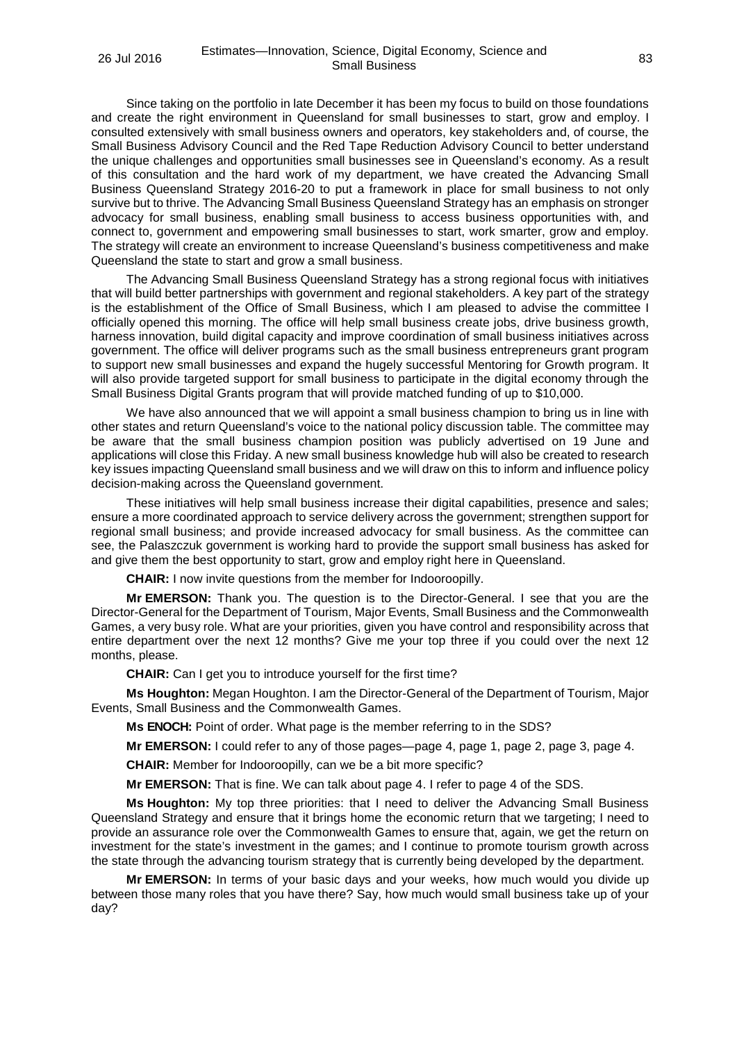Since taking on the portfolio in late December it has been my focus to build on those foundations and create the right environment in Queensland for small businesses to start, grow and employ. I consulted extensively with small business owners and operators, key stakeholders and, of course, the Small Business Advisory Council and the Red Tape Reduction Advisory Council to better understand the unique challenges and opportunities small businesses see in Queensland's economy. As a result of this consultation and the hard work of my department, we have created the Advancing Small Business Queensland Strategy 2016-20 to put a framework in place for small business to not only survive but to thrive. The Advancing Small Business Queensland Strategy has an emphasis on stronger advocacy for small business, enabling small business to access business opportunities with, and connect to, government and empowering small businesses to start, work smarter, grow and employ. The strategy will create an environment to increase Queensland's business competitiveness and make Queensland the state to start and grow a small business.

The Advancing Small Business Queensland Strategy has a strong regional focus with initiatives that will build better partnerships with government and regional stakeholders. A key part of the strategy is the establishment of the Office of Small Business, which I am pleased to advise the committee I officially opened this morning. The office will help small business create jobs, drive business growth, harness innovation, build digital capacity and improve coordination of small business initiatives across government. The office will deliver programs such as the small business entrepreneurs grant program to support new small businesses and expand the hugely successful Mentoring for Growth program. It will also provide targeted support for small business to participate in the digital economy through the Small Business Digital Grants program that will provide matched funding of up to $10,000.

We have also announced that we will appoint a small business champion to bring us in line with other states and return Queensland's voice to the national policy discussion table. The committee may be aware that the small business champion position was publicly advertised on 19 June and applications will close this Friday. A new small business knowledge hub will also be created to research key issues impacting Queensland small business and we will draw on this to inform and influence policy decision-making across the Queensland government.

These initiatives will help small business increase their digital capabilities, presence and sales; ensure a more coordinated approach to service delivery across the government; strengthen support for regional small business; and provide increased advocacy for small business. As the committee can see, the Palaszczuk government is working hard to provide the support small business has asked for and give them the best opportunity to start, grow and employ right here in Queensland.

**CHAIR:** I now invite questions from the member for Indooroopilly.

**Mr EMERSON:** Thank you. The question is to the Director-General. I see that you are the Director-General for the Department of Tourism, Major Events, Small Business and the Commonwealth Games, a very busy role. What are your priorities, given you have control and responsibility across that entire department over the next 12 months? Give me your top three if you could over the next 12 months, please.

**CHAIR:** Can I get you to introduce yourself for the first time?

**Ms Houghton:** Megan Houghton. I am the Director-General of the Department of Tourism, Major Events, Small Business and the Commonwealth Games.

**Ms ENOCH:** Point of order. What page is the member referring to in the SDS?

**Mr EMERSON:** I could refer to any of those pages—page 4, page 1, page 2, page 3, page 4.

**CHAIR:** Member for Indooroopilly, can we be a bit more specific?

**Mr EMERSON:** That is fine. We can talk about page 4. I refer to page 4 of the SDS.

**Ms Houghton:** My top three priorities: that I need to deliver the Advancing Small Business Queensland Strategy and ensure that it brings home the economic return that we targeting; I need to provide an assurance role over the Commonwealth Games to ensure that, again, we get the return on investment for the state's investment in the games; and I continue to promote tourism growth across the state through the advancing tourism strategy that is currently being developed by the department.

**Mr EMERSON:** In terms of your basic days and your weeks, how much would you divide up between those many roles that you have there? Say, how much would small business take up of your day?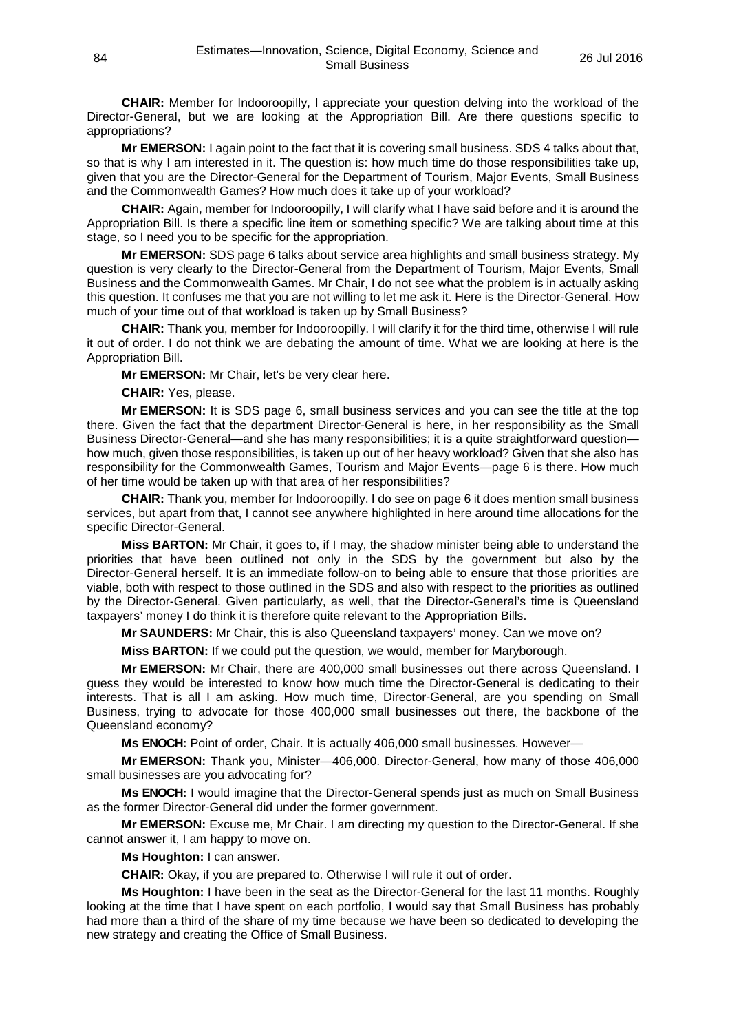**CHAIR:** Member for Indooroopilly, I appreciate your question delving into the workload of the Director-General, but we are looking at the Appropriation Bill. Are there questions specific to appropriations?

**Mr EMERSON:** I again point to the fact that it is covering small business. SDS 4 talks about that, so that is why I am interested in it. The question is: how much time do those responsibilities take up, given that you are the Director-General for the Department of Tourism, Major Events, Small Business and the Commonwealth Games? How much does it take up of your workload?

**CHAIR:** Again, member for Indooroopilly, I will clarify what I have said before and it is around the Appropriation Bill. Is there a specific line item or something specific? We are talking about time at this stage, so I need you to be specific for the appropriation.

**Mr EMERSON:** SDS page 6 talks about service area highlights and small business strategy. My question is very clearly to the Director-General from the Department of Tourism, Major Events, Small Business and the Commonwealth Games. Mr Chair, I do not see what the problem is in actually asking this question. It confuses me that you are not willing to let me ask it. Here is the Director-General. How much of your time out of that workload is taken up by Small Business?

**CHAIR:** Thank you, member for Indooroopilly. I will clarify it for the third time, otherwise I will rule it out of order. I do not think we are debating the amount of time. What we are looking at here is the Appropriation Bill.

**Mr EMERSON:** Mr Chair, let's be very clear here.

**CHAIR:** Yes, please.

**Mr EMERSON:** It is SDS page 6, small business services and you can see the title at the top there. Given the fact that the department Director-General is here, in her responsibility as the Small Business Director-General—and she has many responsibilities; it is a quite straightforward question—how much, given those responsibilities, is taken up out of her heavy workload? Given that she also has responsibility for the Commonwealth Games, Tourism and Major Events—page 6 is there. How much of her time would be taken up with that area of her responsibilities?

**CHAIR:** Thank you, member for Indooroopilly. I do see on page 6 it does mention small business services, but apart from that, I cannot see anywhere highlighted in here around time allocations for the specific Director-General.

**Miss BARTON:** Mr Chair, it goes to, if I may, the shadow minister being able to understand the priorities that have been outlined not only in the SDS by the government but also by the Director-General herself. It is an immediate follow-on to being able to ensure that those priorities are viable, both with respect to those outlined in the SDS and also with respect to the priorities as outlined by the Director-General. Given particularly, as well, that the Director-General's time is Queensland taxpayers' money I do think it is therefore quite relevant to the Appropriation Bills.

**Mr SAUNDERS:** Mr Chair, this is also Queensland taxpayers' money. Can we move on?

**Miss BARTON:** If we could put the question, we would, member for Maryborough.

**Mr EMERSON:** Mr Chair, there are 400,000 small businesses out there across Queensland. I guess they would be interested to know how much time the Director-General is dedicating to their interests. That is all I am asking. How much time, Director-General, are you spending on Small Business, trying to advocate for those 400,000 small businesses out there, the backbone of the Queensland economy?

**Ms ENOCH:** Point of order, Chair. It is actually 406,000 small businesses. However—

**Mr EMERSON:** Thank you, Minister—406,000. Director-General, how many of those 406,000 small businesses are you advocating for?

**Ms ENOCH:** I would imagine that the Director-General spends just as much on Small Business as the former Director-General did under the former government.

**Mr EMERSON:** Excuse me, Mr Chair. I am directing my question to the Director-General. If she cannot answer it, I am happy to move on.

**Ms Houghton:** I can answer.

**CHAIR:** Okay, if you are prepared to. Otherwise I will rule it out of order.

**Ms Houghton:** I have been in the seat as the Director-General for the last 11 months. Roughly looking at the time that I have spent on each portfolio, I would say that Small Business has probably had more than a third of the share of my time because we have been so dedicated to developing the new strategy and creating the Office of Small Business.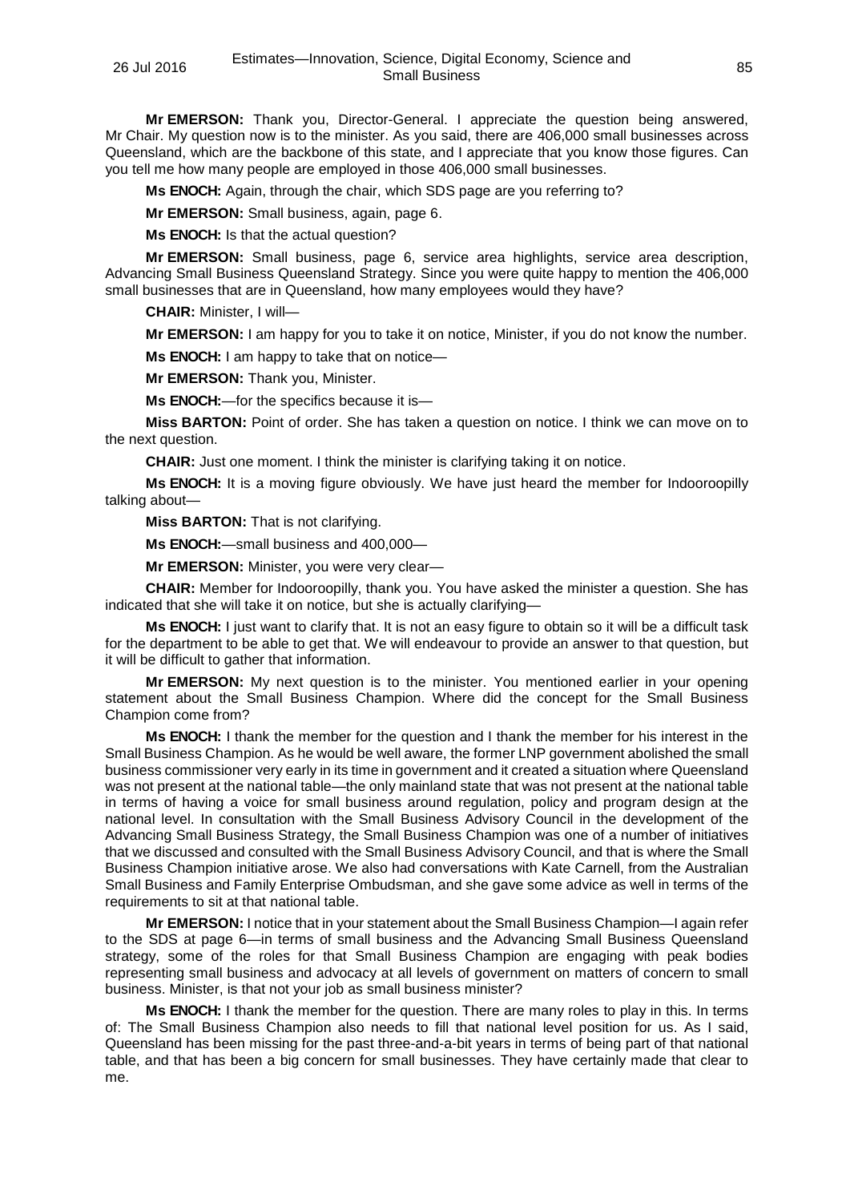**Mr EMERSON:** Thank you, Director-General. I appreciate the question being answered, Mr Chair. My question now is to the minister. As you said, there are 406,000 small businesses across Queensland, which are the backbone of this state, and I appreciate that you know those figures. Can you tell me how many people are employed in those 406,000 small businesses.

**Ms ENOCH:** Again, through the chair, which SDS page are you referring to?

**Mr EMERSON:** Small business, again, page 6.

**Ms ENOCH:** Is that the actual question?

**Mr EMERSON:** Small business, page 6, service area highlights, service area description, Advancing Small Business Queensland Strategy. Since you were quite happy to mention the 406,000 small businesses that are in Queensland, how many employees would they have?

**CHAIR:** Minister, I will—

**Mr EMERSON:** I am happy for you to take it on notice, Minister, if you do not know the number.

**Ms ENOCH:** I am happy to take that on notice—

**Mr EMERSON:** Thank you, Minister.

**Ms ENOCH:**—for the specifics because it is—

**Miss BARTON:** Point of order. She has taken a question on notice. I think we can move on to the next question.

**CHAIR:** Just one moment. I think the minister is clarifying taking it on notice.

**Ms ENOCH:** It is a moving figure obviously. We have just heard the member for Indooroopilly talking about—

**Miss BARTON:** That is not clarifying.

**Ms ENOCH:**—small business and 400,000—

**Mr EMERSON:** Minister, you were very clear—

**CHAIR:** Member for Indooroopilly, thank you. You have asked the minister a question. She has indicated that she will take it on notice, but she is actually clarifying—

**Ms ENOCH:** I just want to clarify that. It is not an easy figure to obtain so it will be a difficult task for the department to be able to get that. We will endeavour to provide an answer to that question, but it will be difficult to gather that information.

**Mr EMERSON:** My next question is to the minister. You mentioned earlier in your opening statement about the Small Business Champion. Where did the concept for the Small Business Champion come from?

**Ms ENOCH:** I thank the member for the question and I thank the member for his interest in the Small Business Champion. As he would be well aware, the former LNP government abolished the small business commissioner very early in its time in government and it created a situation where Queensland was not present at the national table—the only mainland state that was not present at the national table in terms of having a voice for small business around regulation, policy and program design at the national level. In consultation with the Small Business Advisory Council in the development of the Advancing Small Business Strategy, the Small Business Champion was one of a number of initiatives that we discussed and consulted with the Small Business Advisory Council, and that is where the Small Business Champion initiative arose. We also had conversations with Kate Carnell, from the Australian Small Business and Family Enterprise Ombudsman, and she gave some advice as well in terms of the requirements to sit at that national table.

**Mr EMERSON:** I notice that in your statement about the Small Business Champion—I again refer to the SDS at page 6—in terms of small business and the Advancing Small Business Queensland strategy, some of the roles for that Small Business Champion are engaging with peak bodies representing small business and advocacy at all levels of government on matters of concern to small business. Minister, is that not your job as small business minister?

**Ms ENOCH:** I thank the member for the question. There are many roles to play in this. In terms of: The Small Business Champion also needs to fill that national level position for us. As I said, Queensland has been missing for the past three-and-a-bit years in terms of being part of that national table, and that has been a big concern for small businesses. They have certainly made that clear to me.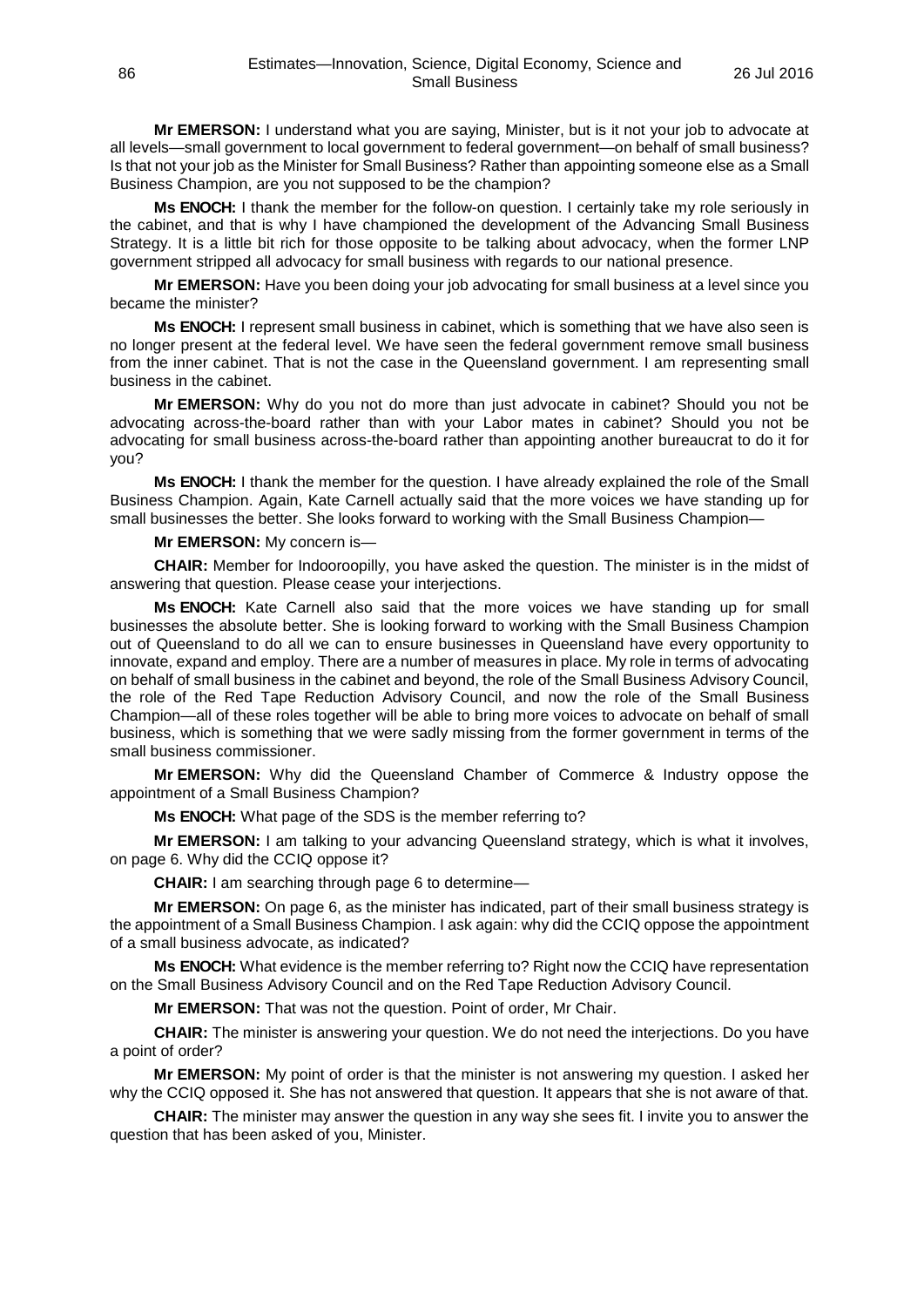**Mr EMERSON:** I understand what you are saying, Minister, but is it not your job to advocate at all levels—small government to local government to federal government—on behalf of small business? Is that not your job as the Minister for Small Business? Rather than appointing someone else as a Small Business Champion, are you not supposed to be the champion?

**Ms ENOCH:** I thank the member for the follow-on question. I certainly take my role seriously in the cabinet, and that is why I have championed the development of the Advancing Small Business Strategy. It is a little bit rich for those opposite to be talking about advocacy, when the former LNP government stripped all advocacy for small business with regards to our national presence.

**Mr EMERSON:** Have you been doing your job advocating for small business at a level since you became the minister?

**Ms ENOCH:** I represent small business in cabinet, which is something that we have also seen is no longer present at the federal level. We have seen the federal government remove small business from the inner cabinet. That is not the case in the Queensland government. I am representing small business in the cabinet.

**Mr EMERSON:** Why do you not do more than just advocate in cabinet? Should you not be advocating across-the-board rather than with your Labor mates in cabinet? Should you not be advocating for small business across-the-board rather than appointing another bureaucrat to do it for you?

**Ms ENOCH:** I thank the member for the question. I have already explained the role of the Small Business Champion. Again, Kate Carnell actually said that the more voices we have standing up for small businesses the better. She looks forward to working with the Small Business Champion—

**Mr EMERSON:** My concern is—

**CHAIR:** Member for Indooroopilly, you have asked the question. The minister is in the midst of answering that question. Please cease your interjections.

**Ms ENOCH:** Kate Carnell also said that the more voices we have standing up for small businesses the absolute better. She is looking forward to working with the Small Business Champion out of Queensland to do all we can to ensure businesses in Queensland have every opportunity to innovate, expand and employ. There are a number of measures in place. My role in terms of advocating on behalf of small business in the cabinet and beyond, the role of the Small Business Advisory Council, the role of the Red Tape Reduction Advisory Council, and now the role of the Small Business Champion—all of these roles together will be able to bring more voices to advocate on behalf of small business, which is something that we were sadly missing from the former government in terms of the small business commissioner.

**Mr EMERSON:** Why did the Queensland Chamber of Commerce & Industry oppose the appointment of a Small Business Champion?

**Ms ENOCH:** What page of the SDS is the member referring to?

**Mr EMERSON:** I am talking to your advancing Queensland strategy, which is what it involves, on page 6. Why did the CCIQ oppose it?

**CHAIR:** I am searching through page 6 to determine—

**Mr EMERSON:** On page 6, as the minister has indicated, part of their small business strategy is the appointment of a Small Business Champion. I ask again: why did the CCIQ oppose the appointment of a small business advocate, as indicated?

**Ms ENOCH:** What evidence is the member referring to? Right now the CCIQ have representation on the Small Business Advisory Council and on the Red Tape Reduction Advisory Council.

**Mr EMERSON:** That was not the question. Point of order, Mr Chair.

**CHAIR:** The minister is answering your question. We do not need the interjections. Do you have a point of order?

**Mr EMERSON:** My point of order is that the minister is not answering my question. I asked her why the CCIQ opposed it. She has not answered that question. It appears that she is not aware of that.

**CHAIR:** The minister may answer the question in any way she sees fit. I invite you to answer the question that has been asked of you, Minister.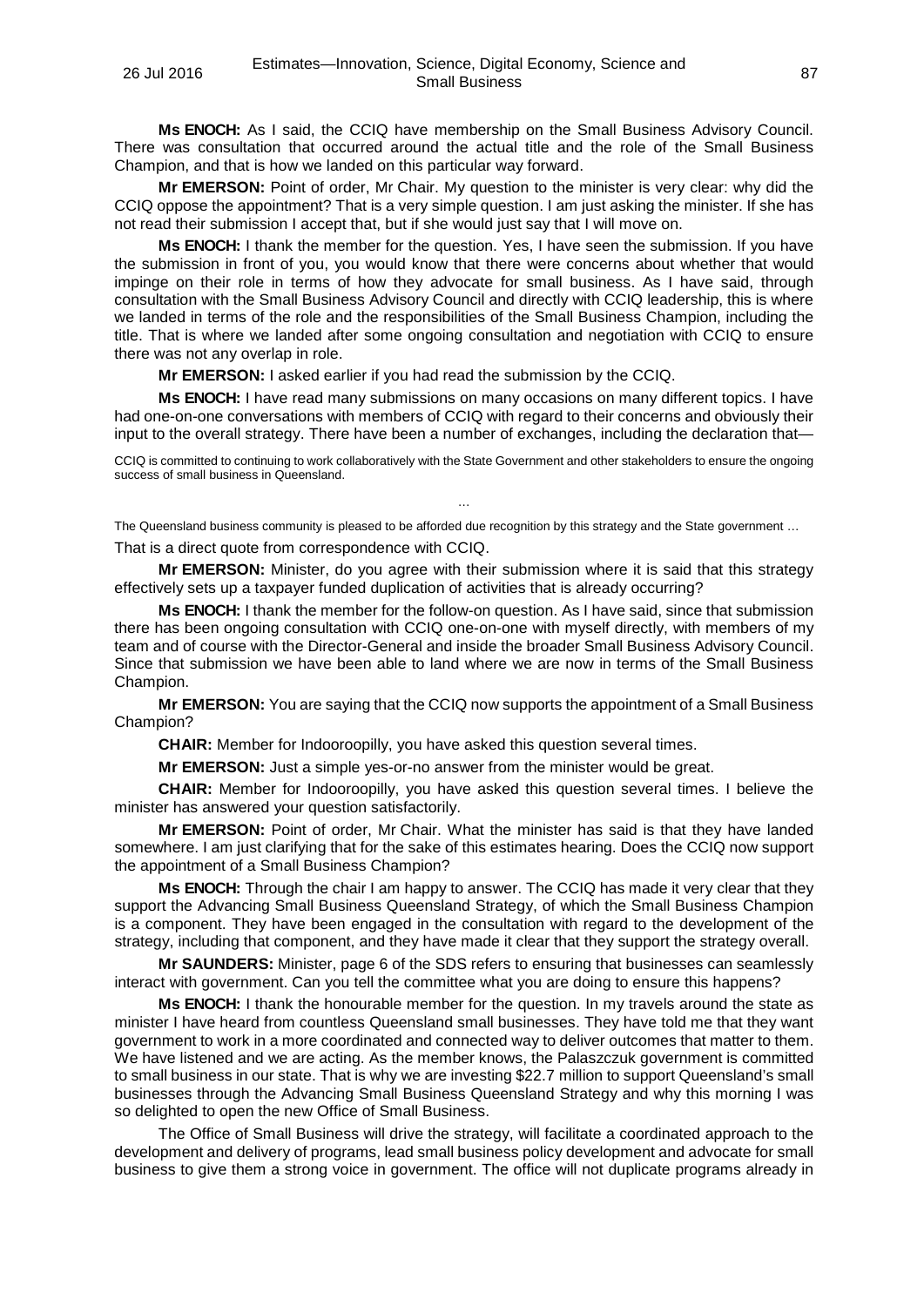**Ms ENOCH:** As I said, the CCIQ have membership on the Small Business Advisory Council. There was consultation that occurred around the actual title and the role of the Small Business Champion, and that is how we landed on this particular way forward.

**Mr EMERSON:** Point of order, Mr Chair. My question to the minister is very clear: why did the CCIQ oppose the appointment? That is a very simple question. I am just asking the minister. If she has not read their submission I accept that, but if she would just say that I will move on.

**Ms ENOCH:** I thank the member for the question. Yes, I have seen the submission. If you have the submission in front of you, you would know that there were concerns about whether that would impinge on their role in terms of how they advocate for small business. As I have said, through consultation with the Small Business Advisory Council and directly with CCIQ leadership, this is where we landed in terms of the role and the responsibilities of the Small Business Champion, including the title. That is where we landed after some ongoing consultation and negotiation with CCIQ to ensure there was not any overlap in role.

**Mr EMERSON:** I asked earlier if you had read the submission by the CCIQ.

**Ms ENOCH:** I have read many submissions on many occasions on many different topics. I have had one-on-one conversations with members of CCIQ with regard to their concerns and obviously their input to the overall strategy. There have been a number of exchanges, including the declaration that—

> CCIQ is committed to continuing to work collaboratively with the State Government and other stakeholders to ensure the ongoing success of small business in Queensland.
>
> …
>
> The Queensland business community is pleased to be afforded due recognition by this strategy and the State government …

That is a direct quote from correspondence with CCIQ.

**Mr EMERSON:** Minister, do you agree with their submission where it is said that this strategy effectively sets up a taxpayer funded duplication of activities that is already occurring?

**Ms ENOCH:** I thank the member for the follow-on question. As I have said, since that submission there has been ongoing consultation with CCIQ one-on-one with myself directly, with members of my team and of course with the Director-General and inside the broader Small Business Advisory Council. Since that submission we have been able to land where we are now in terms of the Small Business Champion.

**Mr EMERSON:** You are saying that the CCIQ now supports the appointment of a Small Business Champion?

**CHAIR:** Member for Indooroopilly, you have asked this question several times.

**Mr EMERSON:** Just a simple yes-or-no answer from the minister would be great.

**CHAIR:** Member for Indooroopilly, you have asked this question several times. I believe the minister has answered your question satisfactorily.

**Mr EMERSON:** Point of order, Mr Chair. What the minister has said is that they have landed somewhere. I am just clarifying that for the sake of this estimates hearing. Does the CCIQ now support the appointment of a Small Business Champion?

**Ms ENOCH:** Through the chair I am happy to answer. The CCIQ has made it very clear that they support the Advancing Small Business Queensland Strategy, of which the Small Business Champion is a component. They have been engaged in the consultation with regard to the development of the strategy, including that component, and they have made it clear that they support the strategy overall.

**Mr SAUNDERS:** Minister, page 6 of the SDS refers to ensuring that businesses can seamlessly interact with government. Can you tell the committee what you are doing to ensure this happens?

**Ms ENOCH:** I thank the honourable member for the question. In my travels around the state as minister I have heard from countless Queensland small businesses. They have told me that they want government to work in a more coordinated and connected way to deliver outcomes that matter to them. We have listened and we are acting. As the member knows, the Palaszczuk government is committed to small business in our state. That is why we are investing $22.7 million to support Queensland's small businesses through the Advancing Small Business Queensland Strategy and why this morning I was so delighted to open the new Office of Small Business.

The Office of Small Business will drive the strategy, will facilitate a coordinated approach to the development and delivery of programs, lead small business policy development and advocate for small business to give them a strong voice in government. The office will not duplicate programs already in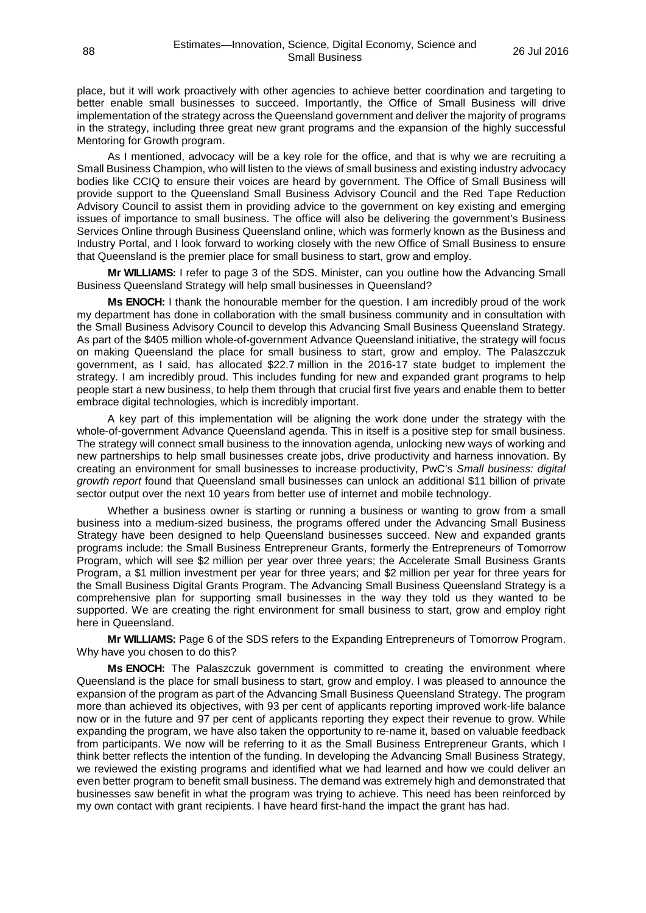place, but it will work proactively with other agencies to achieve better coordination and targeting to better enable small businesses to succeed. Importantly, the Office of Small Business will drive implementation of the strategy across the Queensland government and deliver the majority of programs in the strategy, including three great new grant programs and the expansion of the highly successful Mentoring for Growth program.

As I mentioned, advocacy will be a key role for the office, and that is why we are recruiting a Small Business Champion, who will listen to the views of small business and existing industry advocacy bodies like CCIQ to ensure their voices are heard by government. The Office of Small Business will provide support to the Queensland Small Business Advisory Council and the Red Tape Reduction Advisory Council to assist them in providing advice to the government on key existing and emerging issues of importance to small business. The office will also be delivering the government's Business Services Online through Business Queensland online, which was formerly known as the Business and Industry Portal, and I look forward to working closely with the new Office of Small Business to ensure that Queensland is the premier place for small business to start, grow and employ.

**Mr WILLIAMS:** I refer to page 3 of the SDS. Minister, can you outline how the Advancing Small Business Queensland Strategy will help small businesses in Queensland?

**Ms ENOCH:** I thank the honourable member for the question. I am incredibly proud of the work my department has done in collaboration with the small business community and in consultation with the Small Business Advisory Council to develop this Advancing Small Business Queensland Strategy. As part of the $405 million whole-of-government Advance Queensland initiative, the strategy will focus on making Queensland the place for small business to start, grow and employ. The Palaszczuk government, as I said, has allocated $22.7 million in the 2016-17 state budget to implement the strategy. I am incredibly proud. This includes funding for new and expanded grant programs to help people start a new business, to help them through that crucial first five years and enable them to better embrace digital technologies, which is incredibly important.

A key part of this implementation will be aligning the work done under the strategy with the whole-of-government Advance Queensland agenda. This in itself is a positive step for small business. The strategy will connect small business to the innovation agenda, unlocking new ways of working and new partnerships to help small businesses create jobs, drive productivity and harness innovation. By creating an environment for small businesses to increase productivity, PwC's *Small business: digital growth report* found that Queensland small businesses can unlock an additional $11 billion of private sector output over the next 10 years from better use of internet and mobile technology.

Whether a business owner is starting or running a business or wanting to grow from a small business into a medium-sized business, the programs offered under the Advancing Small Business Strategy have been designed to help Queensland businesses succeed. New and expanded grants programs include: the Small Business Entrepreneur Grants, formerly the Entrepreneurs of Tomorrow Program, which will see $2 million per year over three years; the Accelerate Small Business Grants Program, a $1 million investment per year for three years; and $2 million per year for three years for the Small Business Digital Grants Program. The Advancing Small Business Queensland Strategy is a comprehensive plan for supporting small businesses in the way they told us they wanted to be supported. We are creating the right environment for small business to start, grow and employ right here in Queensland.

**Mr WILLIAMS:** Page 6 of the SDS refers to the Expanding Entrepreneurs of Tomorrow Program. Why have you chosen to do this?

**Ms ENOCH:** The Palaszczuk government is committed to creating the environment where Queensland is the place for small business to start, grow and employ. I was pleased to announce the expansion of the program as part of the Advancing Small Business Queensland Strategy. The program more than achieved its objectives, with 93 per cent of applicants reporting improved work-life balance now or in the future and 97 per cent of applicants reporting they expect their revenue to grow. While expanding the program, we have also taken the opportunity to re-name it, based on valuable feedback from participants. We now will be referring to it as the Small Business Entrepreneur Grants, which I think better reflects the intention of the funding. In developing the Advancing Small Business Strategy, we reviewed the existing programs and identified what we had learned and how we could deliver an even better program to benefit small business. The demand was extremely high and demonstrated that businesses saw benefit in what the program was trying to achieve. This need has been reinforced by my own contact with grant recipients. I have heard first-hand the impact the grant has had.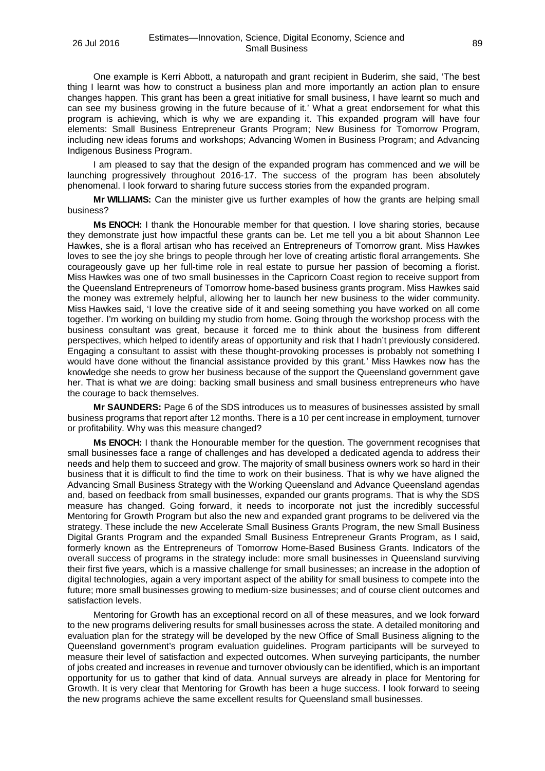One example is Kerri Abbott, a naturopath and grant recipient in Buderim, she said, 'The best thing I learnt was how to construct a business plan and more importantly an action plan to ensure changes happen. This grant has been a great initiative for small business, I have learnt so much and can see my business growing in the future because of it.' What a great endorsement for what this program is achieving, which is why we are expanding it. This expanded program will have four elements: Small Business Entrepreneur Grants Program; New Business for Tomorrow Program, including new ideas forums and workshops; Advancing Women in Business Program; and Advancing Indigenous Business Program.

I am pleased to say that the design of the expanded program has commenced and we will be launching progressively throughout 2016-17. The success of the program has been absolutely phenomenal. I look forward to sharing future success stories from the expanded program.

**Mr WILLIAMS:** Can the minister give us further examples of how the grants are helping small business?

**Ms ENOCH:** I thank the Honourable member for that question. I love sharing stories, because they demonstrate just how impactful these grants can be. Let me tell you a bit about Shannon Lee Hawkes, she is a floral artisan who has received an Entrepreneurs of Tomorrow grant. Miss Hawkes loves to see the joy she brings to people through her love of creating artistic floral arrangements. She courageously gave up her full-time role in real estate to pursue her passion of becoming a florist. Miss Hawkes was one of two small businesses in the Capricorn Coast region to receive support from the Queensland Entrepreneurs of Tomorrow home-based business grants program. Miss Hawkes said the money was extremely helpful, allowing her to launch her new business to the wider community. Miss Hawkes said, 'I love the creative side of it and seeing something you have worked on all come together. I'm working on building my studio from home. Going through the workshop process with the business consultant was great, because it forced me to think about the business from different perspectives, which helped to identify areas of opportunity and risk that I hadn't previously considered. Engaging a consultant to assist with these thought-provoking processes is probably not something I would have done without the financial assistance provided by this grant.' Miss Hawkes now has the knowledge she needs to grow her business because of the support the Queensland government gave her. That is what we are doing: backing small business and small business entrepreneurs who have the courage to back themselves.

**Mr SAUNDERS:** Page 6 of the SDS introduces us to measures of businesses assisted by small business programs that report after 12 months. There is a 10 per cent increase in employment, turnover or profitability. Why was this measure changed?

**Ms ENOCH:** I thank the Honourable member for the question. The government recognises that small businesses face a range of challenges and has developed a dedicated agenda to address their needs and help them to succeed and grow. The majority of small business owners work so hard in their business that it is difficult to find the time to work on their business. That is why we have aligned the Advancing Small Business Strategy with the Working Queensland and Advance Queensland agendas and, based on feedback from small businesses, expanded our grants programs. That is why the SDS measure has changed. Going forward, it needs to incorporate not just the incredibly successful Mentoring for Growth Program but also the new and expanded grant programs to be delivered via the strategy. These include the new Accelerate Small Business Grants Program, the new Small Business Digital Grants Program and the expanded Small Business Entrepreneur Grants Program, as I said, formerly known as the Entrepreneurs of Tomorrow Home-Based Business Grants. Indicators of the overall success of programs in the strategy include: more small businesses in Queensland surviving their first five years, which is a massive challenge for small businesses; an increase in the adoption of digital technologies, again a very important aspect of the ability for small business to compete into the future; more small businesses growing to medium-size businesses; and of course client outcomes and satisfaction levels.

Mentoring for Growth has an exceptional record on all of these measures, and we look forward to the new programs delivering results for small businesses across the state. A detailed monitoring and evaluation plan for the strategy will be developed by the new Office of Small Business aligning to the Queensland government's program evaluation guidelines. Program participants will be surveyed to measure their level of satisfaction and expected outcomes. When surveying participants, the number of jobs created and increases in revenue and turnover obviously can be identified, which is an important opportunity for us to gather that kind of data. Annual surveys are already in place for Mentoring for Growth. It is very clear that Mentoring for Growth has been a huge success. I look forward to seeing the new programs achieve the same excellent results for Queensland small businesses.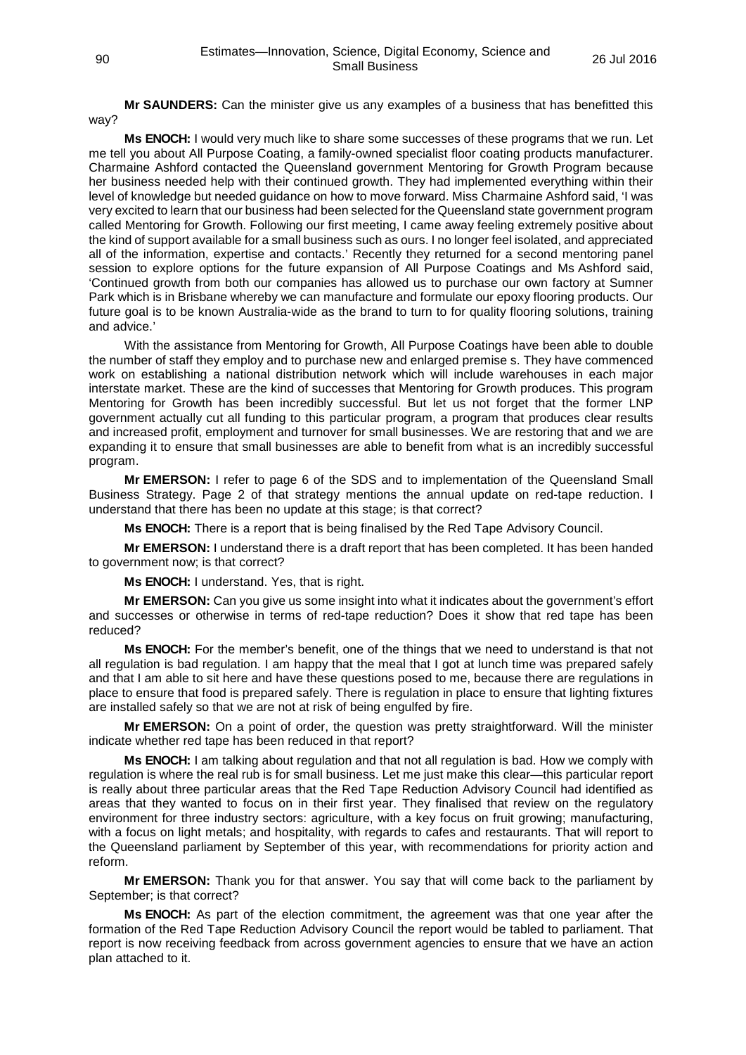**Mr SAUNDERS:** Can the minister give us any examples of a business that has benefitted this way?

**Ms ENOCH:** I would very much like to share some successes of these programs that we run. Let me tell you about All Purpose Coating, a family-owned specialist floor coating products manufacturer. Charmaine Ashford contacted the Queensland government Mentoring for Growth Program because her business needed help with their continued growth. They had implemented everything within their level of knowledge but needed guidance on how to move forward. Miss Charmaine Ashford said, 'I was very excited to learn that our business had been selected for the Queensland state government program called Mentoring for Growth. Following our first meeting, I came away feeling extremely positive about the kind of support available for a small business such as ours. I no longer feel isolated, and appreciated all of the information, expertise and contacts.' Recently they returned for a second mentoring panel session to explore options for the future expansion of All Purpose Coatings and Ms Ashford said, 'Continued growth from both our companies has allowed us to purchase our own factory at Sumner Park which is in Brisbane whereby we can manufacture and formulate our epoxy flooring products. Our future goal is to be known Australia-wide as the brand to turn to for quality flooring solutions, training and advice.'

With the assistance from Mentoring for Growth, All Purpose Coatings have been able to double the number of staff they employ and to purchase new and enlarged premise s. They have commenced work on establishing a national distribution network which will include warehouses in each major interstate market. These are the kind of successes that Mentoring for Growth produces. This program Mentoring for Growth has been incredibly successful. But let us not forget that the former LNP government actually cut all funding to this particular program, a program that produces clear results and increased profit, employment and turnover for small businesses. We are restoring that and we are expanding it to ensure that small businesses are able to benefit from what is an incredibly successful program.

**Mr EMERSON:** I refer to page 6 of the SDS and to implementation of the Queensland Small Business Strategy. Page 2 of that strategy mentions the annual update on red-tape reduction. I understand that there has been no update at this stage; is that correct?

**Ms ENOCH:** There is a report that is being finalised by the Red Tape Advisory Council.

**Mr EMERSON:** I understand there is a draft report that has been completed. It has been handed to government now; is that correct?

**Ms ENOCH:** I understand. Yes, that is right.

**Mr EMERSON:** Can you give us some insight into what it indicates about the government's effort and successes or otherwise in terms of red-tape reduction? Does it show that red tape has been reduced?

**Ms ENOCH:** For the member's benefit, one of the things that we need to understand is that not all regulation is bad regulation. I am happy that the meal that I got at lunch time was prepared safely and that I am able to sit here and have these questions posed to me, because there are regulations in place to ensure that food is prepared safely. There is regulation in place to ensure that lighting fixtures are installed safely so that we are not at risk of being engulfed by fire.

**Mr EMERSON:** On a point of order, the question was pretty straightforward. Will the minister indicate whether red tape has been reduced in that report?

**Ms ENOCH:** I am talking about regulation and that not all regulation is bad. How we comply with regulation is where the real rub is for small business. Let me just make this clear—this particular report is really about three particular areas that the Red Tape Reduction Advisory Council had identified as areas that they wanted to focus on in their first year. They finalised that review on the regulatory environment for three industry sectors: agriculture, with a key focus on fruit growing; manufacturing, with a focus on light metals; and hospitality, with regards to cafes and restaurants. That will report to the Queensland parliament by September of this year, with recommendations for priority action and reform.

**Mr EMERSON:** Thank you for that answer. You say that will come back to the parliament by September; is that correct?

**Ms ENOCH:** As part of the election commitment, the agreement was that one year after the formation of the Red Tape Reduction Advisory Council the report would be tabled to parliament. That report is now receiving feedback from across government agencies to ensure that we have an action plan attached to it.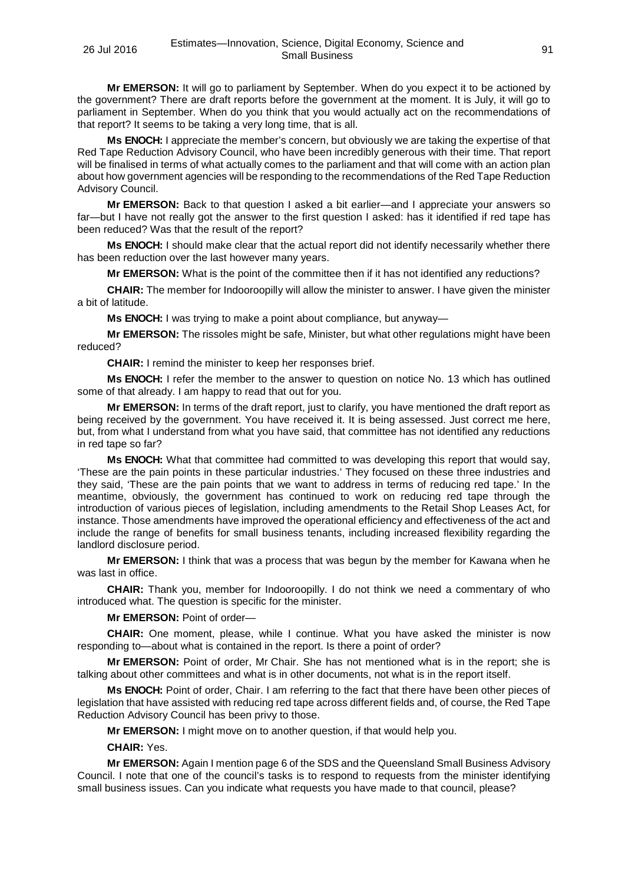**Mr EMERSON:** It will go to parliament by September. When do you expect it to be actioned by the government? There are draft reports before the government at the moment. It is July, it will go to parliament in September. When do you think that you would actually act on the recommendations of that report? It seems to be taking a very long time, that is all.

**Ms ENOCH:** I appreciate the member's concern, but obviously we are taking the expertise of that Red Tape Reduction Advisory Council, who have been incredibly generous with their time. That report will be finalised in terms of what actually comes to the parliament and that will come with an action plan about how government agencies will be responding to the recommendations of the Red Tape Reduction Advisory Council.

**Mr EMERSON:** Back to that question I asked a bit earlier—and I appreciate your answers so far—but I have not really got the answer to the first question I asked: has it identified if red tape has been reduced? Was that the result of the report?

**Ms ENOCH:** I should make clear that the actual report did not identify necessarily whether there has been reduction over the last however many years.

**Mr EMERSON:** What is the point of the committee then if it has not identified any reductions?

**CHAIR:** The member for Indooroopilly will allow the minister to answer. I have given the minister a bit of latitude.

**Ms ENOCH:** I was trying to make a point about compliance, but anyway—

**Mr EMERSON:** The rissoles might be safe, Minister, but what other regulations might have been reduced?

**CHAIR:** I remind the minister to keep her responses brief.

**Ms ENOCH:** I refer the member to the answer to question on notice No. 13 which has outlined some of that already. I am happy to read that out for you.

**Mr EMERSON:** In terms of the draft report, just to clarify, you have mentioned the draft report as being received by the government. You have received it. It is being assessed. Just correct me here, but, from what I understand from what you have said, that committee has not identified any reductions in red tape so far?

**Ms ENOCH:** What that committee had committed to was developing this report that would say, 'These are the pain points in these particular industries.' They focused on these three industries and they said, 'These are the pain points that we want to address in terms of reducing red tape.' In the meantime, obviously, the government has continued to work on reducing red tape through the introduction of various pieces of legislation, including amendments to the Retail Shop Leases Act, for instance. Those amendments have improved the operational efficiency and effectiveness of the act and include the range of benefits for small business tenants, including increased flexibility regarding the landlord disclosure period.

**Mr EMERSON:** I think that was a process that was begun by the member for Kawana when he was last in office.

**CHAIR:** Thank you, member for Indooroopilly. I do not think we need a commentary of who introduced what. The question is specific for the minister.

**Mr EMERSON:** Point of order—

**CHAIR:** One moment, please, while I continue. What you have asked the minister is now responding to—about what is contained in the report. Is there a point of order?

**Mr EMERSON:** Point of order, Mr Chair. She has not mentioned what is in the report; she is talking about other committees and what is in other documents, not what is in the report itself.

**Ms ENOCH:** Point of order, Chair. I am referring to the fact that there have been other pieces of legislation that have assisted with reducing red tape across different fields and, of course, the Red Tape Reduction Advisory Council has been privy to those.

**Mr EMERSON:** I might move on to another question, if that would help you.

**CHAIR:** Yes.

**Mr EMERSON:** Again I mention page 6 of the SDS and the Queensland Small Business Advisory Council. I note that one of the council's tasks is to respond to requests from the minister identifying small business issues. Can you indicate what requests you have made to that council, please?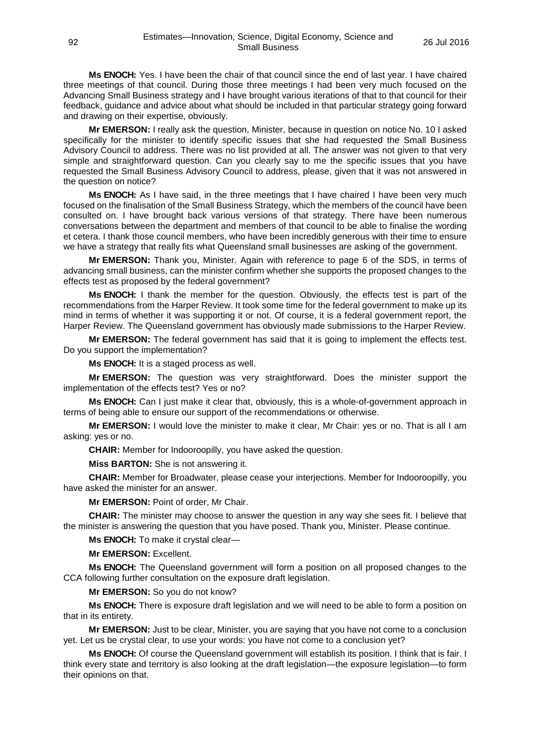**Ms ENOCH:** Yes. I have been the chair of that council since the end of last year. I have chaired three meetings of that council. During those three meetings I had been very much focused on the Advancing Small Business strategy and I have brought various iterations of that to that council for their feedback, guidance and advice about what should be included in that particular strategy going forward and drawing on their expertise, obviously.

**Mr EMERSON:** I really ask the question, Minister, because in question on notice No. 10 I asked specifically for the minister to identify specific issues that she had requested the Small Business Advisory Council to address. There was no list provided at all. The answer was not given to that very simple and straightforward question. Can you clearly say to me the specific issues that you have requested the Small Business Advisory Council to address, please, given that it was not answered in the question on notice?

**Ms ENOCH:** As I have said, in the three meetings that I have chaired I have been very much focused on the finalisation of the Small Business Strategy, which the members of the council have been consulted on. I have brought back various versions of that strategy. There have been numerous conversations between the department and members of that council to be able to finalise the wording et cetera. I thank those council members, who have been incredibly generous with their time to ensure we have a strategy that really fits what Queensland small businesses are asking of the government.

**Mr EMERSON:** Thank you, Minister. Again with reference to page 6 of the SDS, in terms of advancing small business, can the minister confirm whether she supports the proposed changes to the effects test as proposed by the federal government?

**Ms ENOCH:** I thank the member for the question. Obviously, the effects test is part of the recommendations from the Harper Review. It took some time for the federal government to make up its mind in terms of whether it was supporting it or not. Of course, it is a federal government report, the Harper Review. The Queensland government has obviously made submissions to the Harper Review.

**Mr EMERSON:** The federal government has said that it is going to implement the effects test. Do you support the implementation?

**Ms ENOCH:** It is a staged process as well.

**Mr EMERSON:** The question was very straightforward. Does the minister support the implementation of the effects test? Yes or no?

**Ms ENOCH:** Can I just make it clear that, obviously, this is a whole-of-government approach in terms of being able to ensure our support of the recommendations or otherwise.

**Mr EMERSON:** I would love the minister to make it clear, Mr Chair: yes or no. That is all I am asking: yes or no.

**CHAIR:** Member for Indooroopilly, you have asked the question.

**Miss BARTON:** She is not answering it.

**CHAIR:** Member for Broadwater, please cease your interjections. Member for Indooroopilly, you have asked the minister for an answer.

**Mr EMERSON:** Point of order, Mr Chair.

**CHAIR:** The minister may choose to answer the question in any way she sees fit. I believe that the minister is answering the question that you have posed. Thank you, Minister. Please continue.

**Ms ENOCH:** To make it crystal clear—

**Mr EMERSON:** Excellent.

**Ms ENOCH:** The Queensland government will form a position on all proposed changes to the CCA following further consultation on the exposure draft legislation.

**Mr EMERSON:** So you do not know?

**Ms ENOCH:** There is exposure draft legislation and we will need to be able to form a position on that in its entirety.

**Mr EMERSON:** Just to be clear, Minister, you are saying that you have not come to a conclusion yet. Let us be crystal clear, to use your words: you have not come to a conclusion yet?

**Ms ENOCH:** Of course the Queensland government will establish its position. I think that is fair. I think every state and territory is also looking at the draft legislation—the exposure legislation—to form their opinions on that.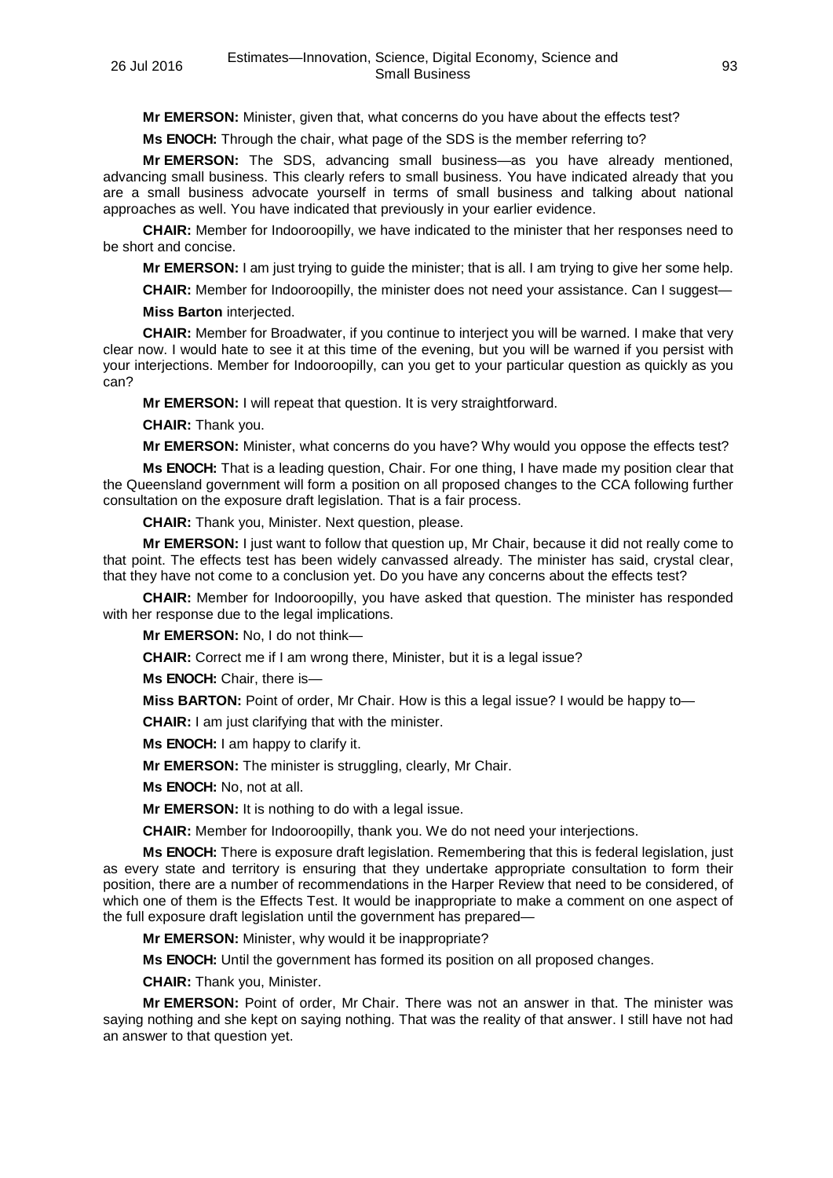**Mr EMERSON:** Minister, given that, what concerns do you have about the effects test?

**Ms ENOCH:** Through the chair, what page of the SDS is the member referring to?

**Mr EMERSON:** The SDS, advancing small business—as you have already mentioned, advancing small business. This clearly refers to small business. You have indicated already that you are a small business advocate yourself in terms of small business and talking about national approaches as well. You have indicated that previously in your earlier evidence.

**CHAIR:** Member for Indooroopilly, we have indicated to the minister that her responses need to be short and concise.

**Mr EMERSON:** I am just trying to guide the minister; that is all. I am trying to give her some help.

**CHAIR:** Member for Indooroopilly, the minister does not need your assistance. Can I suggest—

**Miss Barton** interjected.

**CHAIR:** Member for Broadwater, if you continue to interject you will be warned. I make that very clear now. I would hate to see it at this time of the evening, but you will be warned if you persist with your interjections. Member for Indooroopilly, can you get to your particular question as quickly as you can?

**Mr EMERSON:** I will repeat that question. It is very straightforward.

**CHAIR:** Thank you.

**Mr EMERSON:** Minister, what concerns do you have? Why would you oppose the effects test?

**Ms ENOCH:** That is a leading question, Chair. For one thing, I have made my position clear that the Queensland government will form a position on all proposed changes to the CCA following further consultation on the exposure draft legislation. That is a fair process.

**CHAIR:** Thank you, Minister. Next question, please.

**Mr EMERSON:** I just want to follow that question up, Mr Chair, because it did not really come to that point. The effects test has been widely canvassed already. The minister has said, crystal clear, that they have not come to a conclusion yet. Do you have any concerns about the effects test?

**CHAIR:** Member for Indooroopilly, you have asked that question. The minister has responded with her response due to the legal implications.

**Mr EMERSON:** No, I do not think—

**CHAIR:** Correct me if I am wrong there, Minister, but it is a legal issue?

**Ms ENOCH:** Chair, there is—

**Miss BARTON:** Point of order, Mr Chair. How is this a legal issue? I would be happy to—

**CHAIR:** I am just clarifying that with the minister.

**Ms ENOCH:** I am happy to clarify it.

**Mr EMERSON:** The minister is struggling, clearly, Mr Chair.

**Ms ENOCH:** No, not at all.

**Mr EMERSON:** It is nothing to do with a legal issue.

**CHAIR:** Member for Indooroopilly, thank you. We do not need your interjections.

**Ms ENOCH:** There is exposure draft legislation. Remembering that this is federal legislation, just as every state and territory is ensuring that they undertake appropriate consultation to form their position, there are a number of recommendations in the Harper Review that need to be considered, of which one of them is the Effects Test. It would be inappropriate to make a comment on one aspect of the full exposure draft legislation until the government has prepared—

**Mr EMERSON:** Minister, why would it be inappropriate?

**Ms ENOCH:** Until the government has formed its position on all proposed changes.

**CHAIR:** Thank you, Minister.

**Mr EMERSON:** Point of order, Mr Chair. There was not an answer in that. The minister was saying nothing and she kept on saying nothing. That was the reality of that answer. I still have not had an answer to that question yet.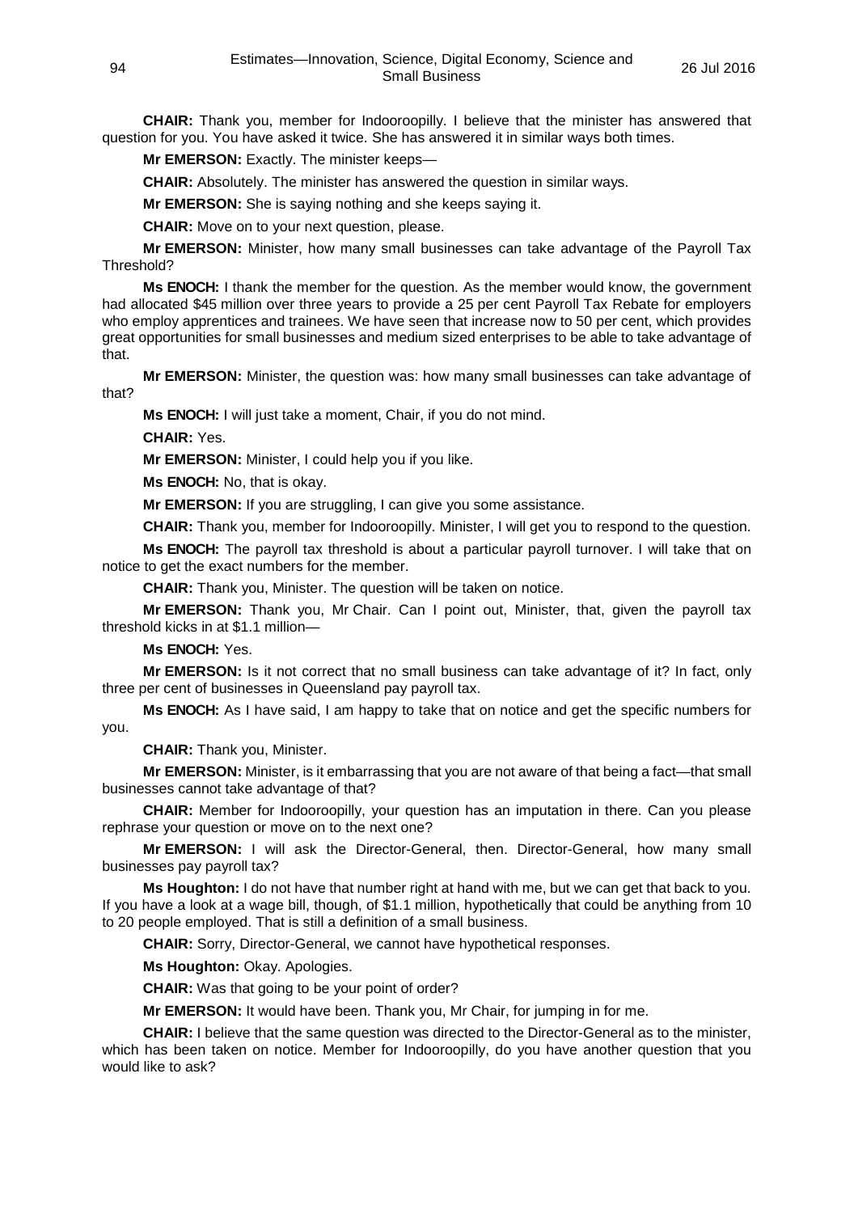**CHAIR:** Thank you, member for Indooroopilly. I believe that the minister has answered that question for you. You have asked it twice. She has answered it in similar ways both times.

**Mr EMERSON:** Exactly. The minister keeps—

**CHAIR:** Absolutely. The minister has answered the question in similar ways.

**Mr EMERSON:** She is saying nothing and she keeps saying it.

**CHAIR:** Move on to your next question, please.

**Mr EMERSON:** Minister, how many small businesses can take advantage of the Payroll Tax Threshold?

**Ms ENOCH:** I thank the member for the question. As the member would know, the government had allocated $45 million over three years to provide a 25 per cent Payroll Tax Rebate for employers who employ apprentices and trainees. We have seen that increase now to 50 per cent, which provides great opportunities for small businesses and medium sized enterprises to be able to take advantage of that.

**Mr EMERSON:** Minister, the question was: how many small businesses can take advantage of that?

**Ms ENOCH:** I will just take a moment, Chair, if you do not mind.

**CHAIR:** Yes.

**Mr EMERSON:** Minister, I could help you if you like.

**Ms ENOCH:** No, that is okay.

**Mr EMERSON:** If you are struggling, I can give you some assistance.

**CHAIR:** Thank you, member for Indooroopilly. Minister, I will get you to respond to the question.

**Ms ENOCH:** The payroll tax threshold is about a particular payroll turnover. I will take that on notice to get the exact numbers for the member.

**CHAIR:** Thank you, Minister. The question will be taken on notice.

**Mr EMERSON:** Thank you, Mr Chair. Can I point out, Minister, that, given the payroll tax threshold kicks in at $1.1 million—

**Ms ENOCH:** Yes.

**Mr EMERSON:** Is it not correct that no small business can take advantage of it? In fact, only three per cent of businesses in Queensland pay payroll tax.

**Ms ENOCH:** As I have said, I am happy to take that on notice and get the specific numbers for you.

**CHAIR:** Thank you, Minister.

**Mr EMERSON:** Minister, is it embarrassing that you are not aware of that being a fact—that small businesses cannot take advantage of that?

**CHAIR:** Member for Indooroopilly, your question has an imputation in there. Can you please rephrase your question or move on to the next one?

**Mr EMERSON:** I will ask the Director-General, then. Director-General, how many small businesses pay payroll tax?

**Ms Houghton:** I do not have that number right at hand with me, but we can get that back to you. If you have a look at a wage bill, though, of $1.1 million, hypothetically that could be anything from 10 to 20 people employed. That is still a definition of a small business.

**CHAIR:** Sorry, Director-General, we cannot have hypothetical responses.

**Ms Houghton:** Okay. Apologies.

**CHAIR:** Was that going to be your point of order?

**Mr EMERSON:** It would have been. Thank you, Mr Chair, for jumping in for me.

**CHAIR:** I believe that the same question was directed to the Director-General as to the minister, which has been taken on notice. Member for Indooroopilly, do you have another question that you would like to ask?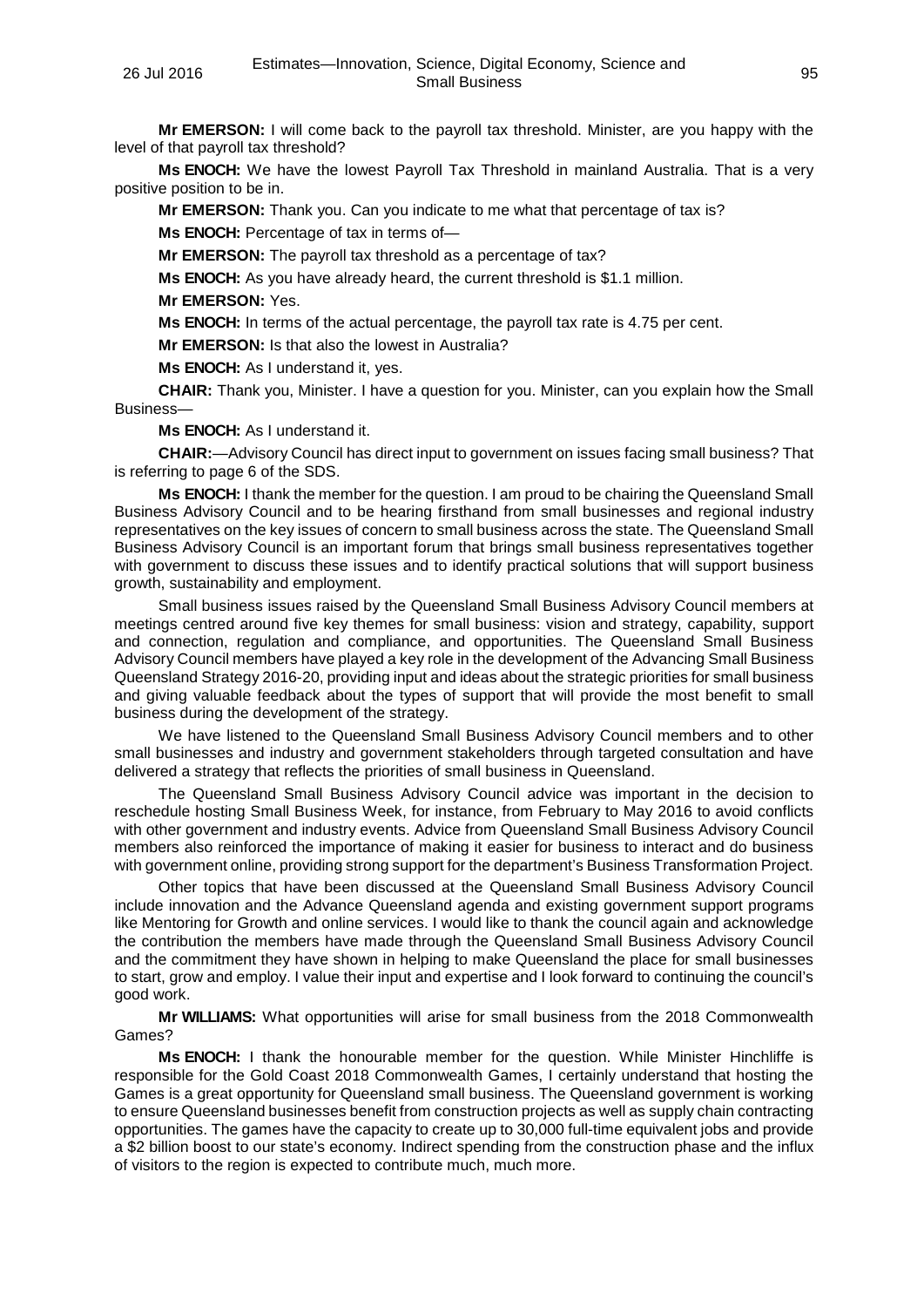**Mr EMERSON:** I will come back to the payroll tax threshold. Minister, are you happy with the level of that payroll tax threshold?

**Ms ENOCH:** We have the lowest Payroll Tax Threshold in mainland Australia. That is a very positive position to be in.

**Mr EMERSON:** Thank you. Can you indicate to me what that percentage of tax is?

**Ms ENOCH:** Percentage of tax in terms of—

**Mr EMERSON:** The payroll tax threshold as a percentage of tax?

**Ms ENOCH:** As you have already heard, the current threshold is $1.1 million.

**Mr EMERSON:** Yes.

**Ms ENOCH:** In terms of the actual percentage, the payroll tax rate is 4.75 per cent.

**Mr EMERSON:** Is that also the lowest in Australia?

**Ms ENOCH:** As I understand it, yes.

**CHAIR:** Thank you, Minister. I have a question for you. Minister, can you explain how the Small Business—

**Ms ENOCH:** As I understand it.

**CHAIR:**—Advisory Council has direct input to government on issues facing small business? That is referring to page 6 of the SDS.

**Ms ENOCH:** I thank the member for the question. I am proud to be chairing the Queensland Small Business Advisory Council and to be hearing firsthand from small businesses and regional industry representatives on the key issues of concern to small business across the state. The Queensland Small Business Advisory Council is an important forum that brings small business representatives together with government to discuss these issues and to identify practical solutions that will support business growth, sustainability and employment.

Small business issues raised by the Queensland Small Business Advisory Council members at meetings centred around five key themes for small business: vision and strategy, capability, support and connection, regulation and compliance, and opportunities. The Queensland Small Business Advisory Council members have played a key role in the development of the Advancing Small Business Queensland Strategy 2016-20, providing input and ideas about the strategic priorities for small business and giving valuable feedback about the types of support that will provide the most benefit to small business during the development of the strategy.

We have listened to the Queensland Small Business Advisory Council members and to other small businesses and industry and government stakeholders through targeted consultation and have delivered a strategy that reflects the priorities of small business in Queensland.

The Queensland Small Business Advisory Council advice was important in the decision to reschedule hosting Small Business Week, for instance, from February to May 2016 to avoid conflicts with other government and industry events. Advice from Queensland Small Business Advisory Council members also reinforced the importance of making it easier for business to interact and do business with government online, providing strong support for the department's Business Transformation Project.

Other topics that have been discussed at the Queensland Small Business Advisory Council include innovation and the Advance Queensland agenda and existing government support programs like Mentoring for Growth and online services. I would like to thank the council again and acknowledge the contribution the members have made through the Queensland Small Business Advisory Council and the commitment they have shown in helping to make Queensland the place for small businesses to start, grow and employ. I value their input and expertise and I look forward to continuing the council's good work.

**Mr WILLIAMS:** What opportunities will arise for small business from the 2018 Commonwealth Games?

**Ms ENOCH:** I thank the honourable member for the question. While Minister Hinchliffe is responsible for the Gold Coast 2018 Commonwealth Games, I certainly understand that hosting the Games is a great opportunity for Queensland small business. The Queensland government is working to ensure Queensland businesses benefit from construction projects as well as supply chain contracting opportunities. The games have the capacity to create up to 30,000 full-time equivalent jobs and provide a $2 billion boost to our state's economy. Indirect spending from the construction phase and the influx of visitors to the region is expected to contribute much, much more.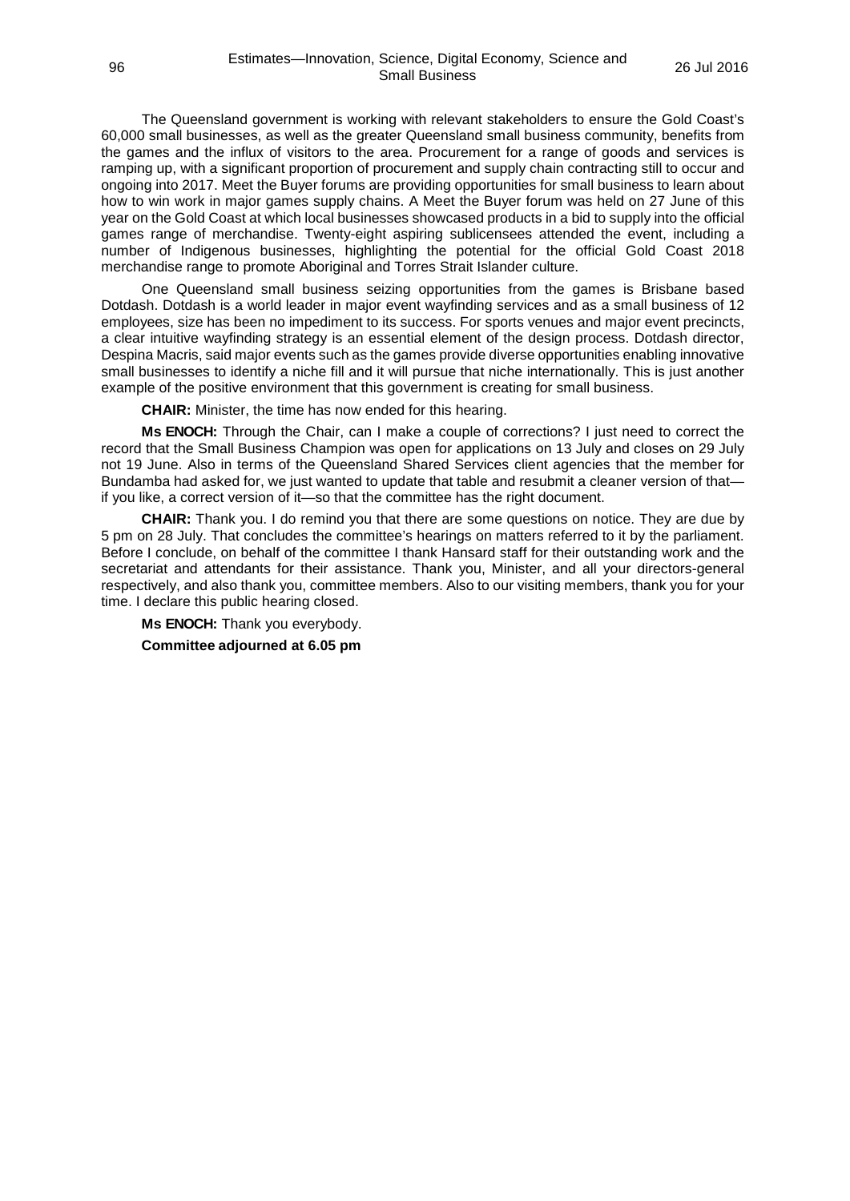The Queensland government is working with relevant stakeholders to ensure the Gold Coast's 60,000 small businesses, as well as the greater Queensland small business community, benefits from the games and the influx of visitors to the area. Procurement for a range of goods and services is ramping up, with a significant proportion of procurement and supply chain contracting still to occur and ongoing into 2017. Meet the Buyer forums are providing opportunities for small business to learn about how to win work in major games supply chains. A Meet the Buyer forum was held on 27 June of this year on the Gold Coast at which local businesses showcased products in a bid to supply into the official games range of merchandise. Twenty-eight aspiring sublicensees attended the event, including a number of Indigenous businesses, highlighting the potential for the official Gold Coast 2018 merchandise range to promote Aboriginal and Torres Strait Islander culture.

One Queensland small business seizing opportunities from the games is Brisbane based Dotdash. Dotdash is a world leader in major event wayfinding services and as a small business of 12 employees, size has been no impediment to its success. For sports venues and major event precincts, a clear intuitive wayfinding strategy is an essential element of the design process. Dotdash director, Despina Macris, said major events such as the games provide diverse opportunities enabling innovative small businesses to identify a niche fill and it will pursue that niche internationally. This is just another example of the positive environment that this government is creating for small business.

**CHAIR:** Minister, the time has now ended for this hearing.

**Ms ENOCH:** Through the Chair, can I make a couple of corrections? I just need to correct the record that the Small Business Champion was open for applications on 13 July and closes on 29 July not 19 June. Also in terms of the Queensland Shared Services client agencies that the member for Bundamba had asked for, we just wanted to update that table and resubmit a cleaner version of that—if you like, a correct version of it—so that the committee has the right document.

**CHAIR:** Thank you. I do remind you that there are some questions on notice. They are due by 5 pm on 28 July. That concludes the committee's hearings on matters referred to it by the parliament. Before I conclude, on behalf of the committee I thank Hansard staff for their outstanding work and the secretariat and attendants for their assistance. Thank you, Minister, and all your directors-general respectively, and also thank you, committee members. Also to our visiting members, thank you for your time. I declare this public hearing closed.

**Ms ENOCH:** Thank you everybody.

**Committee adjourned at 6.05 pm**